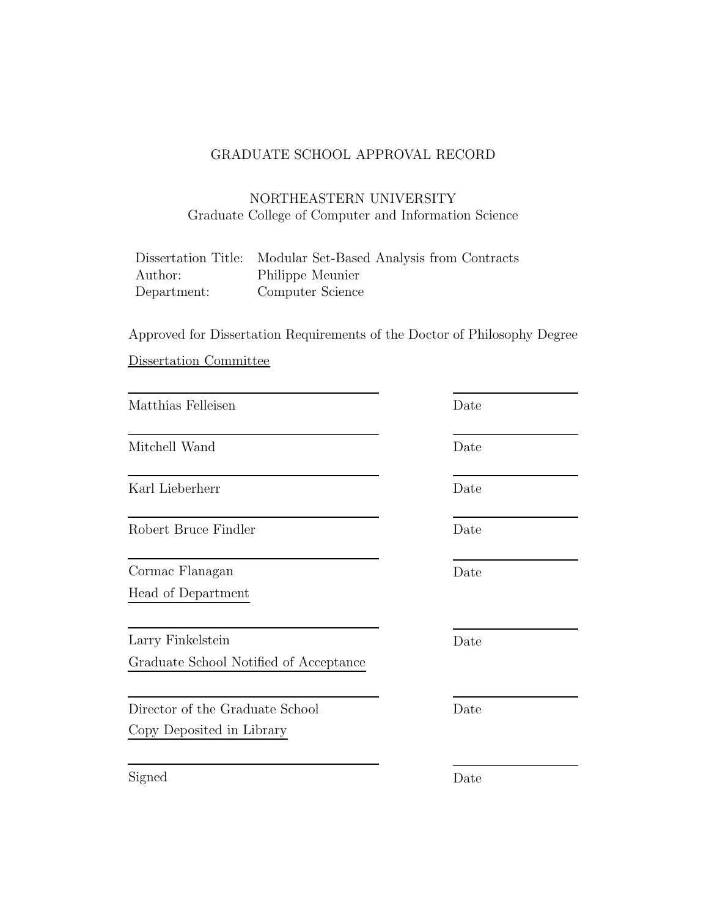GRADUATE SCHOOL APPROVAL RECORD

NORTHEASTERN UNIVERSITY
Graduate College of Computer and Information Science

| | |
|---|---|
| Dissertation Title: | Modular Set-Based Analysis from Contracts |
| Author: | Philippe Meunier |
| Department: | Computer Science |

Approved for Dissertation Requirements of the Doctor of Philosophy Degree

Dissertation Committee

Matthias Felleisen — Date

Mitchell Wand — Date

Karl Lieberherr — Date

Robert Bruce Findler — Date

Cormac Flanagan — Date

Head of Department

Larry Finkelstein — Date

Graduate School Notified of Acceptance

Director of the Graduate School — Date

Copy Deposited in Library

Signed — Date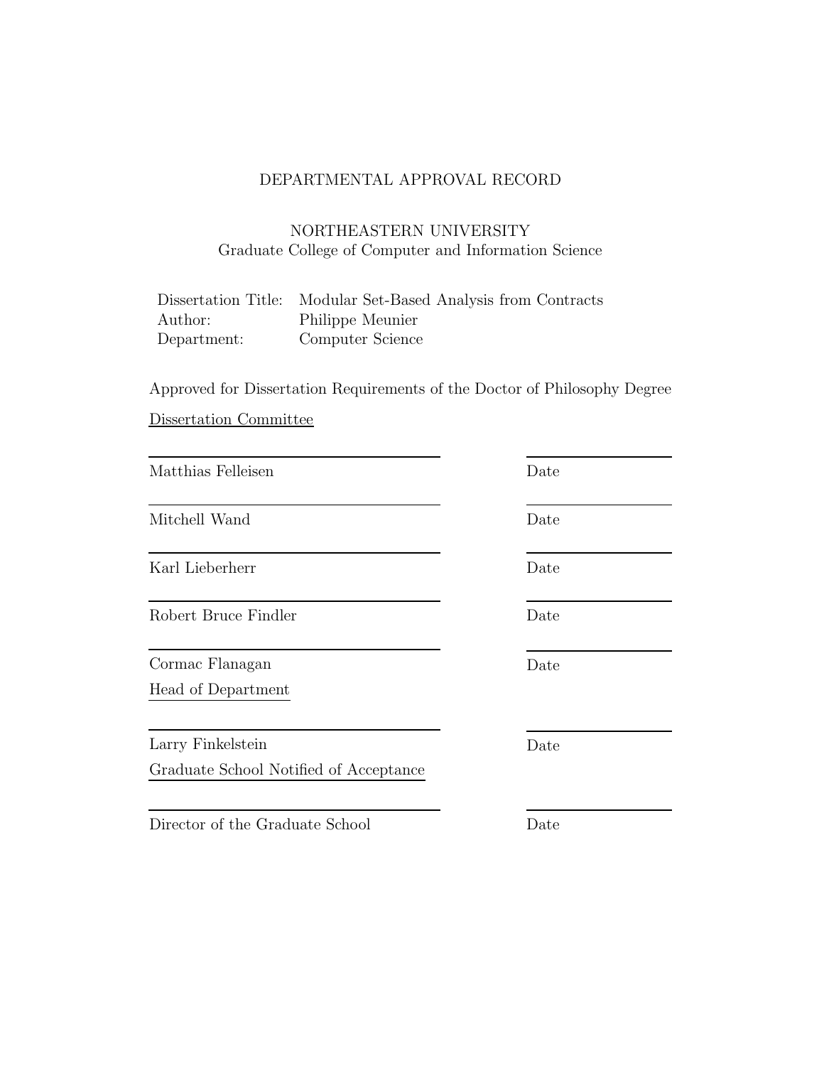DEPARTMENTAL APPROVAL RECORD

NORTHEASTERN UNIVERSITY
Graduate College of Computer and Information Science

| | |
|---|---|
| Dissertation Title: | Modular Set-Based Analysis from Contracts |
| Author: | Philippe Meunier |
| Department: | Computer Science |

Approved for Dissertation Requirements of the Doctor of Philosophy Degree

Dissertation Committee

| | |
|---|---|
| Matthias Felleisen | Date |
| Mitchell Wand | Date |
| Karl Lieberherr | Date |
| Robert Bruce Findler | Date |
| Cormac Flanagan | Date |

Head of Department

| | |
|---|---|
| Larry Finkelstein | Date |

Graduate School Notified of Acceptance

| | |
|---|---|
| Director of the Graduate School | Date |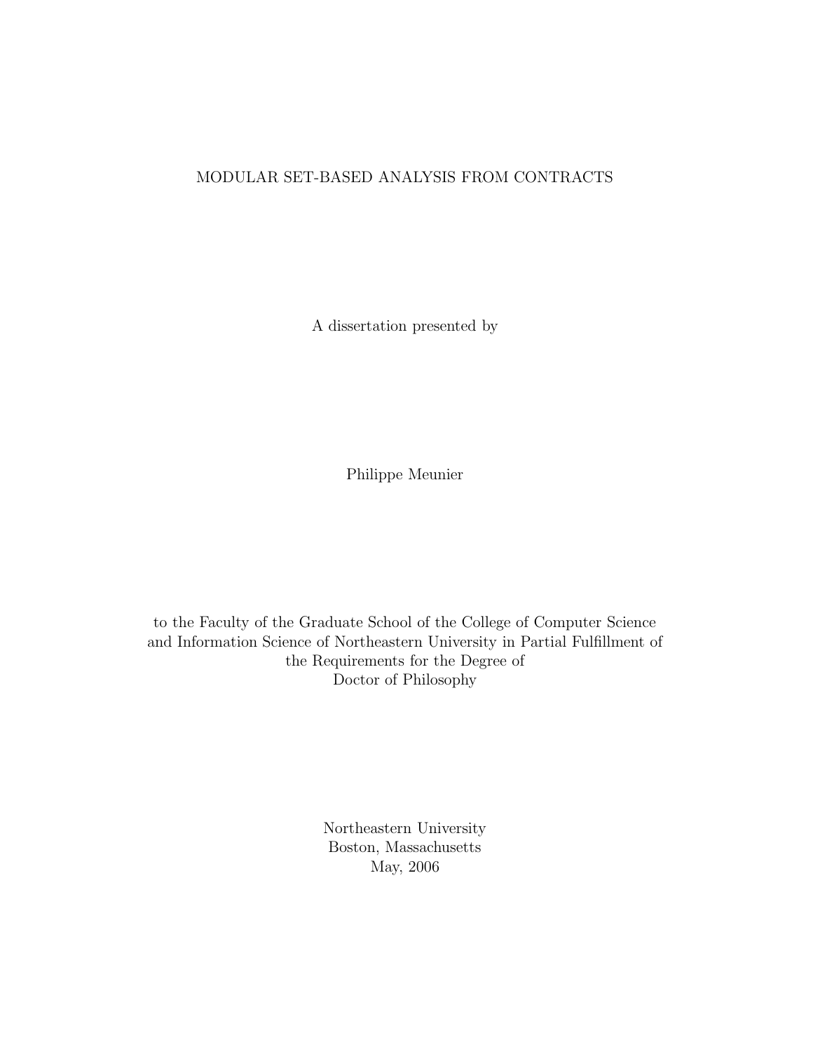# MODULAR SET-BASED ANALYSIS FROM CONTRACTS

A dissertation presented by

Philippe Meunier

to the Faculty of the Graduate School of the College of Computer Science and Information Science of Northeastern University in Partial Fulfillment of the Requirements for the Degree of Doctor of Philosophy

Northeastern University
Boston, Massachusetts
May, 2006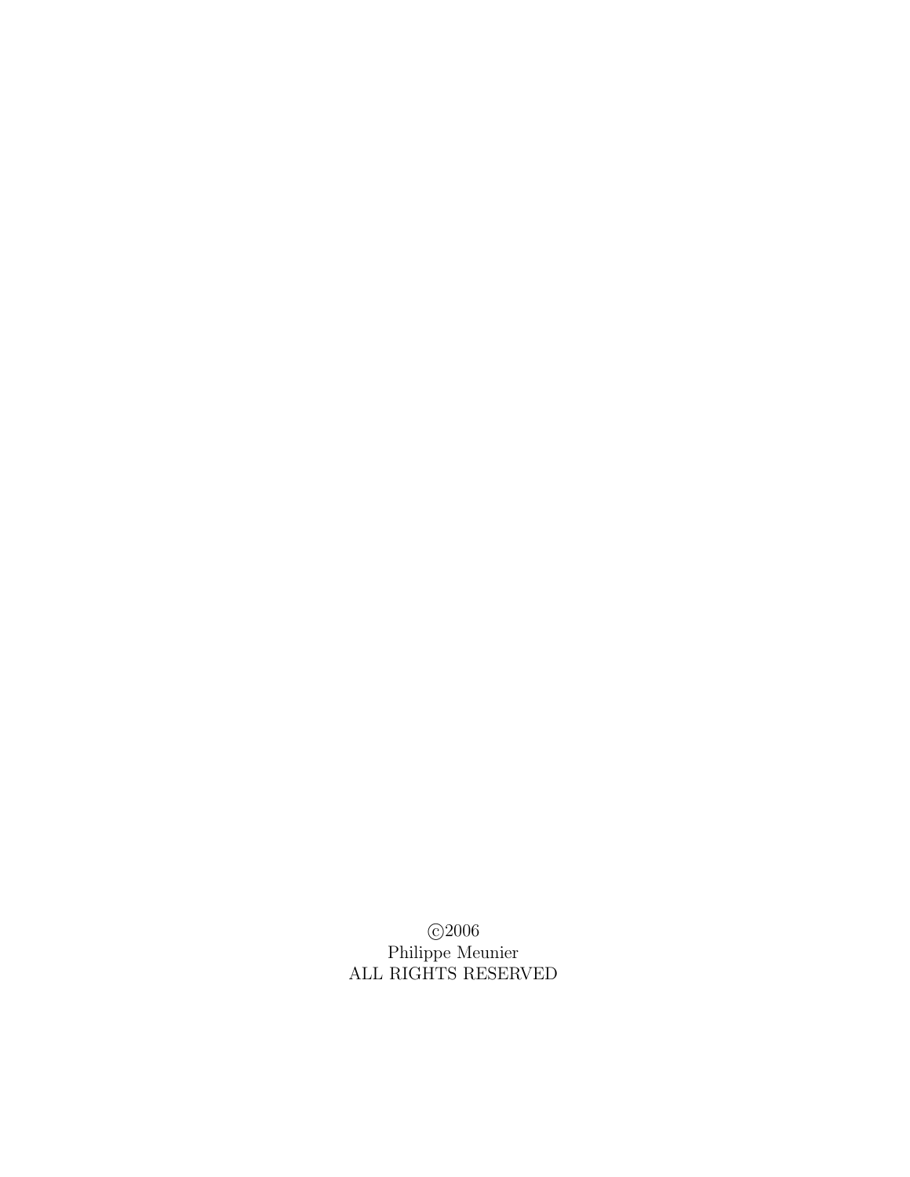©2006
Philippe Meunier
ALL RIGHTS RESERVED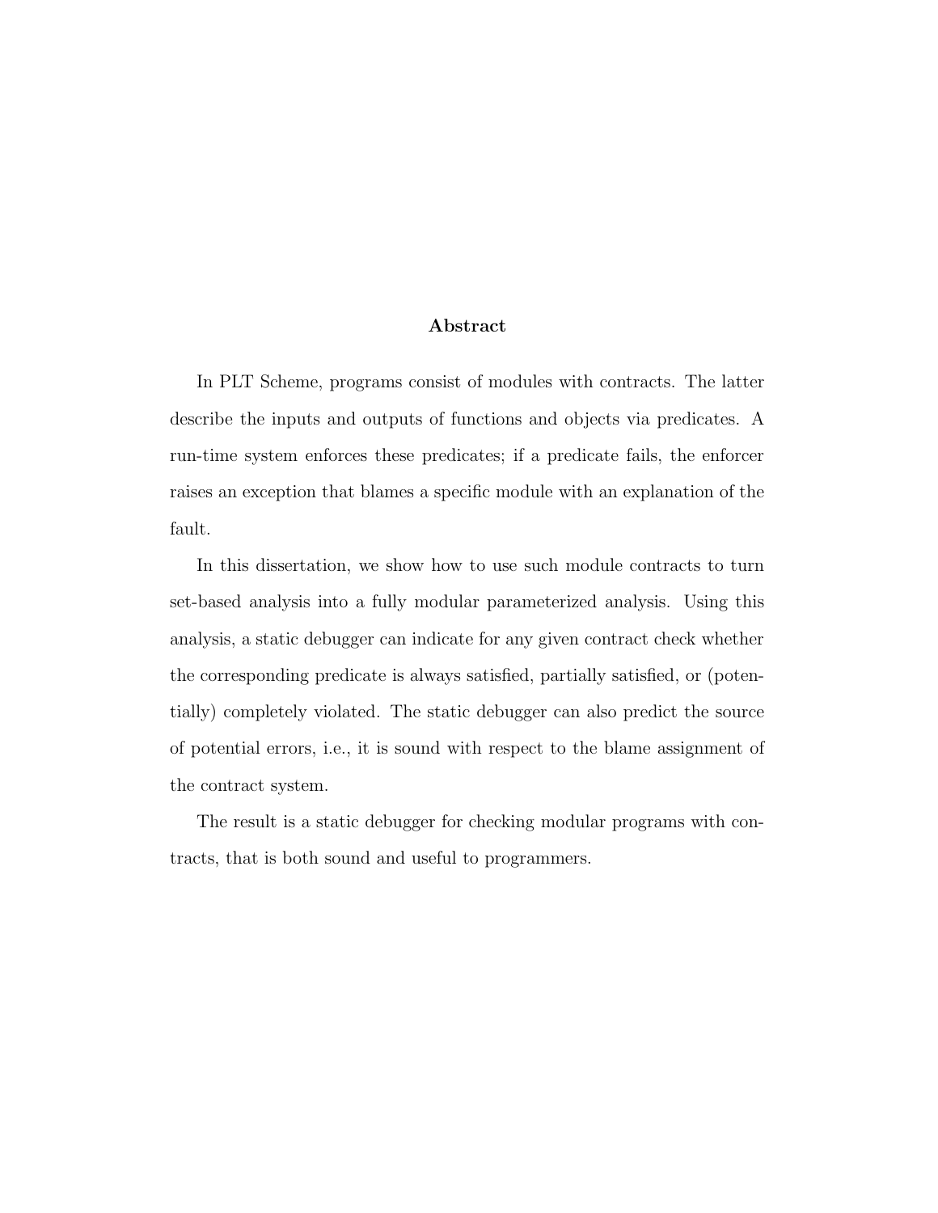## Abstract

In PLT Scheme, programs consist of modules with contracts. The latter describe the inputs and outputs of functions and objects via predicates. A run-time system enforces these predicates; if a predicate fails, the enforcer raises an exception that blames a specific module with an explanation of the fault.

In this dissertation, we show how to use such module contracts to turn set-based analysis into a fully modular parameterized analysis. Using this analysis, a static debugger can indicate for any given contract check whether the corresponding predicate is always satisfied, partially satisfied, or (potentially) completely violated. The static debugger can also predict the source of potential errors, i.e., it is sound with respect to the blame assignment of the contract system.

The result is a static debugger for checking modular programs with contracts, that is both sound and useful to programmers.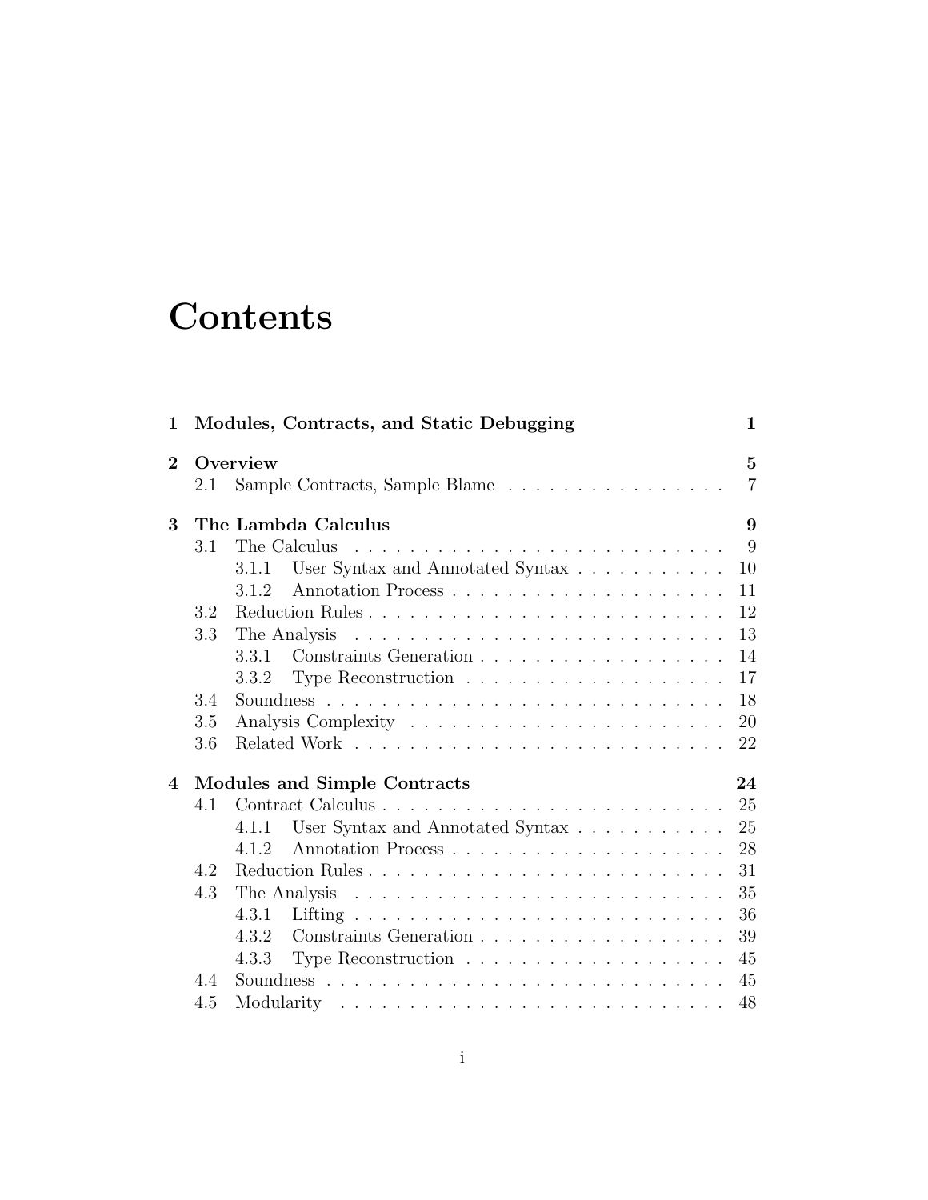# Contents

**1 Modules, Contracts, and Static Debugging** **1**

**2 Overview** **5**

- 2.1 Sample Contracts, Sample Blame . . . . . . . . . . . . . . . . 7

**3 The Lambda Calculus** **9**

- 3.1 The Calculus . . . . . . . . . . . . . . . . . . . . . . . . . . . 9
  - 3.1.1 User Syntax and Annotated Syntax . . . . . . . . . . . 10
  - 3.1.2 Annotation Process . . . . . . . . . . . . . . . . . . . . 11
- 3.2 Reduction Rules . . . . . . . . . . . . . . . . . . . . . . . . . 12
- 3.3 The Analysis . . . . . . . . . . . . . . . . . . . . . . . . . . . 13
  - 3.3.1 Constraints Generation . . . . . . . . . . . . . . . . . . 14
  - 3.3.2 Type Reconstruction . . . . . . . . . . . . . . . . . . . 17
- 3.4 Soundness . . . . . . . . . . . . . . . . . . . . . . . . . . . . 18
- 3.5 Analysis Complexity . . . . . . . . . . . . . . . . . . . . . . 20
- 3.6 Related Work . . . . . . . . . . . . . . . . . . . . . . . . . . 22

**4 Modules and Simple Contracts** **24**

- 4.1 Contract Calculus . . . . . . . . . . . . . . . . . . . . . . . . 25
  - 4.1.1 User Syntax and Annotated Syntax . . . . . . . . . . . 25
  - 4.1.2 Annotation Process . . . . . . . . . . . . . . . . . . . . 28
- 4.2 Reduction Rules . . . . . . . . . . . . . . . . . . . . . . . . . 31
- 4.3 The Analysis . . . . . . . . . . . . . . . . . . . . . . . . . . . 35
  - 4.3.1 Lifting . . . . . . . . . . . . . . . . . . . . . . . . . . . 36
  - 4.3.2 Constraints Generation . . . . . . . . . . . . . . . . . . 39
  - 4.3.3 Type Reconstruction . . . . . . . . . . . . . . . . . . . 45
- 4.4 Soundness . . . . . . . . . . . . . . . . . . . . . . . . . . . . 45
- 4.5 Modularity . . . . . . . . . . . . . . . . . . . . . . . . . . . . 48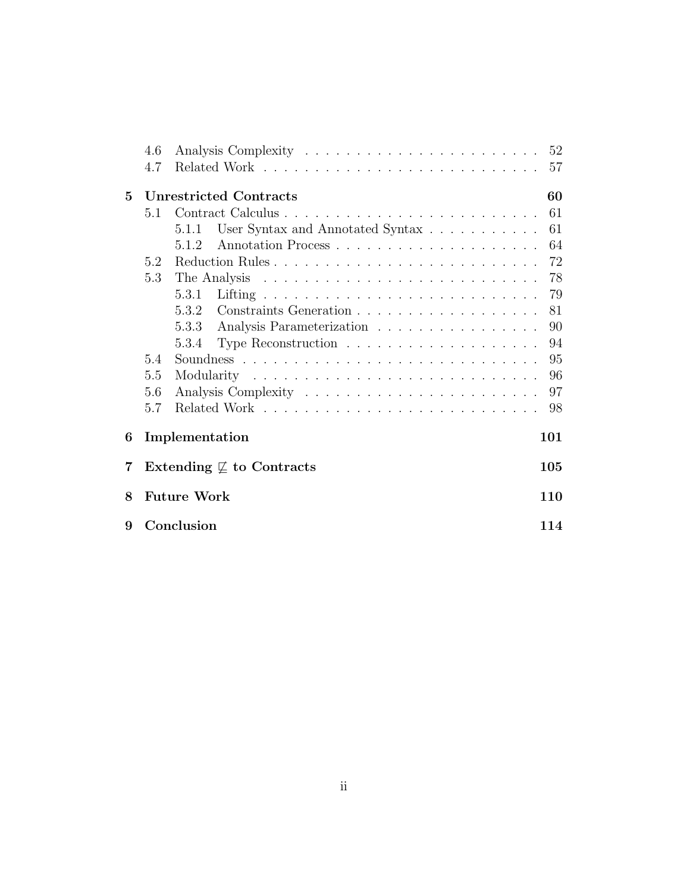- 4.6 Analysis Complexity . . . . . . . . . . . . . . . . . . . . . . . 52
- 4.7 Related Work . . . . . . . . . . . . . . . . . . . . . . . . . . . 57

**5 Unrestricted Contracts** **60**

- 5.1 Contract Calculus . . . . . . . . . . . . . . . . . . . . . . . . . 61
  - 5.1.1 User Syntax and Annotated Syntax . . . . . . . . . . . . 61
  - 5.1.2 Annotation Process . . . . . . . . . . . . . . . . . . . . . 64
- 5.2 Reduction Rules . . . . . . . . . . . . . . . . . . . . . . . . . . 72
- 5.3 The Analysis . . . . . . . . . . . . . . . . . . . . . . . . . . . . 78
  - 5.3.1 Lifting . . . . . . . . . . . . . . . . . . . . . . . . . . . . 79
  - 5.3.2 Constraints Generation . . . . . . . . . . . . . . . . . . . 81
  - 5.3.3 Analysis Parameterization . . . . . . . . . . . . . . . . . 90
  - 5.3.4 Type Reconstruction . . . . . . . . . . . . . . . . . . . . 94
- 5.4 Soundness . . . . . . . . . . . . . . . . . . . . . . . . . . . . . 95
- 5.5 Modularity . . . . . . . . . . . . . . . . . . . . . . . . . . . . . 96
- 5.6 Analysis Complexity . . . . . . . . . . . . . . . . . . . . . . . 97
- 5.7 Related Work . . . . . . . . . . . . . . . . . . . . . . . . . . . 98

**6 Implementation** **101**

**7 Extending $\not\sqsubseteq$ to Contracts** **105**

**8 Future Work** **110**

**9 Conclusion** **114**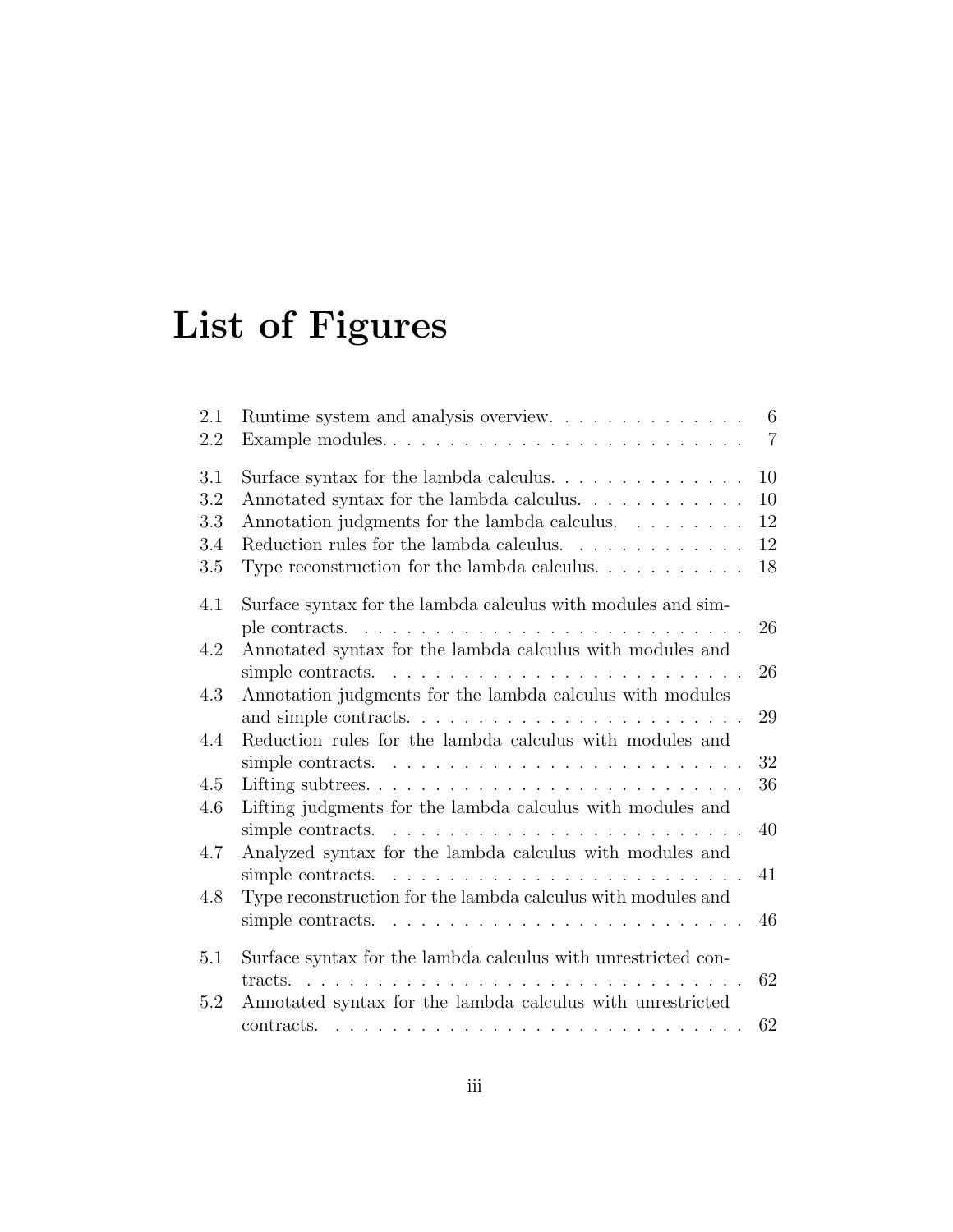# List of Figures

| | | |
|---|---|---|
| 2.1 | Runtime system and analysis overview. | 6 |
| 2.2 | Example modules. | 7 |
| 3.1 | Surface syntax for the lambda calculus. | 10 |
| 3.2 | Annotated syntax for the lambda calculus. | 10 |
| 3.3 | Annotation judgments for the lambda calculus. | 12 |
| 3.4 | Reduction rules for the lambda calculus. | 12 |
| 3.5 | Type reconstruction for the lambda calculus. | 18 |
| 4.1 | Surface syntax for the lambda calculus with modules and simple contracts. | 26 |
| 4.2 | Annotated syntax for the lambda calculus with modules and simple contracts. | 26 |
| 4.3 | Annotation judgments for the lambda calculus with modules and simple contracts. | 29 |
| 4.4 | Reduction rules for the lambda calculus with modules and simple contracts. | 32 |
| 4.5 | Lifting subtrees. | 36 |
| 4.6 | Lifting judgments for the lambda calculus with modules and simple contracts. | 40 |
| 4.7 | Analyzed syntax for the lambda calculus with modules and simple contracts. | 41 |
| 4.8 | Type reconstruction for the lambda calculus with modules and simple contracts. | 46 |
| 5.1 | Surface syntax for the lambda calculus with unrestricted contracts. | 62 |
| 5.2 | Annotated syntax for the lambda calculus with unrestricted contracts. | 62 |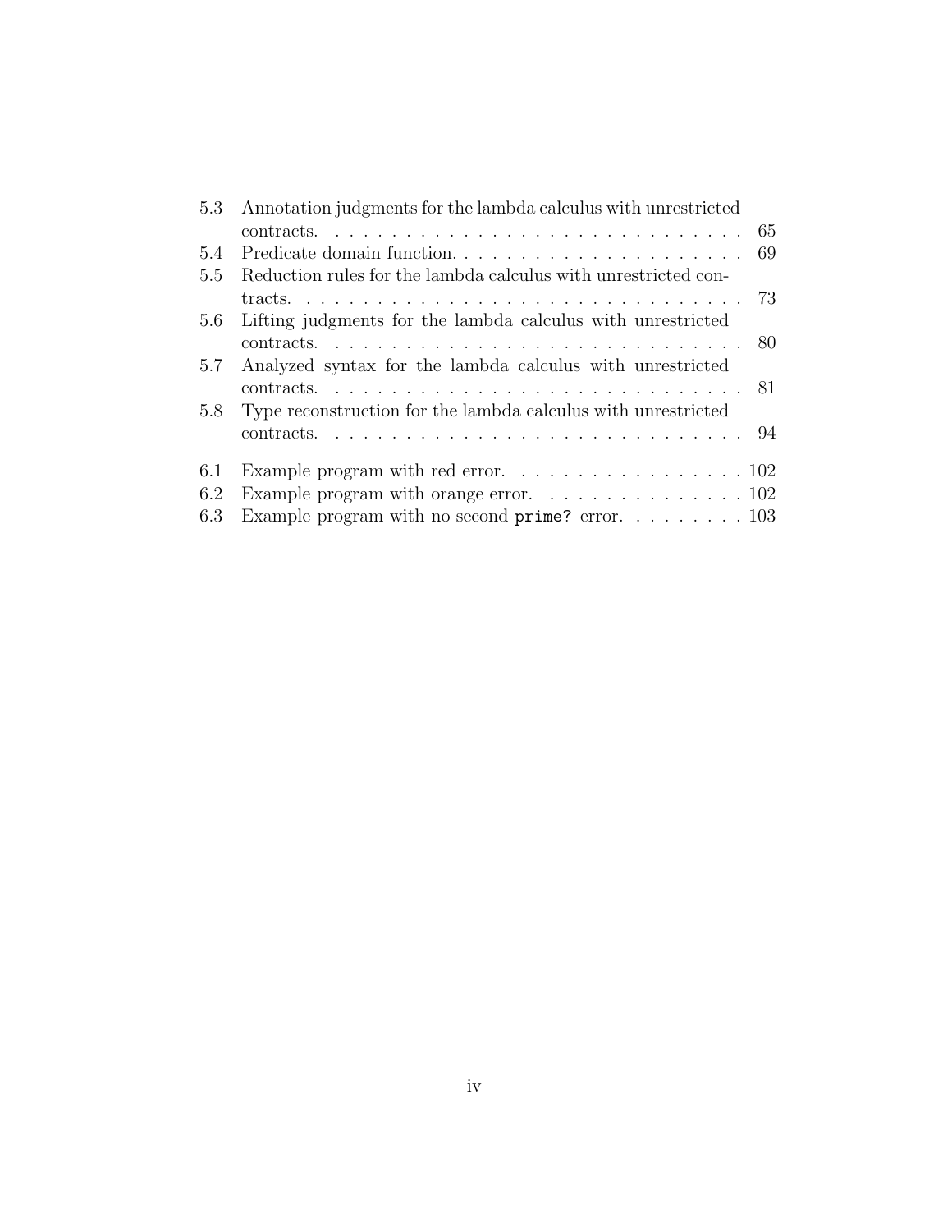5.3 Annotation judgments for the lambda calculus with unrestricted contracts. . . . . . . . . . . . . . . . . . . . . . . . . . . . . . 65
5.4 Predicate domain function. . . . . . . . . . . . . . . . . . . . . . 69
5.5 Reduction rules for the lambda calculus with unrestricted contracts. . . . . . . . . . . . . . . . . . . . . . . . . . . . . . . . 73
5.6 Lifting judgments for the lambda calculus with unrestricted contracts. . . . . . . . . . . . . . . . . . . . . . . . . . . . . . 80
5.7 Analyzed syntax for the lambda calculus with unrestricted contracts. . . . . . . . . . . . . . . . . . . . . . . . . . . . . . 81
5.8 Type reconstruction for the lambda calculus with unrestricted contracts. . . . . . . . . . . . . . . . . . . . . . . . . . . . . . 94

6.1 Example program with red error. . . . . . . . . . . . . . . . . 102
6.2 Example program with orange error. . . . . . . . . . . . . . . 102
6.3 Example program with no second `prime?` error. . . . . . . . . 103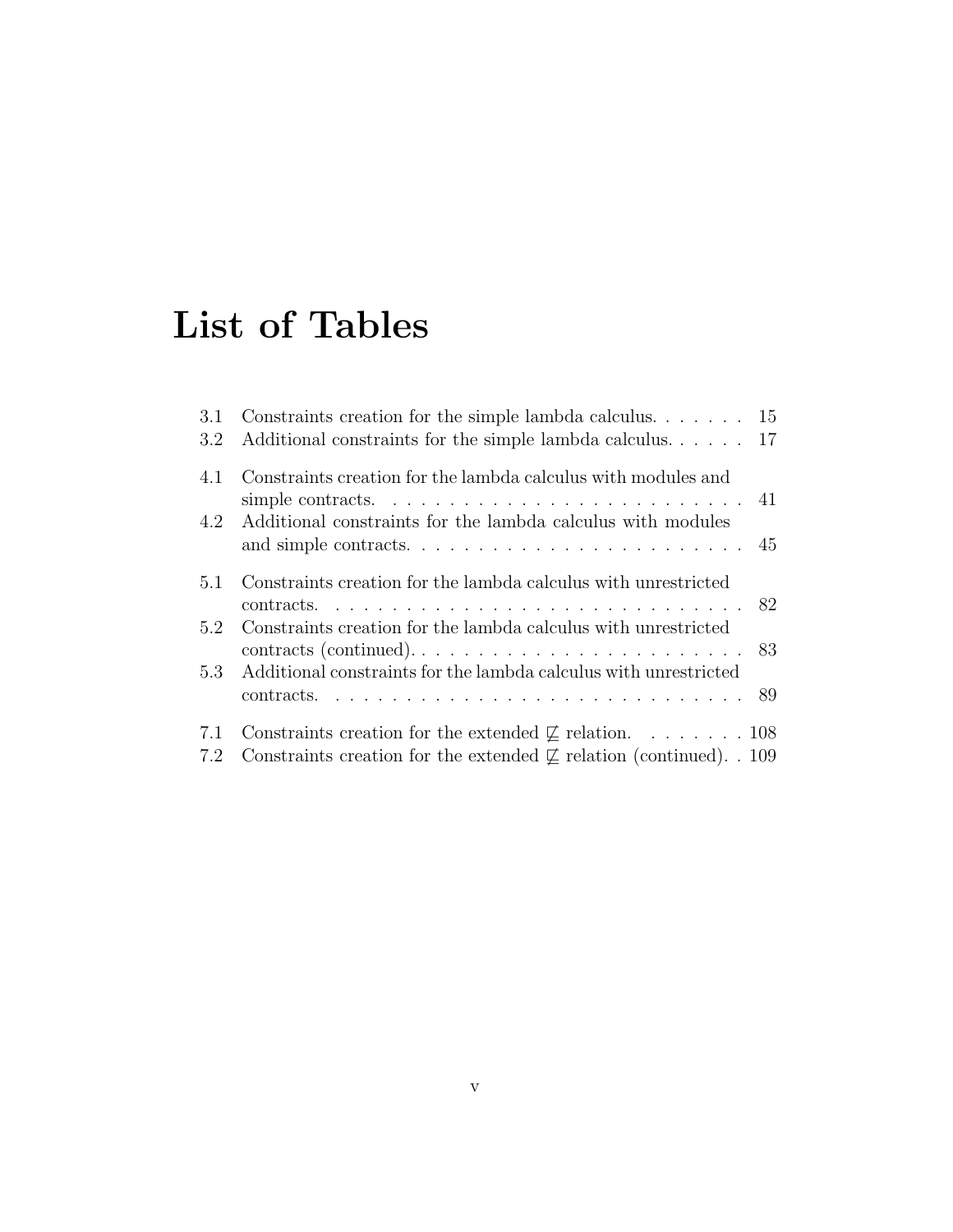# List of Tables

3.1 Constraints creation for the simple lambda calculus. . . . . . . 15
3.2 Additional constraints for the simple lambda calculus. . . . . . 17

4.1 Constraints creation for the lambda calculus with modules and simple contracts. . . . . . . . . . . . . . . . . . . . . . . . . . 41
4.2 Additional constraints for the lambda calculus with modules and simple contracts. . . . . . . . . . . . . . . . . . . . . . . . 45

5.1 Constraints creation for the lambda calculus with unrestricted contracts. . . . . . . . . . . . . . . . . . . . . . . . . . . . . . 82
5.2 Constraints creation for the lambda calculus with unrestricted contracts (continued). . . . . . . . . . . . . . . . . . . . . . . . 83
5.3 Additional constraints for the lambda calculus with unrestricted contracts. . . . . . . . . . . . . . . . . . . . . . . . . . . . . . 89

7.1 Constraints creation for the extended $\not\sqsubseteq$ relation. . . . . . . . 108
7.2 Constraints creation for the extended $\not\sqsubseteq$ relation (continued). . 109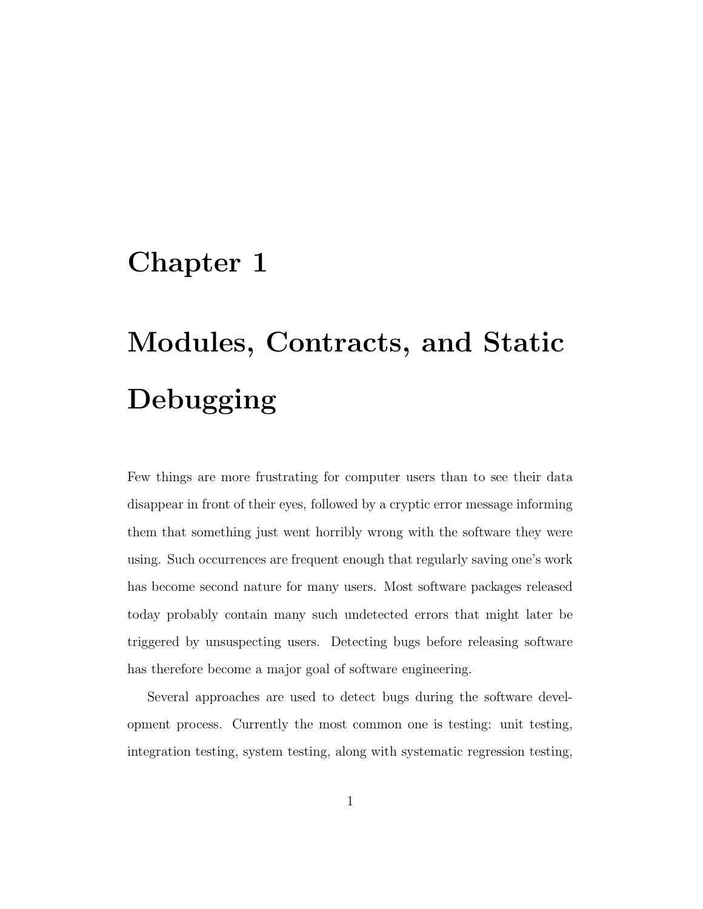# Chapter 1

# Modules, Contracts, and Static Debugging

Few things are more frustrating for computer users than to see their data disappear in front of their eyes, followed by a cryptic error message informing them that something just went horribly wrong with the software they were using. Such occurrences are frequent enough that regularly saving one's work has become second nature for many users. Most software packages released today probably contain many such undetected errors that might later be triggered by unsuspecting users. Detecting bugs before releasing software has therefore become a major goal of software engineering.

Several approaches are used to detect bugs during the software development process. Currently the most common one is testing: unit testing, integration testing, system testing, along with systematic regression testing,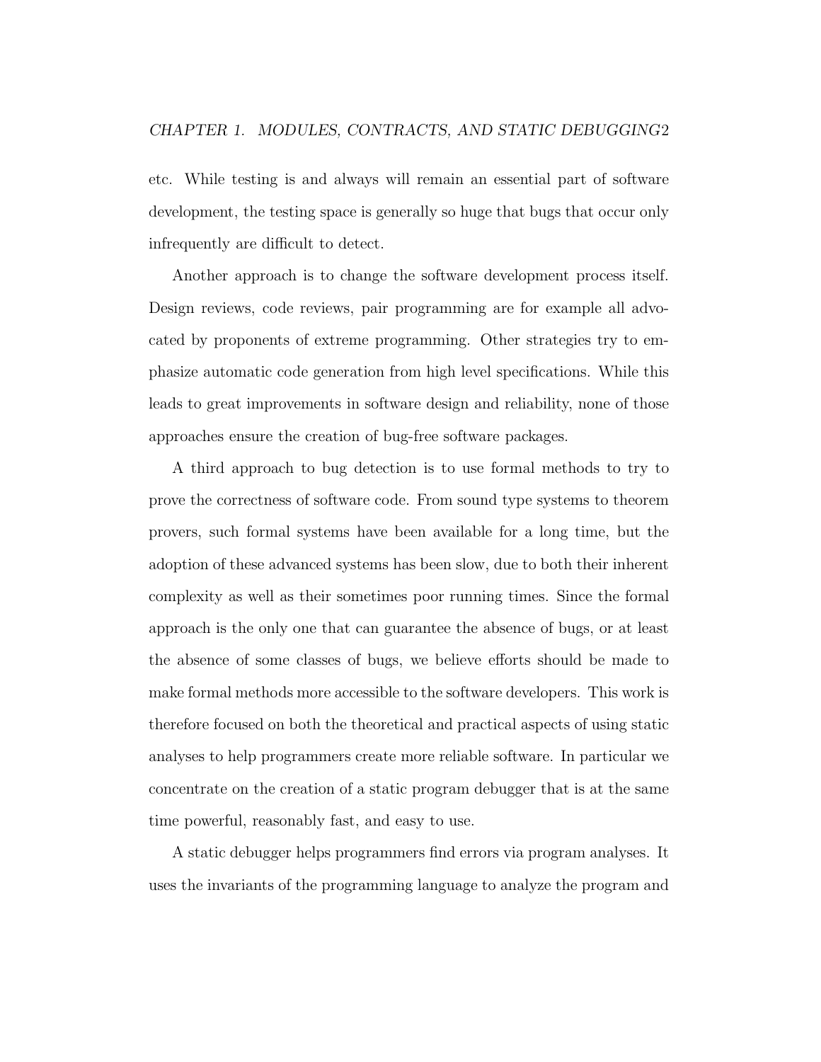etc. While testing is and always will remain an essential part of software development, the testing space is generally so huge that bugs that occur only infrequently are difficult to detect.

Another approach is to change the software development process itself. Design reviews, code reviews, pair programming are for example all advocated by proponents of extreme programming. Other strategies try to emphasize automatic code generation from high level specifications. While this leads to great improvements in software design and reliability, none of those approaches ensure the creation of bug-free software packages.

A third approach to bug detection is to use formal methods to try to prove the correctness of software code. From sound type systems to theorem provers, such formal systems have been available for a long time, but the adoption of these advanced systems has been slow, due to both their inherent complexity as well as their sometimes poor running times. Since the formal approach is the only one that can guarantee the absence of bugs, or at least the absence of some classes of bugs, we believe efforts should be made to make formal methods more accessible to the software developers. This work is therefore focused on both the theoretical and practical aspects of using static analyses to help programmers create more reliable software. In particular we concentrate on the creation of a static program debugger that is at the same time powerful, reasonably fast, and easy to use.

A static debugger helps programmers find errors via program analyses. It uses the invariants of the programming language to analyze the program and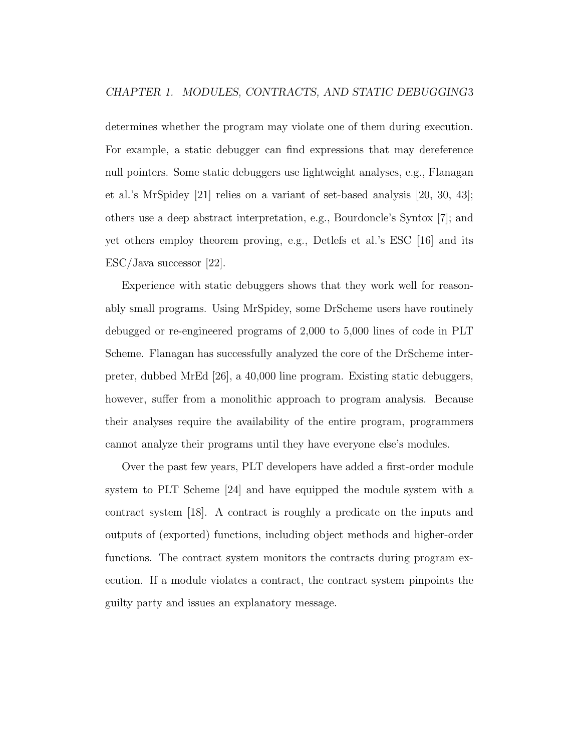determines whether the program may violate one of them during execution. For example, a static debugger can find expressions that may dereference null pointers. Some static debuggers use lightweight analyses, e.g., Flanagan et al.'s MrSpidey [21] relies on a variant of set-based analysis [20, 30, 43]; others use a deep abstract interpretation, e.g., Bourdoncle's Syntox [7]; and yet others employ theorem proving, e.g., Detlefs et al.'s ESC [16] and its ESC/Java successor [22].

Experience with static debuggers shows that they work well for reasonably small programs. Using MrSpidey, some DrScheme users have routinely debugged or re-engineered programs of 2,000 to 5,000 lines of code in PLT Scheme. Flanagan has successfully analyzed the core of the DrScheme interpreter, dubbed MrEd [26], a 40,000 line program. Existing static debuggers, however, suffer from a monolithic approach to program analysis. Because their analyses require the availability of the entire program, programmers cannot analyze their programs until they have everyone else's modules.

Over the past few years, PLT developers have added a first-order module system to PLT Scheme [24] and have equipped the module system with a contract system [18]. A contract is roughly a predicate on the inputs and outputs of (exported) functions, including object methods and higher-order functions. The contract system monitors the contracts during program execution. If a module violates a contract, the contract system pinpoints the guilty party and issues an explanatory message.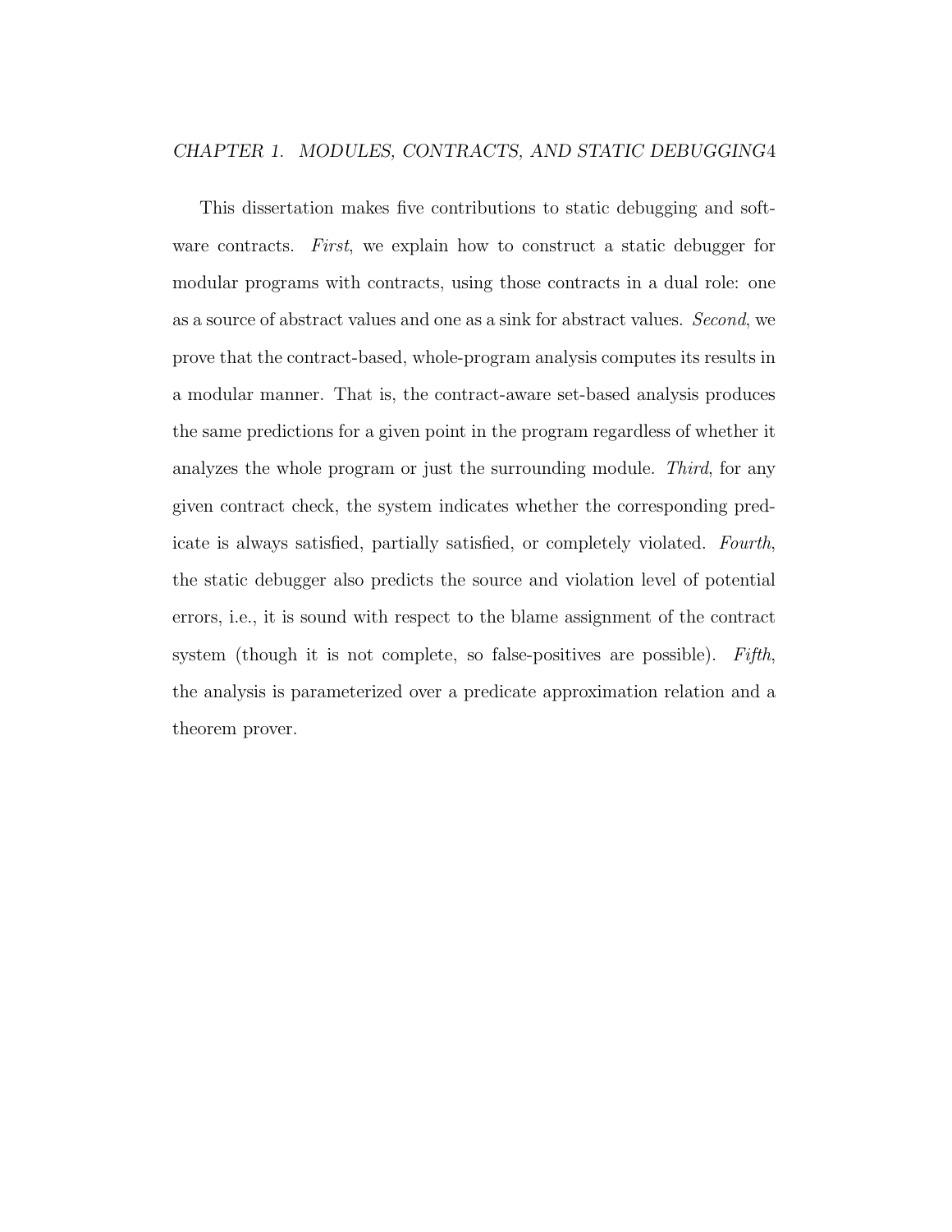This dissertation makes five contributions to static debugging and software contracts. *First*, we explain how to construct a static debugger for modular programs with contracts, using those contracts in a dual role: one as a source of abstract values and one as a sink for abstract values. *Second*, we prove that the contract-based, whole-program analysis computes its results in a modular manner. That is, the contract-aware set-based analysis produces the same predictions for a given point in the program regardless of whether it analyzes the whole program or just the surrounding module. *Third*, for any given contract check, the system indicates whether the corresponding predicate is always satisfied, partially satisfied, or completely violated. *Fourth*, the static debugger also predicts the source and violation level of potential errors, i.e., it is sound with respect to the blame assignment of the contract system (though it is not complete, so false-positives are possible). *Fifth*, the analysis is parameterized over a predicate approximation relation and a theorem prover.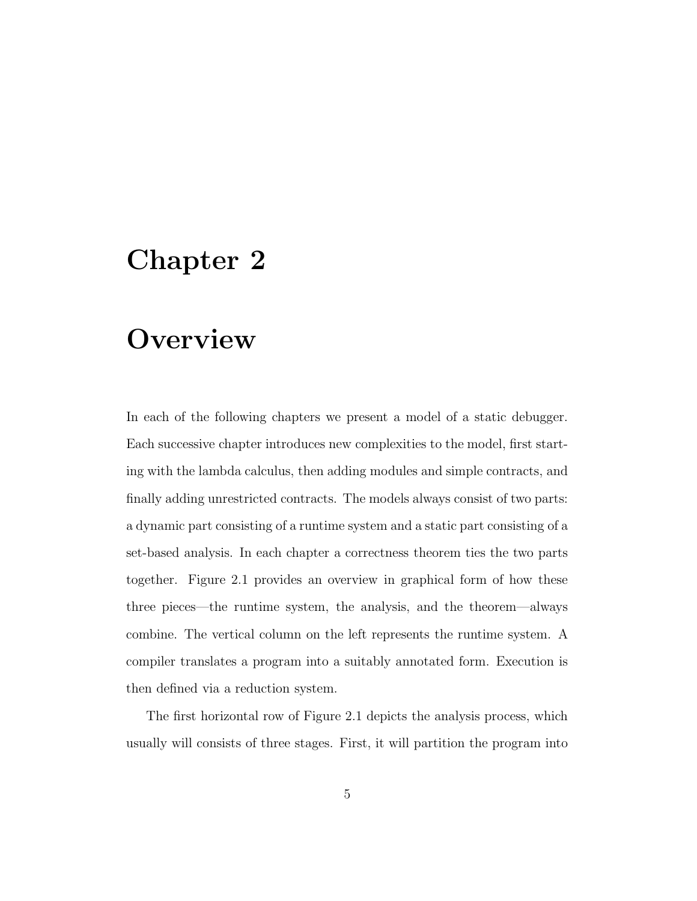# Chapter 2

# Overview

In each of the following chapters we present a model of a static debugger. Each successive chapter introduces new complexities to the model, first starting with the lambda calculus, then adding modules and simple contracts, and finally adding unrestricted contracts. The models always consist of two parts: a dynamic part consisting of a runtime system and a static part consisting of a set-based analysis. In each chapter a correctness theorem ties the two parts together. Figure 2.1 provides an overview in graphical form of how these three pieces—the runtime system, the analysis, and the theorem—always combine. The vertical column on the left represents the runtime system. A compiler translates a program into a suitably annotated form. Execution is then defined via a reduction system.

The first horizontal row of Figure 2.1 depicts the analysis process, which usually will consists of three stages. First, it will partition the program into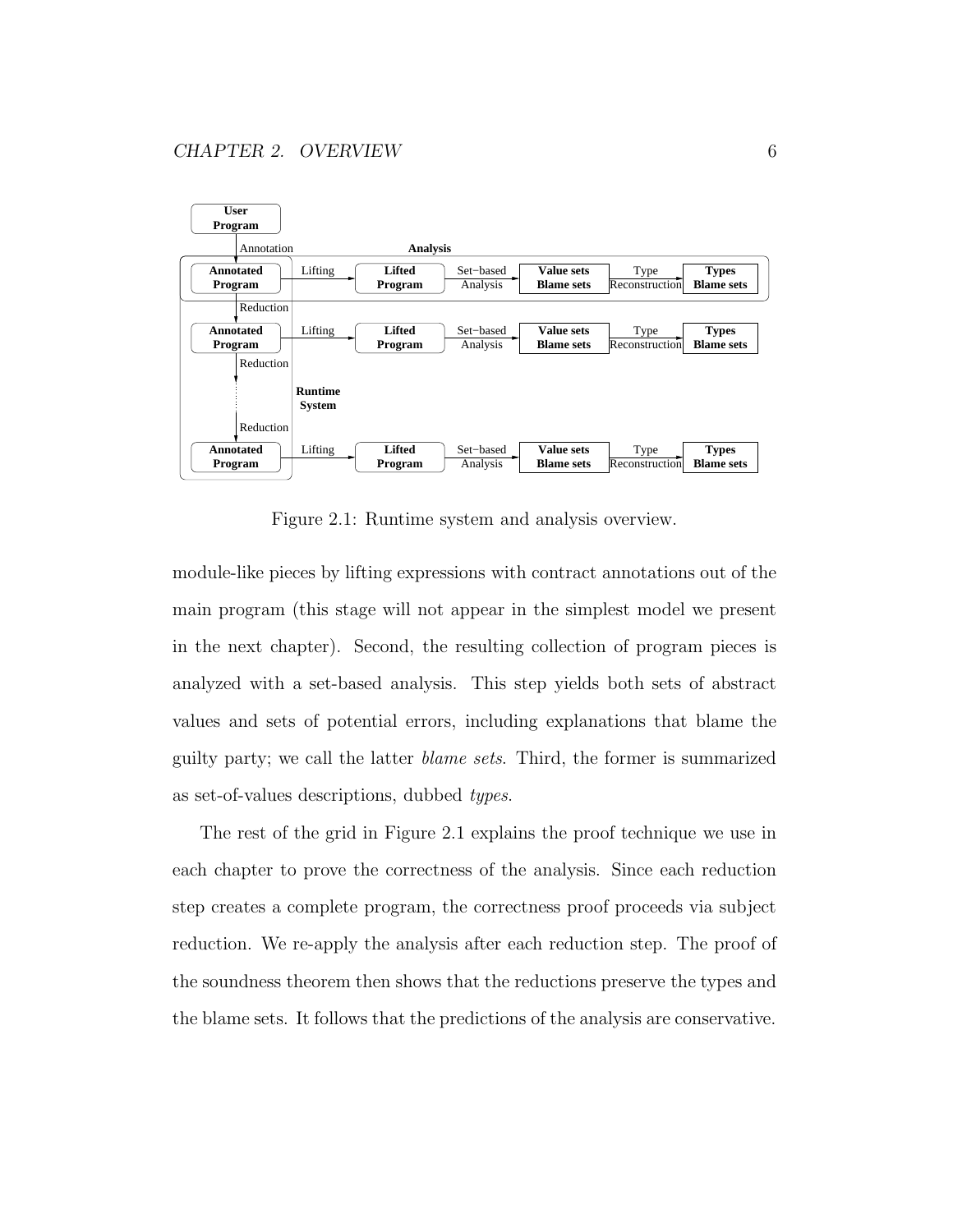Figure 2.1: Runtime system and analysis overview.

module-like pieces by lifting expressions with contract annotations out of the main program (this stage will not appear in the simplest model we present in the next chapter). Second, the resulting collection of program pieces is analyzed with a set-based analysis. This step yields both sets of abstract values and sets of potential errors, including explanations that blame the guilty party; we call the latter *blame sets*. Third, the former is summarized as set-of-values descriptions, dubbed *types*.

The rest of the grid in Figure 2.1 explains the proof technique we use in each chapter to prove the correctness of the analysis. Since each reduction step creates a complete program, the correctness proof proceeds via subject reduction. We re-apply the analysis after each reduction step. The proof of the soundness theorem then shows that the reductions preserve the types and the blame sets. It follows that the predictions of the analysis are conservative.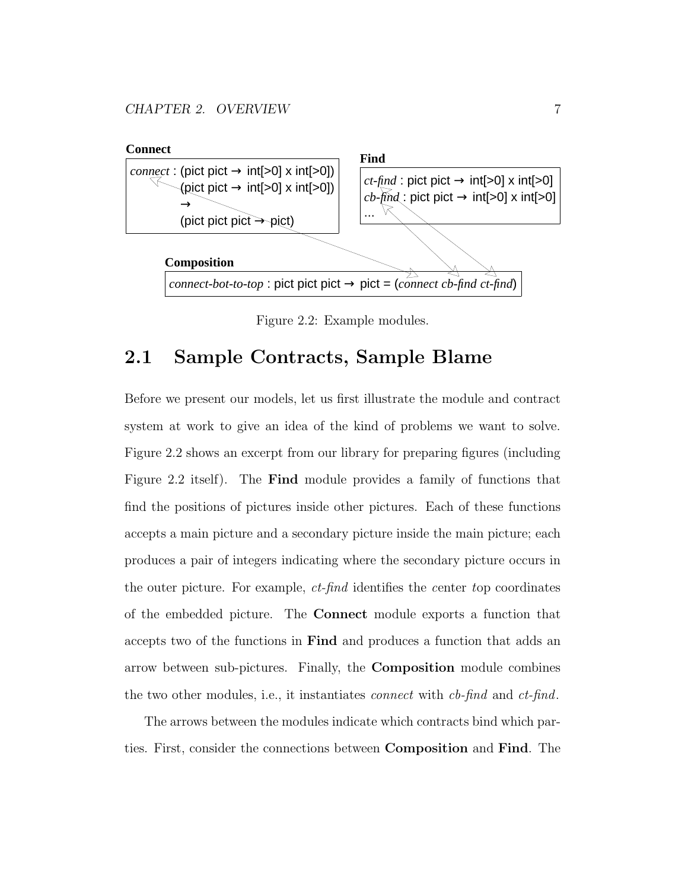**Connect**

*connect* : (pict pict → int[>0] x int[>0])
(pict pict → int[>0] x int[>0])
→
(pict pict pict → pict)

**Find**

*ct-find* : pict pict → int[>0] x int[>0]
*cb-find* : pict pict → int[>0] x int[>0]
...

**Composition**

*connect-bot-to-top* : pict pict pict → pict = (*connect cb-find ct-find*)

Figure 2.2: Example modules.

## 2.1 Sample Contracts, Sample Blame

Before we present our models, let us first illustrate the module and contract system at work to give an idea of the kind of problems we want to solve. Figure 2.2 shows an excerpt from our library for preparing figures (including Figure 2.2 itself). The **Find** module provides a family of functions that find the positions of pictures inside other pictures. Each of these functions accepts a main picture and a secondary picture inside the main picture; each produces a pair of integers indicating where the secondary picture occurs in the outer picture. For example, *ct-find* identifies the *c*enter *t*op coordinates of the embedded picture. The **Connect** module exports a function that accepts two of the functions in **Find** and produces a function that adds an arrow between sub-pictures. Finally, the **Composition** module combines the two other modules, i.e., it instantiates *connect* with *cb-find* and *ct-find*.

The arrows between the modules indicate which contracts bind which parties. First, consider the connections between **Composition** and **Find**. The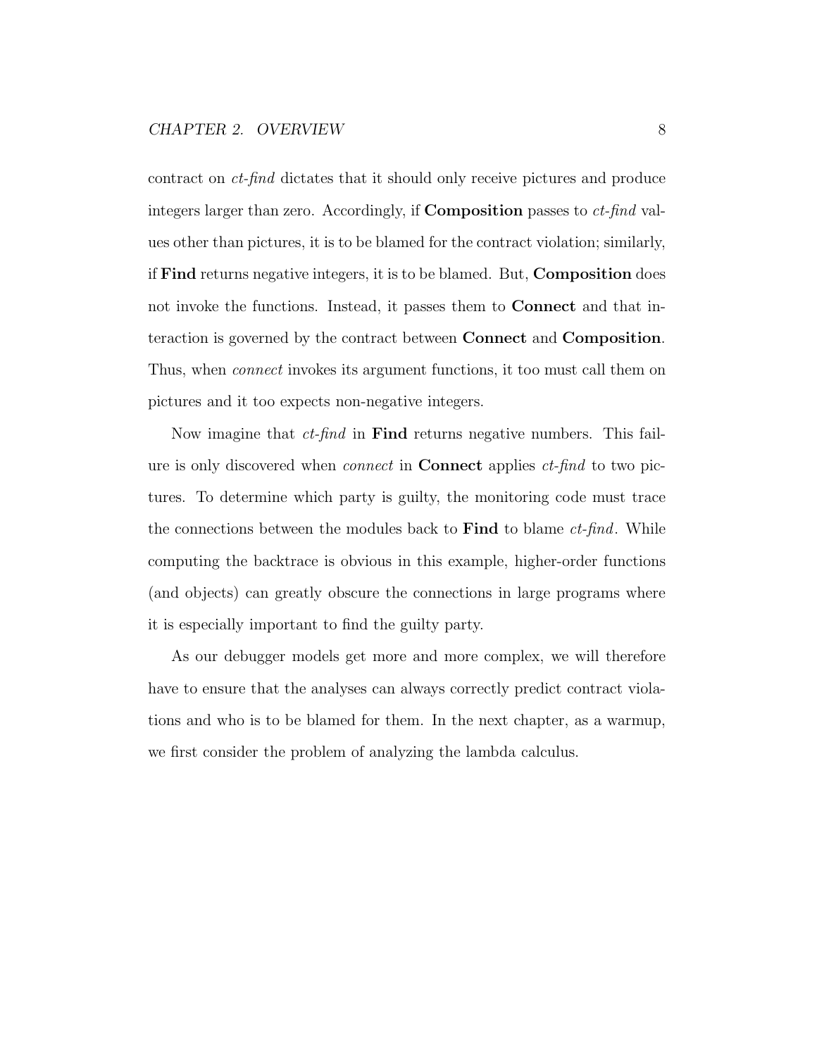contract on *ct-find* dictates that it should only receive pictures and produce integers larger than zero. Accordingly, if **Composition** passes to *ct-find* values other than pictures, it is to be blamed for the contract violation; similarly, if **Find** returns negative integers, it is to be blamed. But, **Composition** does not invoke the functions. Instead, it passes them to **Connect** and that interaction is governed by the contract between **Connect** and **Composition**. Thus, when *connect* invokes its argument functions, it too must call them on pictures and it too expects non-negative integers.

Now imagine that *ct-find* in **Find** returns negative numbers. This failure is only discovered when *connect* in **Connect** applies *ct-find* to two pictures. To determine which party is guilty, the monitoring code must trace the connections between the modules back to **Find** to blame *ct-find*. While computing the backtrace is obvious in this example, higher-order functions (and objects) can greatly obscure the connections in large programs where it is especially important to find the guilty party.

As our debugger models get more and more complex, we will therefore have to ensure that the analyses can always correctly predict contract violations and who is to be blamed for them. In the next chapter, as a warmup, we first consider the problem of analyzing the lambda calculus.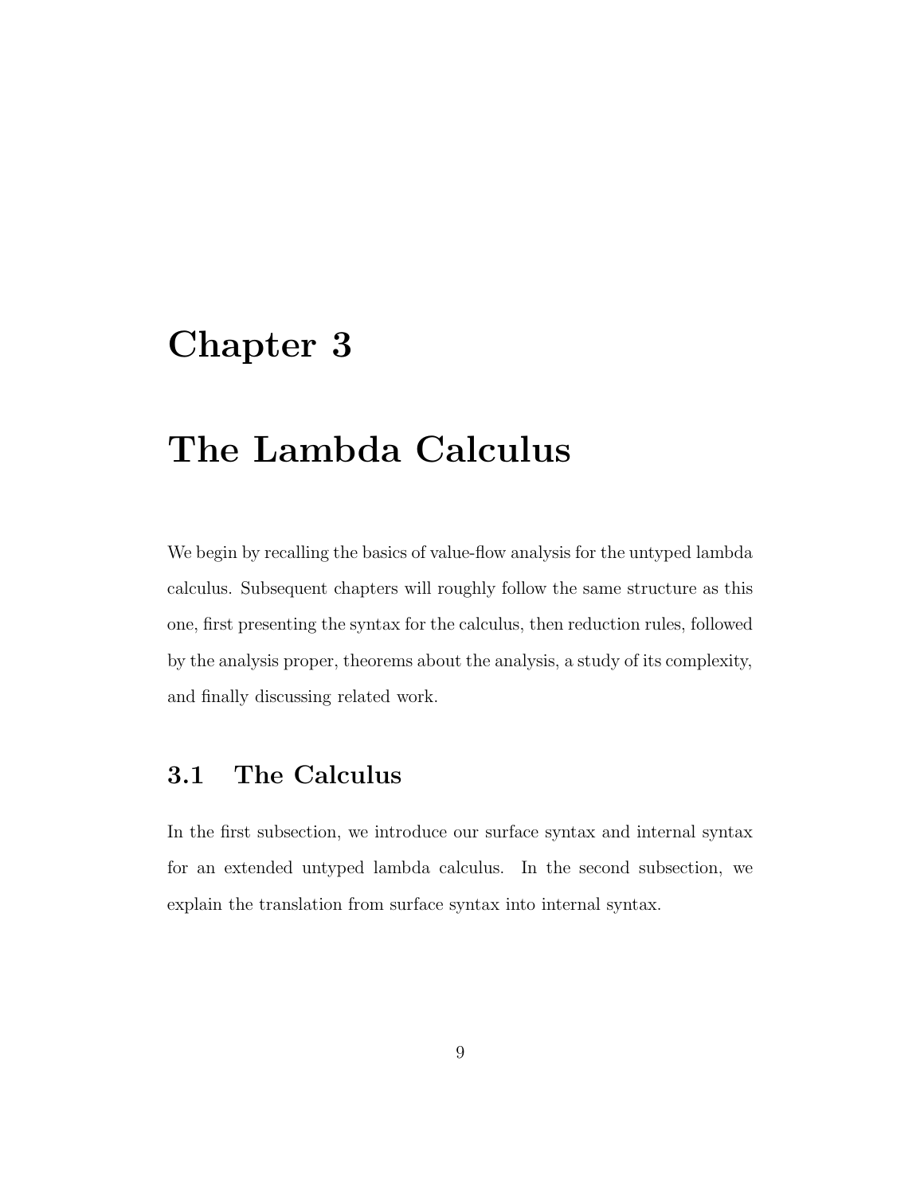# Chapter 3

# The Lambda Calculus

We begin by recalling the basics of value-flow analysis for the untyped lambda calculus. Subsequent chapters will roughly follow the same structure as this one, first presenting the syntax for the calculus, then reduction rules, followed by the analysis proper, theorems about the analysis, a study of its complexity, and finally discussing related work.

## 3.1 The Calculus

In the first subsection, we introduce our surface syntax and internal syntax for an extended untyped lambda calculus. In the second subsection, we explain the translation from surface syntax into internal syntax.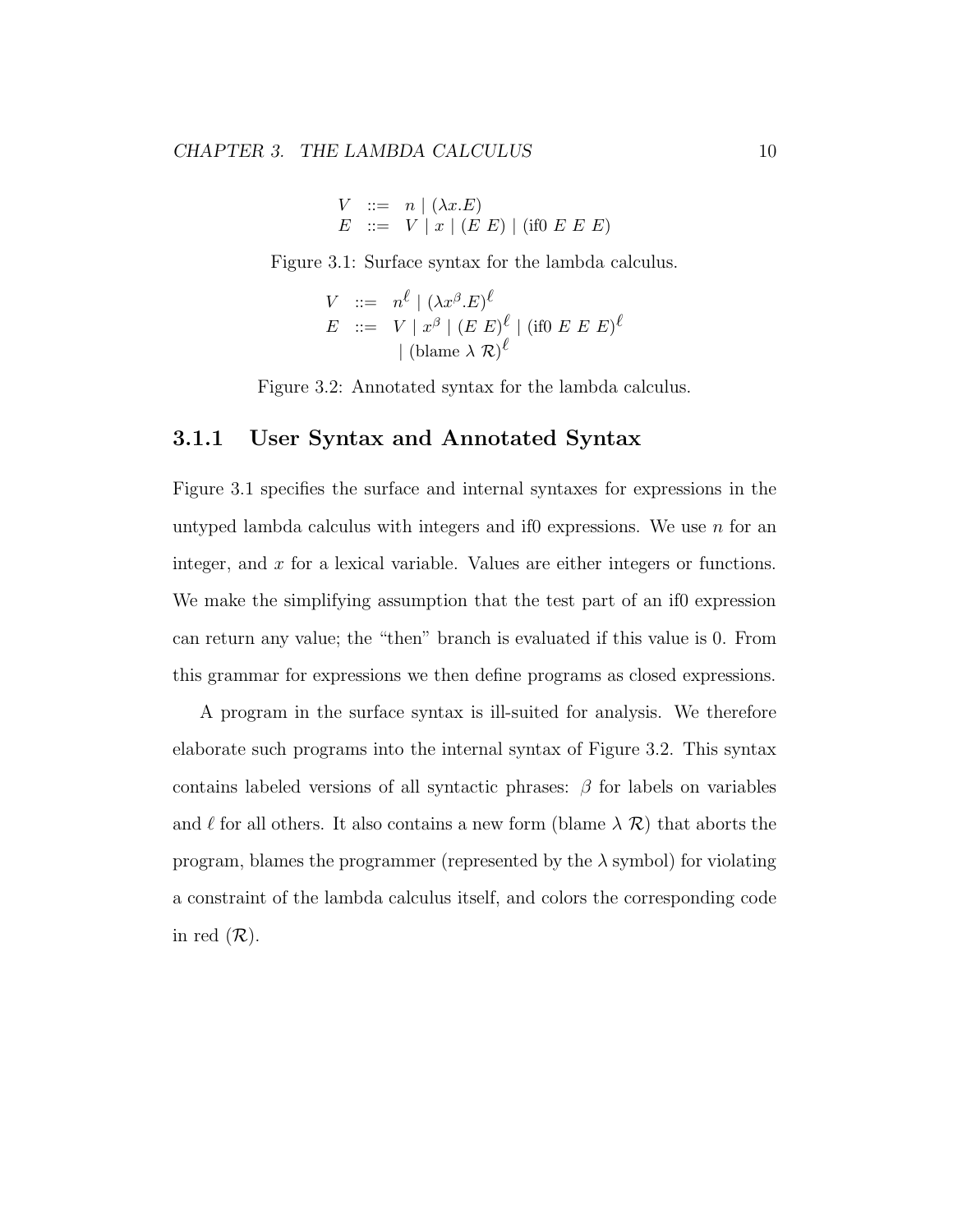$$
\begin{array}{lcl}
V & ::= & n \mid (\lambda x.E) \\
E & ::= & V \mid x \mid (E\ E) \mid (\text{if0}\ E\ E\ E)
\end{array}
$$

Figure 3.1: Surface syntax for the lambda calculus.

$$
\begin{array}{lcl}
V & ::= & n^{\ell} \mid (\lambda x^{\beta}.E)^{\ell} \\
E & ::= & V \mid x^{\beta} \mid (E\ E)^{\ell} \mid (\text{if0}\ E\ E\ E)^{\ell} \\
 & & \mid (\text{blame}\ \lambda\ \mathcal{R})^{\ell}
\end{array}
$$

Figure 3.2: Annotated syntax for the lambda calculus.

### 3.1.1 User Syntax and Annotated Syntax

Figure 3.1 specifies the surface and internal syntaxes for expressions in the untyped lambda calculus with integers and if0 expressions. We use $n$ for an integer, and $x$ for a lexical variable. Values are either integers or functions. We make the simplifying assumption that the test part of an if0 expression can return any value; the "then" branch is evaluated if this value is 0. From this grammar for expressions we then define programs as closed expressions.

A program in the surface syntax is ill-suited for analysis. We therefore elaborate such programs into the internal syntax of Figure 3.2. This syntax contains labeled versions of all syntactic phrases: $\beta$ for labels on variables and $\ell$ for all others. It also contains a new form (blame $\lambda$ $\mathcal{R}$) that aborts the program, blames the programmer (represented by the $\lambda$ symbol) for violating a constraint of the lambda calculus itself, and colors the corresponding code in red ($\mathcal{R}$).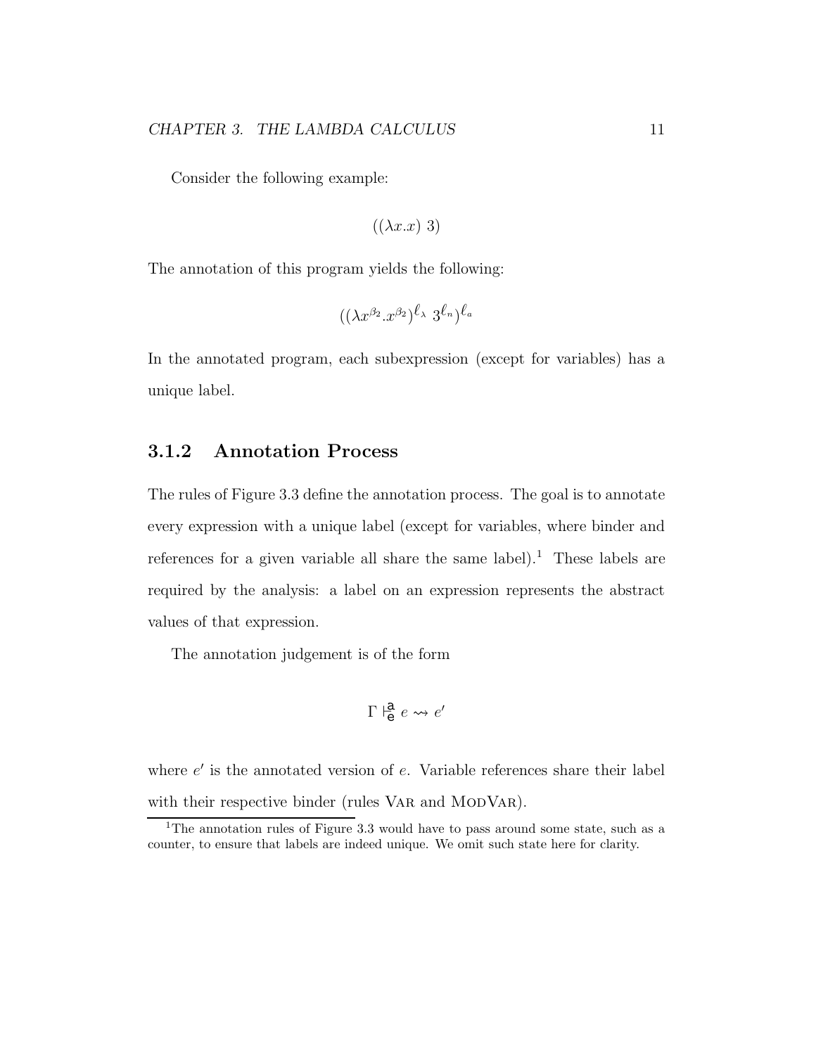Consider the following example:

$$((\lambda x.x)\ 3)$$

The annotation of this program yields the following:

$$((\lambda x^{\beta_2}.x^{\beta_2})^{\ell_\lambda}\ 3^{\ell_n})^{\ell_a}$$

In the annotated program, each subexpression (except for variables) has a unique label.

### 3.1.2 Annotation Process

The rules of Figure 3.3 define the annotation process. The goal is to annotate every expression with a unique label (except for variables, where binder and references for a given variable all share the same label).[1] These labels are required by the analysis: a label on an expression represents the abstract values of that expression.

The annotation judgement is of the form

$$\Gamma \vdash^{\mathsf{a}}_{\mathsf{e}} e \rightsquigarrow e'$$

where $e'$ is the annotated version of $e$. Variable references share their label with their respective binder (rules Var and ModVar).

[1] The annotation rules of Figure 3.3 would have to pass around some state, such as a counter, to ensure that labels are indeed unique. We omit such state here for clarity.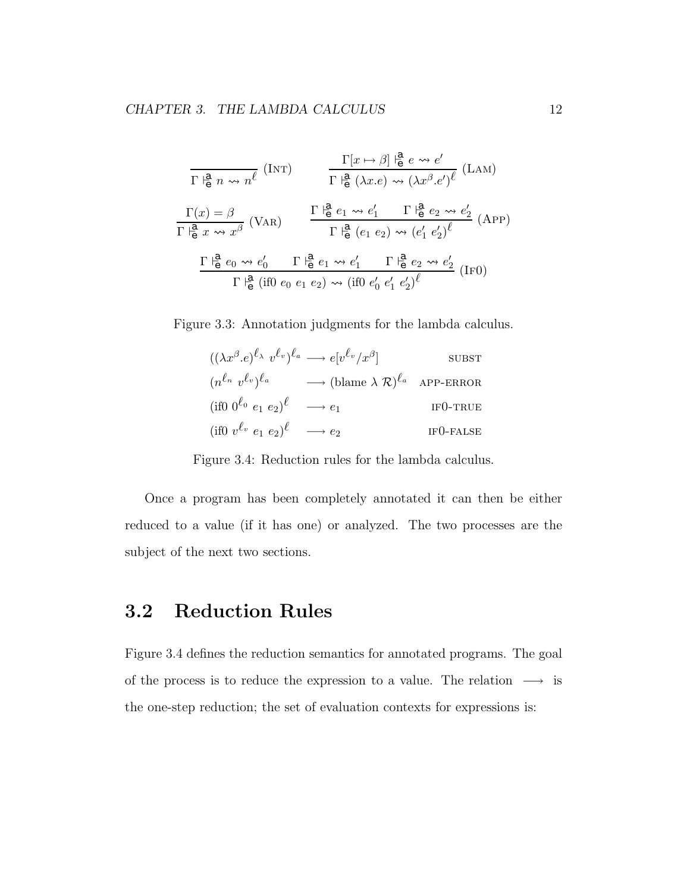$$\frac{}{\Gamma \vdash^{\mathsf{a}}_{\mathsf{e}} n \rightsquigarrow n^{\ell}} \text{ (INT)} \qquad \frac{\Gamma[x \mapsto \beta] \vdash^{\mathsf{a}}_{\mathsf{e}} e \rightsquigarrow e'}{\Gamma \vdash^{\mathsf{a}}_{\mathsf{e}} (\lambda x.e) \rightsquigarrow (\lambda x^{\beta}.e')^{\ell}} \text{ (LAM)}$$

$$\frac{\Gamma(x) = \beta}{\Gamma \vdash^{\mathsf{a}}_{\mathsf{e}} x \rightsquigarrow x^{\beta}} \text{ (VAR)} \qquad \frac{\Gamma \vdash^{\mathsf{a}}_{\mathsf{e}} e_1 \rightsquigarrow e_1' \qquad \Gamma \vdash^{\mathsf{a}}_{\mathsf{e}} e_2 \rightsquigarrow e_2'}{\Gamma \vdash^{\mathsf{a}}_{\mathsf{e}} (e_1\ e_2) \rightsquigarrow (e_1'\ e_2')^{\ell}} \text{ (APP)}$$

$$\frac{\Gamma \vdash^{\mathsf{a}}_{\mathsf{e}} e_0 \rightsquigarrow e_0' \qquad \Gamma \vdash^{\mathsf{a}}_{\mathsf{e}} e_1 \rightsquigarrow e_1' \qquad \Gamma \vdash^{\mathsf{a}}_{\mathsf{e}} e_2 \rightsquigarrow e_2'}{\Gamma \vdash^{\mathsf{a}}_{\mathsf{e}} (\text{if0 } e_0\ e_1\ e_2) \rightsquigarrow (\text{if0 } e_0'\ e_1'\ e_2')^{\ell}} \text{ (IF0)}$$

Figure 3.3: Annotation judgments for the lambda calculus.

$$\begin{array}{lll}
((\lambda x^{\beta}.e)^{\ell_\lambda}\ v^{\ell_v})^{\ell_a} & \longrightarrow e[v^{\ell_v}/x^{\beta}] & \text{SUBST} \\
(n^{\ell_n}\ v^{\ell_v})^{\ell_a} & \longrightarrow (\text{blame } \lambda\ \mathcal{R})^{\ell_a} & \text{APP-ERROR} \\
(\text{if0 } 0^{\ell_0}\ e_1\ e_2)^{\ell} & \longrightarrow e_1 & \text{IF0-TRUE} \\
(\text{if0 } v^{\ell_v}\ e_1\ e_2)^{\ell} & \longrightarrow e_2 & \text{IF0-FALSE}
\end{array}$$

Figure 3.4: Reduction rules for the lambda calculus.

Once a program has been completely annotated it can then be either reduced to a value (if it has one) or analyzed. The two processes are the subject of the next two sections.

## 3.2 Reduction Rules

Figure 3.4 defines the reduction semantics for annotated programs. The goal of the process is to reduce the expression to a value. The relation $\longrightarrow$ is the one-step reduction; the set of evaluation contexts for expressions is: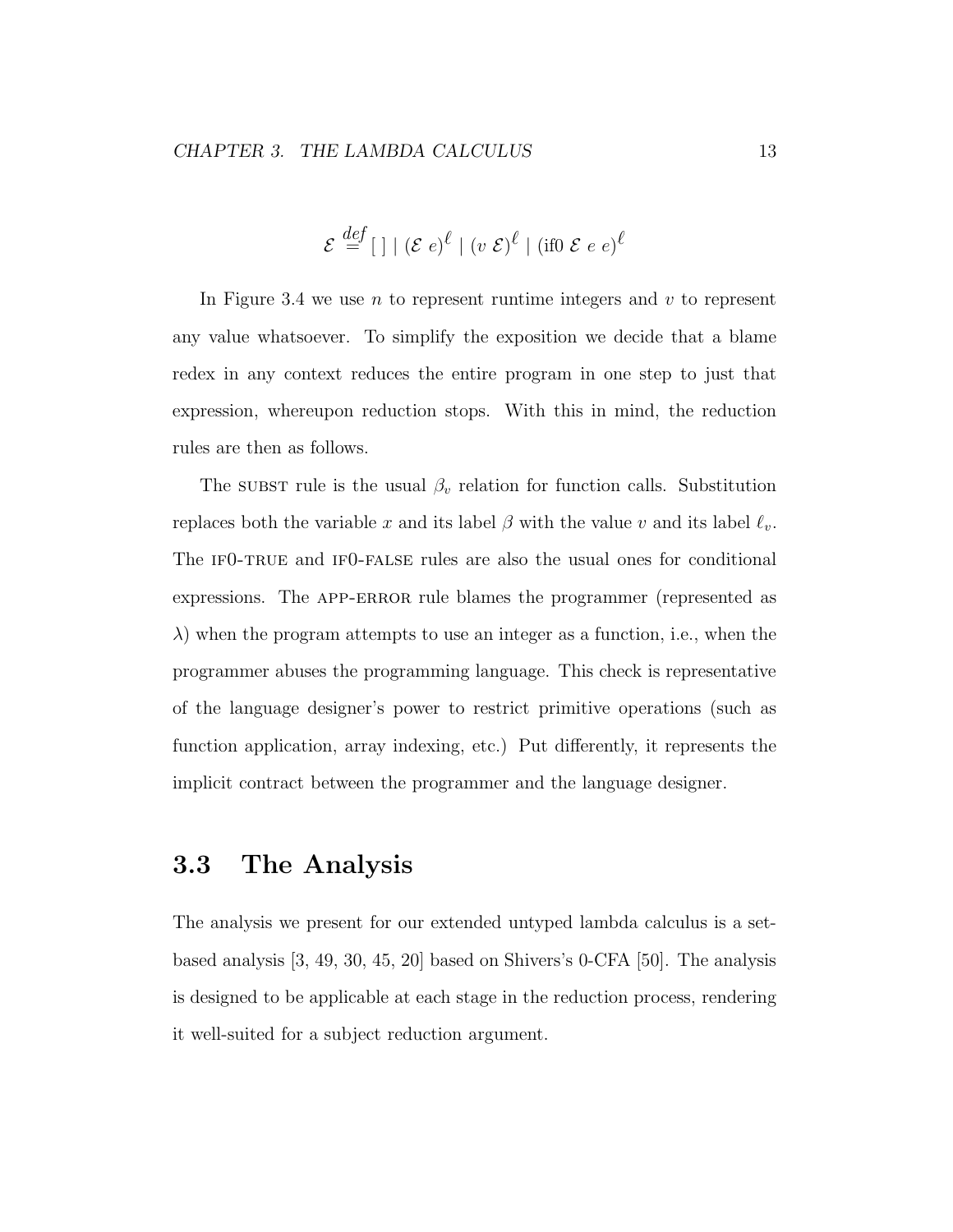$$\mathcal{E} \stackrel{def}{=} [\,] \mid (\mathcal{E}\ e)^{\ell} \mid (v\ \mathcal{E})^{\ell} \mid (\text{if0}\ \mathcal{E}\ e\ e)^{\ell}$$

In Figure 3.4 we use $n$ to represent runtime integers and $v$ to represent any value whatsoever. To simplify the exposition we decide that a blame redex in any context reduces the entire program in one step to just that expression, whereupon reduction stops. With this in mind, the reduction rules are then as follows.

The SUBST rule is the usual $\beta_v$ relation for function calls. Substitution replaces both the variable $x$ and its label $\beta$ with the value $v$ and its label $\ell_v$. The IF0-TRUE and IF0-FALSE rules are also the usual ones for conditional expressions. The APP-ERROR rule blames the programmer (represented as $\lambda$) when the program attempts to use an integer as a function, i.e., when the programmer abuses the programming language. This check is representative of the language designer's power to restrict primitive operations (such as function application, array indexing, etc.) Put differently, it represents the implicit contract between the programmer and the language designer.

## 3.3 The Analysis

The analysis we present for our extended untyped lambda calculus is a set-based analysis [3, 49, 30, 45, 20] based on Shivers's 0-CFA [50]. The analysis is designed to be applicable at each stage in the reduction process, rendering it well-suited for a subject reduction argument.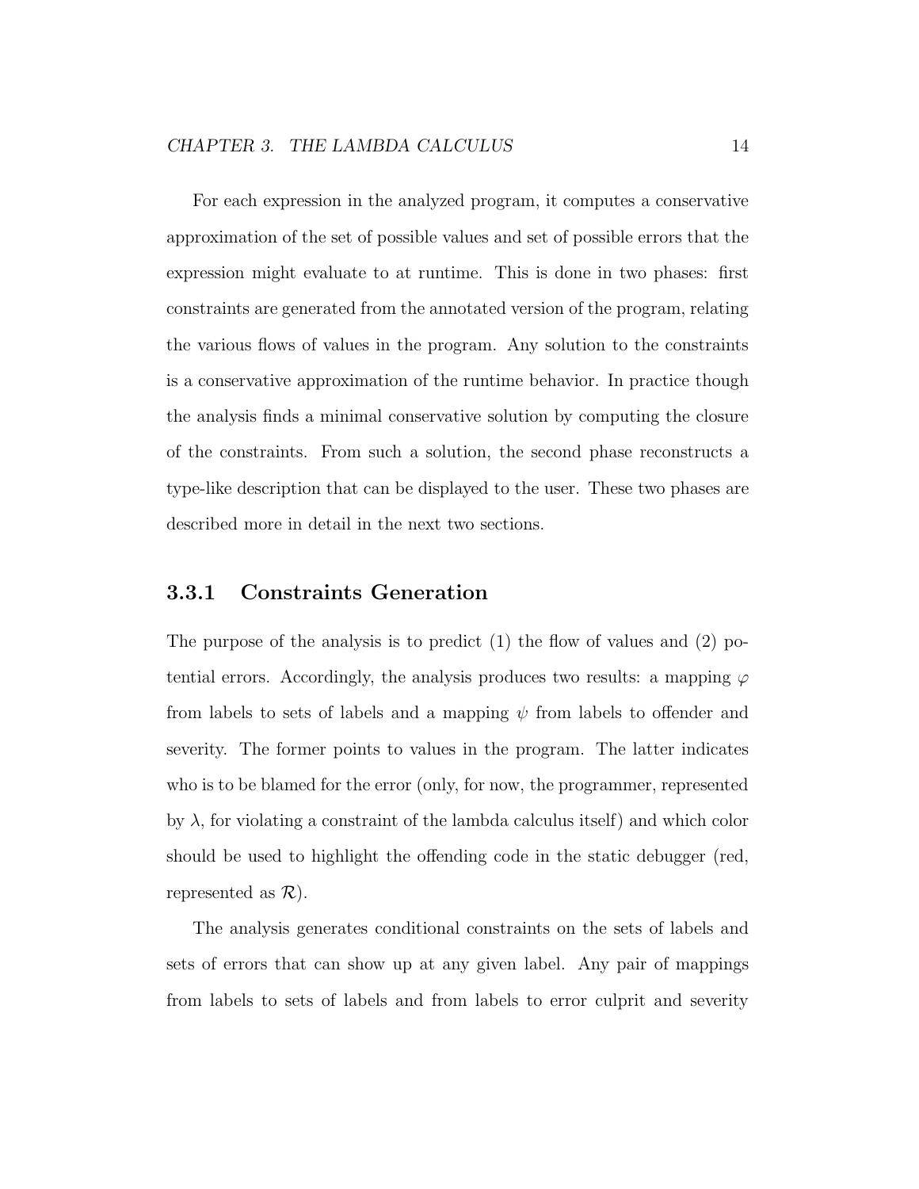For each expression in the analyzed program, it computes a conservative approximation of the set of possible values and set of possible errors that the expression might evaluate to at runtime. This is done in two phases: first constraints are generated from the annotated version of the program, relating the various flows of values in the program. Any solution to the constraints is a conservative approximation of the runtime behavior. In practice though the analysis finds a minimal conservative solution by computing the closure of the constraints. From such a solution, the second phase reconstructs a type-like description that can be displayed to the user. These two phases are described more in detail in the next two sections.

### 3.3.1 Constraints Generation

The purpose of the analysis is to predict (1) the flow of values and (2) potential errors. Accordingly, the analysis produces two results: a mapping $\varphi$ from labels to sets of labels and a mapping $\psi$ from labels to offender and severity. The former points to values in the program. The latter indicates who is to be blamed for the error (only, for now, the programmer, represented by $\lambda$, for violating a constraint of the lambda calculus itself) and which color should be used to highlight the offending code in the static debugger (red, represented as $\mathcal{R}$).

The analysis generates conditional constraints on the sets of labels and sets of errors that can show up at any given label. Any pair of mappings from labels to sets of labels and from labels to error culprit and severity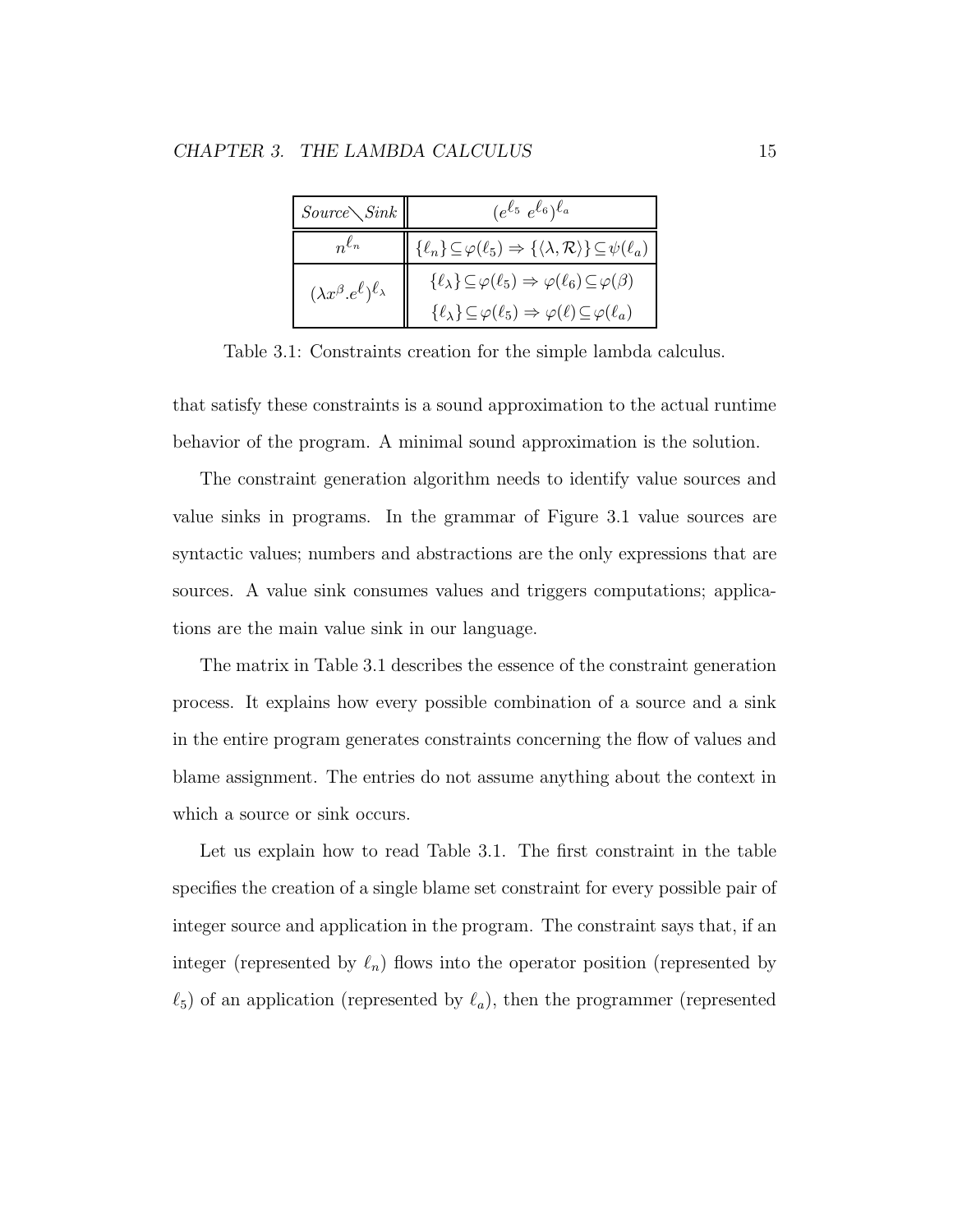| $Source \diagdown Sink$ | $(e^{\ell_5}\ e^{\ell_6})^{\ell_a}$ |
|---|---|
| $n^{\ell_n}$ | $\{\ell_n\} \subseteq \varphi(\ell_5) \Rightarrow \{\langle \lambda, \mathcal{R} \rangle\} \subseteq \psi(\ell_a)$ |
| $(\lambda x^{\beta}.e^{\ell})^{\ell_\lambda}$ | $\{\ell_\lambda\} \subseteq \varphi(\ell_5) \Rightarrow \varphi(\ell_6) \subseteq \varphi(\beta)$<br>$\{\ell_\lambda\} \subseteq \varphi(\ell_5) \Rightarrow \varphi(\ell) \subseteq \varphi(\ell_a)$ |

Table 3.1: Constraints creation for the simple lambda calculus.

that satisfy these constraints is a sound approximation to the actual runtime behavior of the program. A minimal sound approximation is the solution.

The constraint generation algorithm needs to identify value sources and value sinks in programs. In the grammar of Figure 3.1 value sources are syntactic values; numbers and abstractions are the only expressions that are sources. A value sink consumes values and triggers computations; applications are the main value sink in our language.

The matrix in Table 3.1 describes the essence of the constraint generation process. It explains how every possible combination of a source and a sink in the entire program generates constraints concerning the flow of values and blame assignment. The entries do not assume anything about the context in which a source or sink occurs.

Let us explain how to read Table 3.1. The first constraint in the table specifies the creation of a single blame set constraint for every possible pair of integer source and application in the program. The constraint says that, if an integer (represented by $\ell_n$) flows into the operator position (represented by $\ell_5$) of an application (represented by $\ell_a$), then the programmer (represented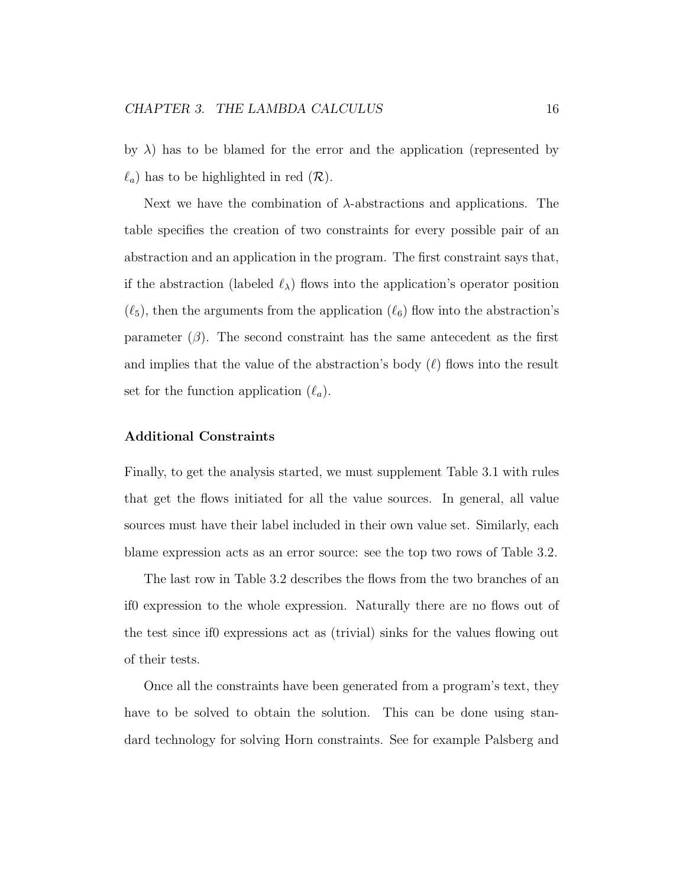by $\lambda$) has to be blamed for the error and the application (represented by $\ell_a$) has to be highlighted in red ($\mathcal{R}$).

Next we have the combination of $\lambda$-abstractions and applications. The table specifies the creation of two constraints for every possible pair of an abstraction and an application in the program. The first constraint says that, if the abstraction (labeled $\ell_\lambda$) flows into the application's operator position ($\ell_5$), then the arguments from the application ($\ell_6$) flow into the abstraction's parameter ($\beta$). The second constraint has the same antecedent as the first and implies that the value of the abstraction's body ($\ell$) flows into the result set for the function application ($\ell_a$).

### Additional Constraints

Finally, to get the analysis started, we must supplement Table 3.1 with rules that get the flows initiated for all the value sources. In general, all value sources must have their label included in their own value set. Similarly, each blame expression acts as an error source: see the top two rows of Table 3.2.

The last row in Table 3.2 describes the flows from the two branches of an if0 expression to the whole expression. Naturally there are no flows out of the test since if0 expressions act as (trivial) sinks for the values flowing out of their tests.

Once all the constraints have been generated from a program's text, they have to be solved to obtain the solution. This can be done using standard technology for solving Horn constraints. See for example Palsberg and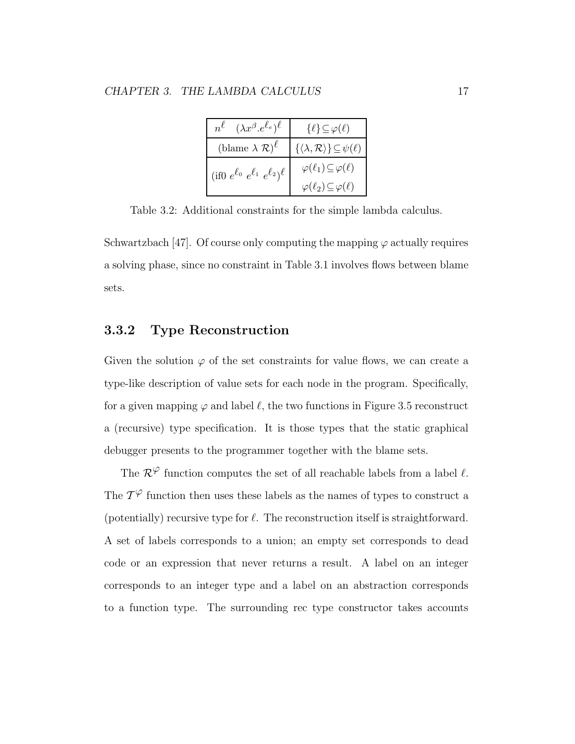| | |
|---|---|
| $n^{\ell} \quad (\lambda x^{\beta}.e^{\ell_e})^{\ell}$ | $\{\ell\} \subseteq \varphi(\ell)$ |
| $(\text{blame } \lambda\ \mathcal{R})^{\ell}$ | $\{\langle \lambda, \mathcal{R} \rangle\} \subseteq \psi(\ell)$ |
| $(\text{if0 } e^{\ell_0}\ e^{\ell_1}\ e^{\ell_2})^{\ell}$ | $\varphi(\ell_1) \subseteq \varphi(\ell)$ <br> $\varphi(\ell_2) \subseteq \varphi(\ell)$ |

Table 3.2: Additional constraints for the simple lambda calculus.

Schwartzbach [47]. Of course only computing the mapping $\varphi$ actually requires a solving phase, since no constraint in Table 3.1 involves flows between blame sets.

### 3.3.2 Type Reconstruction

Given the solution $\varphi$ of the set constraints for value flows, we can create a type-like description of value sets for each node in the program. Specifically, for a given mapping $\varphi$ and label $\ell$, the two functions in Figure 3.5 reconstruct a (recursive) type specification. It is those types that the static graphical debugger presents to the programmer together with the blame sets.

The $\mathcal{R}^{\varphi}$ function computes the set of all reachable labels from a label $\ell$. The $\mathcal{T}^{\varphi}$ function then uses these labels as the names of types to construct a (potentially) recursive type for $\ell$. The reconstruction itself is straightforward. A set of labels corresponds to a union; an empty set corresponds to dead code or an expression that never returns a result. A label on an integer corresponds to an integer type and a label on an abstraction corresponds to a function type. The surrounding rec type constructor takes accounts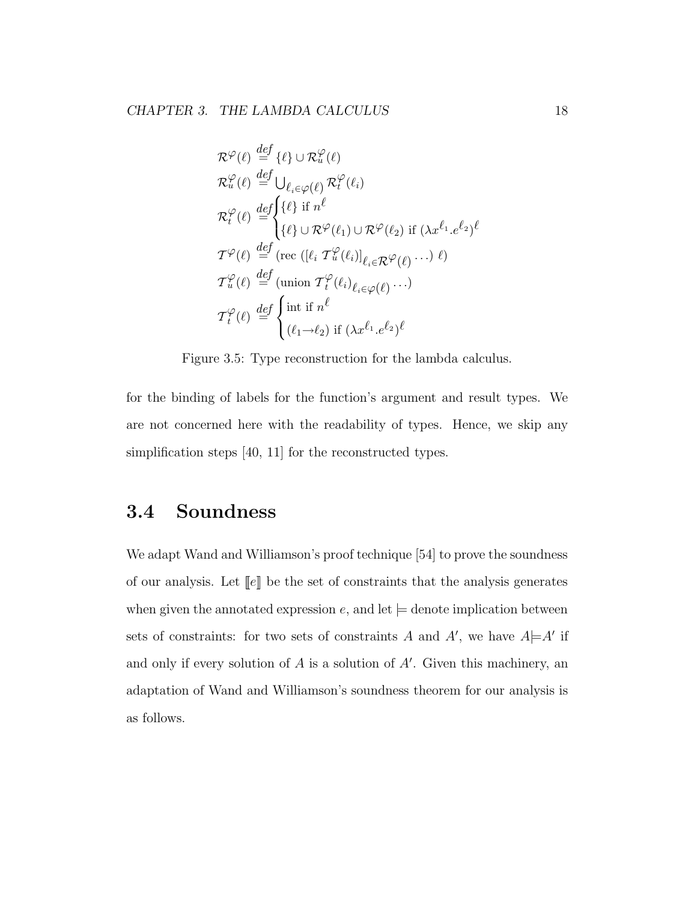$$
\begin{aligned}
\mathcal{R}^{\varphi}(\ell) &\stackrel{def}{=} \{\ell\} \cup \mathcal{R}^{\varphi}_{u}(\ell) \\
\mathcal{R}^{\varphi}_{u}(\ell) &\stackrel{def}{=} \bigcup_{\ell_i \in \varphi(\ell)} \mathcal{R}^{\varphi}_{t}(\ell_i) \\
\mathcal{R}^{\varphi}_{t}(\ell) &\stackrel{def}{=} \begin{cases} \{\ell\} \text{ if } n^{\ell} \\ \{\ell\} \cup \mathcal{R}^{\varphi}(\ell_1) \cup \mathcal{R}^{\varphi}(\ell_2) \text{ if } (\lambda x^{\ell_1}.e^{\ell_2})^{\ell} \end{cases} \\
\mathcal{T}^{\varphi}(\ell) &\stackrel{def}{=} (\text{rec } ([\ell_i \ \mathcal{T}^{\varphi}_{u}(\ell_i)]_{\ell_i \in \mathcal{R}^{\varphi}(\ell)} \cdots) \ \ell) \\
\mathcal{T}^{\varphi}_{u}(\ell) &\stackrel{def}{=} (\text{union } \mathcal{T}^{\varphi}_{t}(\ell_i)_{\ell_i \in \varphi(\ell)} \cdots) \\
\mathcal{T}^{\varphi}_{t}(\ell) &\stackrel{def}{=} \begin{cases} \text{int if } n^{\ell} \\ (\ell_1 \rightarrow \ell_2) \text{ if } (\lambda x^{\ell_1}.e^{\ell_2})^{\ell} \end{cases}
\end{aligned}
$$

Figure 3.5: Type reconstruction for the lambda calculus.

for the binding of labels for the function's argument and result types. We are not concerned here with the readability of types. Hence, we skip any simplification steps [40, 11] for the reconstructed types.

## 3.4 Soundness

We adapt Wand and Williamson's proof technique [54] to prove the soundness of our analysis. Let $[\![e]\!]$ be the set of constraints that the analysis generates when given the annotated expression $e$, and let $\models$ denote implication between sets of constraints: for two sets of constraints $A$ and $A'$, we have $A \models A'$ if and only if every solution of $A$ is a solution of $A'$. Given this machinery, an adaptation of Wand and Williamson's soundness theorem for our analysis is as follows.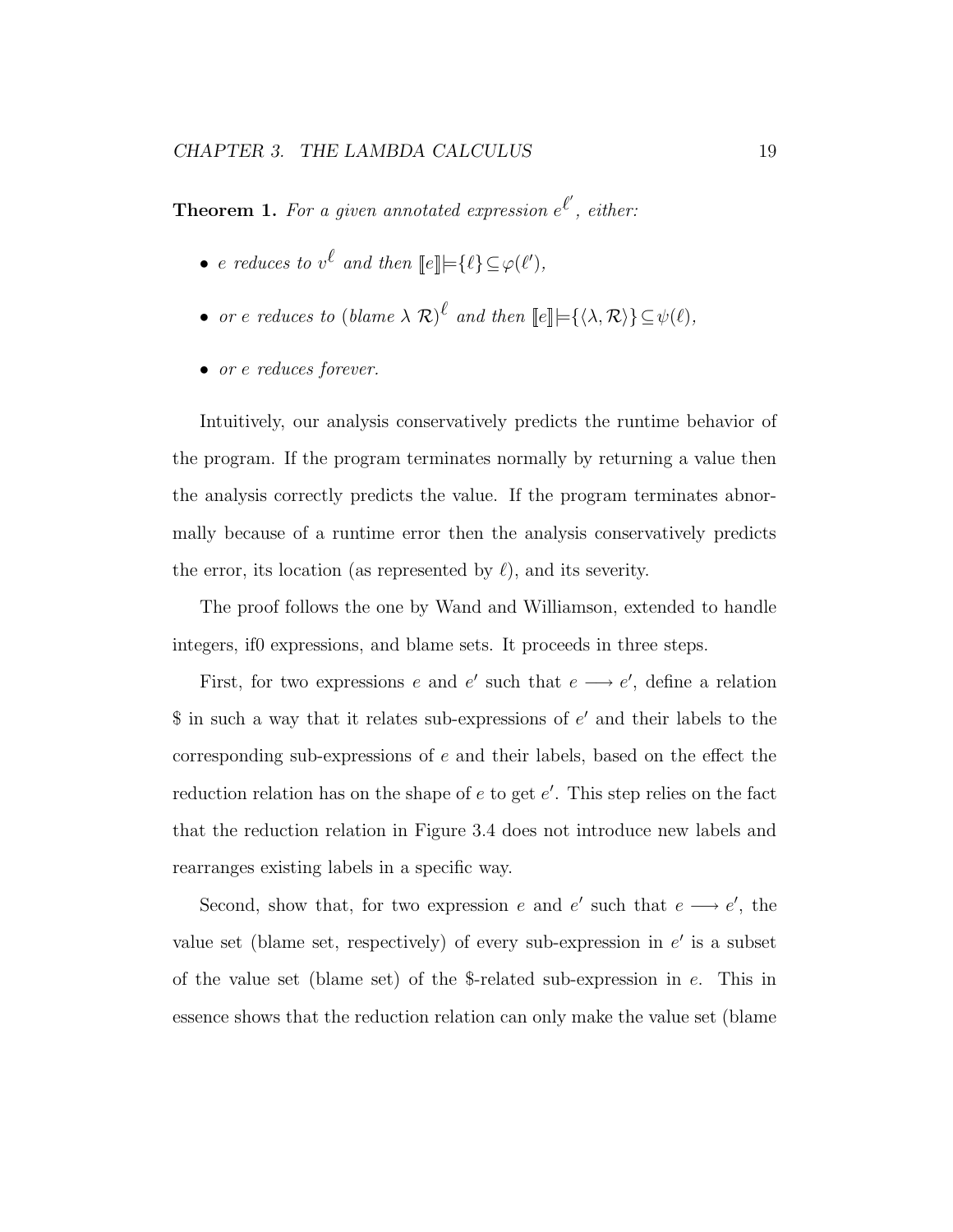**Theorem 1.** *For a given annotated expression $e^{\ell'}$, either:*

- *$e$ reduces to $v^{\ell}$ and then $[\![e]\!] \models \{\ell\} \subseteq \varphi(\ell')$,*
- *or $e$ reduces to $(blame\ \lambda\ \mathcal{R})^{\ell}$ and then $[\![e]\!] \models \{\langle\lambda, \mathcal{R}\rangle\} \subseteq \psi(\ell)$,*
- *or $e$ reduces forever.*

Intuitively, our analysis conservatively predicts the runtime behavior of the program. If the program terminates normally by returning a value then the analysis correctly predicts the value. If the program terminates abnormally because of a runtime error then the analysis conservatively predicts the error, its location (as represented by $\ell$), and its severity.

The proof follows the one by Wand and Williamson, extended to handle integers, if0 expressions, and blame sets. It proceeds in three steps.

First, for two expressions $e$ and $e'$ such that $e \longrightarrow e'$, define a relation \$ in such a way that it relates sub-expressions of $e'$ and their labels to the corresponding sub-expressions of $e$ and their labels, based on the effect the reduction relation has on the shape of $e$ to get $e'$. This step relies on the fact that the reduction relation in Figure 3.4 does not introduce new labels and rearranges existing labels in a specific way.

Second, show that, for two expression $e$ and $e'$ such that $e \longrightarrow e'$, the value set (blame set, respectively) of every sub-expression in $e'$ is a subset of the value set (blame set) of the \$-related sub-expression in $e$. This in essence shows that the reduction relation can only make the value set (blame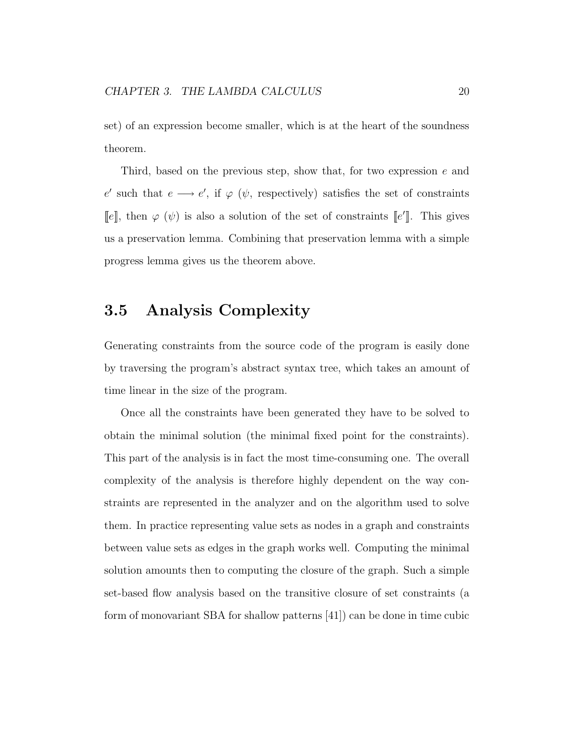set) of an expression become smaller, which is at the heart of the soundness theorem.

Third, based on the previous step, show that, for two expression $e$ and $e'$ such that $e \longrightarrow e'$, if $\varphi$ ($\psi$, respectively) satisfies the set of constraints $[\![e]\!]$, then $\varphi$ ($\psi$) is also a solution of the set of constraints $[\![e']\!]$. This gives us a preservation lemma. Combining that preservation lemma with a simple progress lemma gives us the theorem above.

## 3.5 Analysis Complexity

Generating constraints from the source code of the program is easily done by traversing the program's abstract syntax tree, which takes an amount of time linear in the size of the program.

Once all the constraints have been generated they have to be solved to obtain the minimal solution (the minimal fixed point for the constraints). This part of the analysis is in fact the most time-consuming one. The overall complexity of the analysis is therefore highly dependent on the way constraints are represented in the analyzer and on the algorithm used to solve them. In practice representing value sets as nodes in a graph and constraints between value sets as edges in the graph works well. Computing the minimal solution amounts then to computing the closure of the graph. Such a simple set-based flow analysis based on the transitive closure of set constraints (a form of monovariant SBA for shallow patterns [41]) can be done in time cubic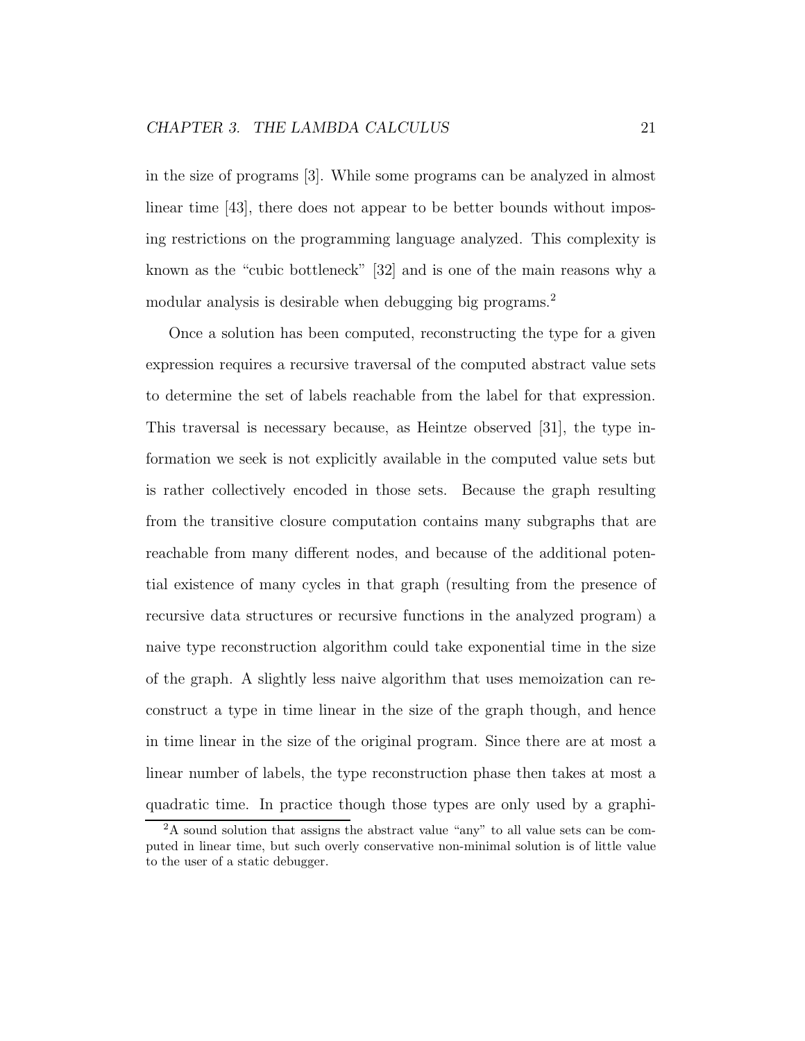in the size of programs [3]. While some programs can be analyzed in almost linear time [43], there does not appear to be better bounds without imposing restrictions on the programming language analyzed. This complexity is known as the "cubic bottleneck" [32] and is one of the main reasons why a modular analysis is desirable when debugging big programs.[2]

Once a solution has been computed, reconstructing the type for a given expression requires a recursive traversal of the computed abstract value sets to determine the set of labels reachable from the label for that expression. This traversal is necessary because, as Heintze observed [31], the type information we seek is not explicitly available in the computed value sets but is rather collectively encoded in those sets. Because the graph resulting from the transitive closure computation contains many subgraphs that are reachable from many different nodes, and because of the additional potential existence of many cycles in that graph (resulting from the presence of recursive data structures or recursive functions in the analyzed program) a naive type reconstruction algorithm could take exponential time in the size of the graph. A slightly less naive algorithm that uses memoization can reconstruct a type in time linear in the size of the graph though, and hence in time linear in the size of the original program. Since there are at most a linear number of labels, the type reconstruction phase then takes at most a quadratic time. In practice though those types are only used by a graphi-

[2] A sound solution that assigns the abstract value "any" to all value sets can be computed in linear time, but such overly conservative non-minimal solution is of little value to the user of a static debugger.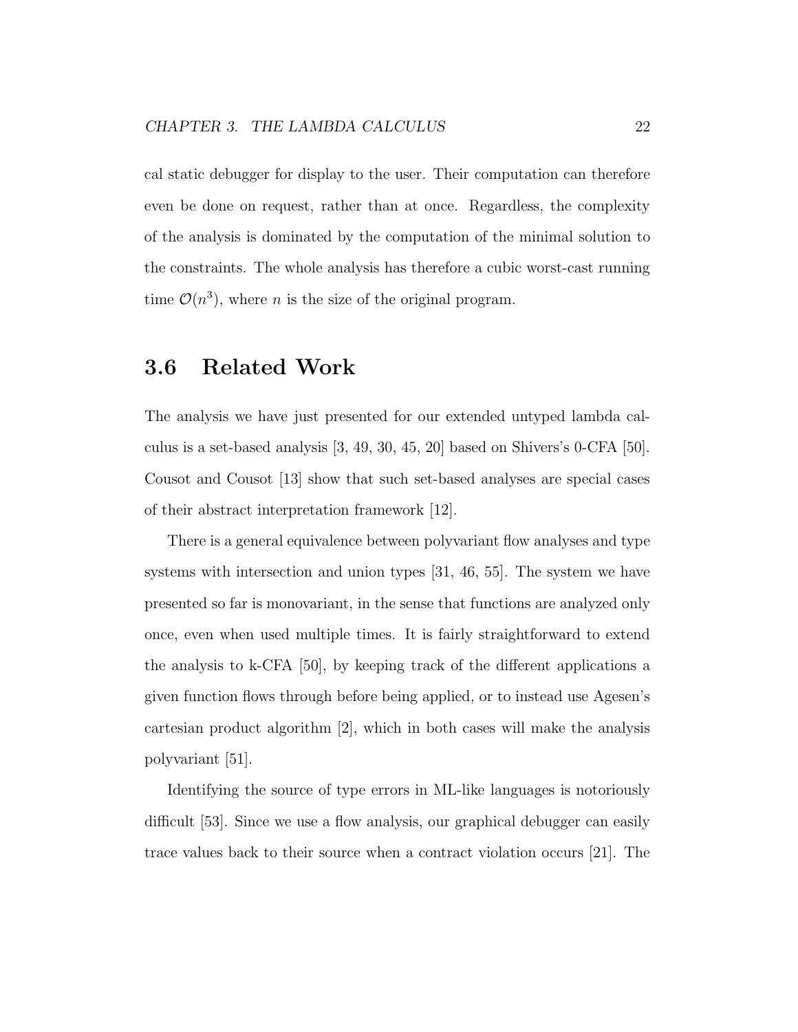cal static debugger for display to the user. Their computation can therefore even be done on request, rather than at once. Regardless, the complexity of the analysis is dominated by the computation of the minimal solution to the constraints. The whole analysis has therefore a cubic worst-cast running time $\mathcal{O}(n^3)$, where $n$ is the size of the original program.

## 3.6 Related Work

The analysis we have just presented for our extended untyped lambda calculus is a set-based analysis [3, 49, 30, 45, 20] based on Shivers's 0-CFA [50]. Cousot and Cousot [13] show that such set-based analyses are special cases of their abstract interpretation framework [12].

There is a general equivalence between polyvariant flow analyses and type systems with intersection and union types [31, 46, 55]. The system we have presented so far is monovariant, in the sense that functions are analyzed only once, even when used multiple times. It is fairly straightforward to extend the analysis to k-CFA [50], by keeping track of the different applications a given function flows through before being applied, or to instead use Agesen's cartesian product algorithm [2], which in both cases will make the analysis polyvariant [51].

Identifying the source of type errors in ML-like languages is notoriously difficult [53]. Since we use a flow analysis, our graphical debugger can easily trace values back to their source when a contract violation occurs [21]. The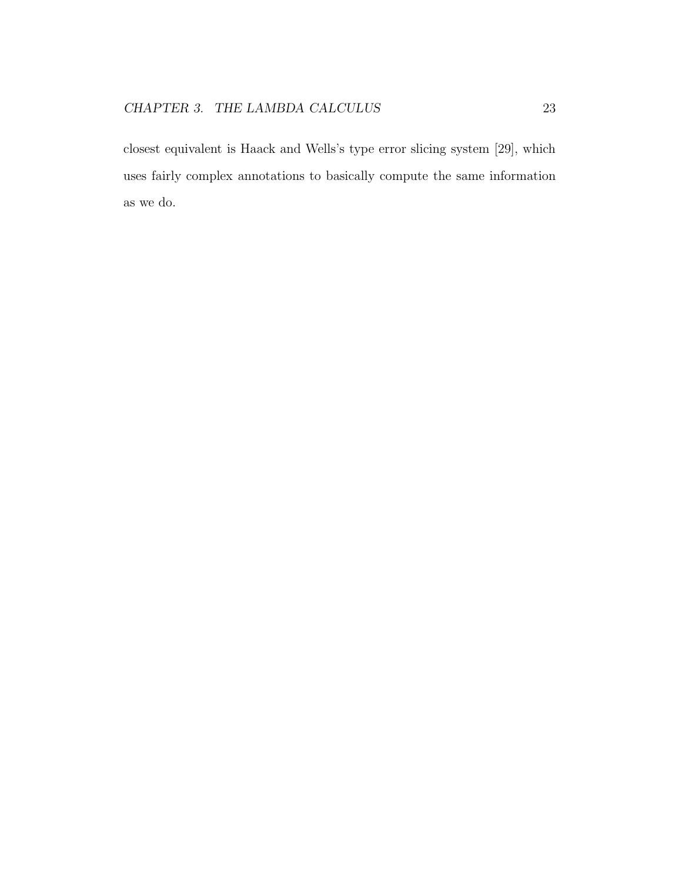closest equivalent is Haack and Wells's type error slicing system [29], which uses fairly complex annotations to basically compute the same information as we do.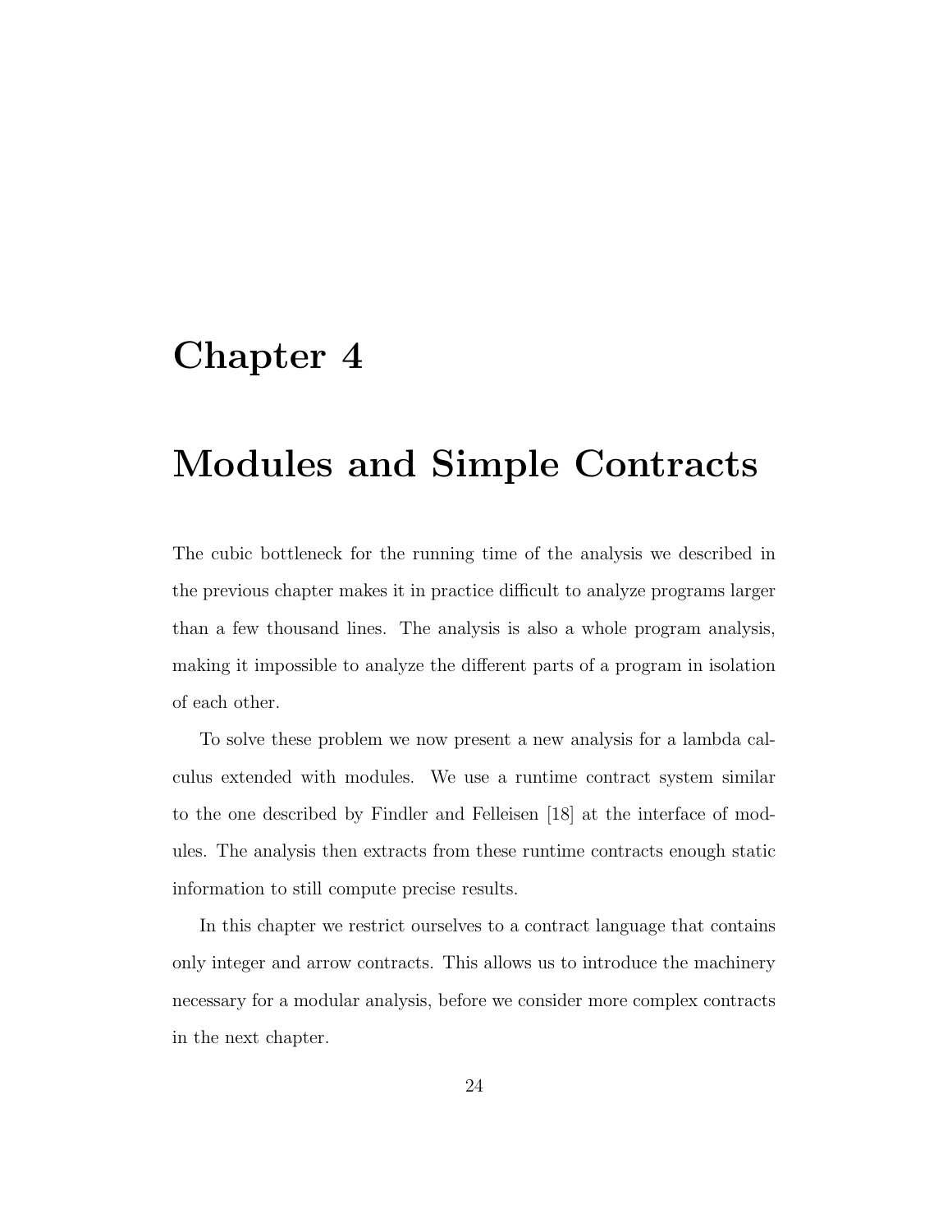# Chapter 4

# Modules and Simple Contracts

The cubic bottleneck for the running time of the analysis we described in the previous chapter makes it in practice difficult to analyze programs larger than a few thousand lines. The analysis is also a whole program analysis, making it impossible to analyze the different parts of a program in isolation of each other.

To solve these problem we now present a new analysis for a lambda calculus extended with modules. We use a runtime contract system similar to the one described by Findler and Felleisen [18] at the interface of modules. The analysis then extracts from these runtime contracts enough static information to still compute precise results.

In this chapter we restrict ourselves to a contract language that contains only integer and arrow contracts. This allows us to introduce the machinery necessary for a modular analysis, before we consider more complex contracts in the next chapter.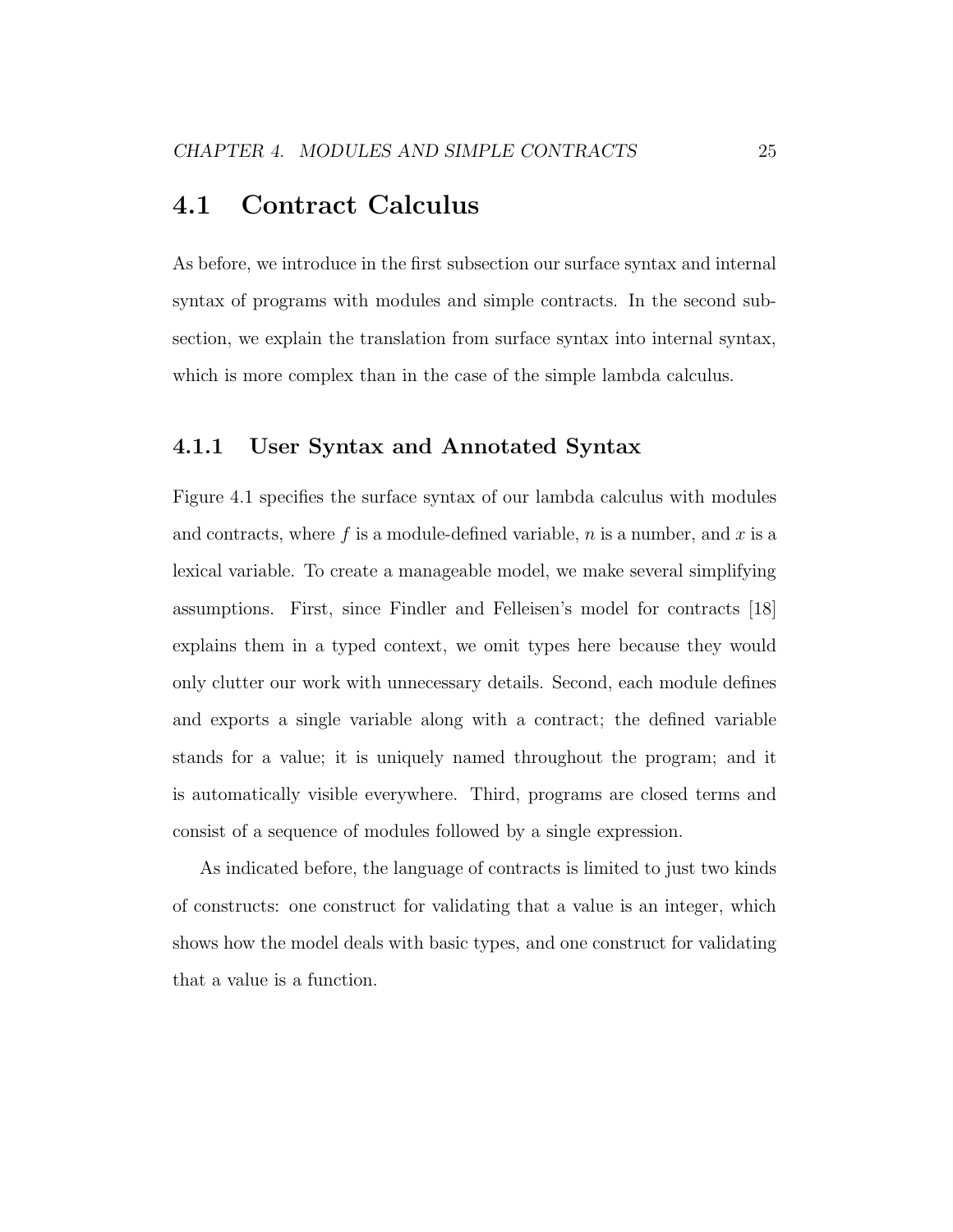## 4.1 Contract Calculus

As before, we introduce in the first subsection our surface syntax and internal syntax of programs with modules and simple contracts. In the second subsection, we explain the translation from surface syntax into internal syntax, which is more complex than in the case of the simple lambda calculus.

### 4.1.1 User Syntax and Annotated Syntax

Figure 4.1 specifies the surface syntax of our lambda calculus with modules and contracts, where $f$ is a module-defined variable, $n$ is a number, and $x$ is a lexical variable. To create a manageable model, we make several simplifying assumptions. First, since Findler and Felleisen's model for contracts [18] explains them in a typed context, we omit types here because they would only clutter our work with unnecessary details. Second, each module defines and exports a single variable along with a contract; the defined variable stands for a value; it is uniquely named throughout the program; and it is automatically visible everywhere. Third, programs are closed terms and consist of a sequence of modules followed by a single expression.

As indicated before, the language of contracts is limited to just two kinds of constructs: one construct for validating that a value is an integer, which shows how the model deals with basic types, and one construct for validating that a value is a function.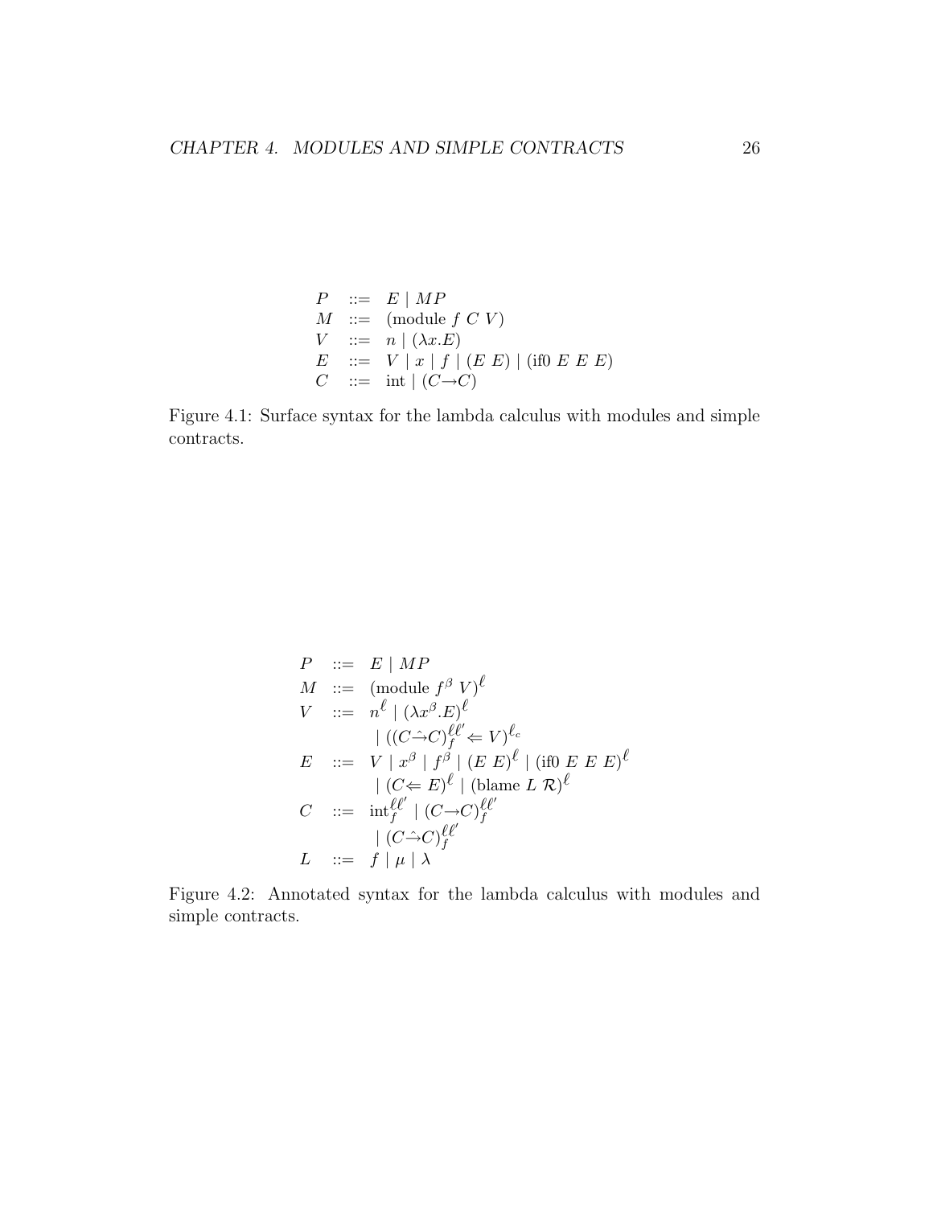$$
\begin{array}{lcl}
P & ::= & E \mid M P \\
M & ::= & (\text{module } f \ C \ V) \\
V & ::= & n \mid (\lambda x.E) \\
E & ::= & V \mid x \mid f \mid (E \ E) \mid (\text{if0 } E \ E \ E) \\
C & ::= & \text{int} \mid (C \rightarrow C)
\end{array}
$$

Figure 4.1: Surface syntax for the lambda calculus with modules and simple contracts.

$$
\begin{array}{lcl}
P & ::= & E \mid M P \\
M & ::= & (\text{module } f^{\beta} \ V)^{\ell} \\
V & ::= & n^{\ell} \mid (\lambda x^{\beta}.E)^{\ell} \\
 & & \mid ((C \hat{\rightarrow} C)^{\ell \ell'}_{f} \Leftarrow V)^{\ell_c} \\
E & ::= & V \mid x^{\beta} \mid f^{\beta} \mid (E \ E)^{\ell} \mid (\text{if0 } E \ E \ E)^{\ell} \\
 & & \mid (C \Leftarrow E)^{\ell} \mid (\text{blame } L \ \mathcal{R})^{\ell} \\
C & ::= & \text{int}^{\ell \ell'}_{f} \mid (C \rightarrow C)^{\ell \ell'}_{f} \\
 & & \mid (C \hat{\rightarrow} C)^{\ell \ell'}_{f} \\
L & ::= & f \mid \mu \mid \lambda
\end{array}
$$

Figure 4.2: Annotated syntax for the lambda calculus with modules and simple contracts.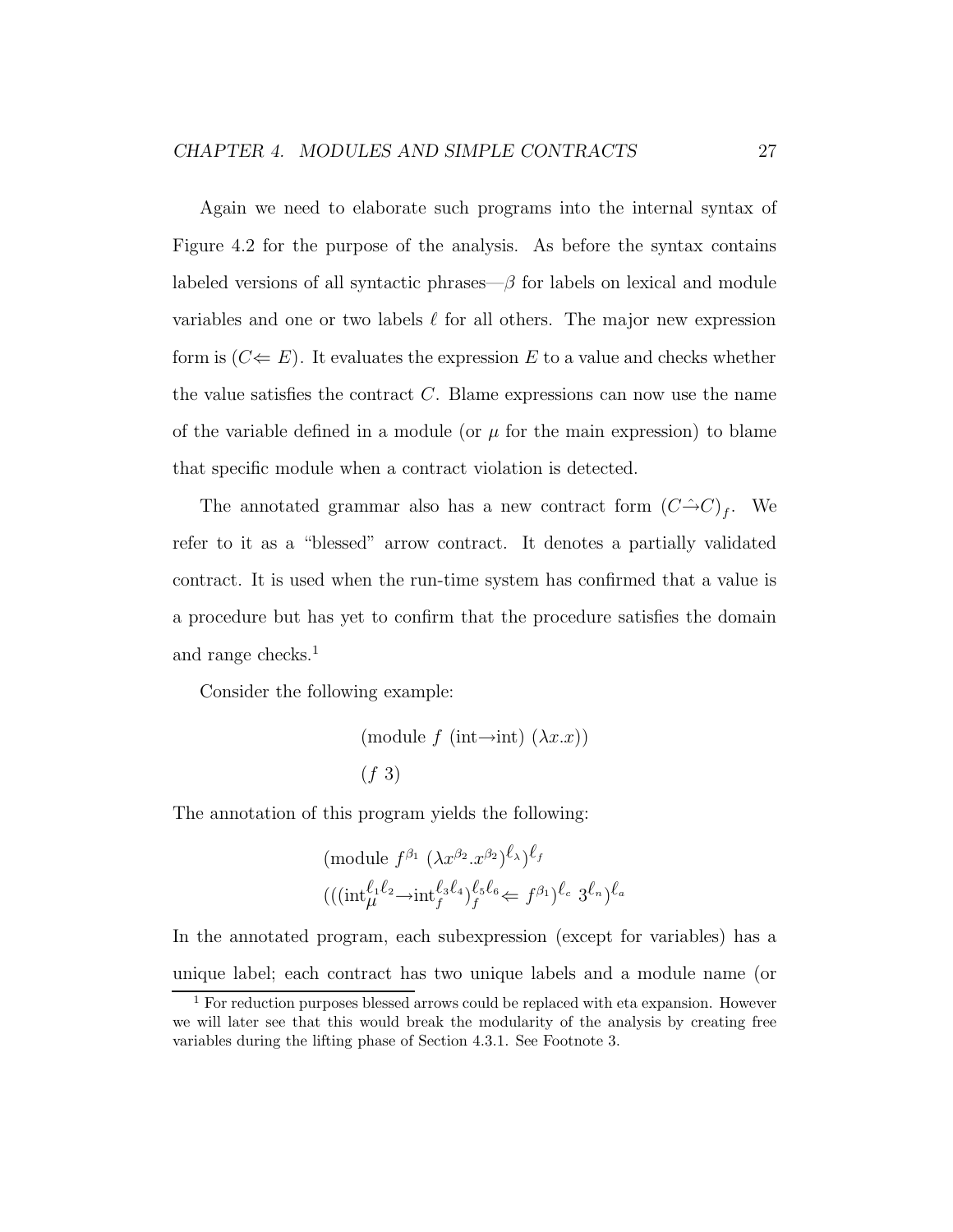Again we need to elaborate such programs into the internal syntax of Figure 4.2 for the purpose of the analysis. As before the syntax contains labeled versions of all syntactic phrases—$\beta$ for labels on lexical and module variables and one or two labels $\ell$ for all others. The major new expression form is $(C \Leftarrow E)$. It evaluates the expression $E$ to a value and checks whether the value satisfies the contract $C$. Blame expressions can now use the name of the variable defined in a module (or $\mu$ for the main expression) to blame that specific module when a contract violation is detected.

The annotated grammar also has a new contract form $(C \hat{\rightarrow} C)_f$. We refer to it as a "blessed" arrow contract. It denotes a partially validated contract. It is used when the run-time system has confirmed that a value is a procedure but has yet to confirm that the procedure satisfies the domain and range checks.[1]

Consider the following example:

$$
\begin{array}{l}
(\text{module } f \ (\text{int}{\rightarrow}\text{int}) \ (\lambda x.x)) \\
(f \ 3)
\end{array}
$$

The annotation of this program yields the following:

$$
\begin{array}{l}
(\text{module } f^{\beta_1} \ (\lambda x^{\beta_2}.x^{\beta_2})^{\ell_\lambda})^{\ell_f} \\
(((\text{int}_\mu^{\ell_1\ell_2}{\rightarrow}\text{int}_f^{\ell_3\ell_4})_f^{\ell_5\ell_6} \Leftarrow f^{\beta_1})^{\ell_c} \ 3^{\ell_n})^{\ell_a}
\end{array}
$$

In the annotated program, each subexpression (except for variables) has a unique label; each contract has two unique labels and a module name (or

[1] For reduction purposes blessed arrows could be replaced with eta expansion. However we will later see that this would break the modularity of the analysis by creating free variables during the lifting phase of Section 4.3.1. See Footnote 3.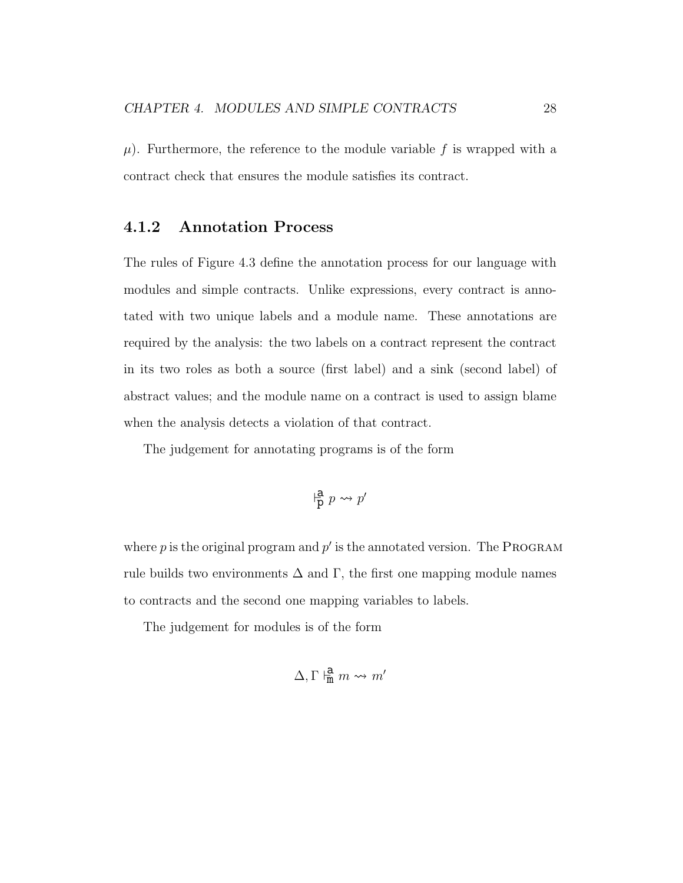$\mu$). Furthermore, the reference to the module variable $f$ is wrapped with a contract check that ensures the module satisfies its contract.

### 4.1.2 Annotation Process

The rules of Figure 4.3 define the annotation process for our language with modules and simple contracts. Unlike expressions, every contract is annotated with two unique labels and a module name. These annotations are required by the analysis: the two labels on a contract represent the contract in its two roles as both a source (first label) and a sink (second label) of abstract values; and the module name on a contract is used to assign blame when the analysis detects a violation of that contract.

The judgement for annotating programs is of the form

$$\vdash^{\mathtt{a}}_{\mathtt{p}} p \rightsquigarrow p'$$

where $p$ is the original program and $p'$ is the annotated version. The PROGRAM rule builds two environments $\Delta$ and $\Gamma$, the first one mapping module names to contracts and the second one mapping variables to labels.

The judgement for modules is of the form

$$\Delta, \Gamma \vdash^{\mathtt{a}}_{\mathtt{m}} m \rightsquigarrow m'$$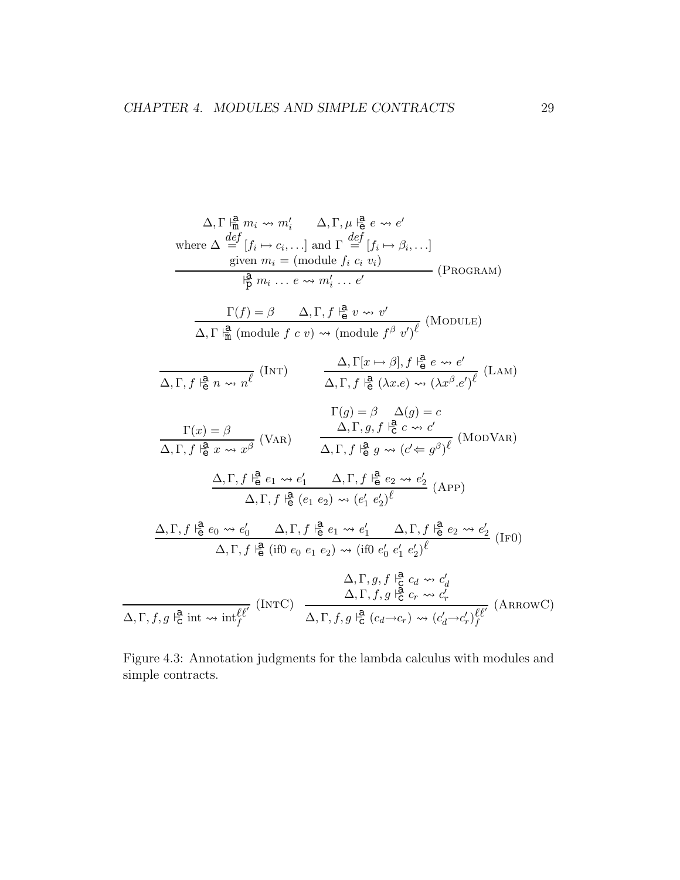$$\frac{\Delta, \Gamma \vdash^{\mathsf{a}}_{\mathtt{m}} m_i \rightsquigarrow m_i' \qquad \Delta, \Gamma, \mu \vdash^{\mathsf{a}}_{\mathsf{e}} e \rightsquigarrow e' \quad \text{where } \Delta \stackrel{def}{=} [f_i \mapsto c_i, \ldots] \text{ and } \Gamma \stackrel{def}{=} [f_i \mapsto \beta_i, \ldots] \quad \text{given } m_i = (\text{module } f_i\ c_i\ v_i)}{\vdash^{\mathsf{a}}_{\mathsf{p}} m_i \ldots e \rightsquigarrow m_i' \ldots e'} \text{ (Program)}$$

$$\frac{\Gamma(f) = \beta \qquad \Delta, \Gamma, f \vdash^{\mathsf{a}}_{\mathsf{e}} v \rightsquigarrow v'}{\Delta, \Gamma \vdash^{\mathsf{a}}_{\mathtt{m}} (\text{module } f\ c\ v) \rightsquigarrow (\text{module } f^{\beta}\ v')^{\ell}} \text{ (Module)}$$

$$\frac{}{\Delta, \Gamma, f \vdash^{\mathsf{a}}_{\mathsf{e}} n \rightsquigarrow n^{\ell}} \text{ (Int)} \qquad \frac{\Delta, \Gamma[x \mapsto \beta], f \vdash^{\mathsf{a}}_{\mathsf{e}} e \rightsquigarrow e'}{\Delta, \Gamma, f \vdash^{\mathsf{a}}_{\mathsf{e}} (\lambda x.e) \rightsquigarrow (\lambda x^{\beta}.e')^{\ell}} \text{ (Lam)}$$

$$\frac{\Gamma(x) = \beta}{\Delta, \Gamma, f \vdash^{\mathsf{a}}_{\mathsf{e}} x \rightsquigarrow x^{\beta}} \text{ (Var)} \qquad \frac{\Gamma(g) = \beta \quad \Delta(g) = c \quad \Delta, \Gamma, g, f \vdash^{\mathsf{a}}_{\mathsf{c}} c \rightsquigarrow c'}{\Delta, \Gamma, f \vdash^{\mathsf{a}}_{\mathsf{e}} g \rightsquigarrow (c' \Leftarrow g^{\beta})^{\ell}} \text{ (ModVar)}$$

$$\frac{\Delta, \Gamma, f \vdash^{\mathsf{a}}_{\mathsf{e}} e_1 \rightsquigarrow e_1' \qquad \Delta, \Gamma, f \vdash^{\mathsf{a}}_{\mathsf{e}} e_2 \rightsquigarrow e_2'}{\Delta, \Gamma, f \vdash^{\mathsf{a}}_{\mathsf{e}} (e_1\ e_2) \rightsquigarrow (e_1'\ e_2')^{\ell}} \text{ (App)}$$

$$\frac{\Delta, \Gamma, f \vdash^{\mathsf{a}}_{\mathsf{e}} e_0 \rightsquigarrow e_0' \qquad \Delta, \Gamma, f \vdash^{\mathsf{a}}_{\mathsf{e}} e_1 \rightsquigarrow e_1' \qquad \Delta, \Gamma, f \vdash^{\mathsf{a}}_{\mathsf{e}} e_2 \rightsquigarrow e_2'}{\Delta, \Gamma, f \vdash^{\mathsf{a}}_{\mathsf{e}} (\text{if0}\ e_0\ e_1\ e_2) \rightsquigarrow (\text{if0}\ e_0'\ e_1'\ e_2')^{\ell}} \text{ (If0)}$$

$$\frac{}{\Delta, \Gamma, f, g \vdash^{\mathsf{a}}_{\mathsf{c}} \text{int} \rightsquigarrow \text{int}_f^{\ell\ell'}} \text{ (IntC)} \qquad \frac{\Delta, \Gamma, g, f \vdash^{\mathsf{a}}_{\mathsf{c}} c_d \rightsquigarrow c_d' \quad \Delta, \Gamma, f, g \vdash^{\mathsf{a}}_{\mathsf{c}} c_r \rightsquigarrow c_r'}{\Delta, \Gamma, f, g \vdash^{\mathsf{a}}_{\mathsf{c}} (c_d \rightarrow c_r) \rightsquigarrow (c_d' \rightarrow c_r')_f^{\ell\ell'}} \text{ (ArrowC)}$$

Figure 4.3: Annotation judgments for the lambda calculus with modules and simple contracts.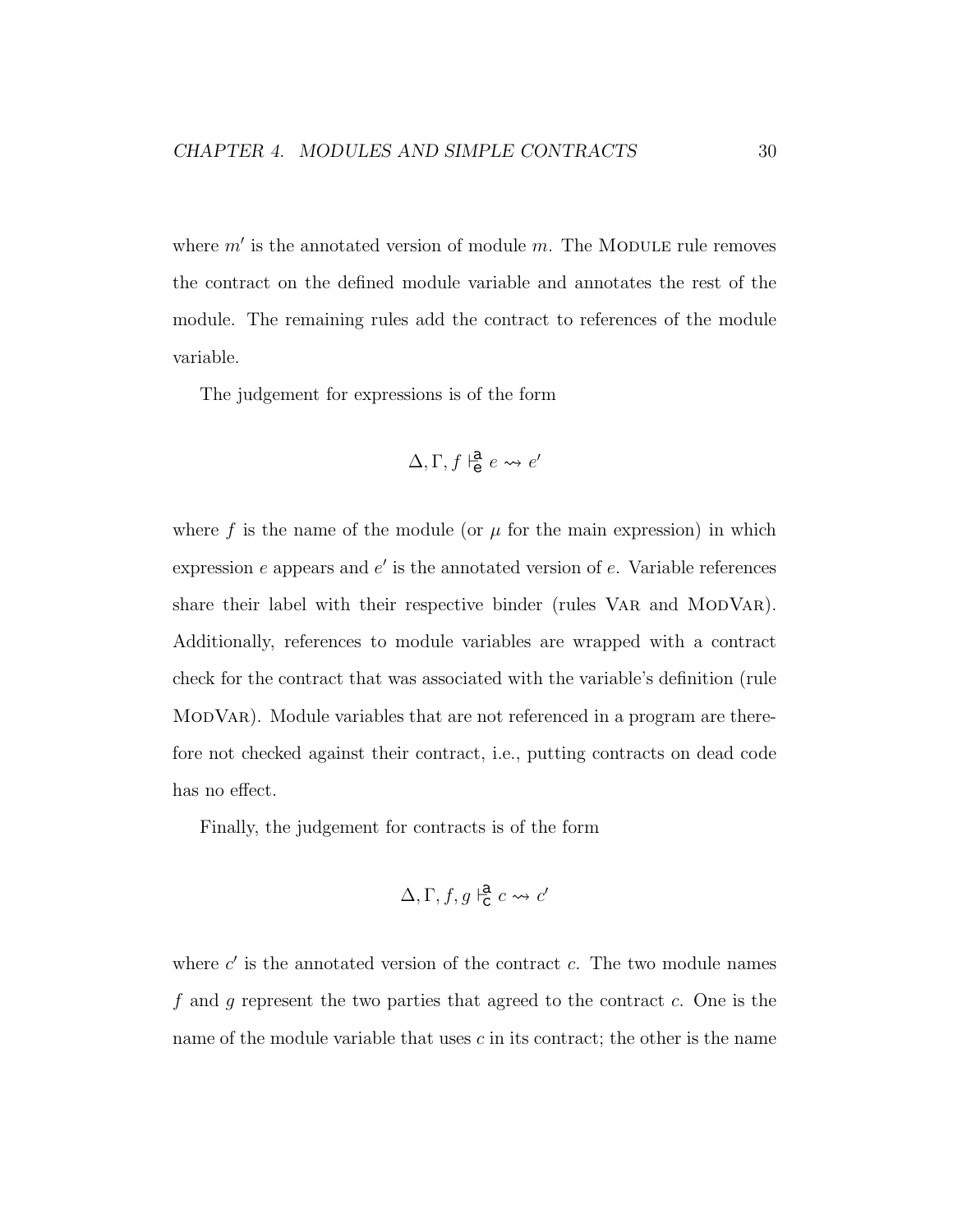where $m'$ is the annotated version of module $m$. The MODULE rule removes the contract on the defined module variable and annotates the rest of the module. The remaining rules add the contract to references of the module variable.

The judgement for expressions is of the form

$$\Delta, \Gamma, f \vdash^{\mathsf{a}}_{\mathsf{e}} e \rightsquigarrow e'$$

where $f$ is the name of the module (or $\mu$ for the main expression) in which expression $e$ appears and $e'$ is the annotated version of $e$. Variable references share their label with their respective binder (rules VAR and MODVAR). Additionally, references to module variables are wrapped with a contract check for the contract that was associated with the variable's definition (rule MODVAR). Module variables that are not referenced in a program are therefore not checked against their contract, i.e., putting contracts on dead code has no effect.

Finally, the judgement for contracts is of the form

$$\Delta, \Gamma, f, g \vdash^{\mathsf{a}}_{\mathsf{c}} c \rightsquigarrow c'$$

where $c'$ is the annotated version of the contract $c$. The two module names $f$ and $g$ represent the two parties that agreed to the contract $c$. One is the name of the module variable that uses $c$ in its contract; the other is the name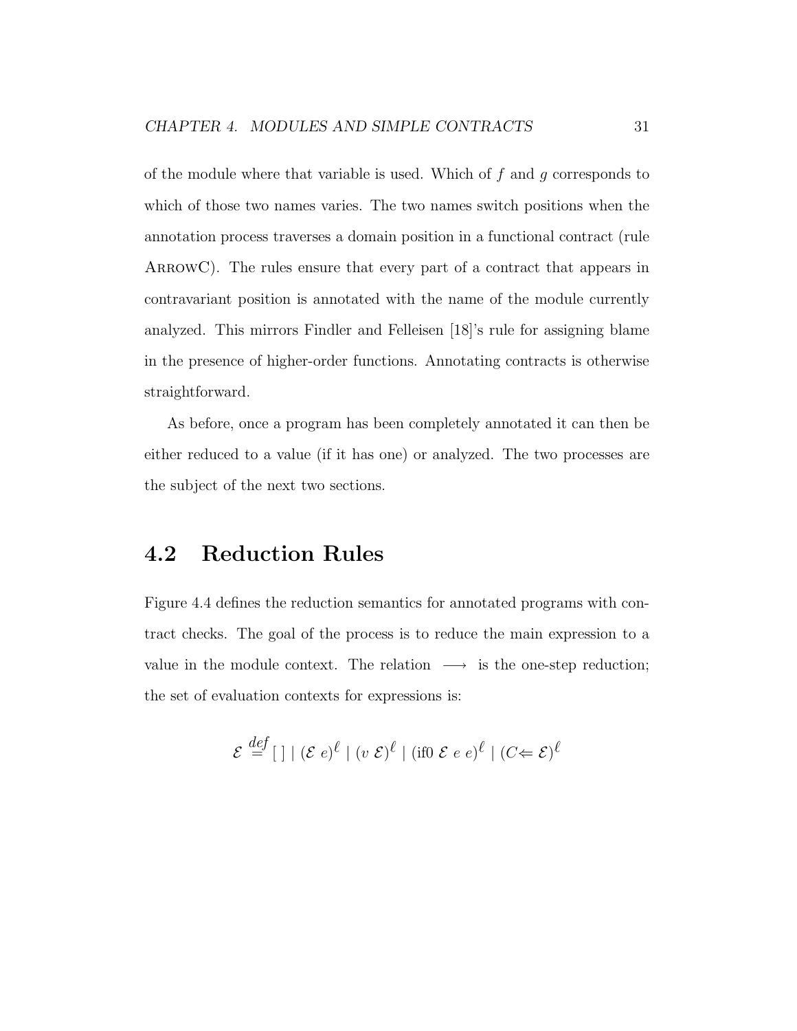of the module where that variable is used. Which of $f$ and $g$ corresponds to which of those two names varies. The two names switch positions when the annotation process traverses a domain position in a functional contract (rule ArrowC). The rules ensure that every part of a contract that appears in contravariant position is annotated with the name of the module currently analyzed. This mirrors Findler and Felleisen [18]'s rule for assigning blame in the presence of higher-order functions. Annotating contracts is otherwise straightforward.

As before, once a program has been completely annotated it can then be either reduced to a value (if it has one) or analyzed. The two processes are the subject of the next two sections.

## 4.2 Reduction Rules

Figure 4.4 defines the reduction semantics for annotated programs with contract checks. The goal of the process is to reduce the main expression to a value in the module context. The relation $\longrightarrow$ is the one-step reduction; the set of evaluation contexts for expressions is:

$$\mathcal{E} \stackrel{def}{=} [\,] \mid (\mathcal{E}\ e)^{\ell} \mid (v\ \mathcal{E})^{\ell} \mid (\text{if0}\ \mathcal{E}\ e\ e)^{\ell} \mid (C \Leftarrow \mathcal{E})^{\ell}$$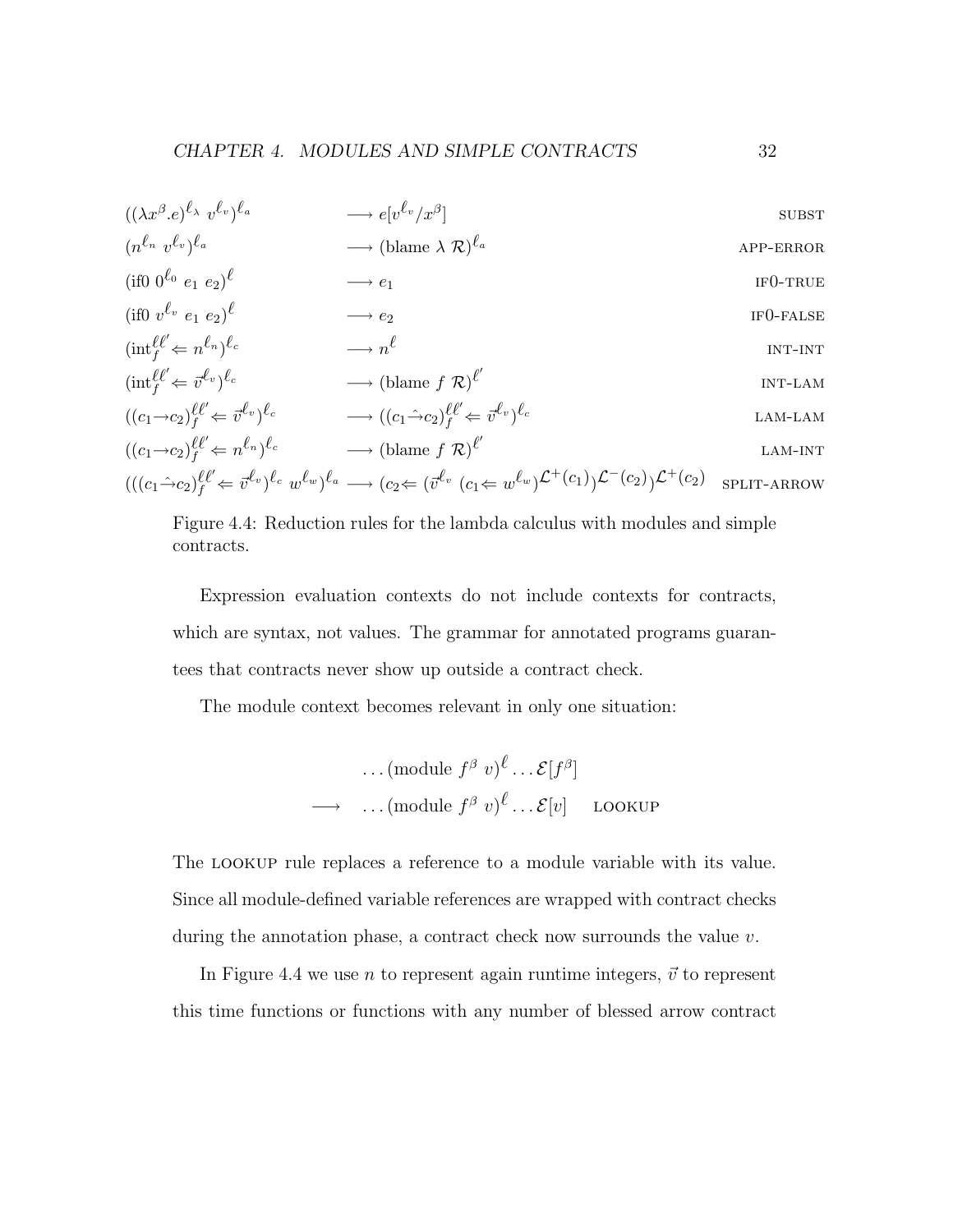$$
\begin{array}{lll}
((\lambda x^{\beta}.e)^{\ell_\lambda}\ v^{\ell_v})^{\ell_a} & \longrightarrow e[v^{\ell_v}/x^{\beta}] & \textsc{subst} \\
(n^{\ell_n}\ v^{\ell_v})^{\ell_a} & \longrightarrow (\text{blame}\ \lambda\ \mathcal{R})^{\ell_a} & \textsc{app-error} \\
(\text{if0}\ 0^{\ell_0}\ e_1\ e_2)^{\ell} & \longrightarrow e_1 & \textsc{if0-true} \\
(\text{if0}\ v^{\ell_v}\ e_1\ e_2)^{\ell} & \longrightarrow e_2 & \textsc{if0-false} \\
(\text{int}_f^{\ell\ell'} \Leftarrow n^{\ell_n})^{\ell_c} & \longrightarrow n^{\ell} & \textsc{int-int} \\
(\text{int}_f^{\ell\ell'} \Leftarrow \vec{v}^{\ell_v})^{\ell_c} & \longrightarrow (\text{blame}\ f\ \mathcal{R})^{\ell'} & \textsc{int-lam} \\
((c_1 \rightarrow c_2)_f^{\ell\ell'} \Leftarrow \vec{v}^{\ell_v})^{\ell_c} & \longrightarrow ((c_1 \hat{\rightarrow} c_2)_f^{\ell\ell'} \Leftarrow \vec{v}^{\ell_v})^{\ell_c} & \textsc{lam-lam} \\
((c_1 \rightarrow c_2)_f^{\ell\ell'} \Leftarrow n^{\ell_n})^{\ell_c} & \longrightarrow (\text{blame}\ f\ \mathcal{R})^{\ell'} & \textsc{lam-int} \\
(((c_1 \hat{\rightarrow} c_2)_f^{\ell\ell'} \Leftarrow \vec{v}^{\ell_v})^{\ell_c}\ w^{\ell_w})^{\ell_a} & \longrightarrow (c_2 \Leftarrow (\vec{v}^{\ell_v}\ (c_1 \Leftarrow w^{\ell_w})^{\mathcal{L}^+(c_1)})^{\mathcal{L}^-(c_2)})^{\mathcal{L}^+(c_2)} & \textsc{split-arrow}
\end{array}
$$

Figure 4.4: Reduction rules for the lambda calculus with modules and simple contracts.

Expression evaluation contexts do not include contexts for contracts, which are syntax, not values. The grammar for annotated programs guarantees that contracts never show up outside a contract check.

The module context becomes relevant in only one situation:

$$
\begin{array}{lll}
& \ldots (\text{module}\ f^{\beta}\ v)^{\ell} \ldots \mathcal{E}[f^{\beta}] & \\
\longrightarrow & \ldots (\text{module}\ f^{\beta}\ v)^{\ell} \ldots \mathcal{E}[v] & \textsc{lookup}
\end{array}
$$

The LOOKUP rule replaces a reference to a module variable with its value. Since all module-defined variable references are wrapped with contract checks during the annotation phase, a contract check now surrounds the value $v$.

In Figure 4.4 we use $n$ to represent again runtime integers, $\vec{v}$ to represent this time functions or functions with any number of blessed arrow contract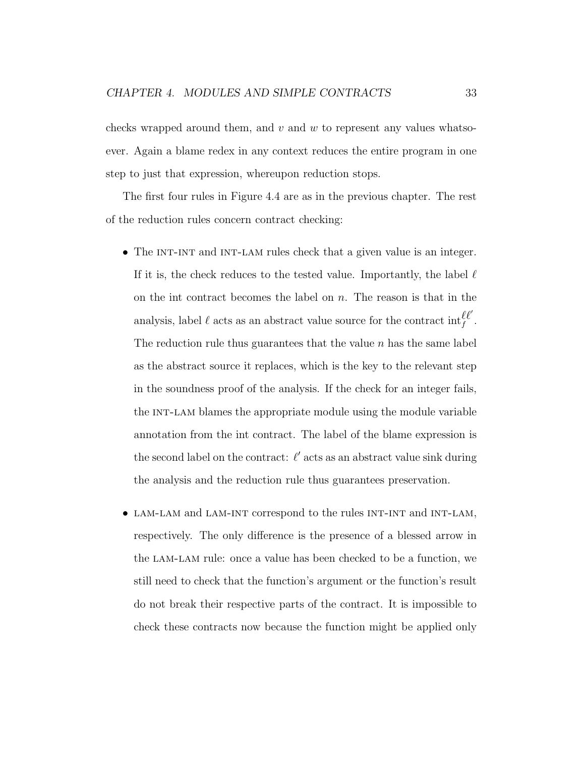checks wrapped around them, and $v$ and $w$ to represent any values whatsoever. Again a blame redex in any context reduces the entire program in one step to just that expression, whereupon reduction stops.

The first four rules in Figure 4.4 are as in the previous chapter. The rest of the reduction rules concern contract checking:

- The INT-INT and INT-LAM rules check that a given value is an integer. If it is, the check reduces to the tested value. Importantly, the label $\ell$ on the int contract becomes the label on $n$. The reason is that in the analysis, label $\ell$ acts as an abstract value source for the contract $\text{int}_f^{\ell\ell'}$. The reduction rule thus guarantees that the value $n$ has the same label as the abstract source it replaces, which is the key to the relevant step in the soundness proof of the analysis. If the check for an integer fails, the INT-LAM blames the appropriate module using the module variable annotation from the int contract. The label of the blame expression is the second label on the contract: $\ell'$ acts as an abstract value sink during the analysis and the reduction rule thus guarantees preservation.

- LAM-LAM and LAM-INT correspond to the rules INT-INT and INT-LAM, respectively. The only difference is the presence of a blessed arrow in the LAM-LAM rule: once a value has been checked to be a function, we still need to check that the function's argument or the function's result do not break their respective parts of the contract. It is impossible to check these contracts now because the function might be applied only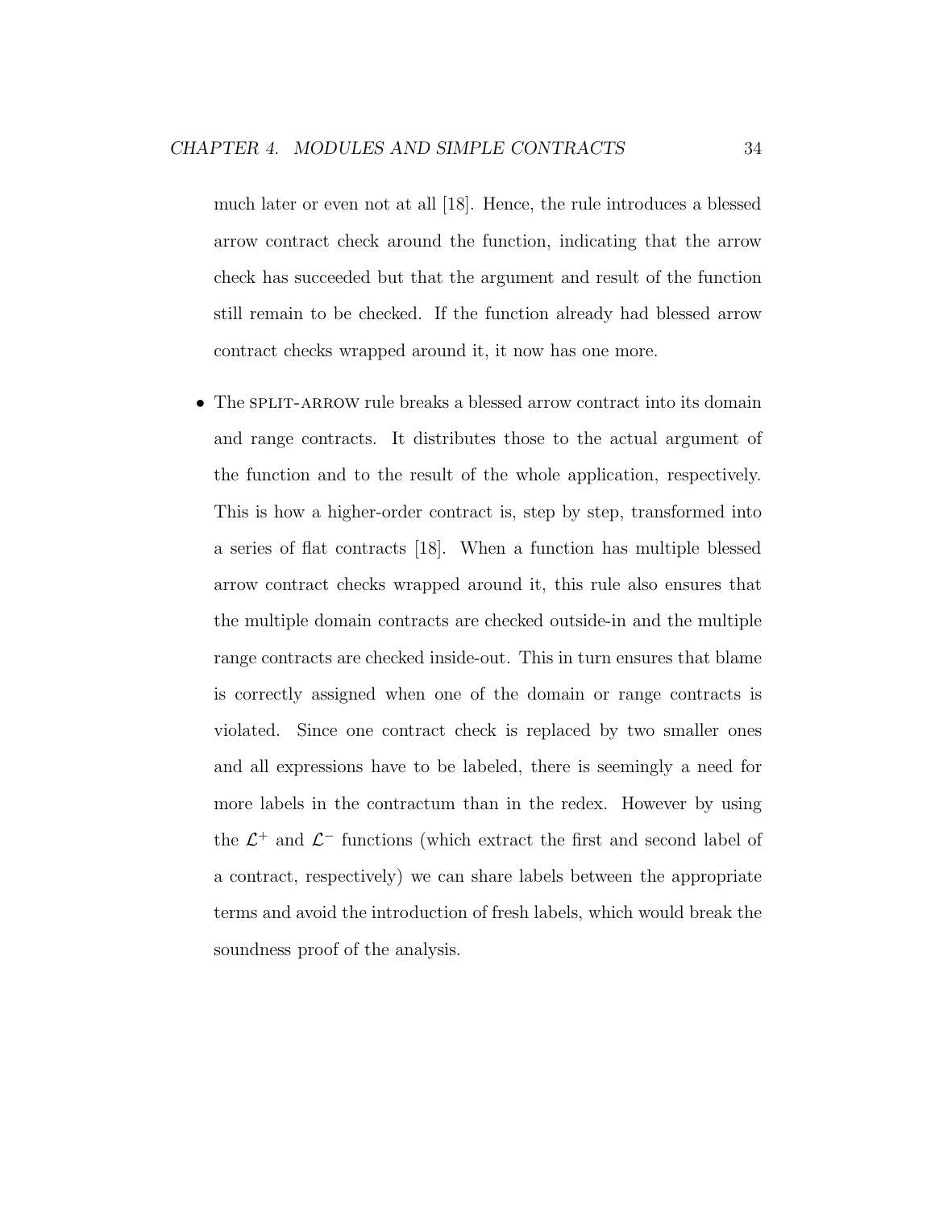much later or even not at all [18]. Hence, the rule introduces a blessed arrow contract check around the function, indicating that the arrow check has succeeded but that the argument and result of the function still remain to be checked. If the function already had blessed arrow contract checks wrapped around it, it now has one more.

- The SPLIT-ARROW rule breaks a blessed arrow contract into its domain and range contracts. It distributes those to the actual argument of the function and to the result of the whole application, respectively. This is how a higher-order contract is, step by step, transformed into a series of flat contracts [18]. When a function has multiple blessed arrow contract checks wrapped around it, this rule also ensures that the multiple domain contracts are checked outside-in and the multiple range contracts are checked inside-out. This in turn ensures that blame is correctly assigned when one of the domain or range contracts is violated. Since one contract check is replaced by two smaller ones and all expressions have to be labeled, there is seemingly a need for more labels in the contractum than in the redex. However by using the $\mathcal{L}^+$ and $\mathcal{L}^-$ functions (which extract the first and second label of a contract, respectively) we can share labels between the appropriate terms and avoid the introduction of fresh labels, which would break the soundness proof of the analysis.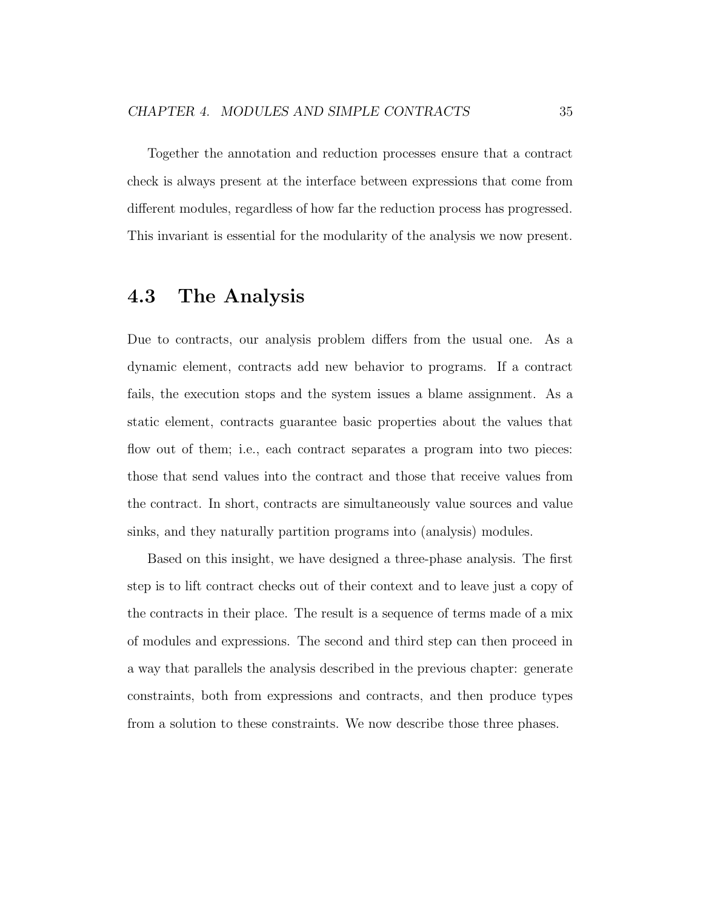Together the annotation and reduction processes ensure that a contract check is always present at the interface between expressions that come from different modules, regardless of how far the reduction process has progressed. This invariant is essential for the modularity of the analysis we now present.

## 4.3 The Analysis

Due to contracts, our analysis problem differs from the usual one. As a dynamic element, contracts add new behavior to programs. If a contract fails, the execution stops and the system issues a blame assignment. As a static element, contracts guarantee basic properties about the values that flow out of them; i.e., each contract separates a program into two pieces: those that send values into the contract and those that receive values from the contract. In short, contracts are simultaneously value sources and value sinks, and they naturally partition programs into (analysis) modules.

Based on this insight, we have designed a three-phase analysis. The first step is to lift contract checks out of their context and to leave just a copy of the contracts in their place. The result is a sequence of terms made of a mix of modules and expressions. The second and third step can then proceed in a way that parallels the analysis described in the previous chapter: generate constraints, both from expressions and contracts, and then produce types from a solution to these constraints. We now describe those three phases.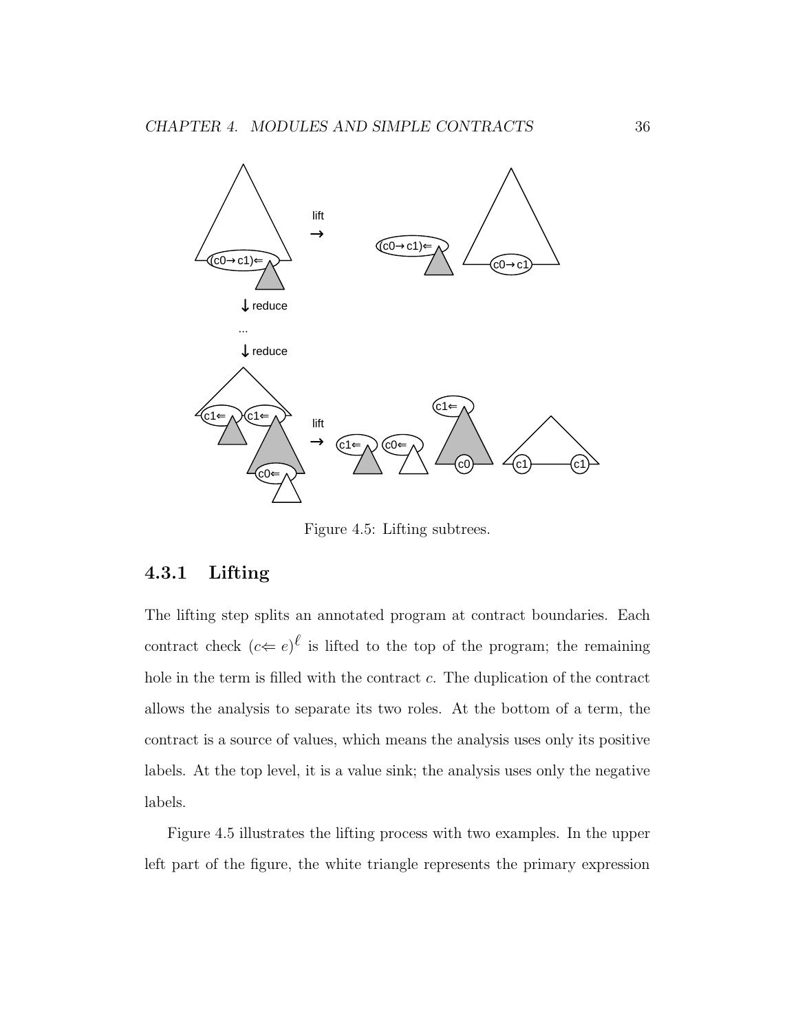Figure 4.5: Lifting subtrees.

### 4.3.1 Lifting

The lifting step splits an annotated program at contract boundaries. Each contract check $(c \Leftarrow e)^{\ell}$ is lifted to the top of the program; the remaining hole in the term is filled with the contract $c$. The duplication of the contract allows the analysis to separate its two roles. At the bottom of a term, the contract is a source of values, which means the analysis uses only its positive labels. At the top level, it is a value sink; the analysis uses only the negative labels.

Figure 4.5 illustrates the lifting process with two examples. In the upper left part of the figure, the white triangle represents the primary expression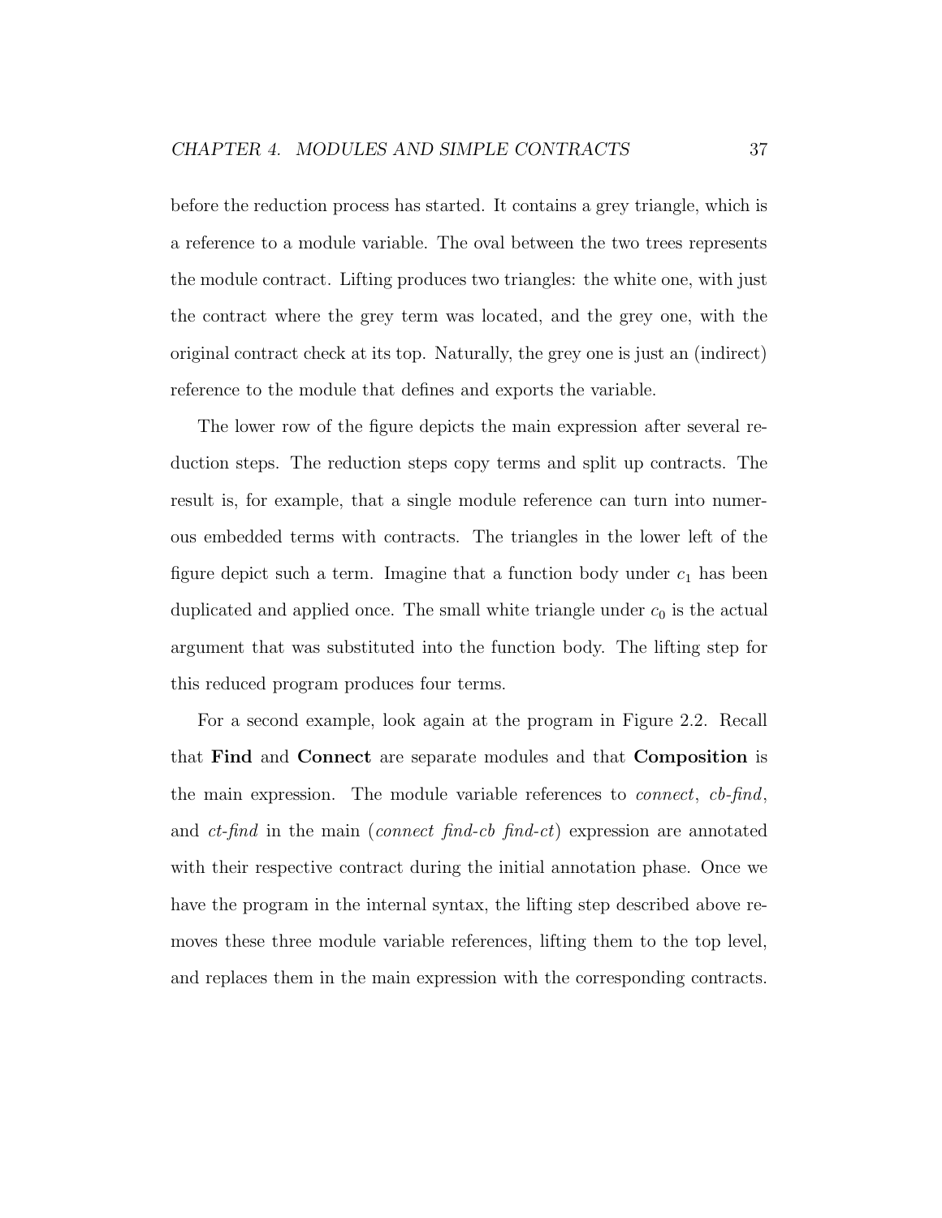before the reduction process has started. It contains a grey triangle, which is a reference to a module variable. The oval between the two trees represents the module contract. Lifting produces two triangles: the white one, with just the contract where the grey term was located, and the grey one, with the original contract check at its top. Naturally, the grey one is just an (indirect) reference to the module that defines and exports the variable.

The lower row of the figure depicts the main expression after several reduction steps. The reduction steps copy terms and split up contracts. The result is, for example, that a single module reference can turn into numerous embedded terms with contracts. The triangles in the lower left of the figure depict such a term. Imagine that a function body under $c_1$ has been duplicated and applied once. The small white triangle under $c_0$ is the actual argument that was substituted into the function body. The lifting step for this reduced program produces four terms.

For a second example, look again at the program in Figure 2.2. Recall that **Find** and **Connect** are separate modules and that **Composition** is the main expression. The module variable references to *connect*, *cb-find*, and *ct-find* in the main (*connect find-cb find-ct*) expression are annotated with their respective contract during the initial annotation phase. Once we have the program in the internal syntax, the lifting step described above removes these three module variable references, lifting them to the top level, and replaces them in the main expression with the corresponding contracts.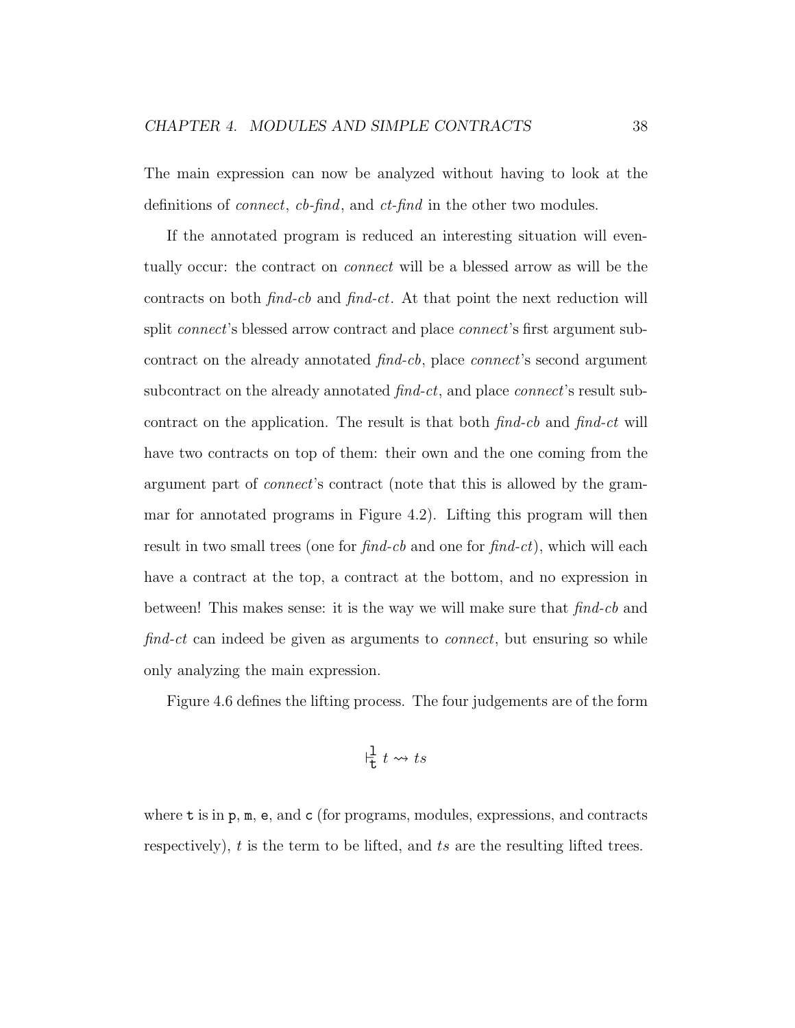The main expression can now be analyzed without having to look at the definitions of *connect*, *cb-find*, and *ct-find* in the other two modules.

If the annotated program is reduced an interesting situation will eventually occur: the contract on *connect* will be a blessed arrow as will be the contracts on both *find-cb* and *find-ct*. At that point the next reduction will split *connect*'s blessed arrow contract and place *connect*'s first argument subcontract on the already annotated *find-cb*, place *connect*'s second argument subcontract on the already annotated *find-ct*, and place *connect*'s result subcontract on the application. The result is that both *find-cb* and *find-ct* will have two contracts on top of them: their own and the one coming from the argument part of *connect*'s contract (note that this is allowed by the grammar for annotated programs in Figure 4.2). Lifting this program will then result in two small trees (one for *find-cb* and one for *find-ct*), which will each have a contract at the top, a contract at the bottom, and no expression in between! This makes sense: it is the way we will make sure that *find-cb* and *find-ct* can indeed be given as arguments to *connect*, but ensuring so while only analyzing the main expression.

Figure 4.6 defines the lifting process. The four judgements are of the form

$$\vdash^{\mathtt{l}}_{\mathtt{t}}\ t \rightsquigarrow ts$$

where $\mathtt{t}$ is in $\mathtt{p}$, $\mathtt{m}$, $\mathtt{e}$, and $\mathtt{c}$ (for programs, modules, expressions, and contracts respectively), $t$ is the term to be lifted, and $ts$ are the resulting lifted trees.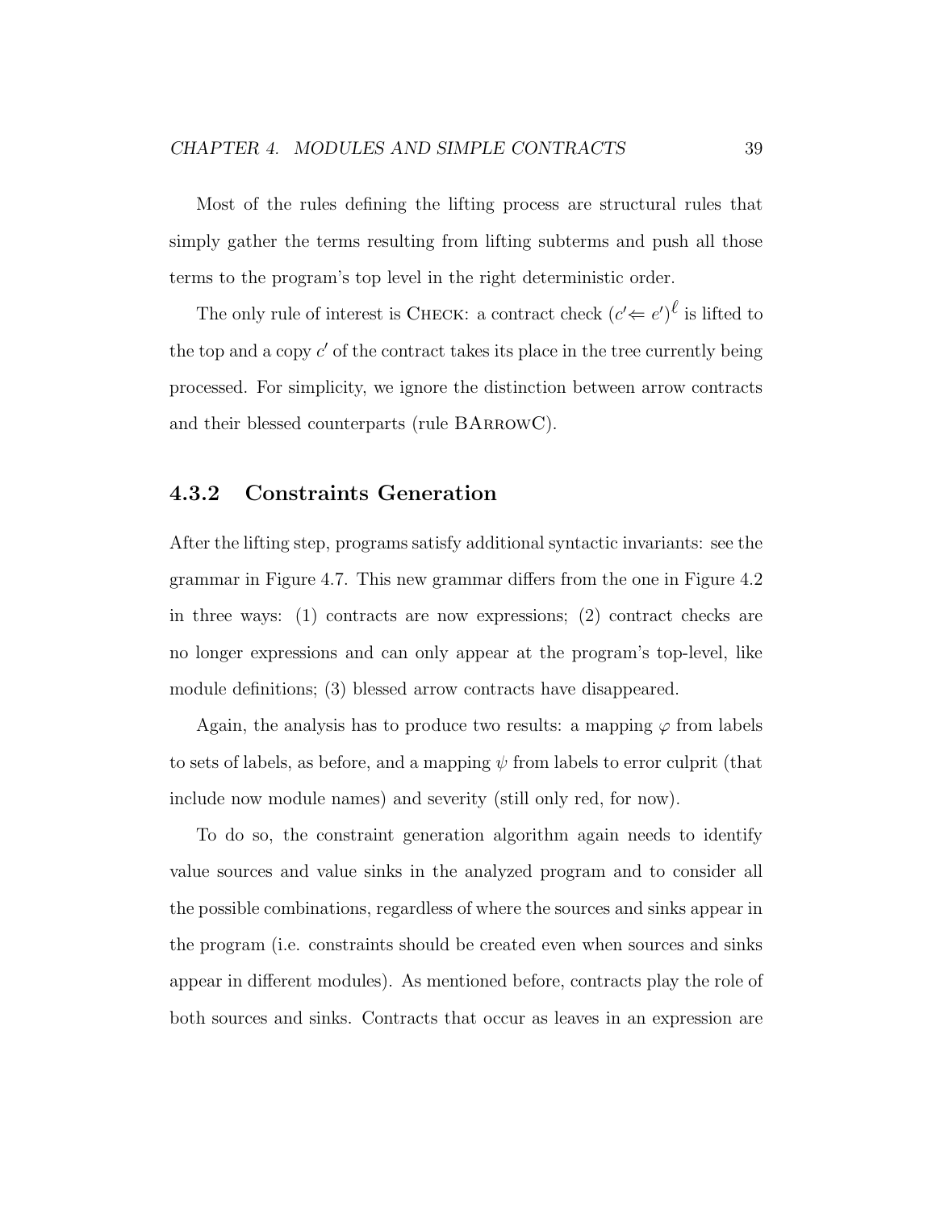Most of the rules defining the lifting process are structural rules that simply gather the terms resulting from lifting subterms and push all those terms to the program's top level in the right deterministic order.

The only rule of interest is Check: a contract check $(c' \Leftarrow e')^{\ell}$ is lifted to the top and a copy $c'$ of the contract takes its place in the tree currently being processed. For simplicity, we ignore the distinction between arrow contracts and their blessed counterparts (rule BArrowC).

### 4.3.2 Constraints Generation

After the lifting step, programs satisfy additional syntactic invariants: see the grammar in Figure 4.7. This new grammar differs from the one in Figure 4.2 in three ways: (1) contracts are now expressions; (2) contract checks are no longer expressions and can only appear at the program's top-level, like module definitions; (3) blessed arrow contracts have disappeared.

Again, the analysis has to produce two results: a mapping $\varphi$ from labels to sets of labels, as before, and a mapping $\psi$ from labels to error culprit (that include now module names) and severity (still only red, for now).

To do so, the constraint generation algorithm again needs to identify value sources and value sinks in the analyzed program and to consider all the possible combinations, regardless of where the sources and sinks appear in the program (i.e. constraints should be created even when sources and sinks appear in different modules). As mentioned before, contracts play the role of both sources and sinks. Contracts that occur as leaves in an expression are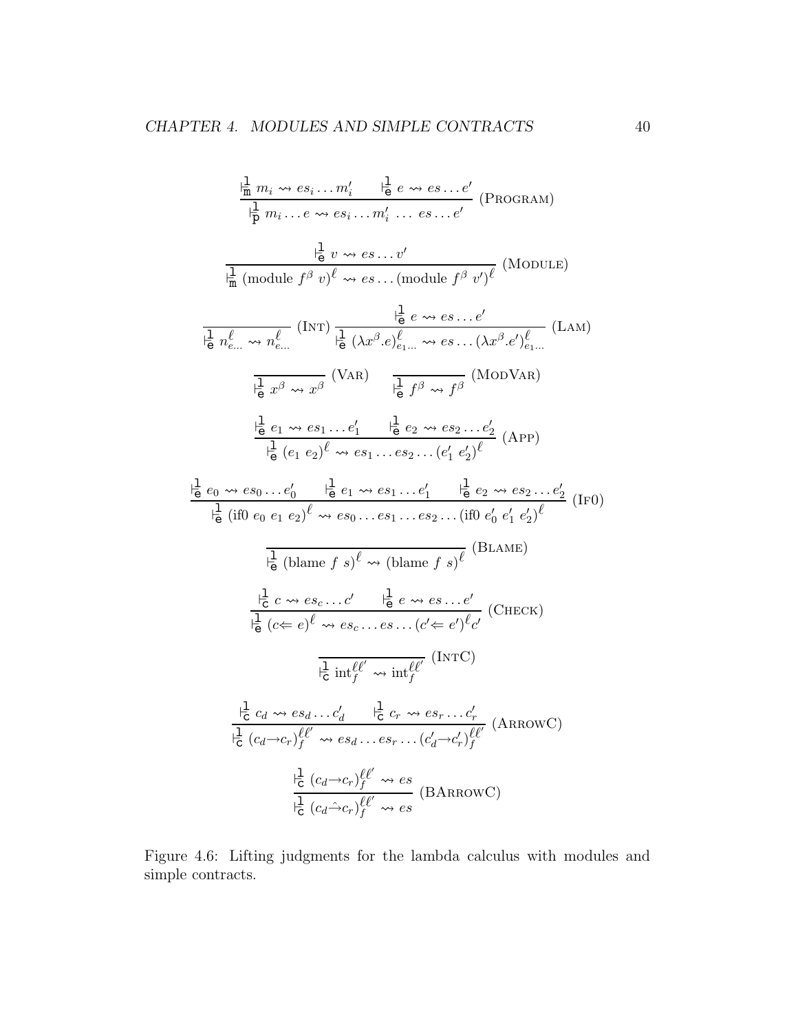$$\frac{\vdash^{\mathtt{l}}_{\mathtt{m}} m_i \rightsquigarrow es_i \ldots m_i' \qquad \vdash^{\mathtt{l}}_{\mathtt{e}} e \rightsquigarrow es \ldots e'}{\vdash^{\mathtt{l}}_{\mathtt{p}} m_i \ldots e \rightsquigarrow es_i \ldots m_i' \ \ldots \ es \ldots e'} \text{ (Program)}$$

$$\frac{\vdash^{\mathtt{l}}_{\mathtt{e}} v \rightsquigarrow es \ldots v'}{\vdash^{\mathtt{l}}_{\mathtt{m}} (\text{module } f^{\beta} \ v)^{\ell} \rightsquigarrow es \ldots (\text{module } f^{\beta} \ v')^{\ell}} \text{ (Module)}$$

$$\frac{}{\vdash^{\mathtt{l}}_{\mathtt{e}} n^{\ell}_{e\ldots} \rightsquigarrow n^{\ell}_{e\ldots}} \text{ (Int)} \qquad \frac{\vdash^{\mathtt{l}}_{\mathtt{e}} e \rightsquigarrow es \ldots e'}{\vdash^{\mathtt{l}}_{\mathtt{e}} (\lambda x^{\beta}.e)^{\ell}_{e_1\ldots} \rightsquigarrow es \ldots (\lambda x^{\beta}.e')^{\ell}_{e_1\ldots}} \text{ (Lam)}$$

$$\frac{}{\vdash^{\mathtt{l}}_{\mathtt{e}} x^{\beta} \rightsquigarrow x^{\beta}} \text{ (Var)} \qquad \frac{}{\vdash^{\mathtt{l}}_{\mathtt{e}} f^{\beta} \rightsquigarrow f^{\beta}} \text{ (ModVar)}$$

$$\frac{\vdash^{\mathtt{l}}_{\mathtt{e}} e_1 \rightsquigarrow es_1 \ldots e_1' \qquad \vdash^{\mathtt{l}}_{\mathtt{e}} e_2 \rightsquigarrow es_2 \ldots e_2'}{\vdash^{\mathtt{l}}_{\mathtt{e}} (e_1 \ e_2)^{\ell} \rightsquigarrow es_1 \ldots es_2 \ldots (e_1' \ e_2')^{\ell}} \text{ (App)}$$

$$\frac{\vdash^{\mathtt{l}}_{\mathtt{e}} e_0 \rightsquigarrow es_0 \ldots e_0' \qquad \vdash^{\mathtt{l}}_{\mathtt{e}} e_1 \rightsquigarrow es_1 \ldots e_1' \qquad \vdash^{\mathtt{l}}_{\mathtt{e}} e_2 \rightsquigarrow es_2 \ldots e_2'}{\vdash^{\mathtt{l}}_{\mathtt{e}} (\text{if0 } e_0 \ e_1 \ e_2)^{\ell} \rightsquigarrow es_0 \ldots es_1 \ldots es_2 \ldots (\text{if0 } e_0' \ e_1' \ e_2')^{\ell}} \text{ (If0)}$$

$$\frac{}{\vdash^{\mathtt{l}}_{\mathtt{e}} (\text{blame } f \ s)^{\ell} \rightsquigarrow (\text{blame } f \ s)^{\ell}} \text{ (Blame)}$$

$$\frac{\vdash^{\mathtt{l}}_{\mathtt{c}} c \rightsquigarrow es_c \ldots c' \qquad \vdash^{\mathtt{l}}_{\mathtt{e}} e \rightsquigarrow es \ldots e'}{\vdash^{\mathtt{l}}_{\mathtt{e}} (c \Leftarrow e)^{\ell} \rightsquigarrow es_c \ldots es \ldots (c' \Leftarrow e')^{\ell} c'} \text{ (Check)}$$

$$\frac{}{\vdash^{\mathtt{l}}_{\mathtt{c}} \text{int}^{\ell\ell'}_{f} \rightsquigarrow \text{int}^{\ell\ell'}_{f}} \text{ (IntC)}$$

$$\frac{\vdash^{\mathtt{l}}_{\mathtt{c}} c_d \rightsquigarrow es_d \ldots c_d' \qquad \vdash^{\mathtt{l}}_{\mathtt{c}} c_r \rightsquigarrow es_r \ldots c_r'}{\vdash^{\mathtt{l}}_{\mathtt{c}} (c_d \rightarrow c_r)^{\ell\ell'}_{f} \rightsquigarrow es_d \ldots es_r \ldots (c_d' \rightarrow c_r')^{\ell\ell'}_{f}} \text{ (ArrowC)}$$

$$\frac{\vdash^{\mathtt{l}}_{\mathtt{c}} (c_d \rightarrow c_r)^{\ell\ell'}_{f} \rightsquigarrow es}{\vdash^{\mathtt{l}}_{\mathtt{c}} (c_d \hat{\rightarrow} c_r)^{\ell\ell'}_{f} \rightsquigarrow es} \text{ (BArrowC)}$$

Figure 4.6: Lifting judgments for the lambda calculus with modules and simple contracts.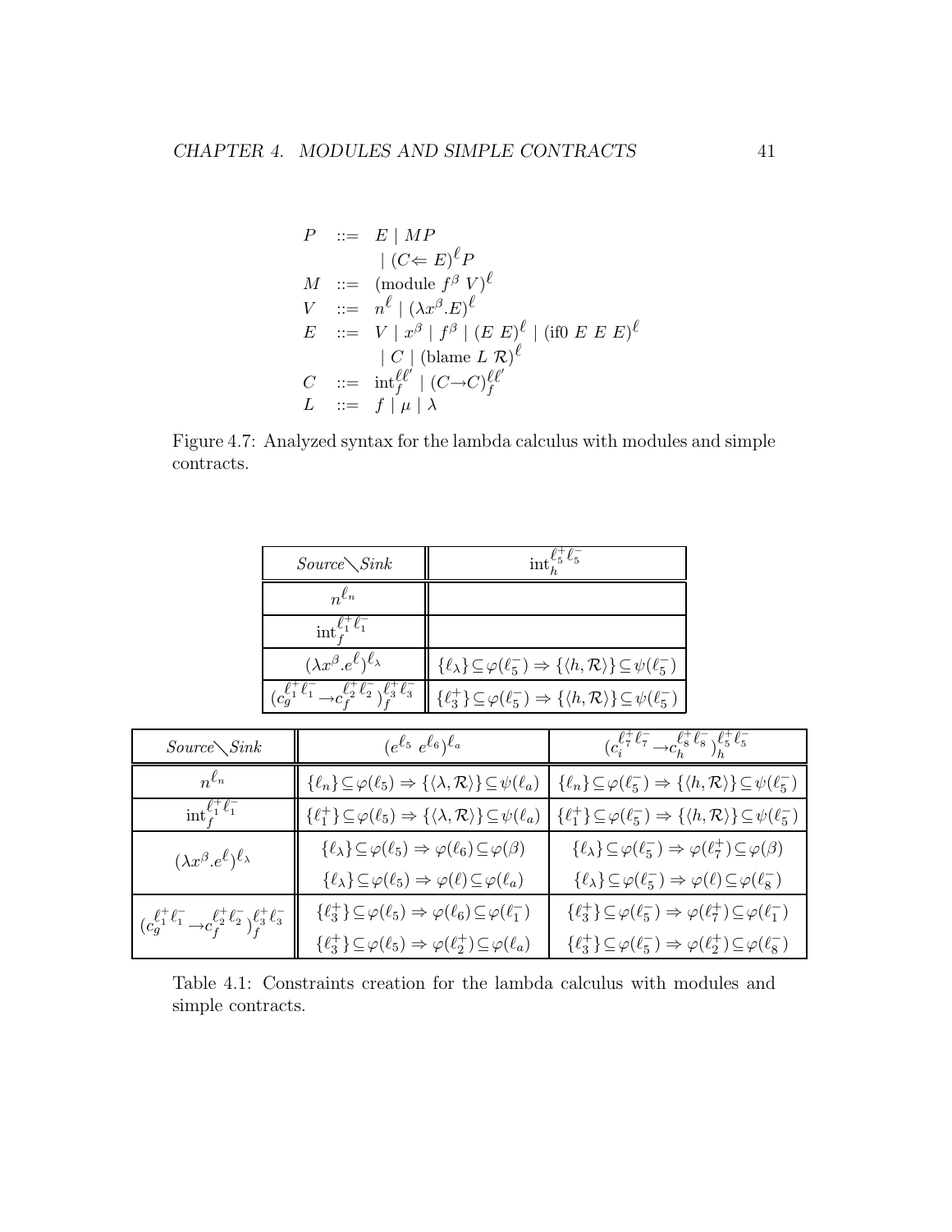$$
\begin{array}{rcl}
P & ::= & E \mid MP \\
  &     & \mid (C \Leftarrow E)^{\ell} P \\
M & ::= & (\text{module } f^{\beta}\ V)^{\ell} \\
V & ::= & n^{\ell} \mid (\lambda x^{\beta}.E)^{\ell} \\
E & ::= & V \mid x^{\beta} \mid f^{\beta} \mid (E\ E)^{\ell} \mid (\text{if0 } E\ E\ E)^{\ell} \\
  &     & \mid C \mid (\text{blame } L\ \mathcal{R})^{\ell} \\
C & ::= & \text{int}_f^{\ell\ell'} \mid (C \rightarrow C)_f^{\ell\ell'} \\
L & ::= & f \mid \mu \mid \lambda
\end{array}
$$

Figure 4.7: Analyzed syntax for the lambda calculus with modules and simple contracts.

| *Source*$\diagdown$*Sink* | $\text{int}_h^{\ell_5^+\ell_5^-}$ |
|---|---|
| $n^{\ell_n}$ | |
| $\text{int}_f^{\ell_1^+\ell_1^-}$ | |
| $(\lambda x^{\beta}.e^{\ell})^{\ell_\lambda}$ | $\{\ell_\lambda\} \subseteq \varphi(\ell_5^-) \Rightarrow \{\langle h, \mathcal{R}\rangle\} \subseteq \psi(\ell_5^-)$ |
| $(c_g^{\ell_1^+\ell_1^-} \rightarrow c_f^{\ell_2^+\ell_2^-})_f^{\ell_3^+\ell_3^-}$ | $\{\ell_3^+\} \subseteq \varphi(\ell_5^-) \Rightarrow \{\langle h, \mathcal{R}\rangle\} \subseteq \psi(\ell_5^-)$ |

| *Source*$\diagdown$*Sink* | $(e^{\ell_5}\ e^{\ell_6})^{\ell_a}$ | $(c_i^{\ell_7^+\ell_7^-} \rightarrow c_h^{\ell_8^+\ell_8^-})_h^{\ell_5^+\ell_5^-}$ |
|---|---|---|
| $n^{\ell_n}$ | $\{\ell_n\} \subseteq \varphi(\ell_5) \Rightarrow \{\langle \lambda, \mathcal{R}\rangle\} \subseteq \psi(\ell_a)$ | $\{\ell_n\} \subseteq \varphi(\ell_5^-) \Rightarrow \{\langle h, \mathcal{R}\rangle\} \subseteq \psi(\ell_5^-)$ |
| $\text{int}_f^{\ell_1^+\ell_1^-}$ | $\{\ell_1^+\} \subseteq \varphi(\ell_5) \Rightarrow \{\langle \lambda, \mathcal{R}\rangle\} \subseteq \psi(\ell_a)$ | $\{\ell_1^+\} \subseteq \varphi(\ell_5^-) \Rightarrow \{\langle h, \mathcal{R}\rangle\} \subseteq \psi(\ell_5^-)$ |
| $(\lambda x^{\beta}.e^{\ell})^{\ell_\lambda}$ | $\{\ell_\lambda\} \subseteq \varphi(\ell_5) \Rightarrow \varphi(\ell_6) \subseteq \varphi(\beta)$ <br> $\{\ell_\lambda\} \subseteq \varphi(\ell_5) \Rightarrow \varphi(\ell) \subseteq \varphi(\ell_a)$ | $\{\ell_\lambda\} \subseteq \varphi(\ell_5^-) \Rightarrow \varphi(\ell_7^+) \subseteq \varphi(\beta)$ <br> $\{\ell_\lambda\} \subseteq \varphi(\ell_5^-) \Rightarrow \varphi(\ell) \subseteq \varphi(\ell_8^-)$ |
| $(c_g^{\ell_1^+\ell_1^-} \rightarrow c_f^{\ell_2^+\ell_2^-})_f^{\ell_3^+\ell_3^-}$ | $\{\ell_3^+\} \subseteq \varphi(\ell_5) \Rightarrow \varphi(\ell_6) \subseteq \varphi(\ell_1^-)$ <br> $\{\ell_3^+\} \subseteq \varphi(\ell_5) \Rightarrow \varphi(\ell_2^+) \subseteq \varphi(\ell_a)$ | $\{\ell_3^+\} \subseteq \varphi(\ell_5^-) \Rightarrow \varphi(\ell_7^+) \subseteq \varphi(\ell_1^-)$ <br> $\{\ell_3^+\} \subseteq \varphi(\ell_5^-) \Rightarrow \varphi(\ell_2^+) \subseteq \varphi(\ell_8^-)$ |

Table 4.1: Constraints creation for the lambda calculus with modules and simple contracts.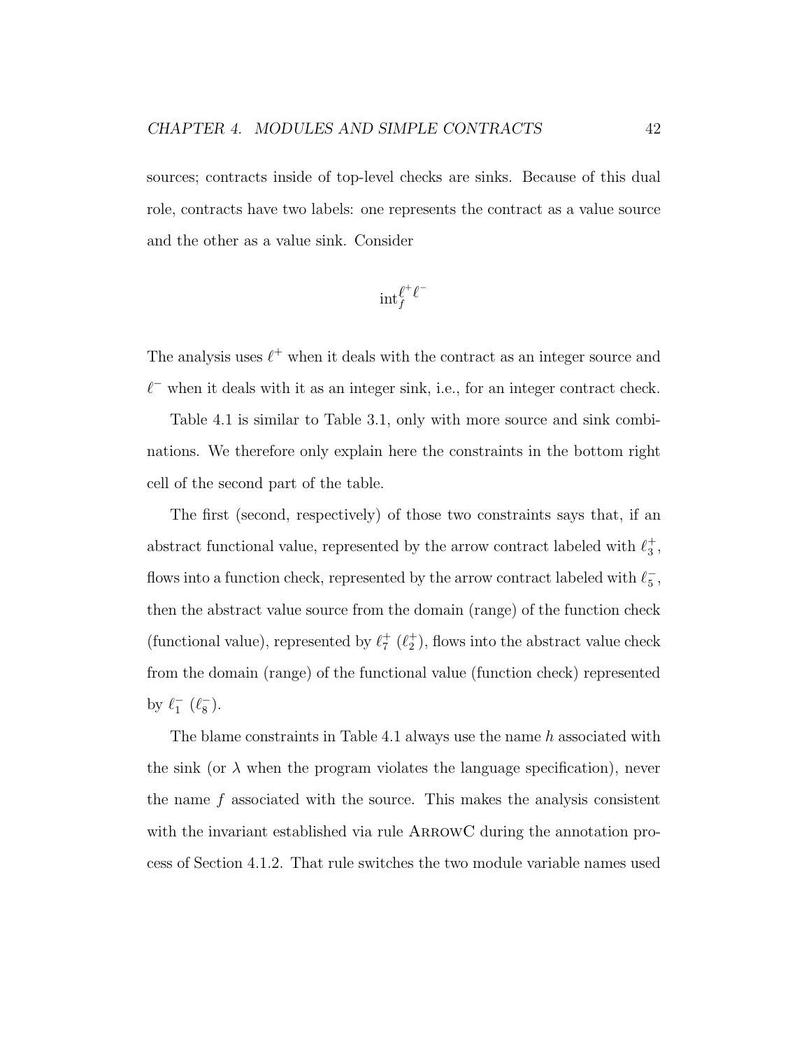sources; contracts inside of top-level checks are sinks. Because of this dual role, contracts have two labels: one represents the contract as a value source and the other as a value sink. Consider

$$\text{int}_f^{\ell^+ \ell^-}$$

The analysis uses $\ell^+$ when it deals with the contract as an integer source and $\ell^-$ when it deals with it as an integer sink, i.e., for an integer contract check.

Table 4.1 is similar to Table 3.1, only with more source and sink combinations. We therefore only explain here the constraints in the bottom right cell of the second part of the table.

The first (second, respectively) of those two constraints says that, if an abstract functional value, represented by the arrow contract labeled with $\ell_3^+$, flows into a function check, represented by the arrow contract labeled with $\ell_5^-$, then the abstract value source from the domain (range) of the function check (functional value), represented by $\ell_7^+$ ($\ell_2^+$), flows into the abstract value check from the domain (range) of the functional value (function check) represented by $\ell_1^-$ ($\ell_8^-$).

The blame constraints in Table 4.1 always use the name $h$ associated with the sink (or $\lambda$ when the program violates the language specification), never the name $f$ associated with the source. This makes the analysis consistent with the invariant established via rule ArrowC during the annotation process of Section 4.1.2. That rule switches the two module variable names used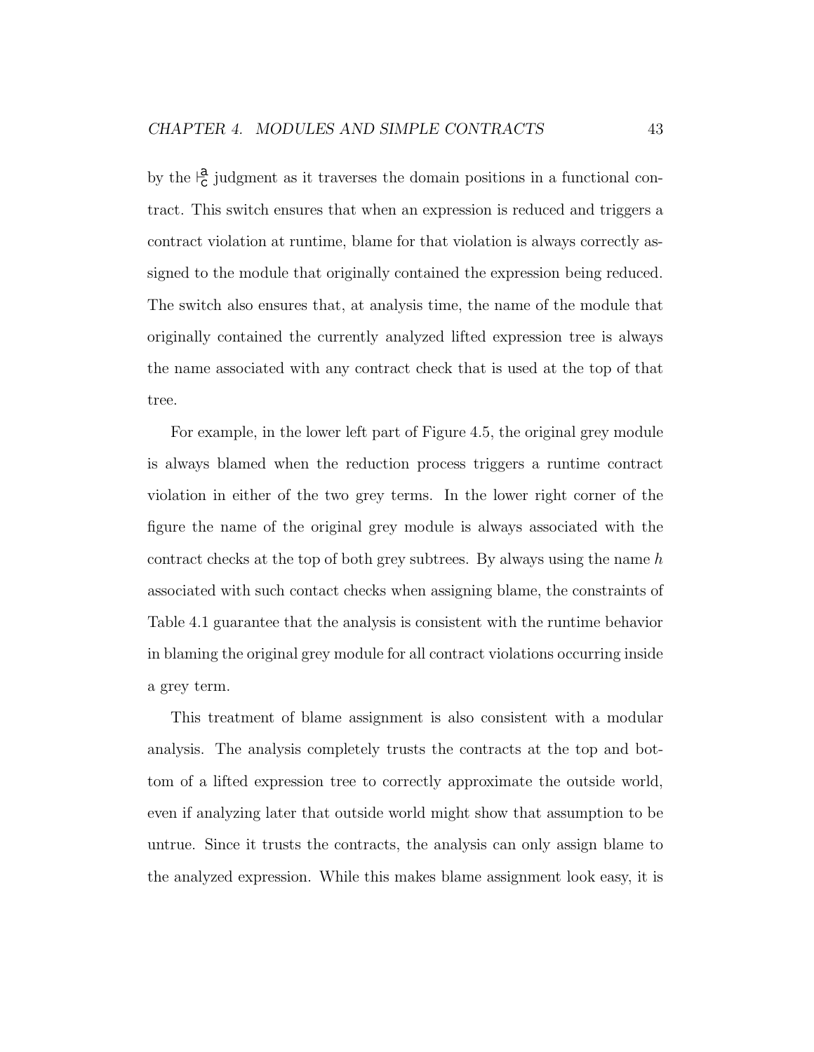by the $\vdash^{\mathsf{a}}_{\mathsf{c}}$ judgment as it traverses the domain positions in a functional contract. This switch ensures that when an expression is reduced and triggers a contract violation at runtime, blame for that violation is always correctly assigned to the module that originally contained the expression being reduced. The switch also ensures that, at analysis time, the name of the module that originally contained the currently analyzed lifted expression tree is always the name associated with any contract check that is used at the top of that tree.

For example, in the lower left part of Figure 4.5, the original grey module is always blamed when the reduction process triggers a runtime contract violation in either of the two grey terms. In the lower right corner of the figure the name of the original grey module is always associated with the contract checks at the top of both grey subtrees. By always using the name $h$ associated with such contact checks when assigning blame, the constraints of Table 4.1 guarantee that the analysis is consistent with the runtime behavior in blaming the original grey module for all contract violations occurring inside a grey term.

This treatment of blame assignment is also consistent with a modular analysis. The analysis completely trusts the contracts at the top and bottom of a lifted expression tree to correctly approximate the outside world, even if analyzing later that outside world might show that assumption to be untrue. Since it trusts the contracts, the analysis can only assign blame to the analyzed expression. While this makes blame assignment look easy, it is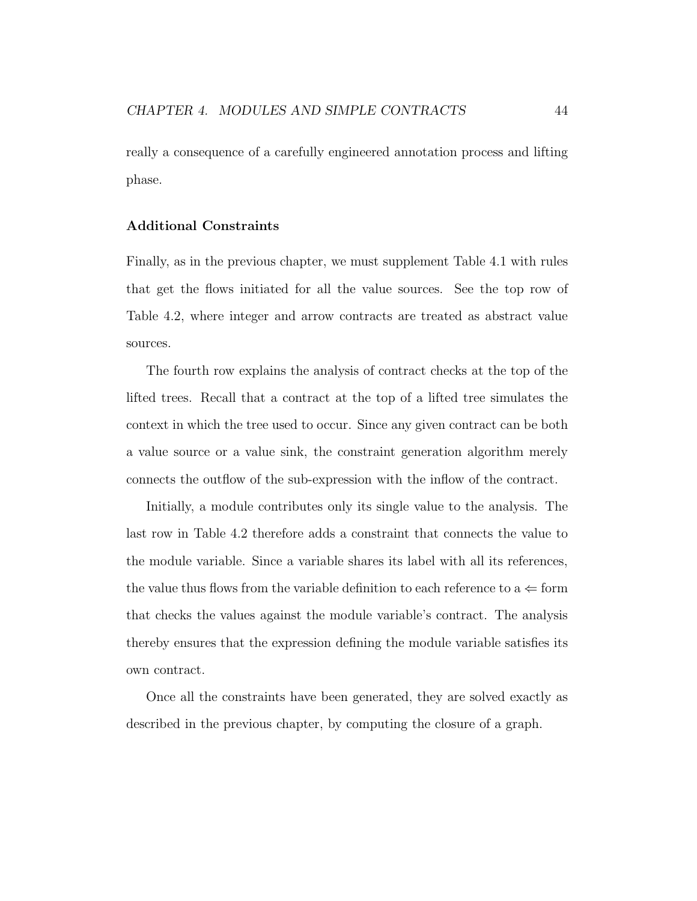really a consequence of a carefully engineered annotation process and lifting phase.

### Additional Constraints

Finally, as in the previous chapter, we must supplement Table 4.1 with rules that get the flows initiated for all the value sources. See the top row of Table 4.2, where integer and arrow contracts are treated as abstract value sources.

The fourth row explains the analysis of contract checks at the top of the lifted trees. Recall that a contract at the top of a lifted tree simulates the context in which the tree used to occur. Since any given contract can be both a value source or a value sink, the constraint generation algorithm merely connects the outflow of the sub-expression with the inflow of the contract.

Initially, a module contributes only its single value to the analysis. The last row in Table 4.2 therefore adds a constraint that connects the value to the module variable. Since a variable shares its label with all its references, the value thus flows from the variable definition to each reference to a $\Leftarrow$ form that checks the values against the module variable's contract. The analysis thereby ensures that the expression defining the module variable satisfies its own contract.

Once all the constraints have been generated, they are solved exactly as described in the previous chapter, by computing the closure of a graph.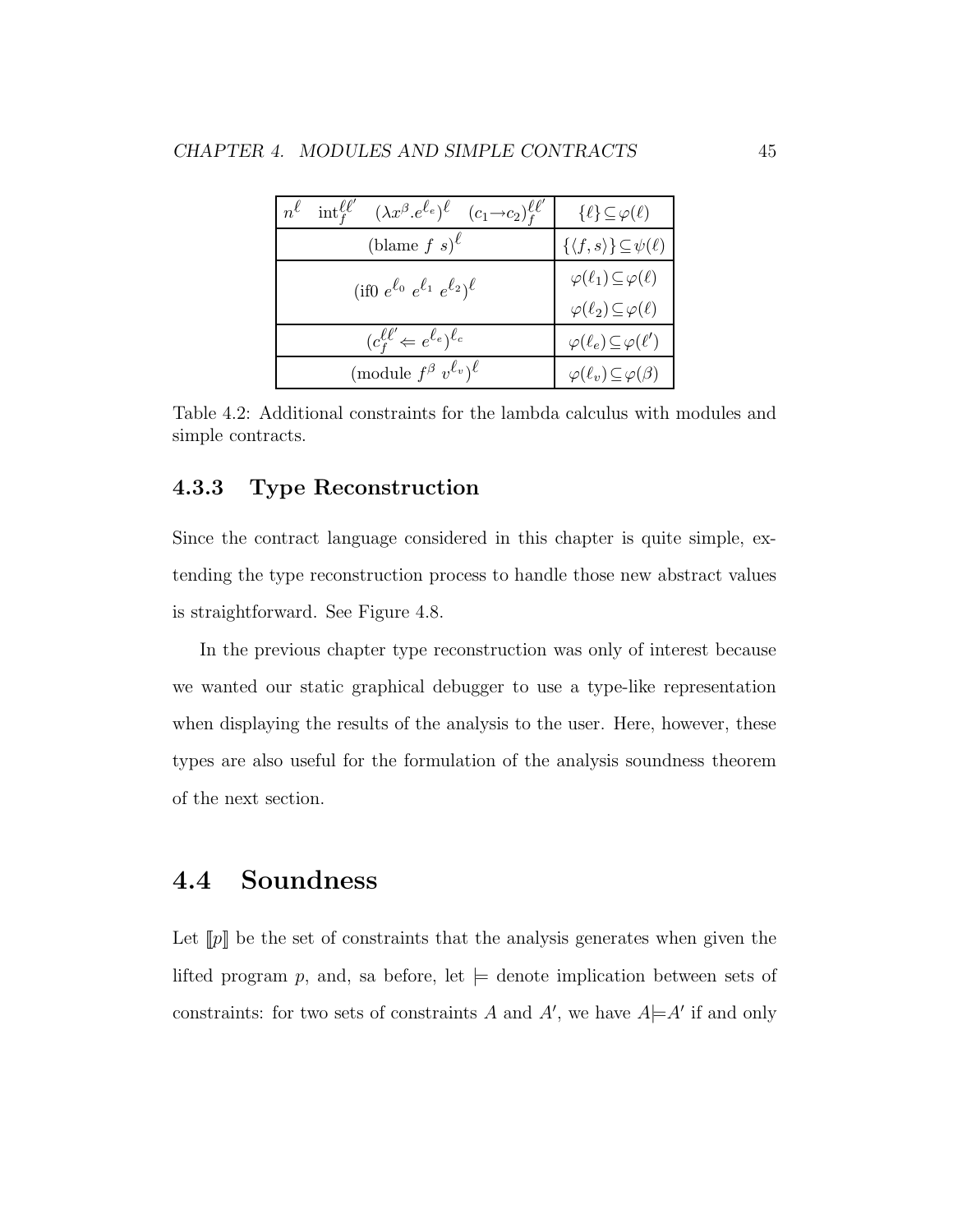| Expression | Constraint |
| --- | --- |
| $n^{\ell}$ $\quad \text{int}_f^{\ell\ell'}$ $\quad (\lambda x^{\beta}.e^{\ell_e})^{\ell}$ $\quad (c_1 \!\rightarrow\! c_2)_f^{\ell\ell'}$ | $\{\ell\} \subseteq \varphi(\ell)$ |
| $(\text{blame } f \ s)^{\ell}$ | $\{\langle f, s\rangle\} \subseteq \psi(\ell)$ |
| $(\text{if0 } e^{\ell_0} \ e^{\ell_1} \ e^{\ell_2})^{\ell}$ | $\varphi(\ell_1) \subseteq \varphi(\ell)$ <br> $\varphi(\ell_2) \subseteq \varphi(\ell)$ |
| $(c_f^{\ell\ell'} \Leftarrow e^{\ell_e})^{\ell_c}$ | $\varphi(\ell_e) \subseteq \varphi(\ell')$ |
| $(\text{module } f^{\beta} \ v^{\ell_v})^{\ell}$ | $\varphi(\ell_v) \subseteq \varphi(\beta)$ |

Table 4.2: Additional constraints for the lambda calculus with modules and simple contracts.

### 4.3.3 Type Reconstruction

Since the contract language considered in this chapter is quite simple, extending the type reconstruction process to handle those new abstract values is straightforward. See Figure 4.8.

In the previous chapter type reconstruction was only of interest because we wanted our static graphical debugger to use a type-like representation when displaying the results of the analysis to the user. Here, however, these types are also useful for the formulation of the analysis soundness theorem of the next section.

## 4.4 Soundness

Let $[\![p]\!]$ be the set of constraints that the analysis generates when given the lifted program $p$, and, sa before, let $\models$ denote implication between sets of constraints: for two sets of constraints $A$ and $A'$, we have $A \models A'$ if and only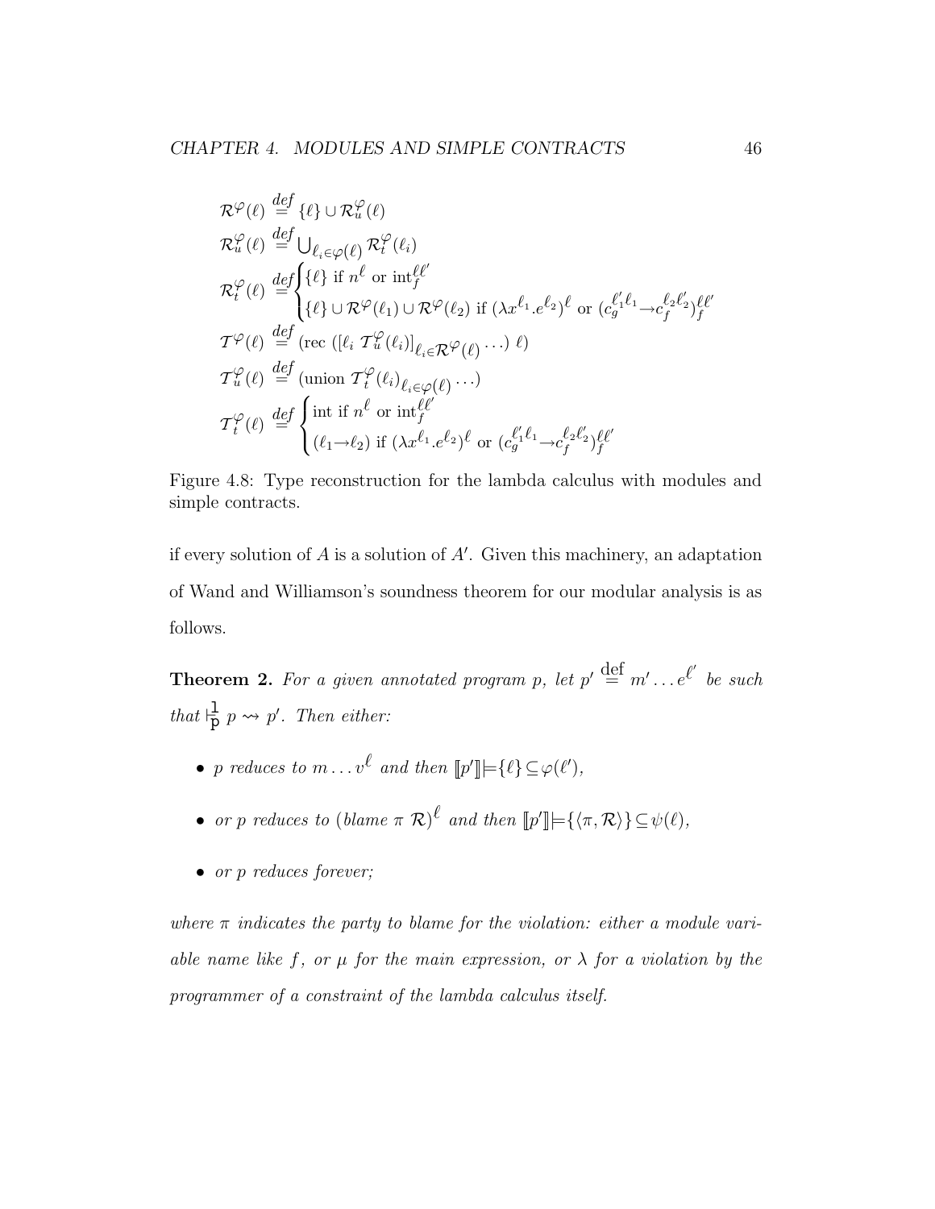$$
\begin{aligned}
\mathcal{R}^{\varphi}(\ell) &\stackrel{def}{=} \{\ell\} \cup \mathcal{R}^{\varphi}_{u}(\ell) \\
\mathcal{R}^{\varphi}_{u}(\ell) &\stackrel{def}{=} \bigcup_{\ell_i \in \varphi(\ell)} \mathcal{R}^{\varphi}_{t}(\ell_i) \\
\mathcal{R}^{\varphi}_{t}(\ell) &\stackrel{def}{=} \begin{cases} \{\ell\} \text{ if } n^{\ell} \text{ or } \text{int}^{\ell\ell'}_{f} \\ \{\ell\} \cup \mathcal{R}^{\varphi}(\ell_1) \cup \mathcal{R}^{\varphi}(\ell_2) \text{ if } (\lambda x^{\ell_1}.e^{\ell_2})^{\ell} \text{ or } (c^{\ell'_1\ell_1}_{g} \!\rightarrow\! c^{\ell_2\ell'_2}_{f})^{\ell\ell'}_{f} \end{cases} \\
\mathcal{T}^{\varphi}(\ell) &\stackrel{def}{=} (\text{rec } ([\ell_i\ \mathcal{T}^{\varphi}_{u}(\ell_i)]_{\ell_i \in \mathcal{R}^{\varphi}(\ell)} \cdots)\ \ell) \\
\mathcal{T}^{\varphi}_{u}(\ell) &\stackrel{def}{=} (\text{union } \mathcal{T}^{\varphi}_{t}(\ell_i)_{\ell_i \in \varphi(\ell)} \cdots) \\
\mathcal{T}^{\varphi}_{t}(\ell) &\stackrel{def}{=} \begin{cases} \text{int if } n^{\ell} \text{ or } \text{int}^{\ell\ell'}_{f} \\ (\ell_1 \!\rightarrow\! \ell_2) \text{ if } (\lambda x^{\ell_1}.e^{\ell_2})^{\ell} \text{ or } (c^{\ell'_1\ell_1}_{g} \!\rightarrow\! c^{\ell_2\ell'_2}_{f})^{\ell\ell'}_{f} \end{cases}
\end{aligned}
$$

Figure 4.8: Type reconstruction for the lambda calculus with modules and simple contracts.

if every solution of $A$ is a solution of $A'$. Given this machinery, an adaptation of Wand and Williamson's soundness theorem for our modular analysis is as follows.

**Theorem 2.** *For a given annotated program $p$, let $p' \stackrel{\text{def}}{=} m' \ldots e^{\ell'}$ be such that $\vdash^{\mathtt{l}}_{\mathtt{p}} p \rightsquigarrow p'$. Then either:*

- *$p$ reduces to $m \ldots v^{\ell}$ and then $[\![p']\!] \models \{\ell\} \subseteq \varphi(\ell')$,*
- *or $p$ reduces to $(blame\ \pi\ \mathcal{R})^{\ell}$ and then $[\![p']\!] \models \{\langle \pi, \mathcal{R}\rangle\} \subseteq \psi(\ell)$,*
- *or $p$ reduces forever;*

*where $\pi$ indicates the party to blame for the violation: either a module variable name like $f$, or $\mu$ for the main expression, or $\lambda$ for a violation by the programmer of a constraint of the lambda calculus itself.*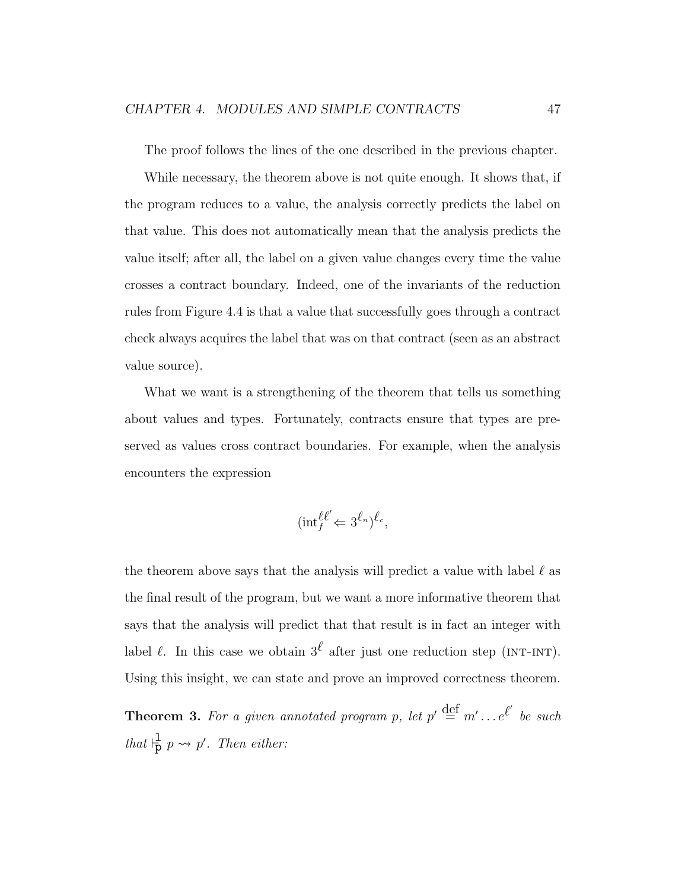The proof follows the lines of the one described in the previous chapter.

While necessary, the theorem above is not quite enough. It shows that, if the program reduces to a value, the analysis correctly predicts the label on that value. This does not automatically mean that the analysis predicts the value itself; after all, the label on a given value changes every time the value crosses a contract boundary. Indeed, one of the invariants of the reduction rules from Figure 4.4 is that a value that successfully goes through a contract check always acquires the label that was on that contract (seen as an abstract value source).

What we want is a strengthening of the theorem that tells us something about values and types. Fortunately, contracts ensure that types are preserved as values cross contract boundaries. For example, when the analysis encounters the expression

$$(\text{int}_f^{\ell\ell'} \Leftarrow 3^{\ell_n})^{\ell_c},$$

the theorem above says that the analysis will predict a value with label $\ell$ as the final result of the program, but we want a more informative theorem that says that the analysis will predict that that result is in fact an integer with label $\ell$. In this case we obtain $3^{\ell}$ after just one reduction step (INT-INT). Using this insight, we can state and prove an improved correctness theorem.

**Theorem 3.** *For a given annotated program $p$, let $p' \stackrel{\text{def}}{=} m' \ldots e^{\ell'}$ be such that $\vdash_{\mathtt{p}}^{\mathtt{1}} p \rightsquigarrow p'$. Then either:*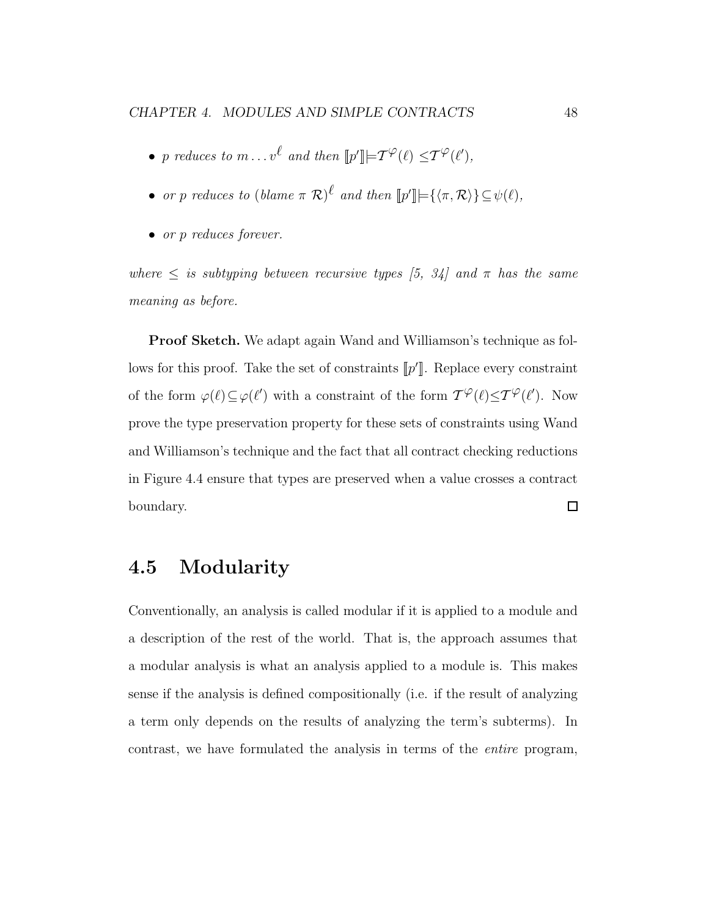- *p reduces to* $m \ldots v^{\ell}$ *and then* $[\![p']\!] \models \mathcal{T}^{\varphi}(\ell) \leq \mathcal{T}^{\varphi}(\ell')$,
- *or p reduces to* $(\mathit{blame}\ \pi\ \mathcal{R})^{\ell}$ *and then* $[\![p']\!] \models \{\langle \pi, \mathcal{R} \rangle\} \subseteq \psi(\ell)$,
- *or p reduces forever.*

*where* $\leq$ *is subtyping between recursive types [5, 34] and* $\pi$ *has the same meaning as before.*

**Proof Sketch.** We adapt again Wand and Williamson's technique as follows for this proof. Take the set of constraints $[\![p']\!]$. Replace every constraint of the form $\varphi(\ell) \subseteq \varphi(\ell')$ with a constraint of the form $\mathcal{T}^{\varphi}(\ell) \leq \mathcal{T}^{\varphi}(\ell')$. Now prove the type preservation property for these sets of constraints using Wand and Williamson's technique and the fact that all contract checking reductions in Figure 4.4 ensure that types are preserved when a value crosses a contract boundary. □

## 4.5 Modularity

Conventionally, an analysis is called modular if it is applied to a module and a description of the rest of the world. That is, the approach assumes that a modular analysis is what an analysis applied to a module is. This makes sense if the analysis is defined compositionally (i.e. if the result of analyzing a term only depends on the results of analyzing the term's subterms). In contrast, we have formulated the analysis in terms of the *entire* program,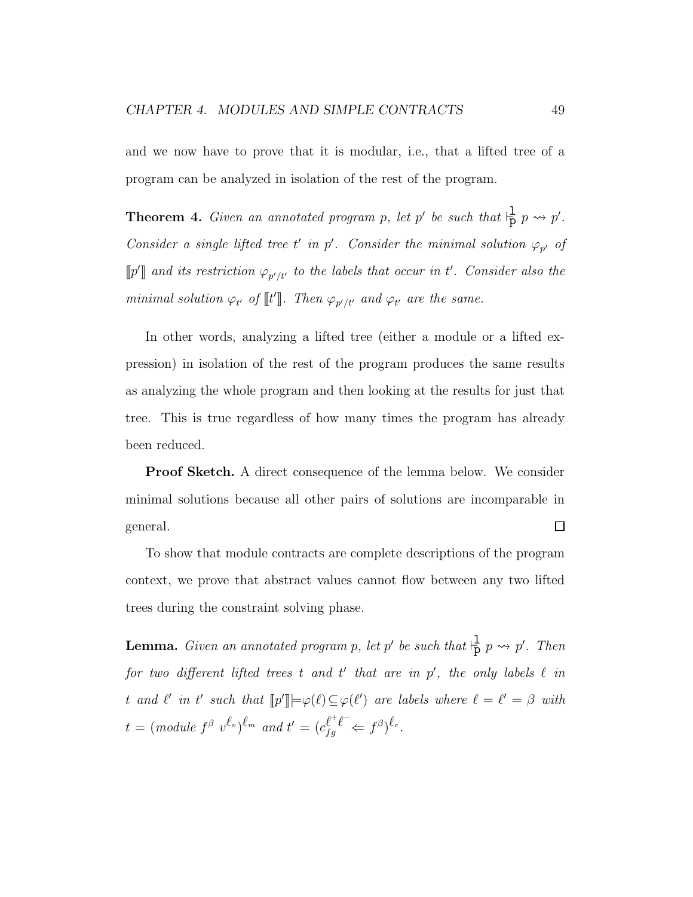and we now have to prove that it is modular, i.e., that a lifted tree of a program can be analyzed in isolation of the rest of the program.

**Theorem 4.** *Given an annotated program $p$, let $p'$ be such that $\vdash^{\mathtt{l}}_{\mathtt{p}} p \rightsquigarrow p'$. Consider a single lifted tree $t'$ in $p'$. Consider the minimal solution $\varphi_{p'}$ of $[\![p']\!]$ and its restriction $\varphi_{p'/t'}$ to the labels that occur in $t'$. Consider also the minimal solution $\varphi_{t'}$ of $[\![t']\!]$. Then $\varphi_{p'/t'}$ and $\varphi_{t'}$ are the same.*

In other words, analyzing a lifted tree (either a module or a lifted expression) in isolation of the rest of the program produces the same results as analyzing the whole program and then looking at the results for just that tree. This is true regardless of how many times the program has already been reduced.

**Proof Sketch.** A direct consequence of the lemma below. We consider minimal solutions because all other pairs of solutions are incomparable in general. $\square$

To show that module contracts are complete descriptions of the program context, we prove that abstract values cannot flow between any two lifted trees during the constraint solving phase.

**Lemma.** *Given an annotated program $p$, let $p'$ be such that $\vdash^{\mathtt{l}}_{\mathtt{p}} p \rightsquigarrow p'$. Then for two different lifted trees $t$ and $t'$ that are in $p'$, the only labels $\ell$ in $t$ and $\ell'$ in $t'$ such that $[\![p']\!] \models \varphi(\ell) \subseteq \varphi(\ell')$ are labels where $\ell = \ell' = \beta$ with $t = (module\ f^{\beta}\ v^{\ell_v})^{\ell_m}$ and $t' = (c_{fg}^{\ell^+ \ell^-} \Leftarrow f^{\beta})^{\ell_c}$.*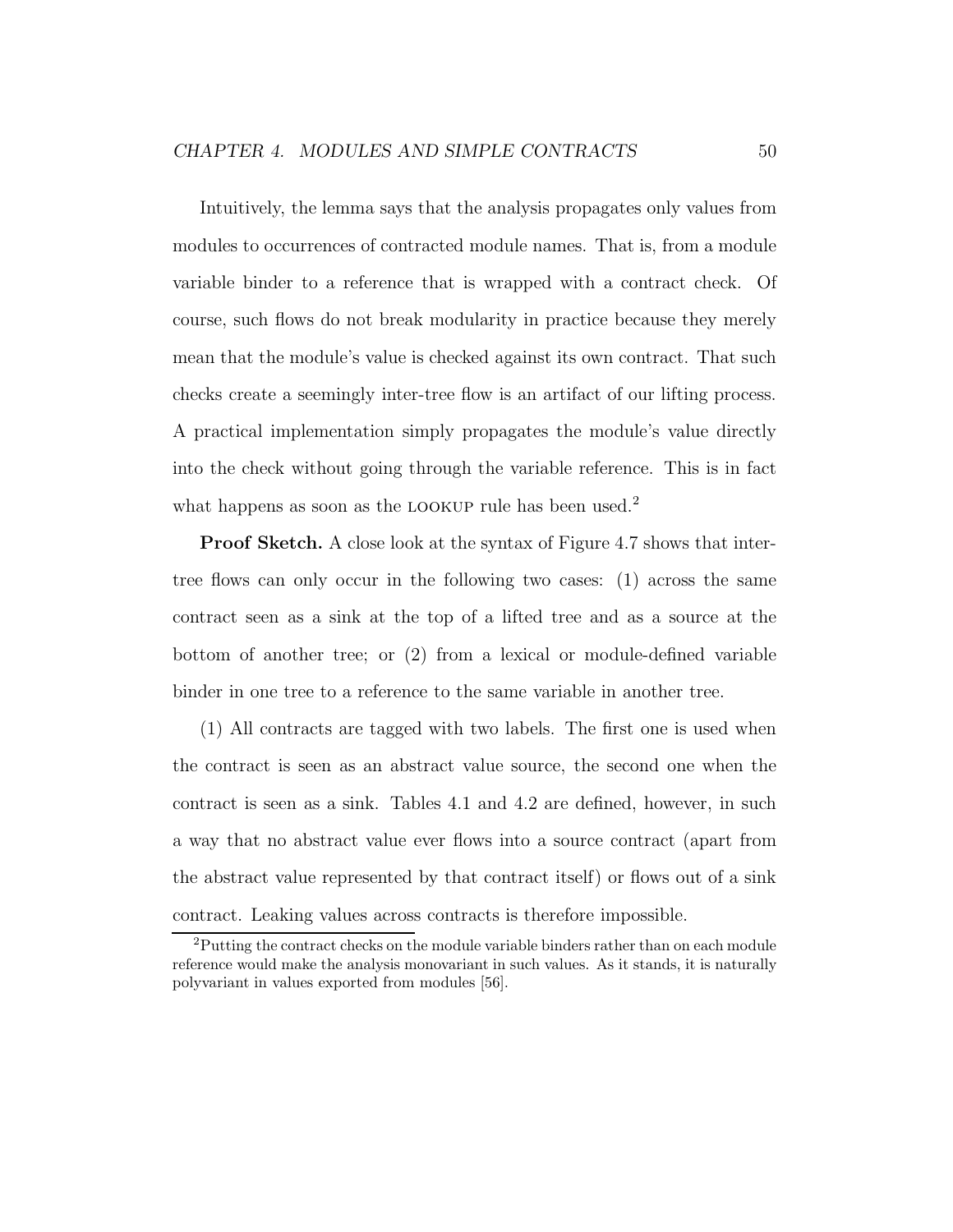Intuitively, the lemma says that the analysis propagates only values from modules to occurrences of contracted module names. That is, from a module variable binder to a reference that is wrapped with a contract check. Of course, such flows do not break modularity in practice because they merely mean that the module's value is checked against its own contract. That such checks create a seemingly inter-tree flow is an artifact of our lifting process. A practical implementation simply propagates the module's value directly into the check without going through the variable reference. This is in fact what happens as soon as the LOOKUP rule has been used.[2]

**Proof Sketch.** A close look at the syntax of Figure 4.7 shows that inter-tree flows can only occur in the following two cases: (1) across the same contract seen as a sink at the top of a lifted tree and as a source at the bottom of another tree; or (2) from a lexical or module-defined variable binder in one tree to a reference to the same variable in another tree.

(1) All contracts are tagged with two labels. The first one is used when the contract is seen as an abstract value source, the second one when the contract is seen as a sink. Tables 4.1 and 4.2 are defined, however, in such a way that no abstract value ever flows into a source contract (apart from the abstract value represented by that contract itself) or flows out of a sink contract. Leaking values across contracts is therefore impossible.

[2]Putting the contract checks on the module variable binders rather than on each module reference would make the analysis monovariant in such values. As it stands, it is naturally polyvariant in values exported from modules [56].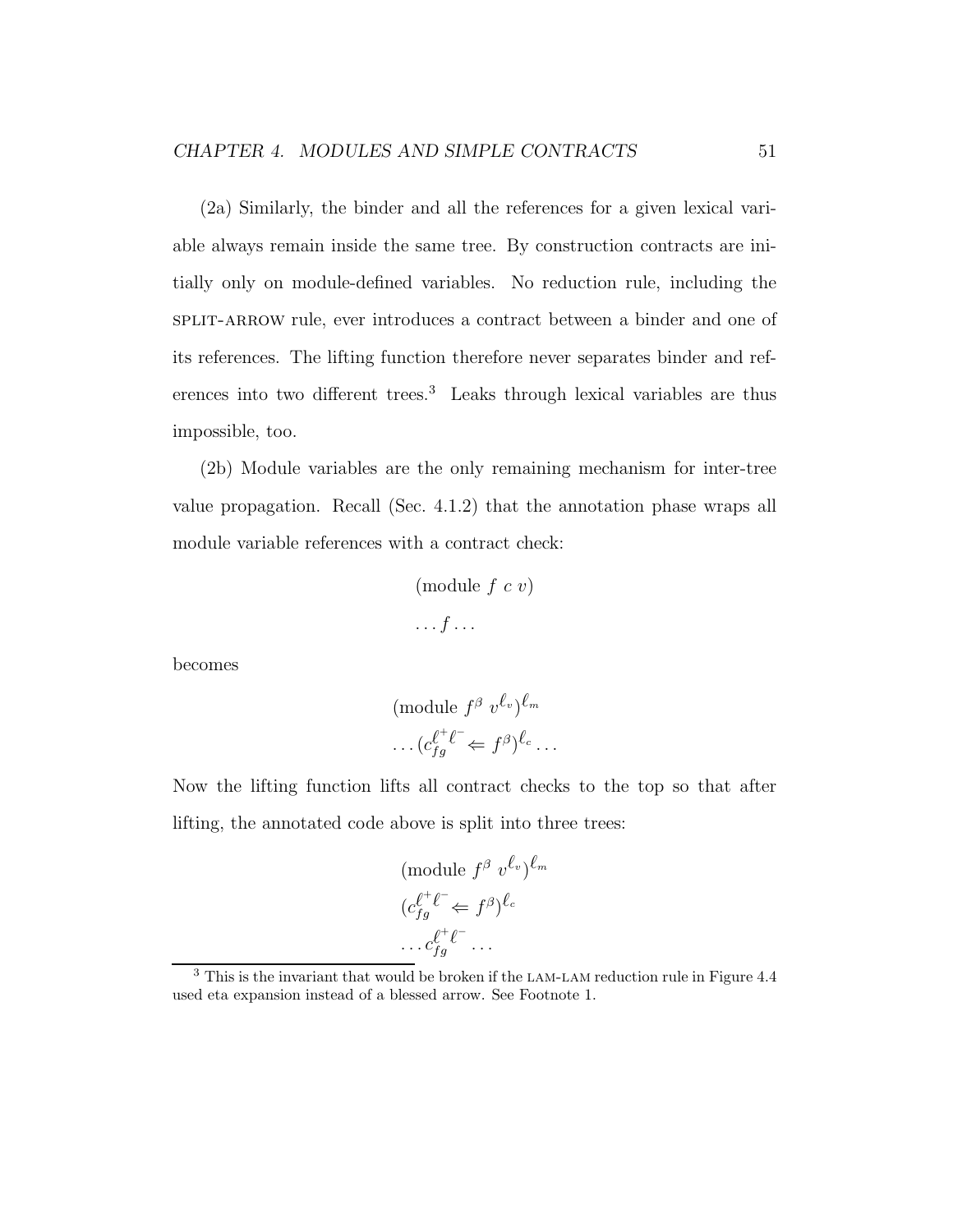(2a) Similarly, the binder and all the references for a given lexical variable always remain inside the same tree. By construction contracts are initially only on module-defined variables. No reduction rule, including the SPLIT-ARROW rule, ever introduces a contract between a binder and one of its references. The lifting function therefore never separates binder and references into two different trees.[3] Leaks through lexical variables are thus impossible, too.

(2b) Module variables are the only remaining mechanism for inter-tree value propagation. Recall (Sec. 4.1.2) that the annotation phase wraps all module variable references with a contract check:

$$\begin{gathered}(\text{module } f\ c\ v)\\ \ldots f \ldots\end{gathered}$$

becomes

$$\begin{gathered}(\text{module } f^{\beta}\ v^{\ell_v})^{\ell_m}\\ \ldots (c_{fg}^{\ell^+\ell^-} \Leftarrow f^{\beta})^{\ell_c} \ldots\end{gathered}$$

Now the lifting function lifts all contract checks to the top so that after lifting, the annotated code above is split into three trees:

$$\begin{gathered}(\text{module } f^{\beta}\ v^{\ell_v})^{\ell_m}\\ (c_{fg}^{\ell^+\ell^-} \Leftarrow f^{\beta})^{\ell_c}\\ \ldots c_{fg}^{\ell^+\ell^-} \ldots\end{gathered}$$

---

[3] This is the invariant that would be broken if the LAM-LAM reduction rule in Figure 4.4 used eta expansion instead of a blessed arrow. See Footnote 1.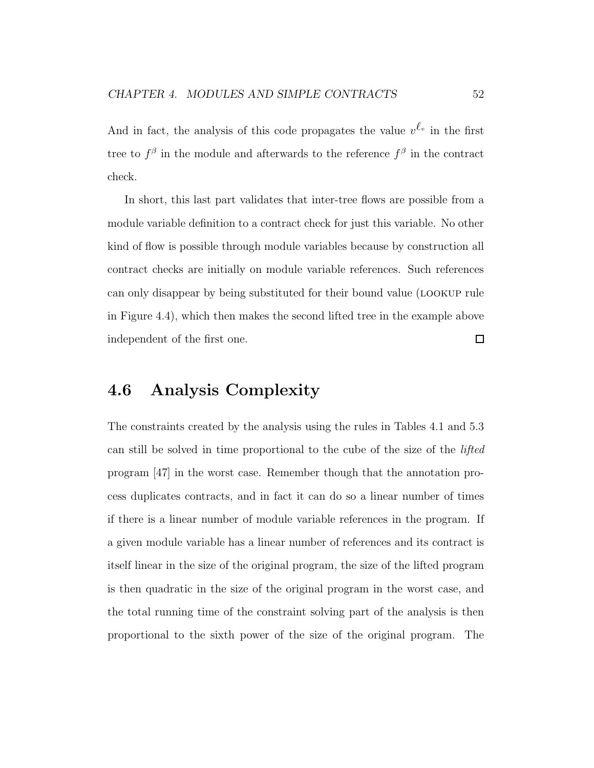And in fact, the analysis of this code propagates the value $v^{\ell_v}$ in the first tree to $f^\beta$ in the module and afterwards to the reference $f^\beta$ in the contract check.

In short, this last part validates that inter-tree flows are possible from a module variable definition to a contract check for just this variable. No other kind of flow is possible through module variables because by construction all contract checks are initially on module variable references. Such references can only disappear by being substituted for their bound value (LOOKUP rule in Figure 4.4), which then makes the second lifted tree in the example above independent of the first one. □

## 4.6 Analysis Complexity

The constraints created by the analysis using the rules in Tables 4.1 and 5.3 can still be solved in time proportional to the cube of the size of the *lifted* program [47] in the worst case. Remember though that the annotation process duplicates contracts, and in fact it can do so a linear number of times if there is a linear number of module variable references in the program. If a given module variable has a linear number of references and its contract is itself linear in the size of the original program, the size of the lifted program is then quadratic in the size of the original program in the worst case, and the total running time of the constraint solving part of the analysis is then proportional to the sixth power of the size of the original program. The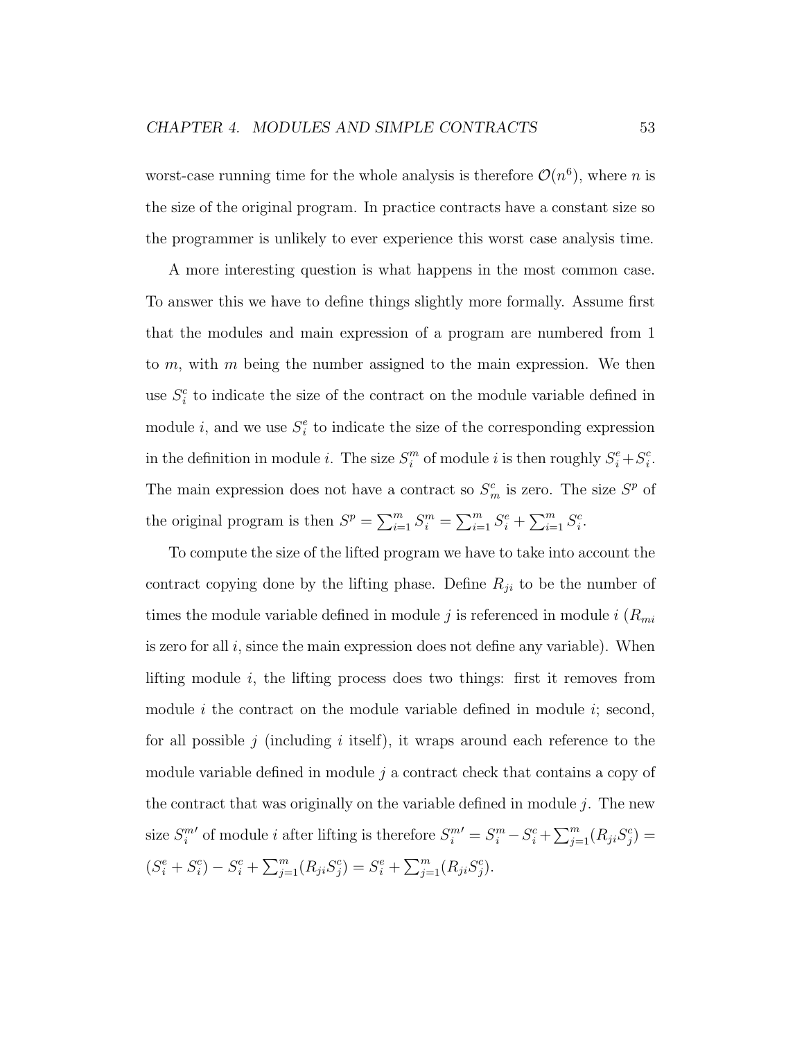worst-case running time for the whole analysis is therefore $\mathcal{O}(n^6)$, where $n$ is the size of the original program. In practice contracts have a constant size so the programmer is unlikely to ever experience this worst case analysis time.

A more interesting question is what happens in the most common case. To answer this we have to define things slightly more formally. Assume first that the modules and main expression of a program are numbered from 1 to $m$, with $m$ being the number assigned to the main expression. We then use $S_i^c$ to indicate the size of the contract on the module variable defined in module $i$, and we use $S_i^e$ to indicate the size of the corresponding expression in the definition in module $i$. The size $S_i^m$ of module $i$ is then roughly $S_i^e + S_i^c$. The main expression does not have a contract so $S_m^c$ is zero. The size $S^p$ of the original program is then $S^p = \sum_{i=1}^m S_i^m = \sum_{i=1}^m S_i^e + \sum_{i=1}^m S_i^c$.

To compute the size of the lifted program we have to take into account the contract copying done by the lifting phase. Define $R_{ji}$ to be the number of times the module variable defined in module $j$ is referenced in module $i$ ($R_{mi}$ is zero for all $i$, since the main expression does not define any variable). When lifting module $i$, the lifting process does two things: first it removes from module $i$ the contract on the module variable defined in module $i$; second, for all possible $j$ (including $i$ itself), it wraps around each reference to the module variable defined in module $j$ a contract check that contains a copy of the contract that was originally on the variable defined in module $j$. The new size $S_i^{m\prime}$ of module $i$ after lifting is therefore $S_i^{m\prime} = S_i^m - S_i^c + \sum_{j=1}^m (R_{ji} S_j^c) = (S_i^e + S_i^c) - S_i^c + \sum_{j=1}^m (R_{ji} S_j^c) = S_i^e + \sum_{j=1}^m (R_{ji} S_j^c)$.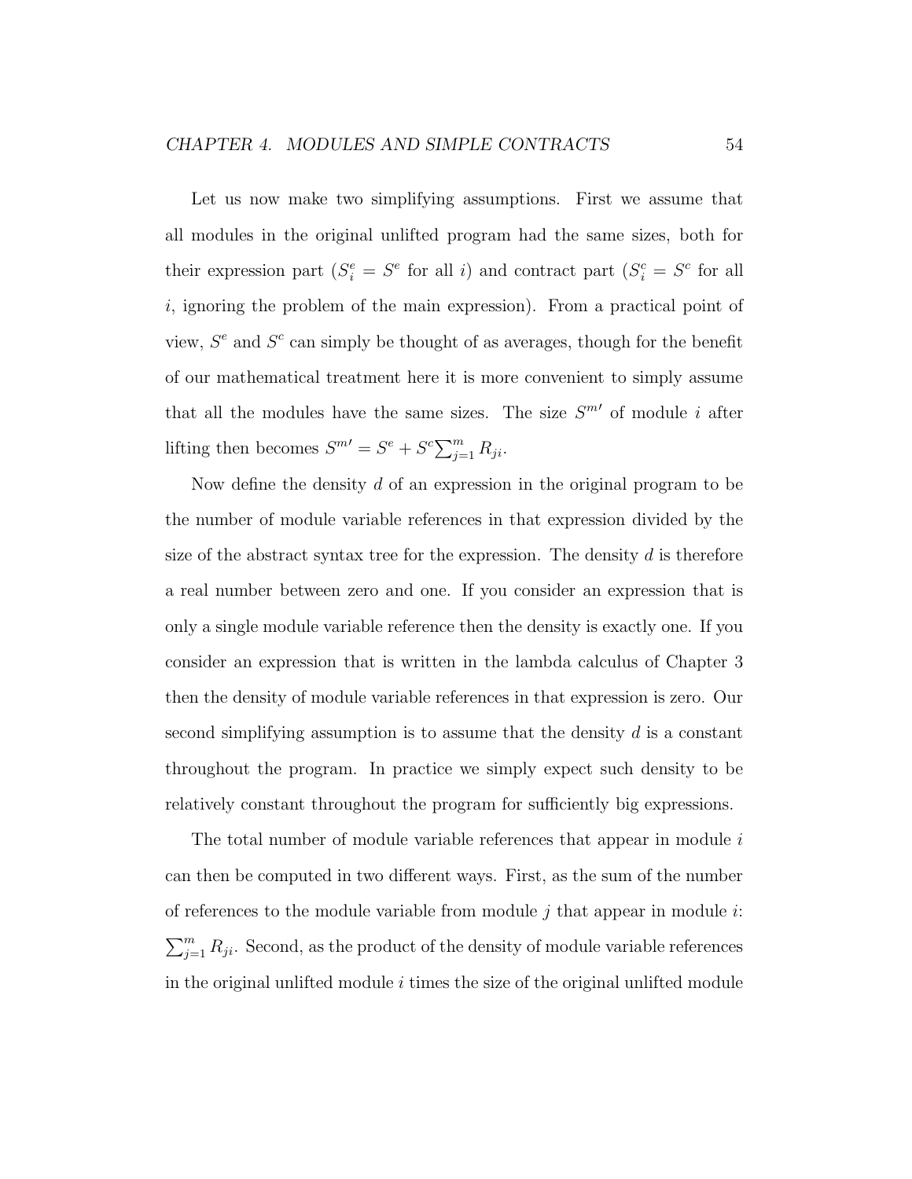Let us now make two simplifying assumptions. First we assume that all modules in the original unlifted program had the same sizes, both for their expression part ($S_i^e = S^e$ for all $i$) and contract part ($S_i^c = S^c$ for all $i$, ignoring the problem of the main expression). From a practical point of view, $S^e$ and $S^c$ can simply be thought of as averages, though for the benefit of our mathematical treatment here it is more convenient to simply assume that all the modules have the same sizes. The size $S^{m\prime}$ of module $i$ after lifting then becomes $S^{m\prime} = S^e + S^c \sum_{j=1}^{m} R_{ji}$.

Now define the density $d$ of an expression in the original program to be the number of module variable references in that expression divided by the size of the abstract syntax tree for the expression. The density $d$ is therefore a real number between zero and one. If you consider an expression that is only a single module variable reference then the density is exactly one. If you consider an expression that is written in the lambda calculus of Chapter 3 then the density of module variable references in that expression is zero. Our second simplifying assumption is to assume that the density $d$ is a constant throughout the program. In practice we simply expect such density to be relatively constant throughout the program for sufficiently big expressions.

The total number of module variable references that appear in module $i$ can then be computed in two different ways. First, as the sum of the number of references to the module variable from module $j$ that appear in module $i$: $\sum_{j=1}^{m} R_{ji}$. Second, as the product of the density of module variable references in the original unlifted module $i$ times the size of the original unlifted module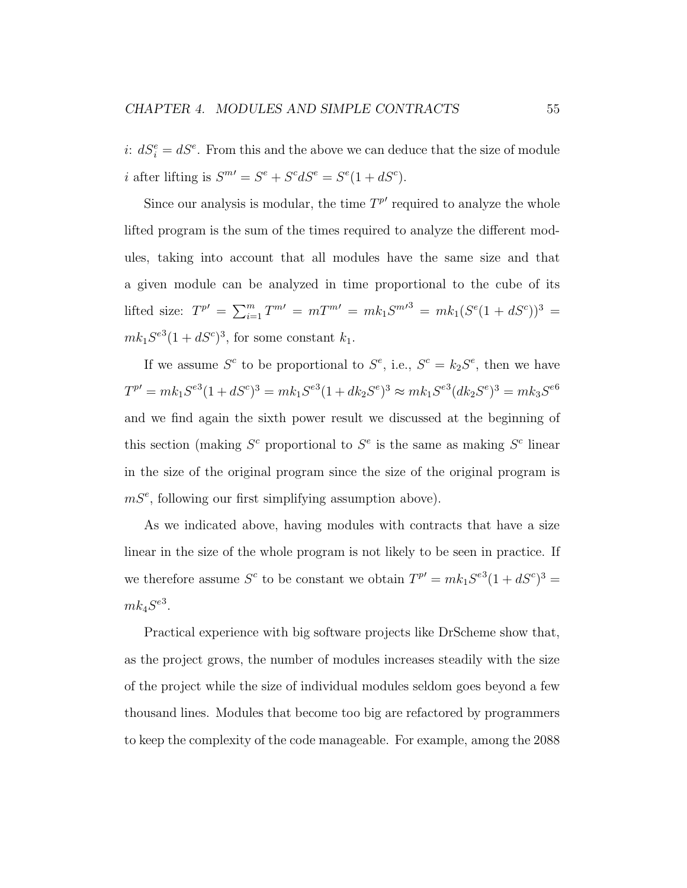$i$: $dS^e_i = dS^e$. From this and the above we can deduce that the size of module $i$ after lifting is $S^{m\prime} = S^e + S^c dS^e = S^e(1 + dS^c)$.

Since our analysis is modular, the time $T^{p\prime}$ required to analyze the whole lifted program is the sum of the times required to analyze the different modules, taking into account that all modules have the same size and that a given module can be analyzed in time proportional to the cube of its lifted size: $T^{p\prime} = \sum_{i=1}^{m} T^{m\prime} = mT^{m\prime} = mk_1 S^{m\prime 3} = mk_1(S^e(1 + dS^c))^3 = mk_1 S^{e3}(1 + dS^c)^3$, for some constant $k_1$.

If we assume $S^c$ to be proportional to $S^e$, i.e., $S^c = k_2 S^e$, then we have $T^{p\prime} = mk_1 S^{e3}(1 + dS^c)^3 = mk_1 S^{e3}(1 + dk_2 S^e)^3 \approx mk_1 S^{e3}(dk_2 S^e)^3 = mk_3 S^{e6}$ and we find again the sixth power result we discussed at the beginning of this section (making $S^c$ proportional to $S^e$ is the same as making $S^c$ linear in the size of the original program since the size of the original program is $mS^e$, following our first simplifying assumption above).

As we indicated above, having modules with contracts that have a size linear in the size of the whole program is not likely to be seen in practice. If we therefore assume $S^c$ to be constant we obtain $T^{p\prime} = mk_1 S^{e3}(1 + dS^c)^3 = mk_4 S^{e3}$.

Practical experience with big software projects like DrScheme show that, as the project grows, the number of modules increases steadily with the size of the project while the size of individual modules seldom goes beyond a few thousand lines. Modules that become too big are refactored by programmers to keep the complexity of the code manageable. For example, among the 2088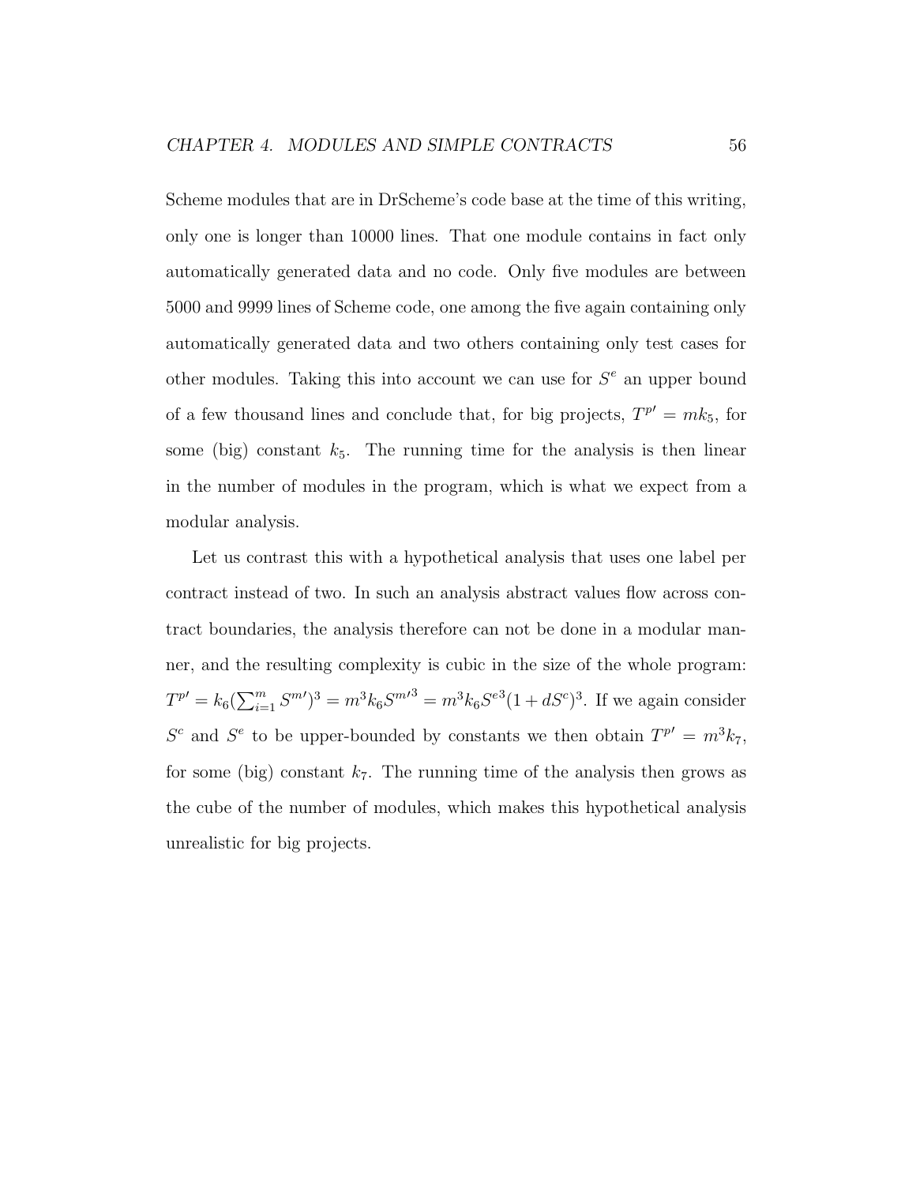Scheme modules that are in DrScheme's code base at the time of this writing, only one is longer than 10000 lines. That one module contains in fact only automatically generated data and no code. Only five modules are between 5000 and 9999 lines of Scheme code, one among the five again containing only automatically generated data and two others containing only test cases for other modules. Taking this into account we can use for $S^e$ an upper bound of a few thousand lines and conclude that, for big projects, $T^{p\prime} = mk_5$, for some (big) constant $k_5$. The running time for the analysis is then linear in the number of modules in the program, which is what we expect from a modular analysis.

Let us contrast this with a hypothetical analysis that uses one label per contract instead of two. In such an analysis abstract values flow across contract boundaries, the analysis therefore can not be done in a modular manner, and the resulting complexity is cubic in the size of the whole program: $T^{p\prime} = k_6(\sum_{i=1}^{m} S^{m\prime})^3 = m^3 k_6 S^{m\prime 3} = m^3 k_6 S^{e3}(1 + dS^c)^3$. If we again consider $S^c$ and $S^e$ to be upper-bounded by constants we then obtain $T^{p\prime} = m^3 k_7$, for some (big) constant $k_7$. The running time of the analysis then grows as the cube of the number of modules, which makes this hypothetical analysis unrealistic for big projects.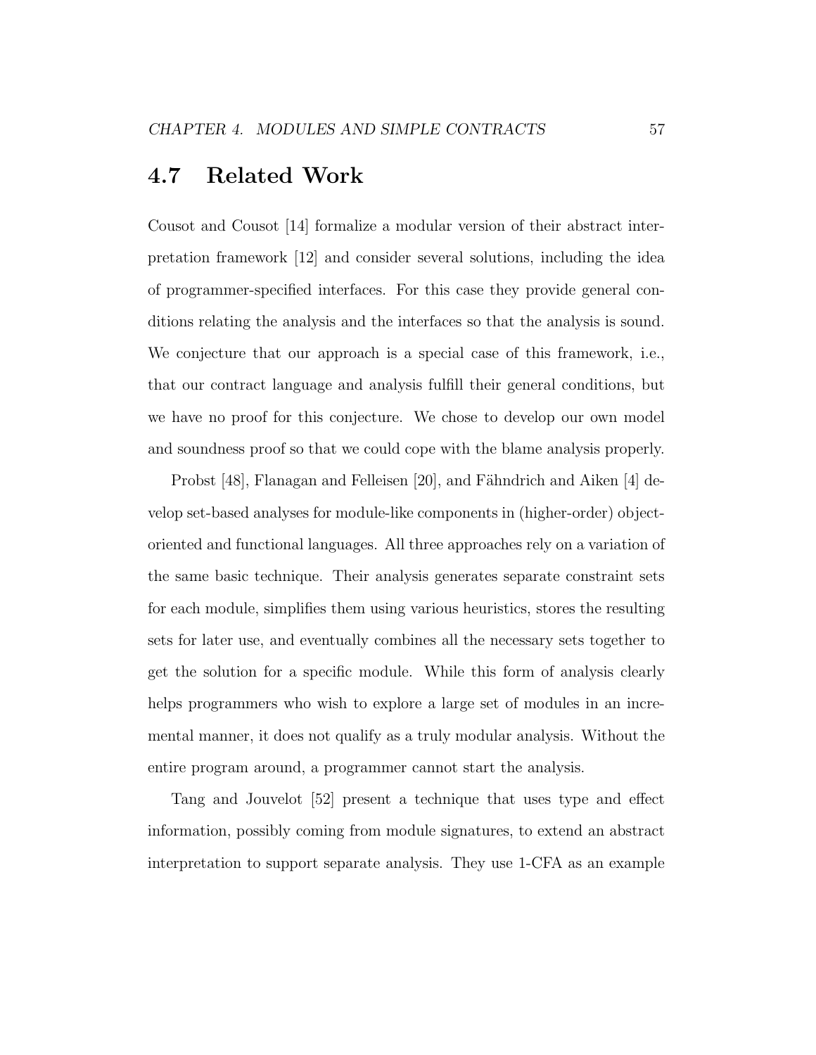## 4.7 Related Work

Cousot and Cousot [14] formalize a modular version of their abstract interpretation framework [12] and consider several solutions, including the idea of programmer-specified interfaces. For this case they provide general conditions relating the analysis and the interfaces so that the analysis is sound. We conjecture that our approach is a special case of this framework, i.e., that our contract language and analysis fulfill their general conditions, but we have no proof for this conjecture. We chose to develop our own model and soundness proof so that we could cope with the blame analysis properly.

Probst [48], Flanagan and Felleisen [20], and Fähndrich and Aiken [4] develop set-based analyses for module-like components in (higher-order) object-oriented and functional languages. All three approaches rely on a variation of the same basic technique. Their analysis generates separate constraint sets for each module, simplifies them using various heuristics, stores the resulting sets for later use, and eventually combines all the necessary sets together to get the solution for a specific module. While this form of analysis clearly helps programmers who wish to explore a large set of modules in an incremental manner, it does not qualify as a truly modular analysis. Without the entire program around, a programmer cannot start the analysis.

Tang and Jouvelot [52] present a technique that uses type and effect information, possibly coming from module signatures, to extend an abstract interpretation to support separate analysis. They use 1-CFA as an example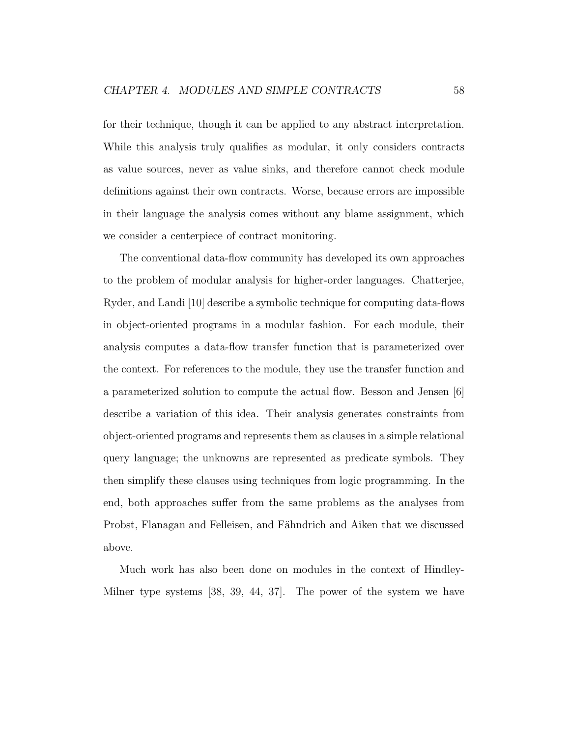for their technique, though it can be applied to any abstract interpretation. While this analysis truly qualifies as modular, it only considers contracts as value sources, never as value sinks, and therefore cannot check module definitions against their own contracts. Worse, because errors are impossible in their language the analysis comes without any blame assignment, which we consider a centerpiece of contract monitoring.

The conventional data-flow community has developed its own approaches to the problem of modular analysis for higher-order languages. Chatterjee, Ryder, and Landi [10] describe a symbolic technique for computing data-flows in object-oriented programs in a modular fashion. For each module, their analysis computes a data-flow transfer function that is parameterized over the context. For references to the module, they use the transfer function and a parameterized solution to compute the actual flow. Besson and Jensen [6] describe a variation of this idea. Their analysis generates constraints from object-oriented programs and represents them as clauses in a simple relational query language; the unknowns are represented as predicate symbols. They then simplify these clauses using techniques from logic programming. In the end, both approaches suffer from the same problems as the analyses from Probst, Flanagan and Felleisen, and Fähndrich and Aiken that we discussed above.

Much work has also been done on modules in the context of Hindley-Milner type systems [38, 39, 44, 37]. The power of the system we have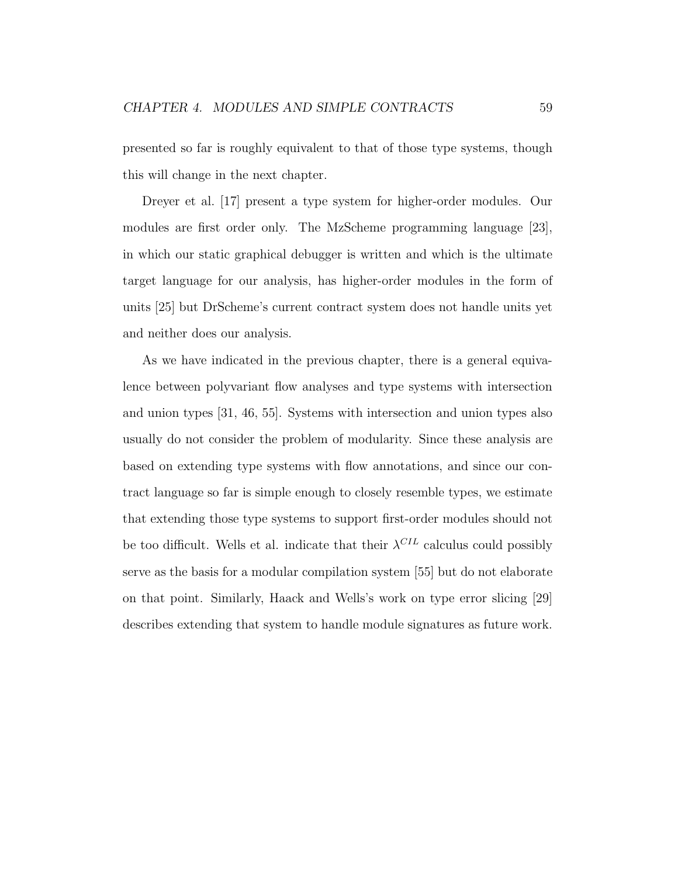presented so far is roughly equivalent to that of those type systems, though this will change in the next chapter.

Dreyer et al. [17] present a type system for higher-order modules. Our modules are first order only. The MzScheme programming language [23], in which our static graphical debugger is written and which is the ultimate target language for our analysis, has higher-order modules in the form of units [25] but DrScheme's current contract system does not handle units yet and neither does our analysis.

As we have indicated in the previous chapter, there is a general equivalence between polyvariant flow analyses and type systems with intersection and union types [31, 46, 55]. Systems with intersection and union types also usually do not consider the problem of modularity. Since these analysis are based on extending type systems with flow annotations, and since our contract language so far is simple enough to closely resemble types, we estimate that extending those type systems to support first-order modules should not be too difficult. Wells et al. indicate that their $\lambda^{CIL}$ calculus could possibly serve as the basis for a modular compilation system [55] but do not elaborate on that point. Similarly, Haack and Wells's work on type error slicing [29] describes extending that system to handle module signatures as future work.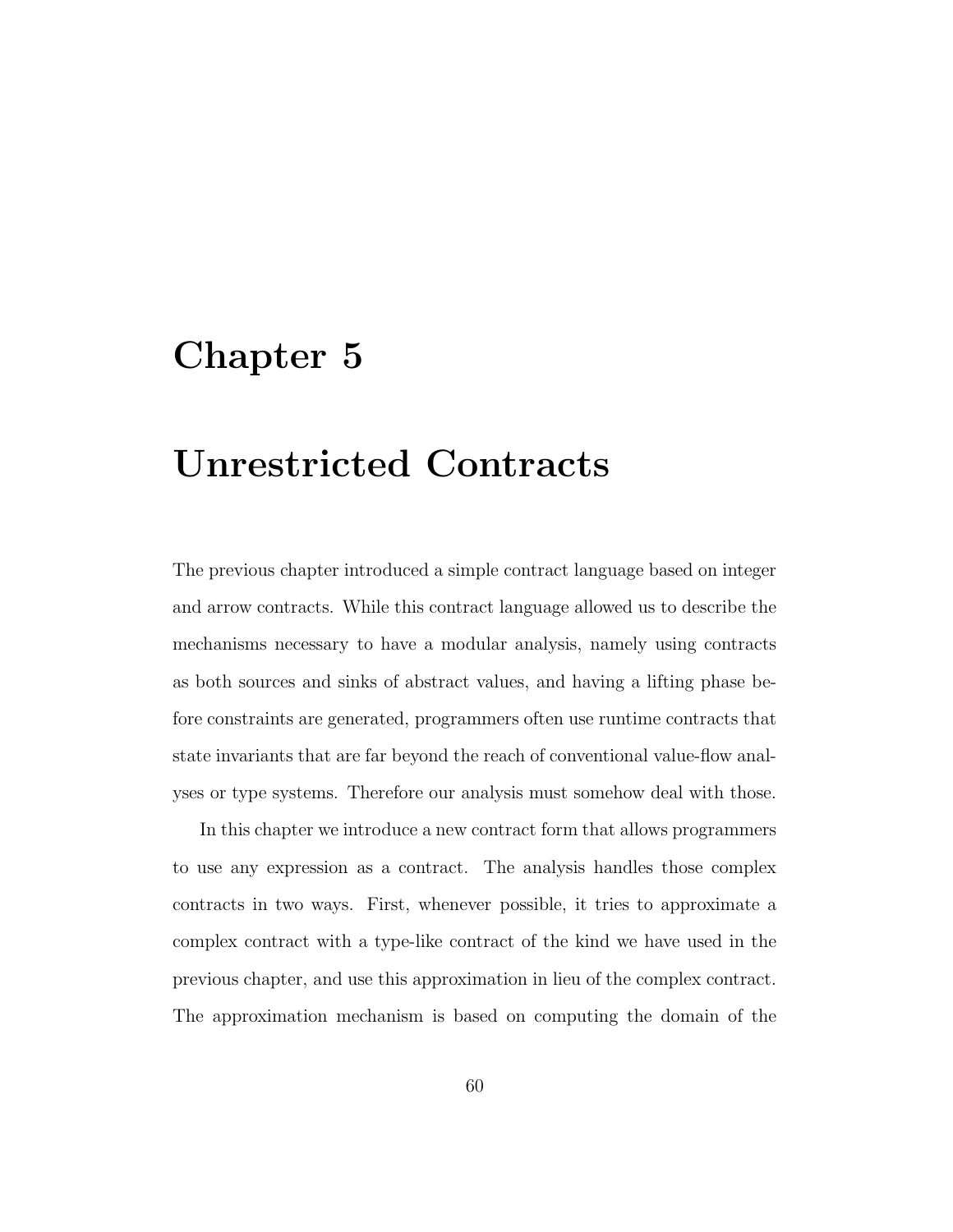# Chapter 5

# Unrestricted Contracts

The previous chapter introduced a simple contract language based on integer and arrow contracts. While this contract language allowed us to describe the mechanisms necessary to have a modular analysis, namely using contracts as both sources and sinks of abstract values, and having a lifting phase before constraints are generated, programmers often use runtime contracts that state invariants that are far beyond the reach of conventional value-flow analyses or type systems. Therefore our analysis must somehow deal with those.

In this chapter we introduce a new contract form that allows programmers to use any expression as a contract. The analysis handles those complex contracts in two ways. First, whenever possible, it tries to approximate a complex contract with a type-like contract of the kind we have used in the previous chapter, and use this approximation in lieu of the complex contract. The approximation mechanism is based on computing the domain of the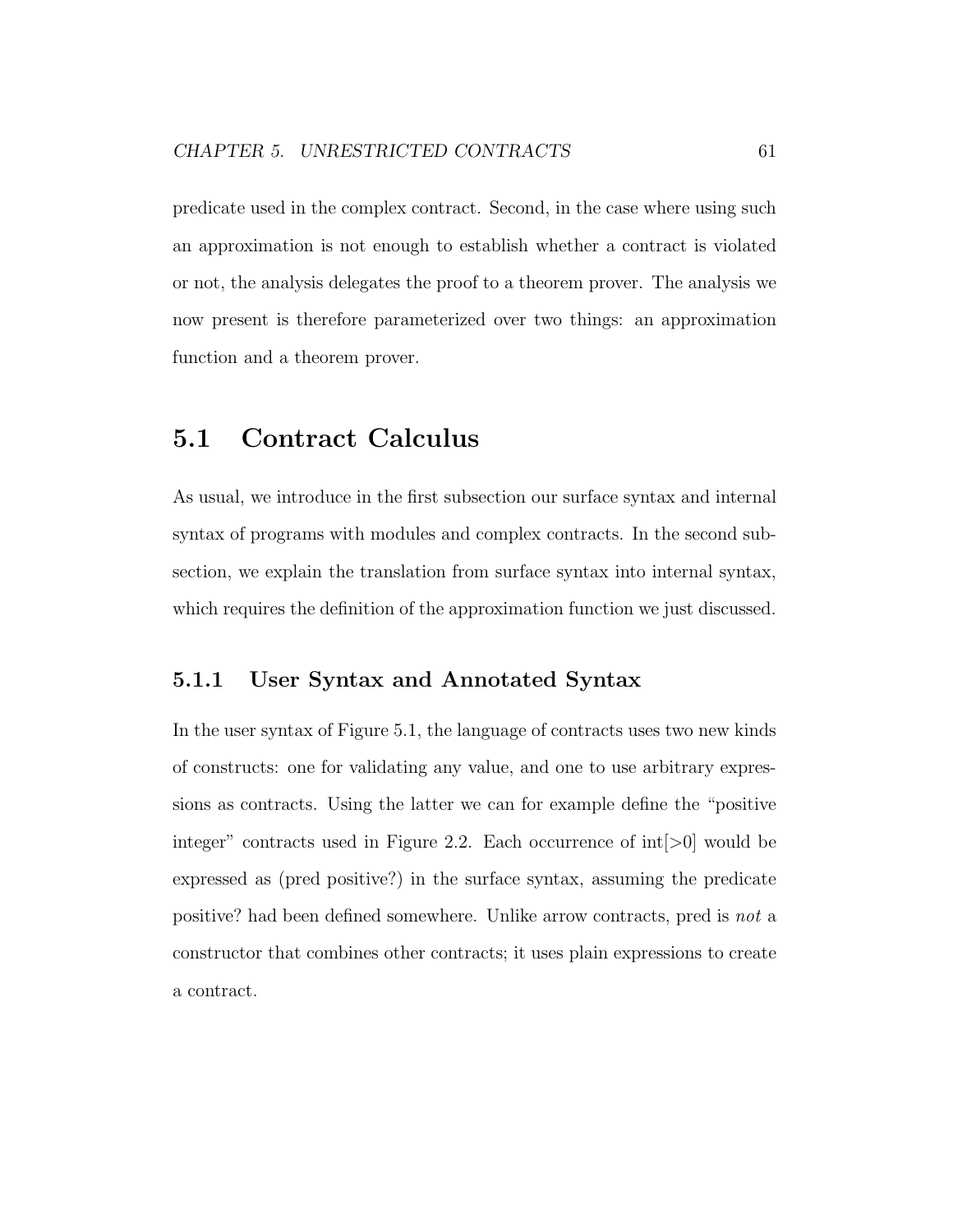predicate used in the complex contract. Second, in the case where using such an approximation is not enough to establish whether a contract is violated or not, the analysis delegates the proof to a theorem prover. The analysis we now present is therefore parameterized over two things: an approximation function and a theorem prover.

## 5.1 Contract Calculus

As usual, we introduce in the first subsection our surface syntax and internal syntax of programs with modules and complex contracts. In the second subsection, we explain the translation from surface syntax into internal syntax, which requires the definition of the approximation function we just discussed.

### 5.1.1 User Syntax and Annotated Syntax

In the user syntax of Figure 5.1, the language of contracts uses two new kinds of constructs: one for validating any value, and one to use arbitrary expressions as contracts. Using the latter we can for example define the "positive integer" contracts used in Figure 2.2. Each occurrence of int[>0] would be expressed as (pred positive?) in the surface syntax, assuming the predicate positive? had been defined somewhere. Unlike arrow contracts, pred is *not* a constructor that combines other contracts; it uses plain expressions to create a contract.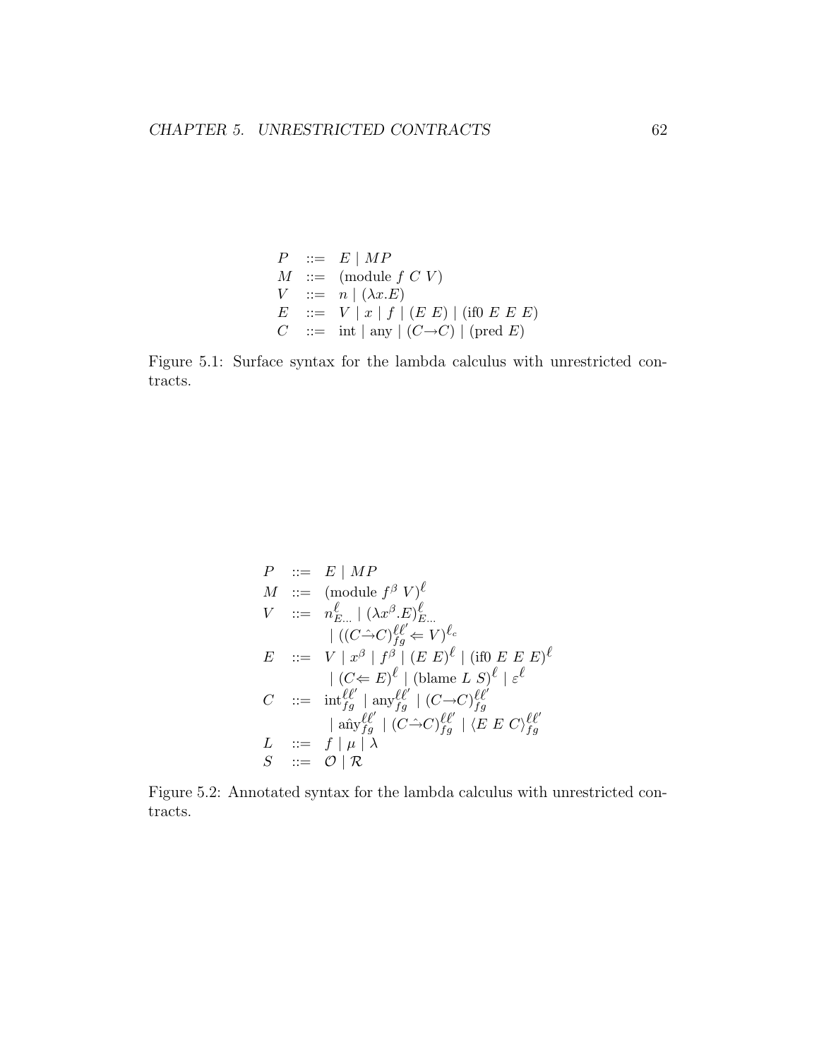$$
\begin{array}{lcl}
P & ::= & E \mid M P \\
M & ::= & (\text{module } f\ C\ V) \\
V & ::= & n \mid (\lambda x.E) \\
E & ::= & V \mid x \mid f \mid (E\ E) \mid (\text{if0 } E\ E\ E) \\
C & ::= & \text{int} \mid \text{any} \mid (C \rightarrow C) \mid (\text{pred } E)
\end{array}
$$

Figure 5.1: Surface syntax for the lambda calculus with unrestricted contracts.

$$
\begin{array}{lcl}
P & ::= & E \mid M P \\
M & ::= & (\text{module } f^{\beta}\ V)^{\ell} \\
V & ::= & n^{\ell}_{E\ldots} \mid (\lambda x^{\beta}.E)^{\ell}_{E\ldots} \\
 & & \mid ((C \hat{\rightarrow} C)^{\ell\ell'}_{fg} \Leftarrow V)^{\ell_c} \\
E & ::= & V \mid x^{\beta} \mid f^{\beta} \mid (E\ E)^{\ell} \mid (\text{if0 } E\ E\ E)^{\ell} \\
 & & \mid (C \Leftarrow E)^{\ell} \mid (\text{blame } L\ S)^{\ell} \mid \varepsilon^{\ell} \\
C & ::= & \text{int}^{\ell\ell'}_{fg} \mid \text{any}^{\ell\ell'}_{fg} \mid (C \rightarrow C)^{\ell\ell'}_{fg} \\
 & & \mid \hat{\text{any}}^{\ell\ell'}_{fg} \mid (C \hat{\rightarrow} C)^{\ell\ell'}_{fg} \mid \langle E\ E\ C \rangle^{\ell\ell'}_{fg} \\
L & ::= & f \mid \mu \mid \lambda \\
S & ::= & \mathcal{O} \mid \mathcal{R}
\end{array}
$$

Figure 5.2: Annotated syntax for the lambda calculus with unrestricted contracts.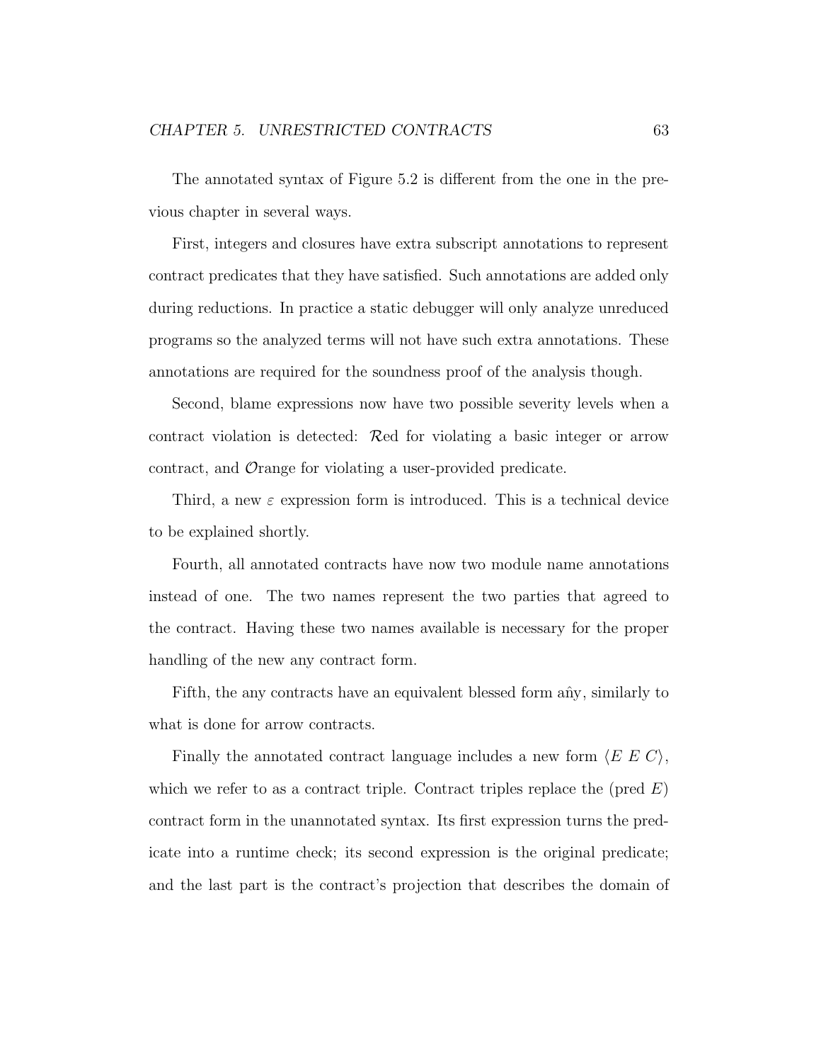The annotated syntax of Figure 5.2 is different from the one in the previous chapter in several ways.

First, integers and closures have extra subscript annotations to represent contract predicates that they have satisfied. Such annotations are added only during reductions. In practice a static debugger will only analyze unreduced programs so the analyzed terms will not have such extra annotations. These annotations are required for the soundness proof of the analysis though.

Second, blame expressions now have two possible severity levels when a contract violation is detected: $\mathcal{R}$ed for violating a basic integer or arrow contract, and $\mathcal{O}$range for violating a user-provided predicate.

Third, a new $\varepsilon$ expression form is introduced. This is a technical device to be explained shortly.

Fourth, all annotated contracts have now two module name annotations instead of one. The two names represent the two parties that agreed to the contract. Having these two names available is necessary for the proper handling of the new any contract form.

Fifth, the any contracts have an equivalent blessed form $\widehat{\text{any}}$, similarly to what is done for arrow contracts.

Finally the annotated contract language includes a new form $\langle E\ E\ C\rangle$, which we refer to as a contract triple. Contract triples replace the (pred $E$) contract form in the unannotated syntax. Its first expression turns the predicate into a runtime check; its second expression is the original predicate; and the last part is the contract's projection that describes the domain of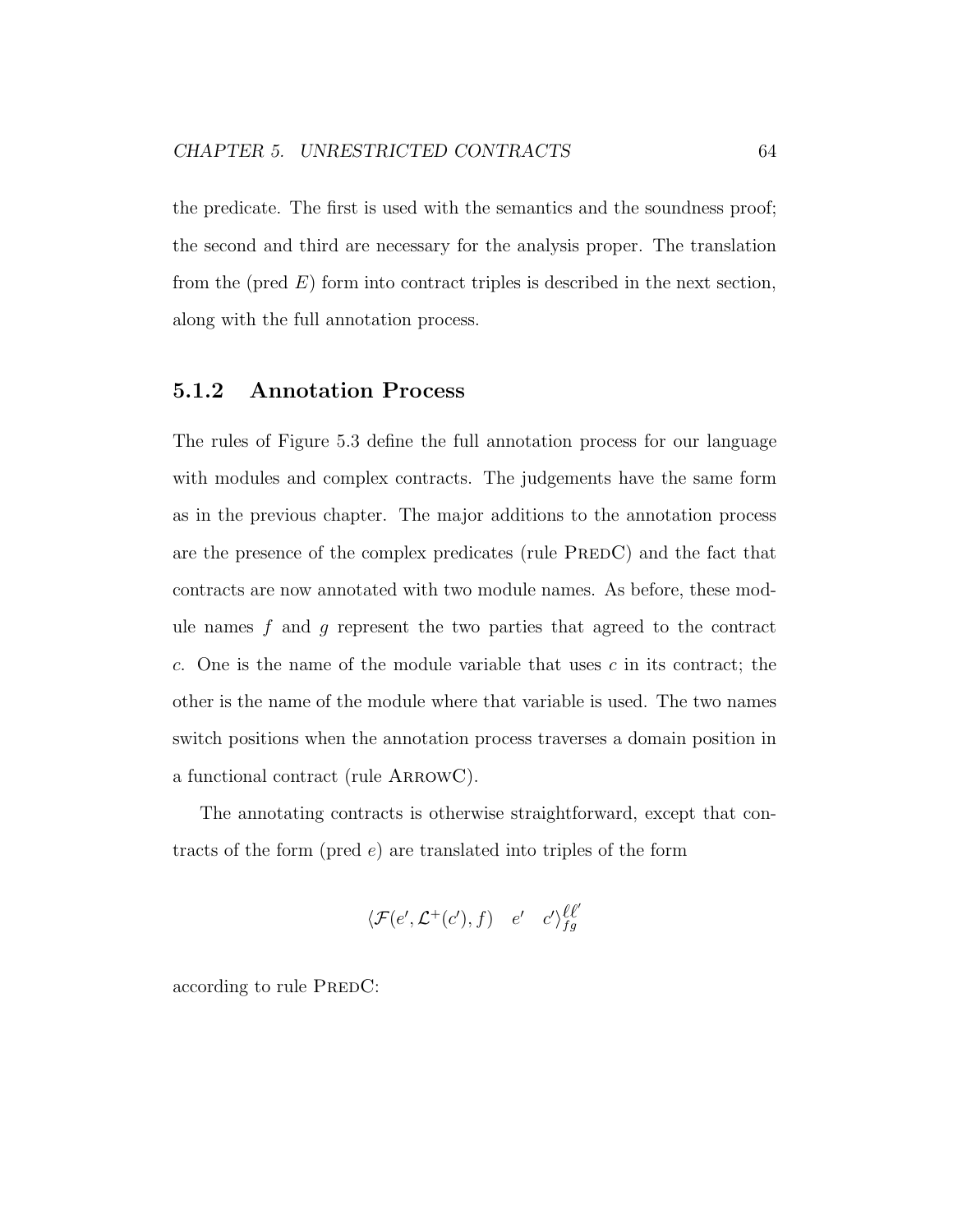the predicate. The first is used with the semantics and the soundness proof; the second and third are necessary for the analysis proper. The translation from the (pred $E$) form into contract triples is described in the next section, along with the full annotation process.

### 5.1.2 Annotation Process

The rules of Figure 5.3 define the full annotation process for our language with modules and complex contracts. The judgements have the same form as in the previous chapter. The major additions to the annotation process are the presence of the complex predicates (rule PredC) and the fact that contracts are now annotated with two module names. As before, these module names $f$ and $g$ represent the two parties that agreed to the contract $c$. One is the name of the module variable that uses $c$ in its contract; the other is the name of the module where that variable is used. The two names switch positions when the annotation process traverses a domain position in a functional contract (rule ArrowC).

The annotating contracts is otherwise straightforward, except that contracts of the form (pred $e$) are translated into triples of the form

$$\langle \mathcal{F}(e', \mathcal{L}^+(c'), f) \quad e' \quad c' \rangle^{\ell\ell'}_{fg}$$

according to rule PredC: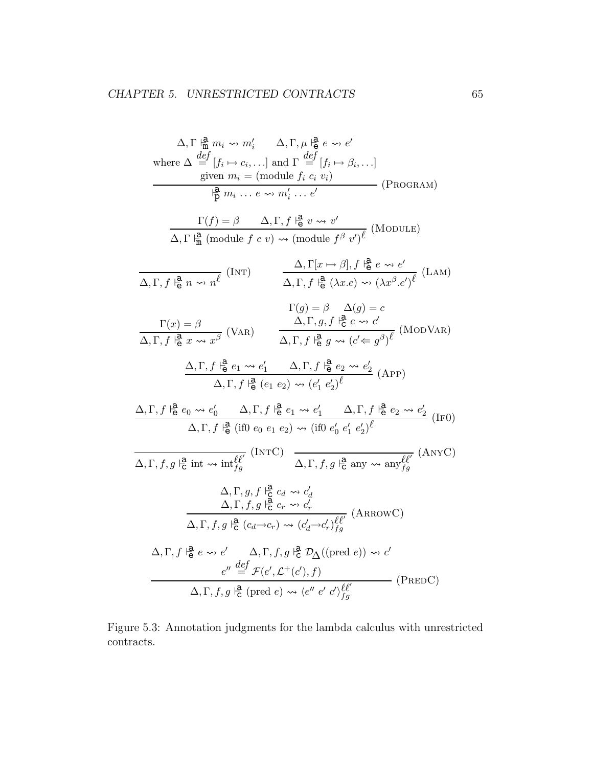$$\frac{\Delta, \Gamma \Vdash^{\mathsf{a}}_{\mathtt{m}} m_i \rightsquigarrow m_i' \qquad \Delta, \Gamma, \mu \Vdash^{\mathsf{a}}_{\mathsf{e}} e \rightsquigarrow e' \quad \text{where } \Delta \stackrel{def}{=} [f_i \mapsto c_i, \ldots] \text{ and } \Gamma \stackrel{def}{=} [f_i \mapsto \beta_i, \ldots] \quad \text{given } m_i = (\text{module } f_i\ c_i\ v_i)}{\Vdash^{\mathsf{a}}_{\mathtt{p}} m_i \ldots e \rightsquigarrow m_i' \ldots e'} \text{ (Program)}$$

$$\frac{\Gamma(f) = \beta \qquad \Delta, \Gamma, f \Vdash^{\mathsf{a}}_{\mathsf{e}} v \rightsquigarrow v'}{\Delta, \Gamma \Vdash^{\mathsf{a}}_{\mathtt{m}} (\text{module } f\ c\ v) \rightsquigarrow (\text{module } f^{\beta}\ v')^{\ell}} \text{ (Module)}$$

$$\frac{}{\Delta, \Gamma, f \Vdash^{\mathsf{a}}_{\mathsf{e}} n \rightsquigarrow n^{\ell}} \text{ (Int)} \qquad \frac{\Delta, \Gamma[x \mapsto \beta], f \Vdash^{\mathsf{a}}_{\mathsf{e}} e \rightsquigarrow e'}{\Delta, \Gamma, f \Vdash^{\mathsf{a}}_{\mathsf{e}} (\lambda x.e) \rightsquigarrow (\lambda x^{\beta}.e')^{\ell}} \text{ (Lam)}$$

$$\frac{\Gamma(x) = \beta}{\Delta, \Gamma, f \Vdash^{\mathsf{a}}_{\mathsf{e}} x \rightsquigarrow x^{\beta}} \text{ (Var)} \qquad \frac{\Gamma(g) = \beta \quad \Delta(g) = c \quad \Delta, \Gamma, g, f \Vdash^{\mathsf{a}}_{\mathsf{c}} c \rightsquigarrow c'}{\Delta, \Gamma, f \Vdash^{\mathsf{a}}_{\mathsf{e}} g \rightsquigarrow (c' \Leftarrow g^{\beta})^{\ell}} \text{ (ModVar)}$$

$$\frac{\Delta, \Gamma, f \Vdash^{\mathsf{a}}_{\mathsf{e}} e_1 \rightsquigarrow e_1' \qquad \Delta, \Gamma, f \Vdash^{\mathsf{a}}_{\mathsf{e}} e_2 \rightsquigarrow e_2'}{\Delta, \Gamma, f \Vdash^{\mathsf{a}}_{\mathsf{e}} (e_1\ e_2) \rightsquigarrow (e_1'\ e_2')^{\ell}} \text{ (App)}$$

$$\frac{\Delta, \Gamma, f \Vdash^{\mathsf{a}}_{\mathsf{e}} e_0 \rightsquigarrow e_0' \qquad \Delta, \Gamma, f \Vdash^{\mathsf{a}}_{\mathsf{e}} e_1 \rightsquigarrow e_1' \qquad \Delta, \Gamma, f \Vdash^{\mathsf{a}}_{\mathsf{e}} e_2 \rightsquigarrow e_2'}{\Delta, \Gamma, f \Vdash^{\mathsf{a}}_{\mathsf{e}} (\text{if0 } e_0\ e_1\ e_2) \rightsquigarrow (\text{if0 } e_0'\ e_1'\ e_2')^{\ell}} \text{ (If0)}$$

$$\frac{}{\Delta, \Gamma, f, g \Vdash^{\mathsf{a}}_{\mathsf{c}} \text{int} \rightsquigarrow \text{int}^{\ell\ell'}_{fg}} \text{ (IntC)} \qquad \frac{}{\Delta, \Gamma, f, g \Vdash^{\mathsf{a}}_{\mathsf{c}} \text{any} \rightsquigarrow \text{any}^{\ell\ell'}_{fg}} \text{ (AnyC)}$$

$$\frac{\Delta, \Gamma, g, f \Vdash^{\mathsf{a}}_{\mathsf{c}} c_d \rightsquigarrow c_d' \qquad \Delta, \Gamma, f, g \Vdash^{\mathsf{a}}_{\mathsf{c}} c_r \rightsquigarrow c_r'}{\Delta, \Gamma, f, g \Vdash^{\mathsf{a}}_{\mathsf{c}} (c_d \rightarrow c_r) \rightsquigarrow (c_d' \rightarrow c_r')^{\ell\ell'}_{fg}} \text{ (ArrowC)}$$

$$\frac{\Delta, \Gamma, f \Vdash^{\mathsf{a}}_{\mathsf{e}} e \rightsquigarrow e' \qquad \Delta, \Gamma, f, g \Vdash^{\mathsf{a}}_{\mathsf{c}} \mathcal{D}_{\Delta}((\text{pred } e)) \rightsquigarrow c' \quad e'' \stackrel{def}{=} \mathcal{F}(e', \mathcal{L}^{+}(c'), f)}{\Delta, \Gamma, f, g \Vdash^{\mathsf{a}}_{\mathsf{c}} (\text{pred } e) \rightsquigarrow \langle e''\ e'\ c' \rangle^{\ell\ell'}_{fg}} \text{ (PredC)}$$

Figure 5.3: Annotation judgments for the lambda calculus with unrestricted contracts.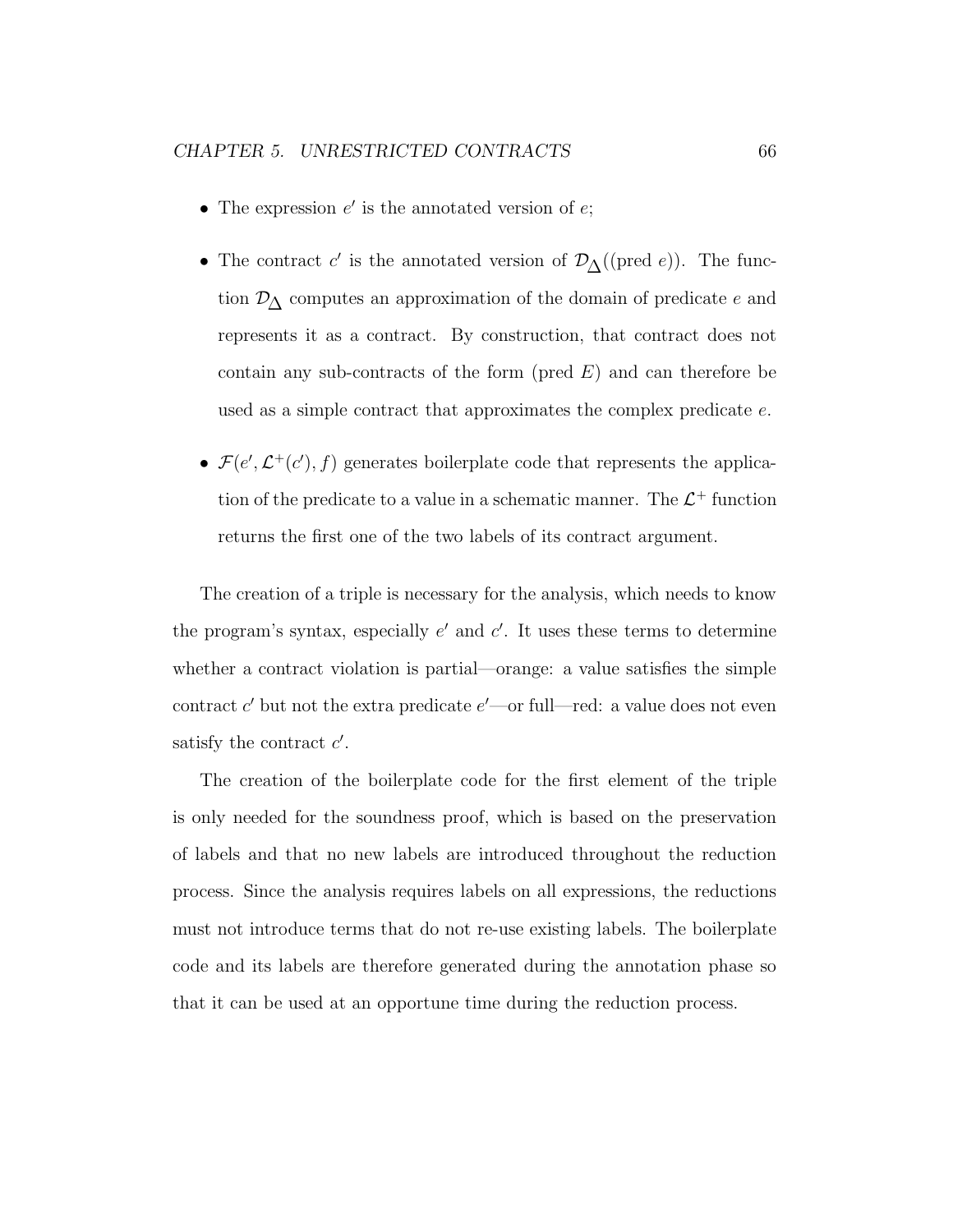- The expression $e'$ is the annotated version of $e$;

- The contract $c'$ is the annotated version of $\mathcal{D}_\Delta((\text{pred } e))$. The function $\mathcal{D}_\Delta$ computes an approximation of the domain of predicate $e$ and represents it as a contract. By construction, that contract does not contain any sub-contracts of the form (pred $E$) and can therefore be used as a simple contract that approximates the complex predicate $e$.

- $\mathcal{F}(e', \mathcal{L}^+(c'), f)$ generates boilerplate code that represents the application of the predicate to a value in a schematic manner. The $\mathcal{L}^+$ function returns the first one of the two labels of its contract argument.

The creation of a triple is necessary for the analysis, which needs to know the program's syntax, especially $e'$ and $c'$. It uses these terms to determine whether a contract violation is partial—orange: a value satisfies the simple contract $c'$ but not the extra predicate $e'$—or full—red: a value does not even satisfy the contract $c'$.

The creation of the boilerplate code for the first element of the triple is only needed for the soundness proof, which is based on the preservation of labels and that no new labels are introduced throughout the reduction process. Since the analysis requires labels on all expressions, the reductions must not introduce terms that do not re-use existing labels. The boilerplate code and its labels are therefore generated during the annotation phase so that it can be used at an opportune time during the reduction process.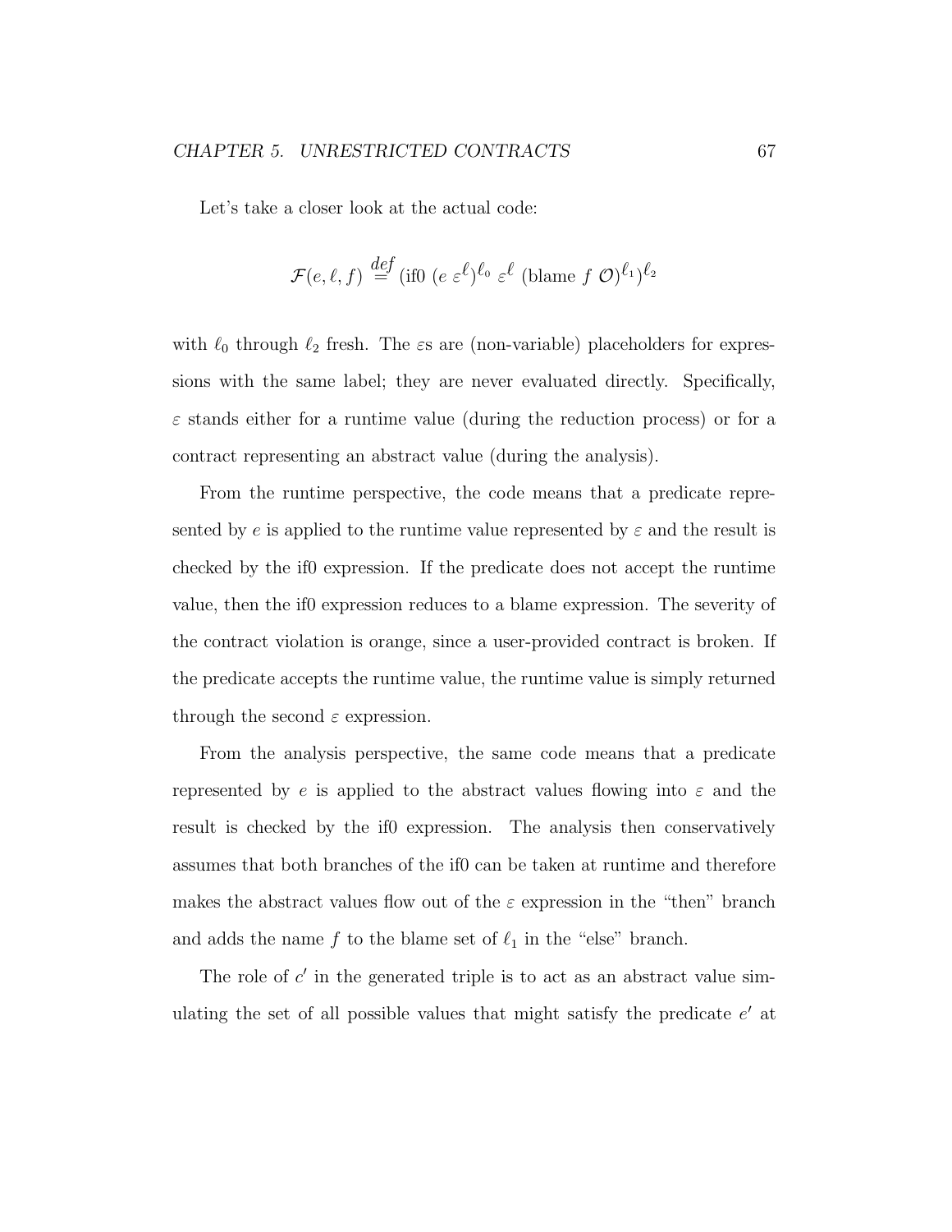Let's take a closer look at the actual code:

$$\mathcal{F}(e, \ell, f) \stackrel{def}{=} (\text{if0 } (e\ \varepsilon^{\ell})^{\ell_0}\ \varepsilon^{\ell}\ (\text{blame } f\ \mathcal{O})^{\ell_1})^{\ell_2}$$

with $\ell_0$ through $\ell_2$ fresh. The $\varepsilon$s are (non-variable) placeholders for expressions with the same label; they are never evaluated directly. Specifically, $\varepsilon$ stands either for a runtime value (during the reduction process) or for a contract representing an abstract value (during the analysis).

From the runtime perspective, the code means that a predicate represented by $e$ is applied to the runtime value represented by $\varepsilon$ and the result is checked by the if0 expression. If the predicate does not accept the runtime value, then the if0 expression reduces to a blame expression. The severity of the contract violation is orange, since a user-provided contract is broken. If the predicate accepts the runtime value, the runtime value is simply returned through the second $\varepsilon$ expression.

From the analysis perspective, the same code means that a predicate represented by $e$ is applied to the abstract values flowing into $\varepsilon$ and the result is checked by the if0 expression. The analysis then conservatively assumes that both branches of the if0 can be taken at runtime and therefore makes the abstract values flow out of the $\varepsilon$ expression in the "then" branch and adds the name $f$ to the blame set of $\ell_1$ in the "else" branch.

The role of $c'$ in the generated triple is to act as an abstract value simulating the set of all possible values that might satisfy the predicate $e'$ at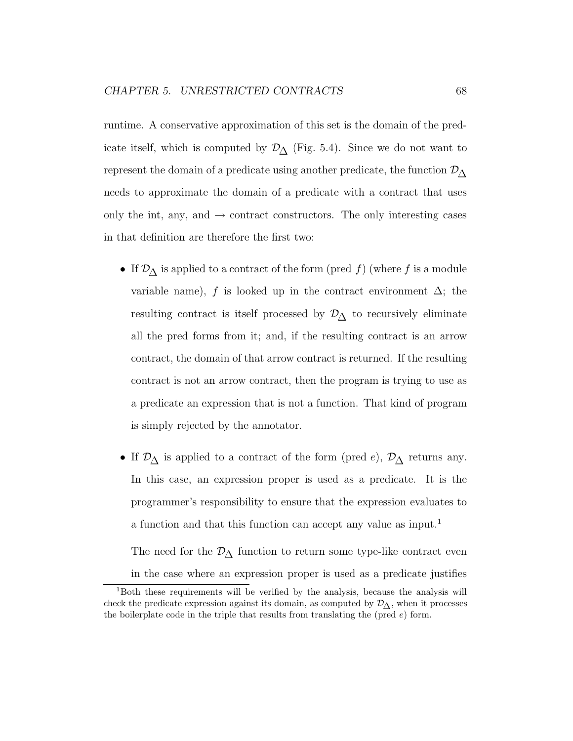runtime. A conservative approximation of this set is the domain of the predicate itself, which is computed by $\mathcal{D}_\Delta$ (Fig. 5.4). Since we do not want to represent the domain of a predicate using another predicate, the function $\mathcal{D}_\Delta$ needs to approximate the domain of a predicate with a contract that uses only the int, any, and $\rightarrow$ contract constructors. The only interesting cases in that definition are therefore the first two:

- If $\mathcal{D}_\Delta$ is applied to a contract of the form (pred $f$) (where $f$ is a module variable name), $f$ is looked up in the contract environment $\Delta$; the resulting contract is itself processed by $\mathcal{D}_\Delta$ to recursively eliminate all the pred forms from it; and, if the resulting contract is an arrow contract, the domain of that arrow contract is returned. If the resulting contract is not an arrow contract, then the program is trying to use as a predicate an expression that is not a function. That kind of program is simply rejected by the annotator.

- If $\mathcal{D}_\Delta$ is applied to a contract of the form (pred $e$), $\mathcal{D}_\Delta$ returns any. In this case, an expression proper is used as a predicate. It is the programmer's responsibility to ensure that the expression evaluates to a function and that this function can accept any value as input.[1]

  The need for the $\mathcal{D}_\Delta$ function to return some type-like contract even in the case where an expression proper is used as a predicate justifies

[1] Both these requirements will be verified by the analysis, because the analysis will check the predicate expression against its domain, as computed by $\mathcal{D}_\Delta$, when it processes the boilerplate code in the triple that results from translating the (pred $e$) form.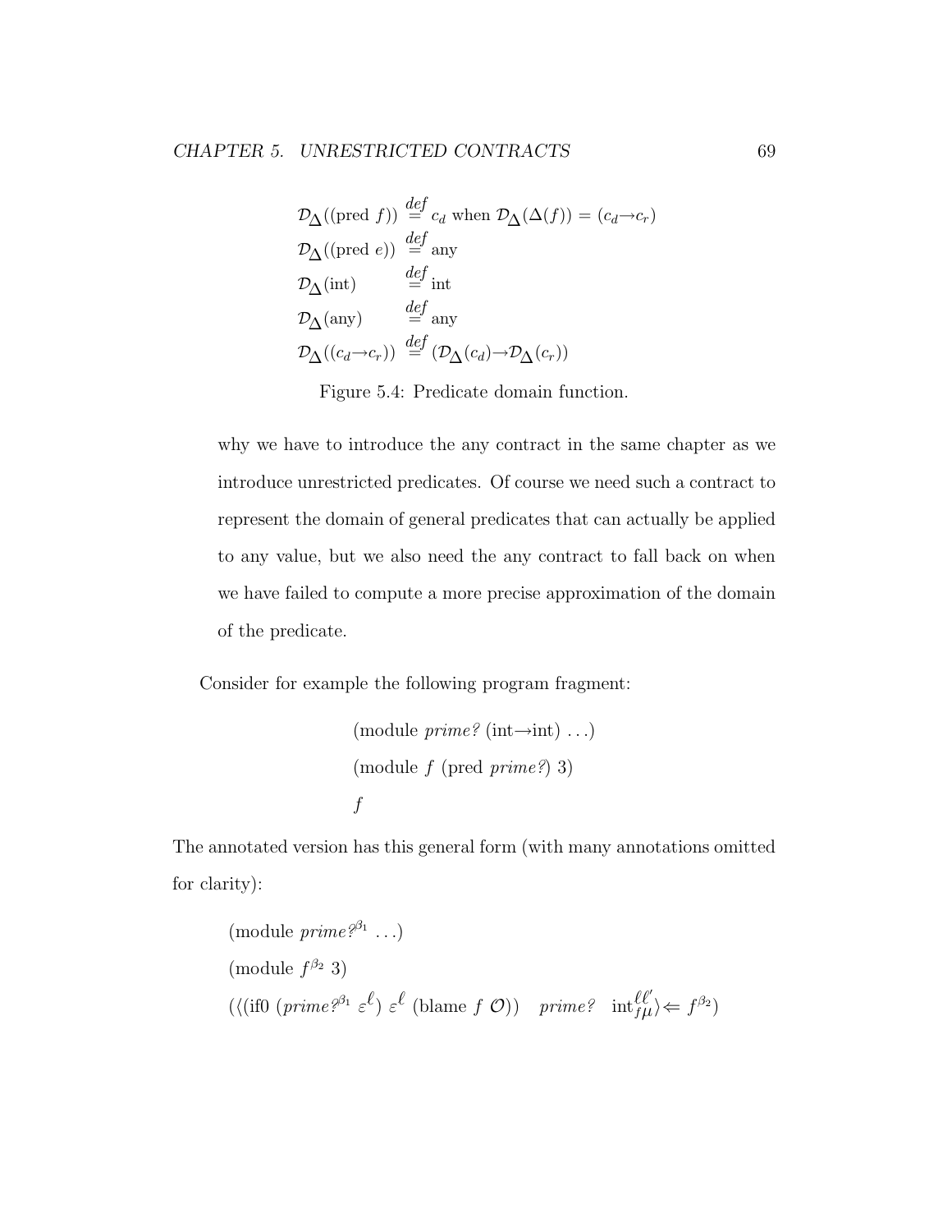$$
\begin{aligned}
\mathcal{D}_{\Delta}((\text{pred } f)) &\stackrel{def}{=} c_d \text{ when } \mathcal{D}_{\Delta}(\Delta(f)) = (c_d \rightarrow c_r) \\
\mathcal{D}_{\Delta}((\text{pred } e)) &\stackrel{def}{=} \text{any} \\
\mathcal{D}_{\Delta}(\text{int}) &\stackrel{def}{=} \text{int} \\
\mathcal{D}_{\Delta}(\text{any}) &\stackrel{def}{=} \text{any} \\
\mathcal{D}_{\Delta}((c_d \rightarrow c_r)) &\stackrel{def}{=} (\mathcal{D}_{\Delta}(c_d) \rightarrow \mathcal{D}_{\Delta}(c_r))
\end{aligned}
$$

Figure 5.4: Predicate domain function.

why we have to introduce the any contract in the same chapter as we introduce unrestricted predicates. Of course we need such a contract to represent the domain of general predicates that can actually be applied to any value, but we also need the any contract to fall back on when we have failed to compute a more precise approximation of the domain of the predicate.

Consider for example the following program fragment:

$$
\begin{aligned}
&(\text{module } \mathit{prime?} \; (\text{int} \rightarrow \text{int}) \; \ldots) \\
&(\text{module } f \; (\text{pred } \mathit{prime?}) \; 3) \\
&f
\end{aligned}
$$

The annotated version has this general form (with many annotations omitted for clarity):

$$
\begin{aligned}
&(\text{module } \mathit{prime?}^{\beta_1} \; \ldots) \\
&(\text{module } f^{\beta_2} \; 3) \\
&(\langle(\text{if0 } (\mathit{prime?}^{\beta_1} \; \varepsilon^{\ell}) \; \varepsilon^{\ell} \; (\text{blame } f \; \mathcal{O})) \quad \mathit{prime?} \quad \text{int}^{\ell \ell'}_{f \mu} \rangle \Leftarrow f^{\beta_2})
\end{aligned}
$$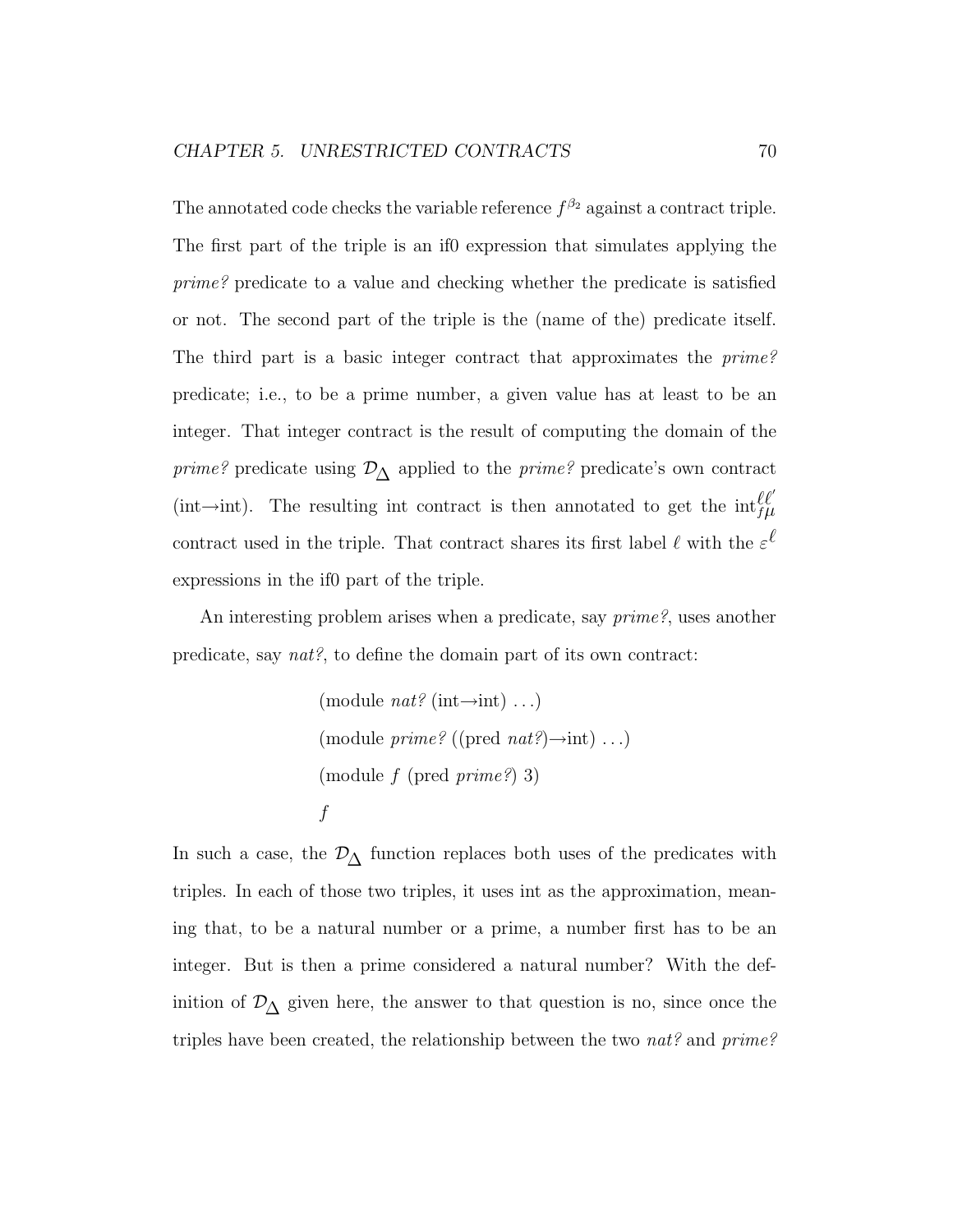The annotated code checks the variable reference $f^{\beta_2}$ against a contract triple. The first part of the triple is an if0 expression that simulates applying the *prime?* predicate to a value and checking whether the predicate is satisfied or not. The second part of the triple is the (name of the) predicate itself. The third part is a basic integer contract that approximates the *prime?* predicate; i.e., to be a prime number, a given value has at least to be an integer. That integer contract is the result of computing the domain of the *prime?* predicate using $\mathcal{D}_\Delta$ applied to the *prime?* predicate's own contract (int→int). The resulting int contract is then annotated to get the $\text{int}^{\ell\ell'}_{f\mu}$ contract used in the triple. That contract shares its first label $\ell$ with the $\varepsilon^\ell$ expressions in the if0 part of the triple.

An interesting problem arises when a predicate, say *prime?*, uses another predicate, say *nat?*, to define the domain part of its own contract:

(module *nat?* (int→int) ...)
(module *prime?* ((pred *nat?*)→int) ...)
(module *f* (pred *prime?*) 3)
*f*

In such a case, the $\mathcal{D}_\Delta$ function replaces both uses of the predicates with triples. In each of those two triples, it uses int as the approximation, meaning that, to be a natural number or a prime, a number first has to be an integer. But is then a prime considered a natural number? With the definition of $\mathcal{D}_\Delta$ given here, the answer to that question is no, since once the triples have been created, the relationship between the two *nat?* and *prime?*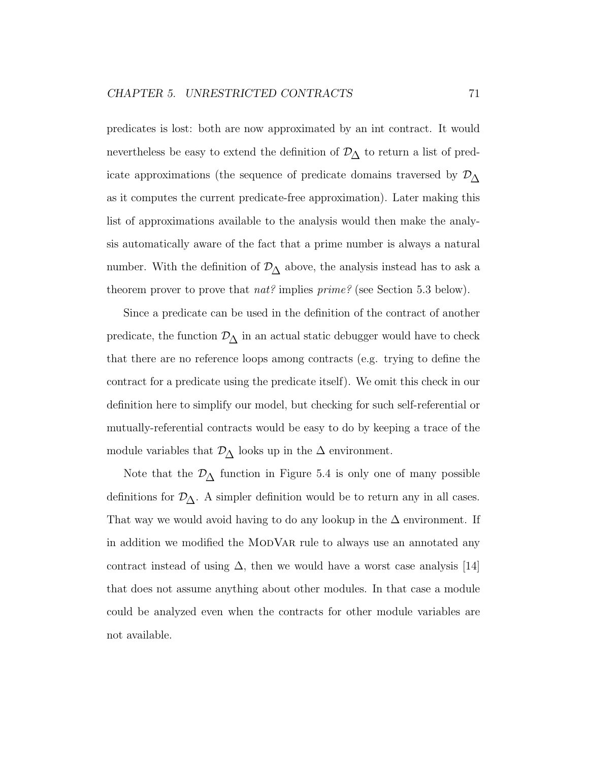predicates is lost: both are now approximated by an int contract. It would nevertheless be easy to extend the definition of $\mathcal{D}_\Delta$ to return a list of predicate approximations (the sequence of predicate domains traversed by $\mathcal{D}_\Delta$ as it computes the current predicate-free approximation). Later making this list of approximations available to the analysis would then make the analysis automatically aware of the fact that a prime number is always a natural number. With the definition of $\mathcal{D}_\Delta$ above, the analysis instead has to ask a theorem prover to prove that *nat?* implies *prime?* (see Section 5.3 below).

Since a predicate can be used in the definition of the contract of another predicate, the function $\mathcal{D}_\Delta$ in an actual static debugger would have to check that there are no reference loops among contracts (e.g. trying to define the contract for a predicate using the predicate itself). We omit this check in our definition here to simplify our model, but checking for such self-referential or mutually-referential contracts would be easy to do by keeping a trace of the module variables that $\mathcal{D}_\Delta$ looks up in the $\Delta$ environment.

Note that the $\mathcal{D}_\Delta$ function in Figure 5.4 is only one of many possible definitions for $\mathcal{D}_\Delta$. A simpler definition would be to return any in all cases. That way we would avoid having to do any lookup in the $\Delta$ environment. If in addition we modified the ModVar rule to always use an annotated any contract instead of using $\Delta$, then we would have a worst case analysis [14] that does not assume anything about other modules. In that case a module could be analyzed even when the contracts for other module variables are not available.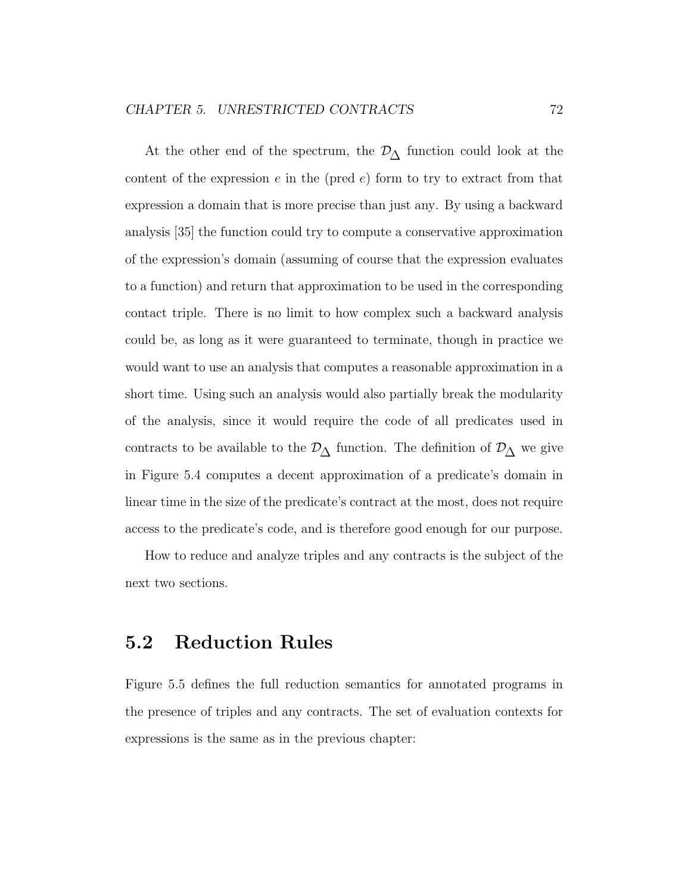At the other end of the spectrum, the $\mathcal{D}_\Delta$ function could look at the content of the expression $e$ in the (pred $e$) form to try to extract from that expression a domain that is more precise than just any. By using a backward analysis [35] the function could try to compute a conservative approximation of the expression's domain (assuming of course that the expression evaluates to a function) and return that approximation to be used in the corresponding contact triple. There is no limit to how complex such a backward analysis could be, as long as it were guaranteed to terminate, though in practice we would want to use an analysis that computes a reasonable approximation in a short time. Using such an analysis would also partially break the modularity of the analysis, since it would require the code of all predicates used in contracts to be available to the $\mathcal{D}_\Delta$ function. The definition of $\mathcal{D}_\Delta$ we give in Figure 5.4 computes a decent approximation of a predicate's domain in linear time in the size of the predicate's contract at the most, does not require access to the predicate's code, and is therefore good enough for our purpose.

How to reduce and analyze triples and any contracts is the subject of the next two sections.

## 5.2 Reduction Rules

Figure 5.5 defines the full reduction semantics for annotated programs in the presence of triples and any contracts. The set of evaluation contexts for expressions is the same as in the previous chapter: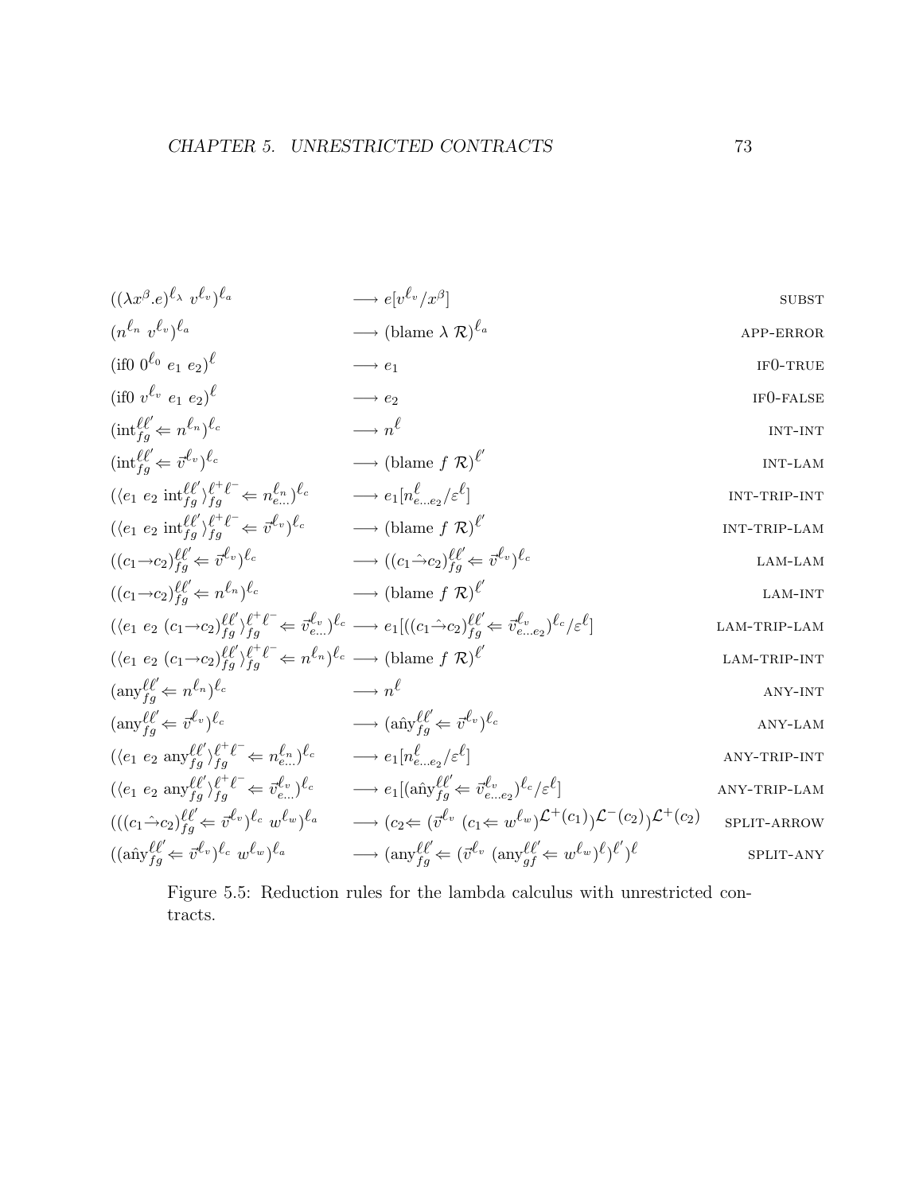$$
\begin{array}{lll}
((\lambda x^{\beta}.e)^{\ell_\lambda}\ v^{\ell_v})^{\ell_a} & \longrightarrow e[v^{\ell_v}/x^{\beta}] & \text{SUBST} \\
(n^{\ell_n}\ v^{\ell_v})^{\ell_a} & \longrightarrow (\text{blame}\ \lambda\ \mathcal{R})^{\ell_a} & \text{APP-ERROR} \\
(\text{if0}\ 0^{\ell_0}\ e_1\ e_2)^{\ell} & \longrightarrow e_1 & \text{IF0-TRUE} \\
(\text{if0}\ v^{\ell_v}\ e_1\ e_2)^{\ell} & \longrightarrow e_2 & \text{IF0-FALSE} \\
(\text{int}^{\ell\ell'}_{fg} \Leftarrow n^{\ell_n})^{\ell_c} & \longrightarrow n^{\ell} & \text{INT-INT} \\
(\text{int}^{\ell\ell'}_{fg} \Leftarrow \vec{v}^{\ell_v})^{\ell_c} & \longrightarrow (\text{blame}\ f\ \mathcal{R})^{\ell'} & \text{INT-LAM} \\
(\langle e_1\ e_2\ \text{int}^{\ell\ell'}_{fg}\rangle^{\ell^+\ell^-}_{fg} \Leftarrow n^{\ell_n}_{e\ldots})^{\ell_c} & \longrightarrow e_1[n^{\ell}_{e\ldots e_2}/\varepsilon^{\ell}] & \text{INT-TRIP-INT} \\
(\langle e_1\ e_2\ \text{int}^{\ell\ell'}_{fg}\rangle^{\ell^+\ell^-}_{fg} \Leftarrow \vec{v}^{\ell_v})^{\ell_c} & \longrightarrow (\text{blame}\ f\ \mathcal{R})^{\ell'} & \text{INT-TRIP-LAM} \\
((c_1{\rightarrow}c_2)^{\ell\ell'}_{fg} \Leftarrow \vec{v}^{\ell_v})^{\ell_c} & \longrightarrow ((c_1\hat{\rightarrow}c_2)^{\ell\ell'}_{fg} \Leftarrow \vec{v}^{\ell_v})^{\ell_c} & \text{LAM-LAM} \\
((c_1{\rightarrow}c_2)^{\ell\ell'}_{fg} \Leftarrow n^{\ell_n})^{\ell_c} & \longrightarrow (\text{blame}\ f\ \mathcal{R})^{\ell'} & \text{LAM-INT} \\
(\langle e_1\ e_2\ (c_1{\rightarrow}c_2)^{\ell\ell'}_{fg}\rangle^{\ell^+\ell^-}_{fg} \Leftarrow \vec{v}^{\ell_v}_{e\ldots})^{\ell_c} & \longrightarrow e_1[((c_1\hat{\rightarrow}c_2)^{\ell\ell'}_{fg} \Leftarrow \vec{v}^{\ell_v}_{e\ldots e_2})^{\ell_c}/\varepsilon^{\ell}] & \text{LAM-TRIP-LAM} \\
(\langle e_1\ e_2\ (c_1{\rightarrow}c_2)^{\ell\ell'}_{fg}\rangle^{\ell^+\ell^-}_{fg} \Leftarrow n^{\ell_n})^{\ell_c} & \longrightarrow (\text{blame}\ f\ \mathcal{R})^{\ell'} & \text{LAM-TRIP-INT} \\
(\text{any}^{\ell\ell'}_{fg} \Leftarrow n^{\ell_n})^{\ell_c} & \longrightarrow n^{\ell} & \text{ANY-INT} \\
(\text{any}^{\ell\ell'}_{fg} \Leftarrow \vec{v}^{\ell_v})^{\ell_c} & \longrightarrow (\hat{\text{any}}^{\ell\ell'}_{fg} \Leftarrow \vec{v}^{\ell_v})^{\ell_c} & \text{ANY-LAM} \\
(\langle e_1\ e_2\ \text{any}^{\ell\ell'}_{fg}\rangle^{\ell^+\ell^-}_{fg} \Leftarrow n^{\ell_n}_{e\ldots})^{\ell_c} & \longrightarrow e_1[n^{\ell}_{e\ldots e_2}/\varepsilon^{\ell}] & \text{ANY-TRIP-INT} \\
(\langle e_1\ e_2\ \text{any}^{\ell\ell'}_{fg}\rangle^{\ell^+\ell^-}_{fg} \Leftarrow \vec{v}^{\ell_v}_{e\ldots})^{\ell_c} & \longrightarrow e_1[(\hat{\text{any}}^{\ell\ell'}_{fg} \Leftarrow \vec{v}^{\ell_v}_{e\ldots e_2})^{\ell_c}/\varepsilon^{\ell}] & \text{ANY-TRIP-LAM} \\
(((c_1\hat{\rightarrow}c_2)^{\ell\ell'}_{fg} \Leftarrow \vec{v}^{\ell_v})^{\ell_c}\ w^{\ell_w})^{\ell_a} & \longrightarrow (c_2 \Leftarrow (\vec{v}^{\ell_v}\ (c_1 \Leftarrow w^{\ell_w})^{\mathcal{L}^+(c_1)})^{\mathcal{L}^-(c_2)})^{\mathcal{L}^+(c_2)} & \text{SPLIT-ARROW} \\
((\hat{\text{any}}^{\ell\ell'}_{fg} \Leftarrow \vec{v}^{\ell_v})^{\ell_c}\ w^{\ell_w})^{\ell_a} & \longrightarrow (\text{any}^{\ell\ell'}_{fg} \Leftarrow (\vec{v}^{\ell_v}\ (\text{any}^{\ell\ell'}_{gf} \Leftarrow w^{\ell_w})^{\ell})^{\ell'})^{\ell} & \text{SPLIT-ANY}
\end{array}
$$

Figure 5.5: Reduction rules for the lambda calculus with unrestricted contracts.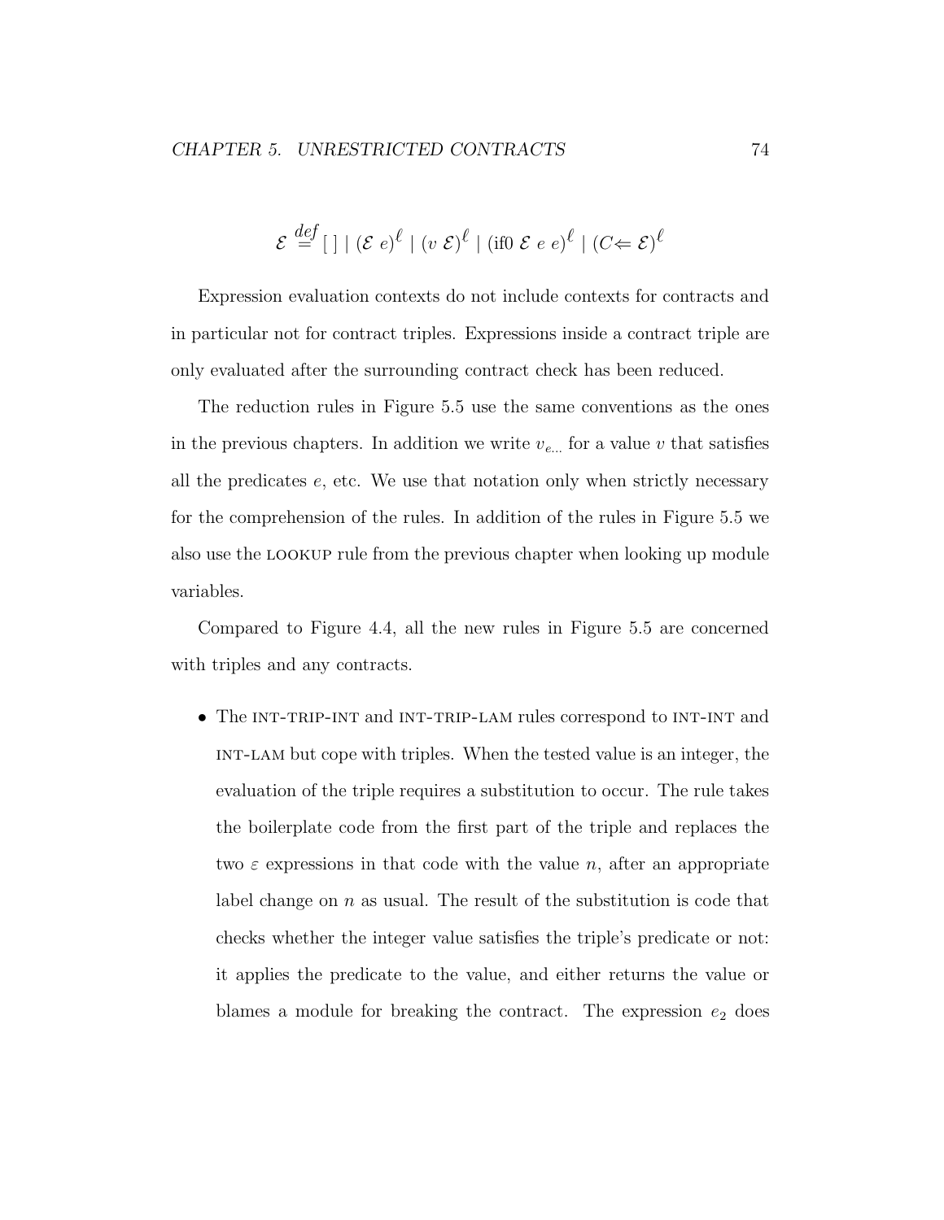$$\mathcal{E} \stackrel{def}{=} [\,] \mid (\mathcal{E}\ e)^{\ell} \mid (v\ \mathcal{E})^{\ell} \mid (\text{if0}\ \mathcal{E}\ e\ e)^{\ell} \mid (C\!\Leftarrow \mathcal{E})^{\ell}$$

Expression evaluation contexts do not include contexts for contracts and in particular not for contract triples. Expressions inside a contract triple are only evaluated after the surrounding contract check has been reduced.

The reduction rules in Figure 5.5 use the same conventions as the ones in the previous chapters. In addition we write $v_{e\ldots}$ for a value $v$ that satisfies all the predicates $e$, etc. We use that notation only when strictly necessary for the comprehension of the rules. In addition of the rules in Figure 5.5 we also use the LOOKUP rule from the previous chapter when looking up module variables.

Compared to Figure 4.4, all the new rules in Figure 5.5 are concerned with triples and any contracts.

- The INT-TRIP-INT and INT-TRIP-LAM rules correspond to INT-INT and INT-LAM but cope with triples. When the tested value is an integer, the evaluation of the triple requires a substitution to occur. The rule takes the boilerplate code from the first part of the triple and replaces the two $\varepsilon$ expressions in that code with the value $n$, after an appropriate label change on $n$ as usual. The result of the substitution is code that checks whether the integer value satisfies the triple's predicate or not: it applies the predicate to the value, and either returns the value or blames a module for breaking the contract. The expression $e_2$ does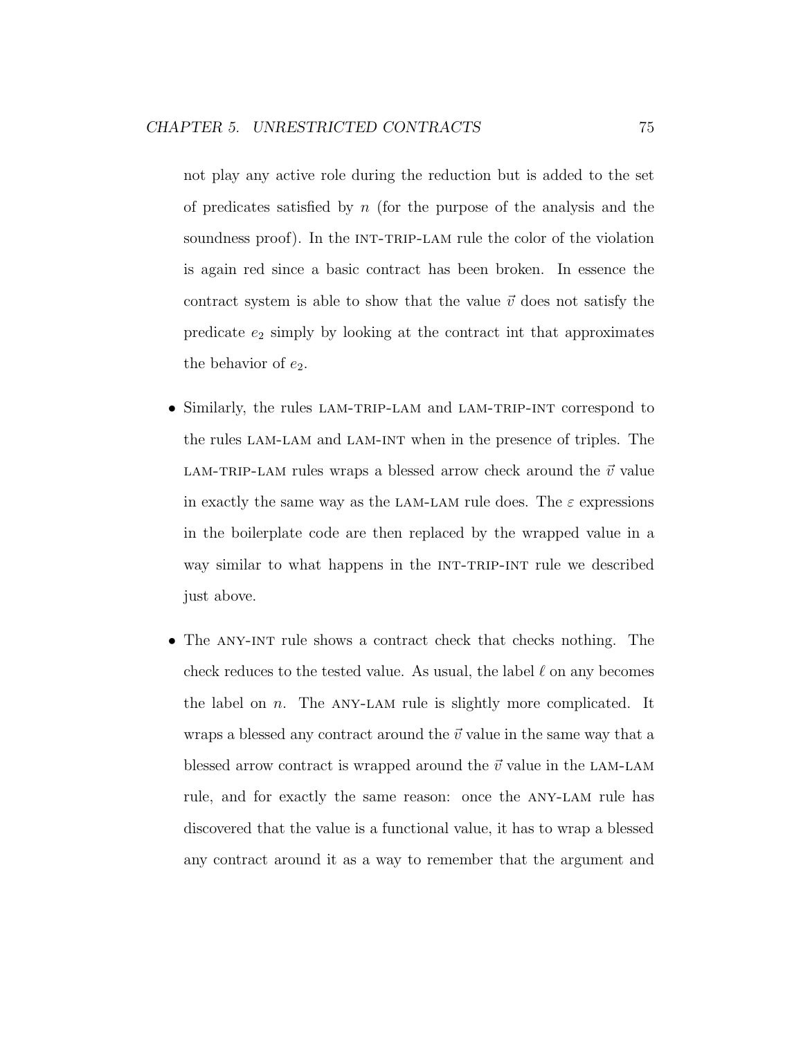not play any active role during the reduction but is added to the set of predicates satisfied by $n$ (for the purpose of the analysis and the soundness proof). In the INT-TRIP-LAM rule the color of the violation is again red since a basic contract has been broken. In essence the contract system is able to show that the value $\vec{v}$ does not satisfy the predicate $e_2$ simply by looking at the contract int that approximates the behavior of $e_2$.

- Similarly, the rules LAM-TRIP-LAM and LAM-TRIP-INT correspond to the rules LAM-LAM and LAM-INT when in the presence of triples. The LAM-TRIP-LAM rules wraps a blessed arrow check around the $\vec{v}$ value in exactly the same way as the LAM-LAM rule does. The $\varepsilon$ expressions in the boilerplate code are then replaced by the wrapped value in a way similar to what happens in the INT-TRIP-INT rule we described just above.

- The ANY-INT rule shows a contract check that checks nothing. The check reduces to the tested value. As usual, the label $\ell$ on any becomes the label on $n$. The ANY-LAM rule is slightly more complicated. It wraps a blessed any contract around the $\vec{v}$ value in the same way that a blessed arrow contract is wrapped around the $\vec{v}$ value in the LAM-LAM rule, and for exactly the same reason: once the ANY-LAM rule has discovered that the value is a functional value, it has to wrap a blessed any contract around it as a way to remember that the argument and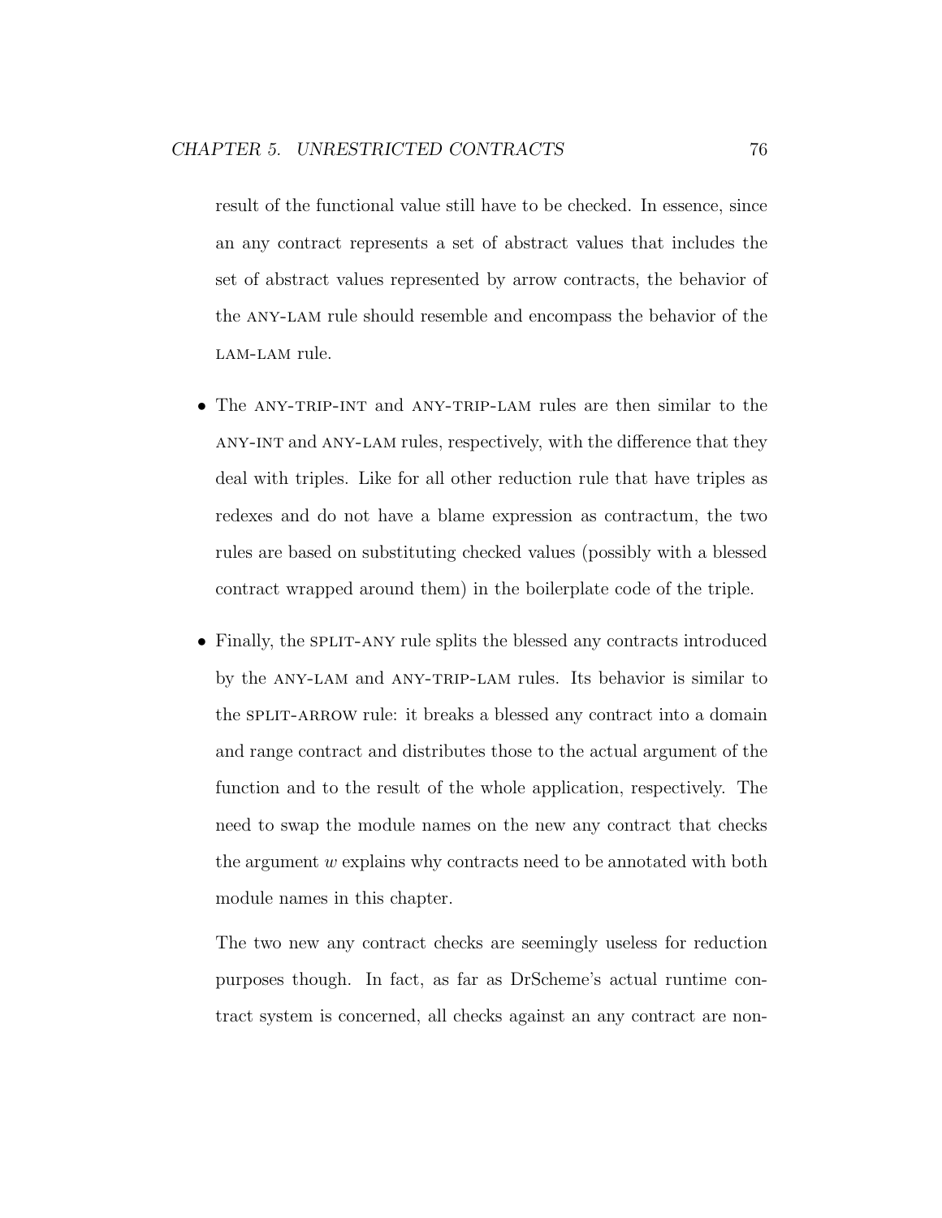result of the functional value still have to be checked. In essence, since an any contract represents a set of abstract values that includes the set of abstract values represented by arrow contracts, the behavior of the ANY-LAM rule should resemble and encompass the behavior of the LAM-LAM rule.

- The ANY-TRIP-INT and ANY-TRIP-LAM rules are then similar to the ANY-INT and ANY-LAM rules, respectively, with the difference that they deal with triples. Like for all other reduction rule that have triples as redexes and do not have a blame expression as contractum, the two rules are based on substituting checked values (possibly with a blessed contract wrapped around them) in the boilerplate code of the triple.

- Finally, the SPLIT-ANY rule splits the blessed any contracts introduced by the ANY-LAM and ANY-TRIP-LAM rules. Its behavior is similar to the SPLIT-ARROW rule: it breaks a blessed any contract into a domain and range contract and distributes those to the actual argument of the function and to the result of the whole application, respectively. The need to swap the module names on the new any contract that checks the argument $w$ explains why contracts need to be annotated with both module names in this chapter.

  The two new any contract checks are seemingly useless for reduction purposes though. In fact, as far as DrScheme's actual runtime contract system is concerned, all checks against an any contract are non-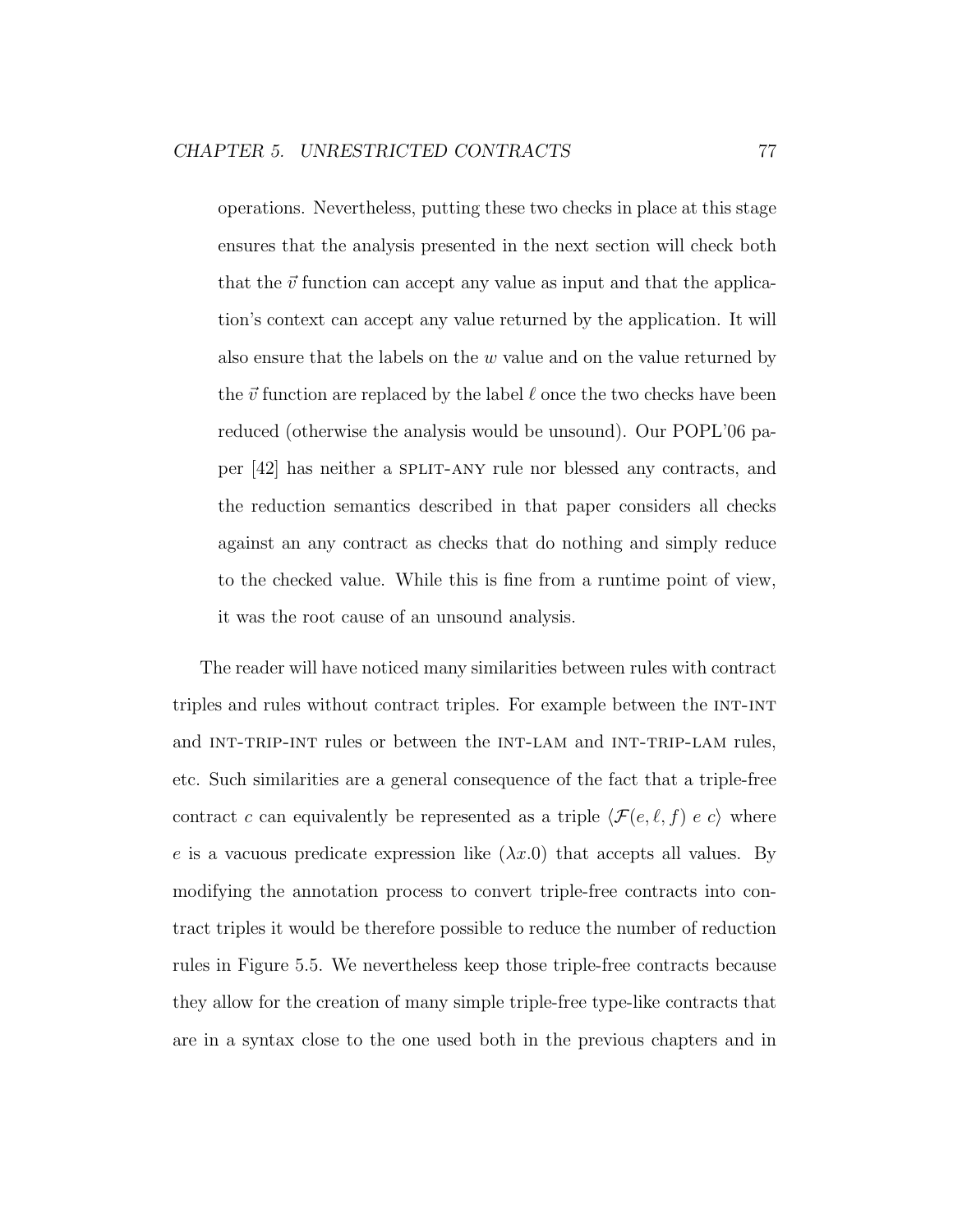operations. Nevertheless, putting these two checks in place at this stage ensures that the analysis presented in the next section will check both that the $\vec{v}$ function can accept any value as input and that the application's context can accept any value returned by the application. It will also ensure that the labels on the $w$ value and on the value returned by the $\vec{v}$ function are replaced by the label $\ell$ once the two checks have been reduced (otherwise the analysis would be unsound). Our POPL'06 paper [42] has neither a SPLIT-ANY rule nor blessed any contracts, and the reduction semantics described in that paper considers all checks against an any contract as checks that do nothing and simply reduce to the checked value. While this is fine from a runtime point of view, it was the root cause of an unsound analysis.

The reader will have noticed many similarities between rules with contract triples and rules without contract triples. For example between the INT-INT and INT-TRIP-INT rules or between the INT-LAM and INT-TRIP-LAM rules, etc. Such similarities are a general consequence of the fact that a triple-free contract $c$ can equivalently be represented as a triple $\langle \mathcal{F}(e, \ell, f)\ e\ c \rangle$ where $e$ is a vacuous predicate expression like $(\lambda x.0)$ that accepts all values. By modifying the annotation process to convert triple-free contracts into contract triples it would be therefore possible to reduce the number of reduction rules in Figure 5.5. We nevertheless keep those triple-free contracts because they allow for the creation of many simple triple-free type-like contracts that are in a syntax close to the one used both in the previous chapters and in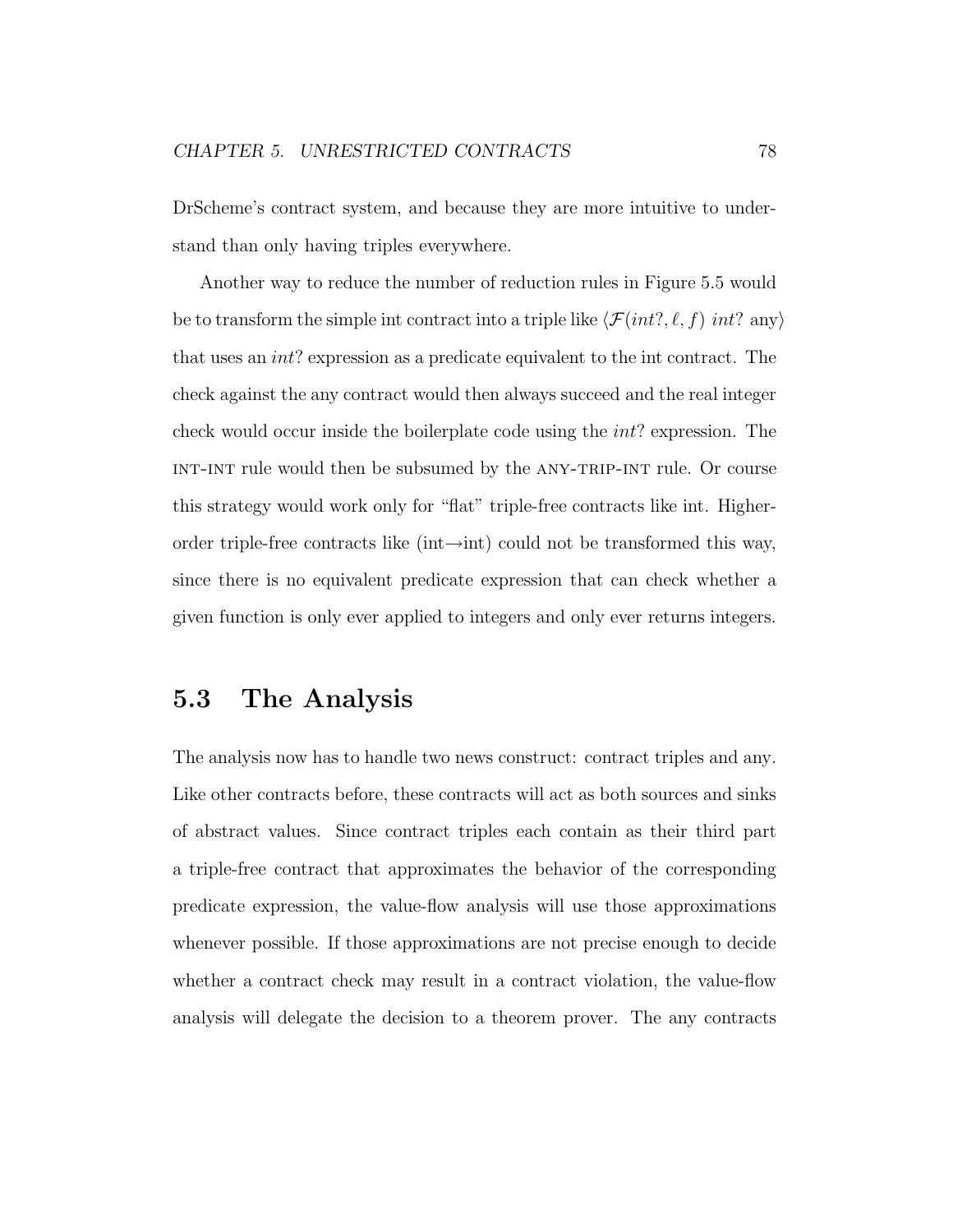DrScheme's contract system, and because they are more intuitive to understand than only having triples everywhere.

Another way to reduce the number of reduction rules in Figure 5.5 would be to transform the simple int contract into a triple like $\langle \mathcal{F}(\mathit{int}?, \ell, f)\ \mathit{int}?\ \text{any}\rangle$ that uses an *int*? expression as a predicate equivalent to the int contract. The check against the any contract would then always succeed and the real integer check would occur inside the boilerplate code using the *int*? expression. The INT-INT rule would then be subsumed by the ANY-TRIP-INT rule. Or course this strategy would work only for "flat" triple-free contracts like int. Higher-order triple-free contracts like (int→int) could not be transformed this way, since there is no equivalent predicate expression that can check whether a given function is only ever applied to integers and only ever returns integers.

## 5.3 The Analysis

The analysis now has to handle two news construct: contract triples and any. Like other contracts before, these contracts will act as both sources and sinks of abstract values. Since contract triples each contain as their third part a triple-free contract that approximates the behavior of the corresponding predicate expression, the value-flow analysis will use those approximations whenever possible. If those approximations are not precise enough to decide whether a contract check may result in a contract violation, the value-flow analysis will delegate the decision to a theorem prover. The any contracts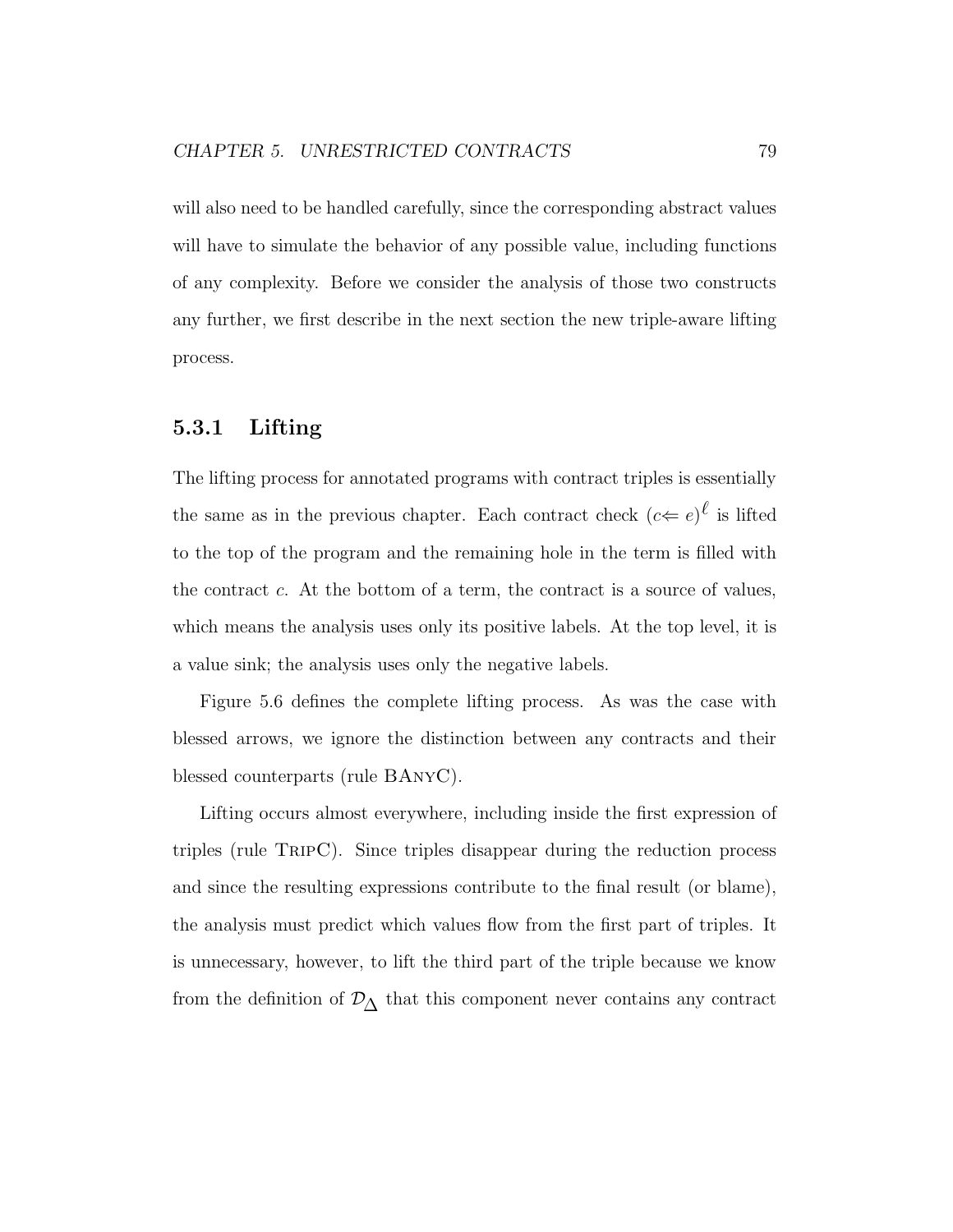will also need to be handled carefully, since the corresponding abstract values will have to simulate the behavior of any possible value, including functions of any complexity. Before we consider the analysis of those two constructs any further, we first describe in the next section the new triple-aware lifting process.

### 5.3.1 Lifting

The lifting process for annotated programs with contract triples is essentially the same as in the previous chapter. Each contract check $(c \Leftarrow e)^{\ell}$ is lifted to the top of the program and the remaining hole in the term is filled with the contract $c$. At the bottom of a term, the contract is a source of values, which means the analysis uses only its positive labels. At the top level, it is a value sink; the analysis uses only the negative labels.

Figure 5.6 defines the complete lifting process. As was the case with blessed arrows, we ignore the distinction between any contracts and their blessed counterparts (rule BAnyC).

Lifting occurs almost everywhere, including inside the first expression of triples (rule TripC). Since triples disappear during the reduction process and since the resulting expressions contribute to the final result (or blame), the analysis must predict which values flow from the first part of triples. It is unnecessary, however, to lift the third part of the triple because we know from the definition of $\mathcal{D}_{\Delta}$ that this component never contains any contract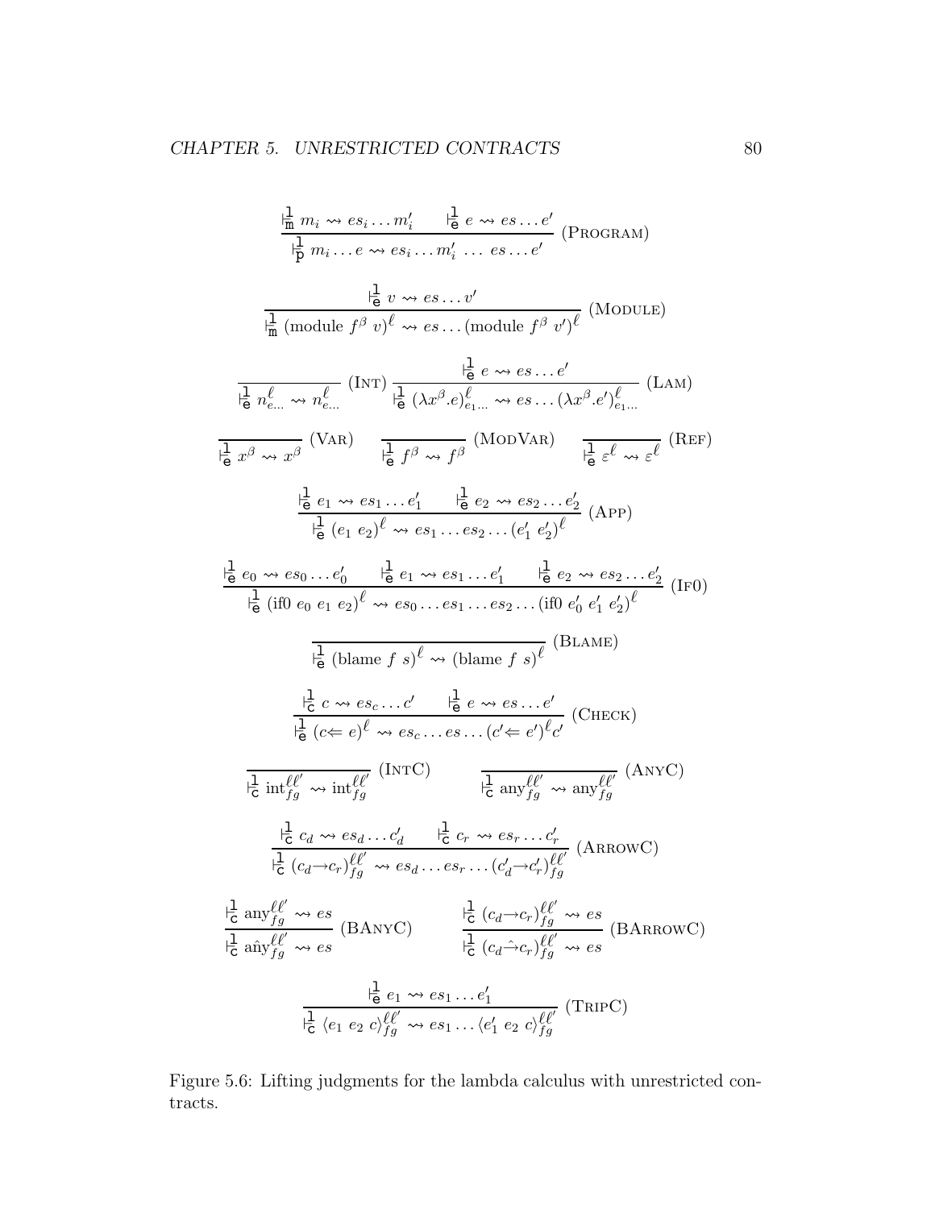$$\frac{\models^{\mathtt{l}}_{\mathtt{m}} m_i \rightsquigarrow es_i \ldots m_i' \qquad \models^{\mathtt{l}}_{\mathtt{e}} e \rightsquigarrow es \ldots e'}{\models^{\mathtt{l}}_{\mathtt{p}} m_i \ldots e \rightsquigarrow es_i \ldots m_i' \ \ldots \ es \ldots e'} \ (\textsc{Program})$$

$$\frac{\models^{\mathtt{l}}_{\mathtt{e}} v \rightsquigarrow es \ldots v'}{\models^{\mathtt{l}}_{\mathtt{m}} (\text{module } f^{\beta}\ v)^{\ell} \rightsquigarrow es \ldots (\text{module } f^{\beta}\ v')^{\ell}} \ (\textsc{Module})$$

$$\frac{}{\models^{\mathtt{l}}_{\mathtt{e}} n^{\ell}_{e\ldots} \rightsquigarrow n^{\ell}_{e\ldots}} \ (\textsc{Int}) \qquad \frac{\models^{\mathtt{l}}_{\mathtt{e}} e \rightsquigarrow es \ldots e'}{\models^{\mathtt{l}}_{\mathtt{e}} (\lambda x^{\beta}.e)^{\ell}_{e_1\ldots} \rightsquigarrow es \ldots (\lambda x^{\beta}.e')^{\ell}_{e_1\ldots}} \ (\textsc{Lam})$$

$$\frac{}{\models^{\mathtt{l}}_{\mathtt{e}} x^{\beta} \rightsquigarrow x^{\beta}} \ (\textsc{Var}) \qquad \frac{}{\models^{\mathtt{l}}_{\mathtt{e}} f^{\beta} \rightsquigarrow f^{\beta}} \ (\textsc{ModVar}) \qquad \frac{}{\models^{\mathtt{l}}_{\mathtt{e}} \varepsilon^{\ell} \rightsquigarrow \varepsilon^{\ell}} \ (\textsc{Ref})$$

$$\frac{\models^{\mathtt{l}}_{\mathtt{e}} e_1 \rightsquigarrow es_1 \ldots e_1' \qquad \models^{\mathtt{l}}_{\mathtt{e}} e_2 \rightsquigarrow es_2 \ldots e_2'}{\models^{\mathtt{l}}_{\mathtt{e}} (e_1\ e_2)^{\ell} \rightsquigarrow es_1 \ldots es_2 \ldots (e_1'\ e_2')^{\ell}} \ (\textsc{App})$$

$$\frac{\models^{\mathtt{l}}_{\mathtt{e}} e_0 \rightsquigarrow es_0 \ldots e_0' \qquad \models^{\mathtt{l}}_{\mathtt{e}} e_1 \rightsquigarrow es_1 \ldots e_1' \qquad \models^{\mathtt{l}}_{\mathtt{e}} e_2 \rightsquigarrow es_2 \ldots e_2'}{\models^{\mathtt{l}}_{\mathtt{e}} (\text{if0 } e_0\ e_1\ e_2)^{\ell} \rightsquigarrow es_0 \ldots es_1 \ldots es_2 \ldots (\text{if0 } e_0'\ e_1'\ e_2')^{\ell}} \ (\textsc{If0})$$

$$\frac{}{\models^{\mathtt{l}}_{\mathtt{e}} (\text{blame } f\ s)^{\ell} \rightsquigarrow (\text{blame } f\ s)^{\ell}} \ (\textsc{Blame})$$

$$\frac{\models^{\mathtt{l}}_{\mathtt{c}} c \rightsquigarrow es_c \ldots c' \qquad \models^{\mathtt{l}}_{\mathtt{e}} e \rightsquigarrow es \ldots e'}{\models^{\mathtt{l}}_{\mathtt{e}} (c \Leftarrow e)^{\ell} \rightsquigarrow es_c \ldots es \ldots (c' \Leftarrow e')^{\ell} c'} \ (\textsc{Check})$$

$$\frac{}{\models^{\mathtt{l}}_{\mathtt{c}} \text{int}^{\ell\ell'}_{fg} \rightsquigarrow \text{int}^{\ell\ell'}_{fg}} \ (\textsc{IntC}) \qquad \frac{}{\models^{\mathtt{l}}_{\mathtt{c}} \text{any}^{\ell\ell'}_{fg} \rightsquigarrow \text{any}^{\ell\ell'}_{fg}} \ (\textsc{AnyC})$$

$$\frac{\models^{\mathtt{l}}_{\mathtt{c}} c_d \rightsquigarrow es_d \ldots c_d' \qquad \models^{\mathtt{l}}_{\mathtt{c}} c_r \rightsquigarrow es_r \ldots c_r'}{\models^{\mathtt{l}}_{\mathtt{c}} (c_d \rightarrow c_r)^{\ell\ell'}_{fg} \rightsquigarrow es_d \ldots es_r \ldots (c_d' \rightarrow c_r')^{\ell\ell'}_{fg}} \ (\textsc{ArrowC})$$

$$\frac{\models^{\mathtt{l}}_{\mathtt{c}} \text{any}^{\ell\ell'}_{fg} \rightsquigarrow es}{\models^{\mathtt{l}}_{\mathtt{c}} \hat{\text{any}}^{\ell\ell'}_{fg} \rightsquigarrow es} \ (\textsc{BAnyC}) \qquad \frac{\models^{\mathtt{l}}_{\mathtt{c}} (c_d \rightarrow c_r)^{\ell\ell'}_{fg} \rightsquigarrow es}{\models^{\mathtt{l}}_{\mathtt{c}} (c_d \hat{\rightarrow} c_r)^{\ell\ell'}_{fg} \rightsquigarrow es} \ (\textsc{BArrowC})$$

$$\frac{\models^{\mathtt{l}}_{\mathtt{e}} e_1 \rightsquigarrow es_1 \ldots e_1'}{\models^{\mathtt{l}}_{\mathtt{c}} \langle e_1\ e_2\ c\rangle^{\ell\ell'}_{fg} \rightsquigarrow es_1 \ldots \langle e_1'\ e_2\ c\rangle^{\ell\ell'}_{fg}} \ (\textsc{TripC})$$

Figure 5.6: Lifting judgments for the lambda calculus with unrestricted contracts.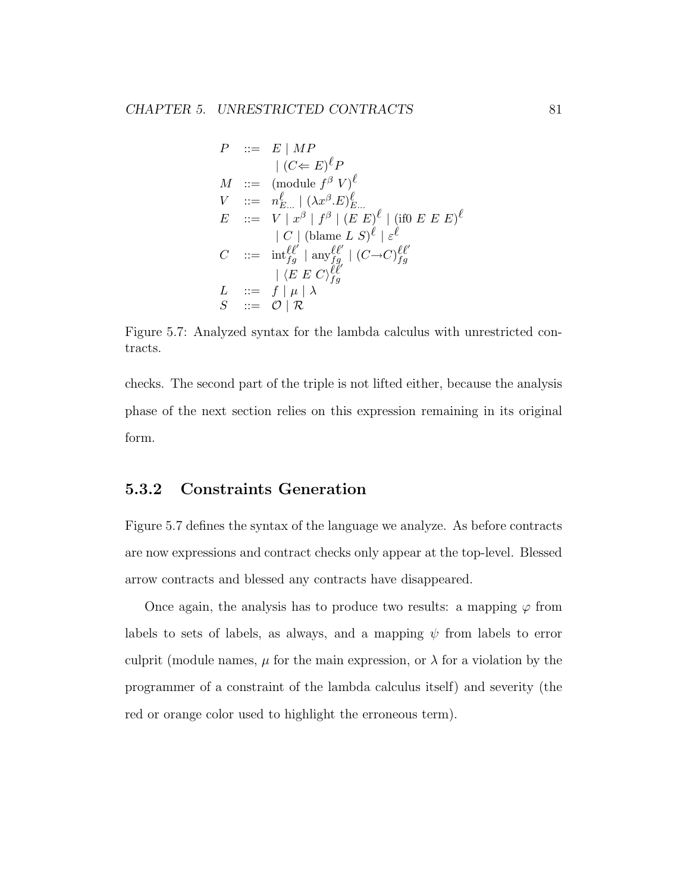$$
\begin{array}{lcl}
P & ::= & E \mid M P \\
  &     & \mid (C \Leftarrow E)^{\ell} P \\
M & ::= & (\text{module } f^{\beta}\ V)^{\ell} \\
V & ::= & n^{\ell}_{E\ldots} \mid (\lambda x^{\beta}.E)^{\ell}_{E\ldots} \\
E & ::= & V \mid x^{\beta} \mid f^{\beta} \mid (E\ E)^{\ell} \mid (\text{if0 } E\ E\ E)^{\ell} \\
  &     & \mid C \mid (\text{blame } L\ S)^{\ell} \mid \varepsilon^{\ell} \\
C & ::= & \text{int}^{\ell\ell'}_{fg} \mid \text{any}^{\ell\ell'}_{fg} \mid (C \rightarrow C)^{\ell\ell'}_{fg} \\
  &     & \mid \langle E\ E\ C\rangle^{\ell\ell'}_{fg} \\
L & ::= & f \mid \mu \mid \lambda \\
S & ::= & \mathcal{O} \mid \mathcal{R}
\end{array}
$$

Figure 5.7: Analyzed syntax for the lambda calculus with unrestricted contracts.

checks. The second part of the triple is not lifted either, because the analysis phase of the next section relies on this expression remaining in its original form.

### 5.3.2 Constraints Generation

Figure 5.7 defines the syntax of the language we analyze. As before contracts are now expressions and contract checks only appear at the top-level. Blessed arrow contracts and blessed any contracts have disappeared.

Once again, the analysis has to produce two results: a mapping $\varphi$ from labels to sets of labels, as always, and a mapping $\psi$ from labels to error culprit (module names, $\mu$ for the main expression, or $\lambda$ for a violation by the programmer of a constraint of the lambda calculus itself) and severity (the red or orange color used to highlight the erroneous term).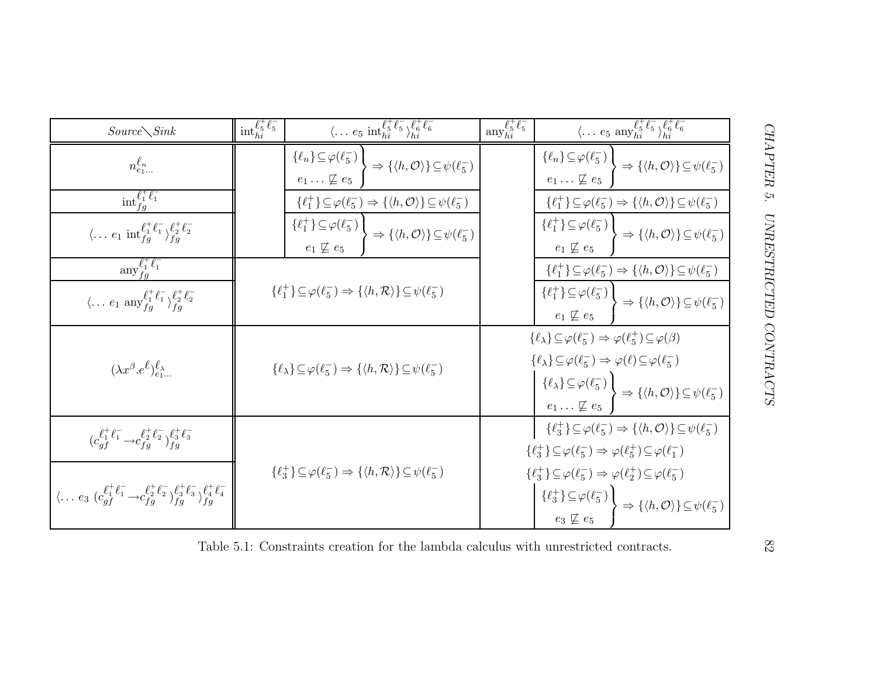| *Source*╲*Sink* | $\text{int}_{hi}^{\ell_5^+\ell_5^-}$ | $\langle \ldots\ e_5\ \text{int}_{hi}^{\ell_5^+\ell_5^-}\rangle_{hi}^{\ell_6^+\ell_6^-}$ | $\text{any}_{hi}^{\ell_5^+\ell_5^-}$ | $\langle \ldots\ e_5\ \text{any}_{hi}^{\ell_5^+\ell_5^-}\rangle_{hi}^{\ell_6^+\ell_6^-}$ |
|---|---|---|---|---|
| $n_{e_1\ldots}^{\ell_n}$ | | $\left.\begin{array}{c}\{\ell_n\}\subseteq\varphi(\ell_5^-)\\ e_1\ldots\not\sqsubseteq e_5\end{array}\right\}\Rightarrow\{\langle h,\mathcal{O}\rangle\}\subseteq\psi(\ell_5^-)$ | | $\left.\begin{array}{c}\{\ell_n\}\subseteq\varphi(\ell_5^-)\\ e_1\ldots\not\sqsubseteq e_5\end{array}\right\}\Rightarrow\{\langle h,\mathcal{O}\rangle\}\subseteq\psi(\ell_5^-)$ |
| $\text{int}_{fg}^{\ell_1^+\ell_1^-}$ | | $\{\ell_1^+\}\subseteq\varphi(\ell_5^-)\Rightarrow\{\langle h,\mathcal{O}\rangle\}\subseteq\psi(\ell_5^-)$ | | $\{\ell_1^+\}\subseteq\varphi(\ell_5^-)\Rightarrow\{\langle h,\mathcal{O}\rangle\}\subseteq\psi(\ell_5^-)$ |
| $\langle\ldots\ e_1\ \text{int}_{fg}^{\ell_1^+\ell_1^-}\rangle_{fg}^{\ell_2^+\ell_2^-}$ | | $\left.\begin{array}{c}\{\ell_1^+\}\subseteq\varphi(\ell_5^-)\\ e_1\not\sqsubseteq e_5\end{array}\right\}\Rightarrow\{\langle h,\mathcal{O}\rangle\}\subseteq\psi(\ell_5^-)$ | | $\left.\begin{array}{c}\{\ell_1^+\}\subseteq\varphi(\ell_5^-)\\ e_1\not\sqsubseteq e_5\end{array}\right\}\Rightarrow\{\langle h,\mathcal{O}\rangle\}\subseteq\psi(\ell_5^-)$ |
| $\text{any}_{fg}^{\ell_1^+\ell_1^-}$ | $\{\ell_1^+\}\subseteq\varphi(\ell_5^-)\Rightarrow\{\langle h,\mathcal{R}\rangle\}\subseteq\psi(\ell_5^-)$ | | | $\{\ell_1^+\}\subseteq\varphi(\ell_5^-)\Rightarrow\{\langle h,\mathcal{O}\rangle\}\subseteq\psi(\ell_5^-)$ |
| $\langle\ldots\ e_1\ \text{any}_{fg}^{\ell_1^+\ell_1^-}\rangle_{fg}^{\ell_2^+\ell_2^-}$ | | | | $\left.\begin{array}{c}\{\ell_1^+\}\subseteq\varphi(\ell_5^-)\\ e_1\not\sqsubseteq e_5\end{array}\right\}\Rightarrow\{\langle h,\mathcal{O}\rangle\}\subseteq\psi(\ell_5^-)$ |
| $(\lambda x^\beta.e^\ell)_{e_1\ldots}^{\ell_\lambda}$ | $\{\ell_\lambda\}\subseteq\varphi(\ell_5^-)\Rightarrow\{\langle h,\mathcal{R}\rangle\}\subseteq\psi(\ell_5^-)$ | | $\{\ell_\lambda\}\subseteq\varphi(\ell_5^-)\Rightarrow\varphi(\ell_5^+)\subseteq\varphi(\beta)$ <br> $\{\ell_\lambda\}\subseteq\varphi(\ell_5^-)\Rightarrow\varphi(\ell)\subseteq\varphi(\ell_5^-)$ | $\left.\begin{array}{c}\{\ell_\lambda\}\subseteq\varphi(\ell_5^-)\\ e_1\ldots\not\sqsubseteq e_5\end{array}\right\}\Rightarrow\{\langle h,\mathcal{O}\rangle\}\subseteq\psi(\ell_5^-)$ |
| $(c_{gf}^{\ell_1^+\ell_1^-}\to c_{fg}^{\ell_2^+\ell_2^-})_{fg}^{\ell_3^+\ell_3^-}$ | $\{\ell_3^+\}\subseteq\varphi(\ell_5^-)\Rightarrow\{\langle h,\mathcal{R}\rangle\}\subseteq\psi(\ell_5^-)$ | | $\{\ell_3^+\}\subseteq\varphi(\ell_5^-)\Rightarrow\varphi(\ell_5^+)\subseteq\varphi(\ell_1^-)$ <br> $\{\ell_3^+\}\subseteq\varphi(\ell_5^-)\Rightarrow\varphi(\ell_2^+)\subseteq\varphi(\ell_5^-)$ | $\{\ell_3^+\}\subseteq\varphi(\ell_5^-)\Rightarrow\{\langle h,\mathcal{O}\rangle\}\subseteq\psi(\ell_5^-)$ |
| $\langle\ldots\ e_3\ (c_{gf}^{\ell_1^+\ell_1^-}\to c_{fg}^{\ell_2^+\ell_2^-})_{fg}^{\ell_3^+\ell_3^-}\rangle_{fg}^{\ell_4^+\ell_4^-}$ | | | | $\left.\begin{array}{c}\{\ell_3^+\}\subseteq\varphi(\ell_5^-)\\ e_3\not\sqsubseteq e_5\end{array}\right\}\Rightarrow\{\langle h,\mathcal{O}\rangle\}\subseteq\psi(\ell_5^-)$ |

Table 5.1: Constraints creation for the lambda calculus with unrestricted contracts.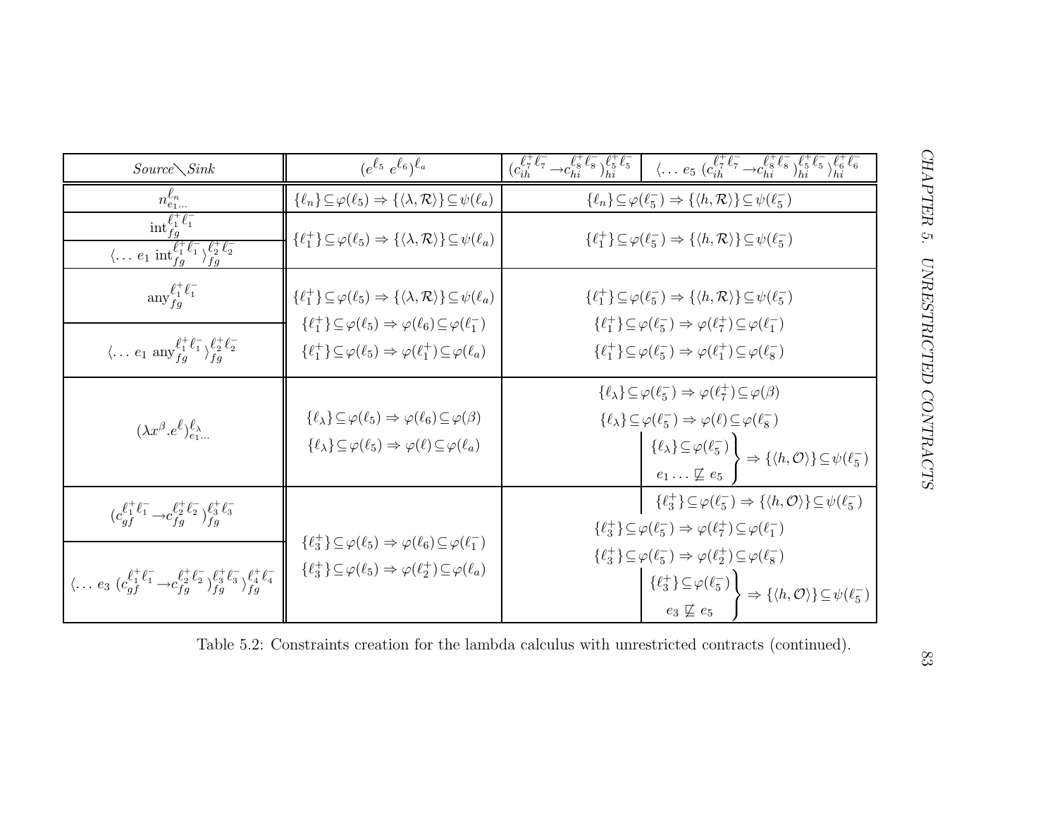| *Source*╲*Sink* | $(e^{\ell_5}\ e^{\ell_6})^{\ell_a}$ | $(c_{ih}^{\ell_7^+\ell_7^-} \rightarrow c_{hi}^{\ell_8^+\ell_8^-})_{hi}^{\ell_5^+\ell_5^-}$ | $\langle \ldots\ e_5\ (c_{ih}^{\ell_7^+\ell_7^-} \rightarrow c_{hi}^{\ell_8^+\ell_8^-})_{hi}^{\ell_5^+\ell_5^-} \rangle_{hi}^{\ell_6^+\ell_6^-}$ |
|---|---|---|---|
| $n_{e_1\ldots}^{\ell_n}$ | $\{\ell_n\} \subseteq \varphi(\ell_5) \Rightarrow \{\langle \lambda, \mathcal{R} \rangle\} \subseteq \psi(\ell_a)$ | $\{\ell_n\} \subseteq \varphi(\ell_5^-) \Rightarrow \{\langle h, \mathcal{R} \rangle\} \subseteq \psi(\ell_5^-)$ | |
| $\text{int}_{fg}^{\ell_1^+\ell_1^-}$ ; $\langle \ldots\ e_1\ \text{int}_{fg}^{\ell_1^+\ell_1^-} \rangle_{fg}^{\ell_2^+\ell_2^-}$ | $\{\ell_1^+\} \subseteq \varphi(\ell_5) \Rightarrow \{\langle \lambda, \mathcal{R} \rangle\} \subseteq \psi(\ell_a)$ | $\{\ell_1^+\} \subseteq \varphi(\ell_5^-) \Rightarrow \{\langle h, \mathcal{R} \rangle\} \subseteq \psi(\ell_5^-)$ | |
| $\text{any}_{fg}^{\ell_1^+\ell_1^-}$ ; $\langle \ldots\ e_1\ \text{any}_{fg}^{\ell_1^+\ell_1^-} \rangle_{fg}^{\ell_2^+\ell_2^-}$ | $\{\ell_1^+\} \subseteq \varphi(\ell_5) \Rightarrow \{\langle \lambda, \mathcal{R} \rangle\} \subseteq \psi(\ell_a)$<br>$\{\ell_1^+\} \subseteq \varphi(\ell_5) \Rightarrow \varphi(\ell_6) \subseteq \varphi(\ell_1^-)$<br>$\{\ell_1^+\} \subseteq \varphi(\ell_5) \Rightarrow \varphi(\ell_1^+) \subseteq \varphi(\ell_a)$ | $\{\ell_1^+\} \subseteq \varphi(\ell_5^-) \Rightarrow \{\langle h, \mathcal{R} \rangle\} \subseteq \psi(\ell_5^-)$<br>$\{\ell_1^+\} \subseteq \varphi(\ell_5^-) \Rightarrow \varphi(\ell_7^+) \subseteq \varphi(\ell_1^-)$<br>$\{\ell_1^+\} \subseteq \varphi(\ell_5^-) \Rightarrow \varphi(\ell_1^+) \subseteq \varphi(\ell_8^-)$ | |
| $(\lambda x^\beta . e^\ell)_{e_1\ldots}^{\ell_\lambda}$ | $\{\ell_\lambda\} \subseteq \varphi(\ell_5) \Rightarrow \varphi(\ell_6) \subseteq \varphi(\beta)$<br>$\{\ell_\lambda\} \subseteq \varphi(\ell_5) \Rightarrow \varphi(\ell) \subseteq \varphi(\ell_a)$ | $\{\ell_\lambda\} \subseteq \varphi(\ell_5^-) \Rightarrow \varphi(\ell_7^+) \subseteq \varphi(\beta)$<br>$\{\ell_\lambda\} \subseteq \varphi(\ell_5^-) \Rightarrow \varphi(\ell) \subseteq \varphi(\ell_8^-)$ | $\left.\begin{array}{c}\{\ell_\lambda\} \subseteq \varphi(\ell_5^-) \\ e_1 \ldots \not\sqsubseteq e_5\end{array}\right\} \Rightarrow \{\langle h, \mathcal{O} \rangle\} \subseteq \psi(\ell_5^-)$ |
| $(c_{gf}^{\ell_1^+\ell_1^-} \rightarrow c_{fg}^{\ell_2^+\ell_2^-})_{fg}^{\ell_3^+\ell_3^-}$ ; $\langle \ldots\ e_3\ (c_{gf}^{\ell_1^+\ell_1^-} \rightarrow c_{fg}^{\ell_2^+\ell_2^-})_{fg}^{\ell_3^+\ell_3^-} \rangle_{fg}^{\ell_4^+\ell_4^-}$ | $\{\ell_3^+\} \subseteq \varphi(\ell_5) \Rightarrow \varphi(\ell_6) \subseteq \varphi(\ell_1^-)$<br>$\{\ell_3^+\} \subseteq \varphi(\ell_5) \Rightarrow \varphi(\ell_2^+) \subseteq \varphi(\ell_a)$ | $\{\ell_3^+\} \subseteq \varphi(\ell_5^-) \Rightarrow \varphi(\ell_7^+) \subseteq \varphi(\ell_1^-)$<br>$\{\ell_3^+\} \subseteq \varphi(\ell_5^-) \Rightarrow \varphi(\ell_2^+) \subseteq \varphi(\ell_8^-)$ | $\{\ell_3^+\} \subseteq \varphi(\ell_5^-) \Rightarrow \{\langle h, \mathcal{O} \rangle\} \subseteq \psi(\ell_5^-)$<br>$\left.\begin{array}{c}\{\ell_3^+\} \subseteq \varphi(\ell_5^-) \\ e_3 \not\sqsubseteq e_5\end{array}\right\} \Rightarrow \{\langle h, \mathcal{O} \rangle\} \subseteq \psi(\ell_5^-)$ |

Table 5.2: Constraints creation for the lambda calculus with unrestricted contracts (continued).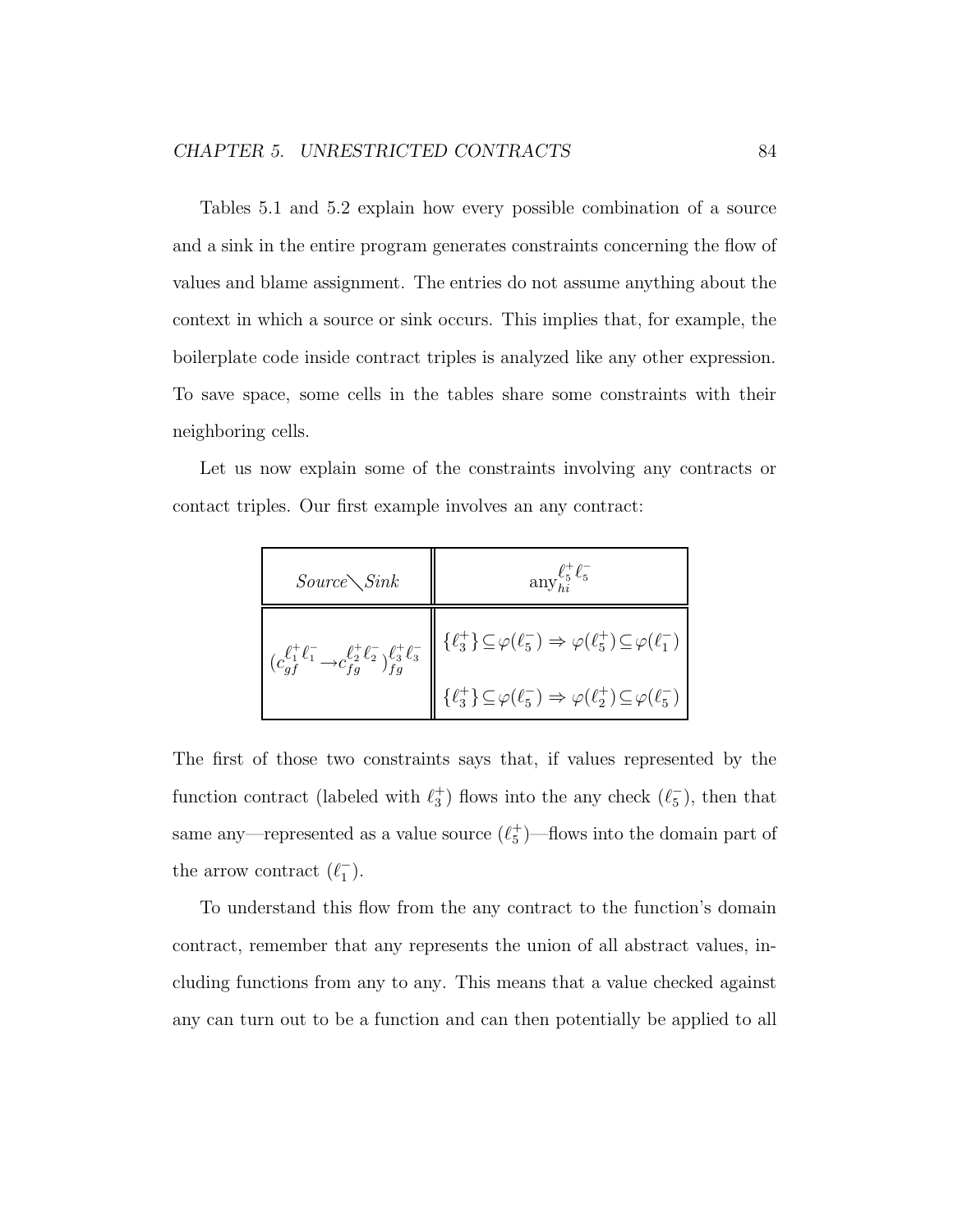Tables 5.1 and 5.2 explain how every possible combination of a source and a sink in the entire program generates constraints concerning the flow of values and blame assignment. The entries do not assume anything about the context in which a source or sink occurs. This implies that, for example, the boilerplate code inside contract triples is analyzed like any other expression. To save space, some cells in the tables share some constraints with their neighboring cells.

Let us now explain some of the constraints involving any contracts or contact triples. Our first example involves an any contract:

| *Source*$\diagdown$*Sink* | $\text{any}_{hi}^{\ell_5^+ \ell_5^-}$ |
|---|---|
| $(c_{gf}^{\ell_1^+ \ell_1^-} \rightarrow c_{fg}^{\ell_2^+ \ell_2^-})_{fg}^{\ell_3^+ \ell_3^-}$ | $\{\ell_3^+\} \subseteq \varphi(\ell_5^-) \Rightarrow \varphi(\ell_5^+) \subseteq \varphi(\ell_1^-)$ <br> $\{\ell_3^+\} \subseteq \varphi(\ell_5^-) \Rightarrow \varphi(\ell_2^+) \subseteq \varphi(\ell_5^-)$ |

The first of those two constraints says that, if values represented by the function contract (labeled with $\ell_3^+$) flows into the any check ($\ell_5^-$), then that same any—represented as a value source ($\ell_5^+$)—flows into the domain part of the arrow contract ($\ell_1^-$).

To understand this flow from the any contract to the function's domain contract, remember that any represents the union of all abstract values, including functions from any to any. This means that a value checked against any can turn out to be a function and can then potentially be applied to all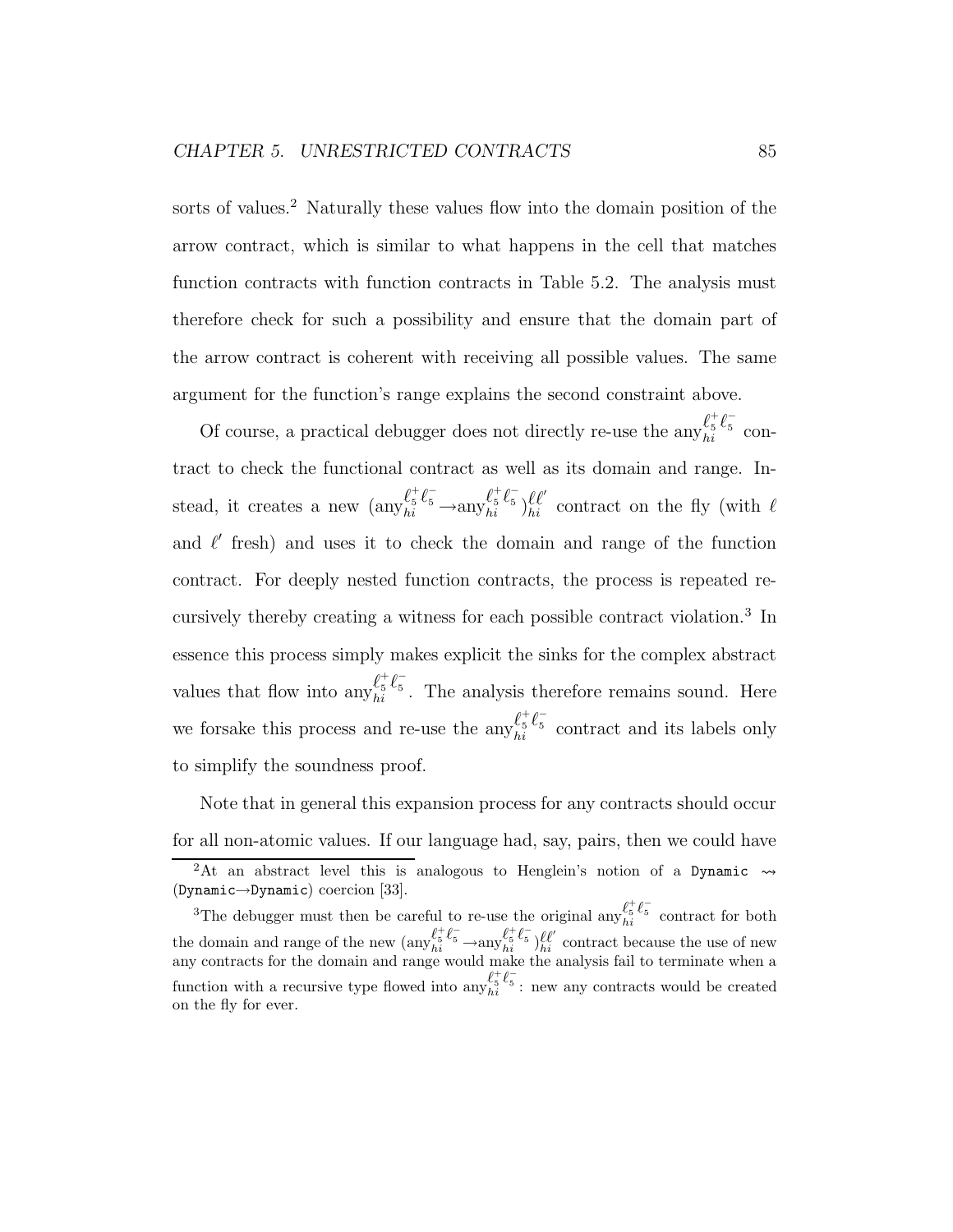sorts of values.[2] Naturally these values flow into the domain position of the arrow contract, which is similar to what happens in the cell that matches function contracts with function contracts in Table 5.2. The analysis must therefore check for such a possibility and ensure that the domain part of the arrow contract is coherent with receiving all possible values. The same argument for the function's range explains the second constraint above.

Of course, a practical debugger does not directly re-use the $\text{any}_{hi}^{\ell_5^+ \ell_5^-}$ contract to check the functional contract as well as its domain and range. Instead, it creates a new $(\text{any}_{hi}^{\ell_5^+ \ell_5^-} \rightarrow \text{any}_{hi}^{\ell_5^+ \ell_5^-})_{hi}^{\ell \ell'}$ contract on the fly (with $\ell$ and $\ell'$ fresh) and uses it to check the domain and range of the function contract. For deeply nested function contracts, the process is repeated recursively thereby creating a witness for each possible contract violation.[3] In essence this process simply makes explicit the sinks for the complex abstract values that flow into $\text{any}_{hi}^{\ell_5^+ \ell_5^-}$. The analysis therefore remains sound. Here we forsake this process and re-use the $\text{any}_{hi}^{\ell_5^+ \ell_5^-}$ contract and its labels only to simplify the soundness proof.

Note that in general this expansion process for any contracts should occur for all non-atomic values. If our language had, say, pairs, then we could have

---

[2] At an abstract level this is analogous to Henglein's notion of a `Dynamic` $\rightsquigarrow$ (`Dynamic`$\rightarrow$`Dynamic`) coercion [33].

[3] The debugger must then be careful to re-use the original $\text{any}_{hi}^{\ell_5^+ \ell_5^-}$ contract for both the domain and range of the new $(\text{any}_{hi}^{\ell_5^+ \ell_5^-} \rightarrow \text{any}_{hi}^{\ell_5^+ \ell_5^-})_{hi}^{\ell \ell'}$ contract because the use of new any contracts for the domain and range would make the analysis fail to terminate when a function with a recursive type flowed into $\text{any}_{hi}^{\ell_5^+ \ell_5^-}$: new any contracts would be created on the fly for ever.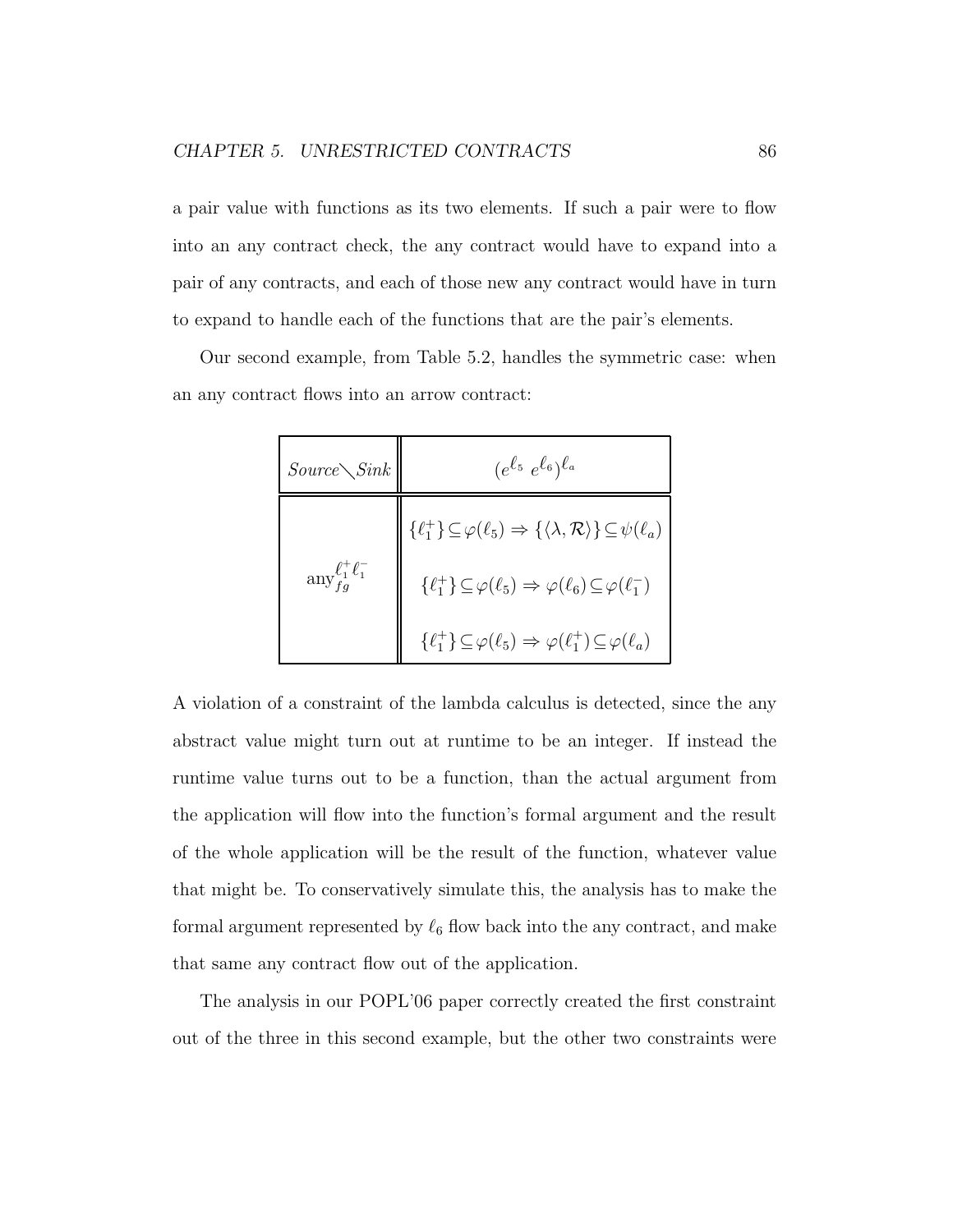a pair value with functions as its two elements. If such a pair were to flow into an any contract check, the any contract would have to expand into a pair of any contracts, and each of those new any contract would have in turn to expand to handle each of the functions that are the pair's elements.

Our second example, from Table 5.2, handles the symmetric case: when an any contract flows into an arrow contract:

| $Source \diagdown Sink$ | $(e^{\ell_5}\ e^{\ell_6})^{\ell_a}$ |
|---|---|
| $\text{any}_{fg}^{\ell_1^+ \ell_1^-}$ | $\{\ell_1^+\} \subseteq \varphi(\ell_5) \Rightarrow \{\langle \lambda, \mathcal{R} \rangle\} \subseteq \psi(\ell_a)$ <br> $\{\ell_1^+\} \subseteq \varphi(\ell_5) \Rightarrow \varphi(\ell_6) \subseteq \varphi(\ell_1^-)$ <br> $\{\ell_1^+\} \subseteq \varphi(\ell_5) \Rightarrow \varphi(\ell_1^+) \subseteq \varphi(\ell_a)$ |

A violation of a constraint of the lambda calculus is detected, since the any abstract value might turn out at runtime to be an integer. If instead the runtime value turns out to be a function, than the actual argument from the application will flow into the function's formal argument and the result of the whole application will be the result of the function, whatever value that might be. To conservatively simulate this, the analysis has to make the formal argument represented by $\ell_6$ flow back into the any contract, and make that same any contract flow out of the application.

The analysis in our POPL'06 paper correctly created the first constraint out of the three in this second example, but the other two constraints were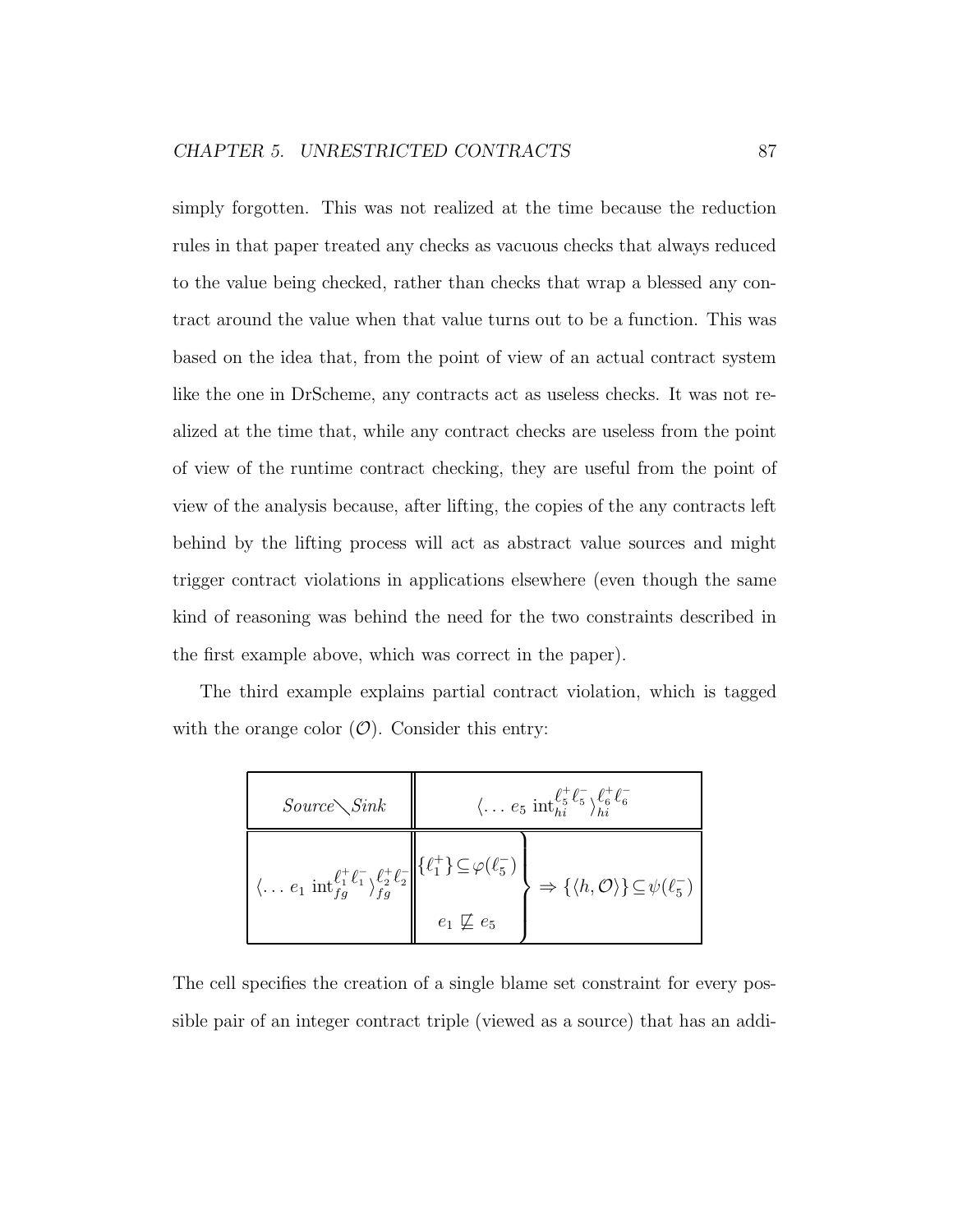simply forgotten. This was not realized at the time because the reduction rules in that paper treated any checks as vacuous checks that always reduced to the value being checked, rather than checks that wrap a blessed any contract around the value when that value turns out to be a function. This was based on the idea that, from the point of view of an actual contract system like the one in DrScheme, any contracts act as useless checks. It was not realized at the time that, while any contract checks are useless from the point of view of the runtime contract checking, they are useful from the point of view of the analysis because, after lifting, the copies of the any contracts left behind by the lifting process will act as abstract value sources and might trigger contract violations in applications elsewhere (even though the same kind of reasoning was behind the need for the two constraints described in the first example above, which was correct in the paper).

The third example explains partial contract violation, which is tagged with the orange color ($\mathcal{O}$). Consider this entry:

| *Source*$\diagdown$*Sink* | $\langle \ldots\ e_5\ \text{int}_{hi}^{\ell_5^+ \ell_5^-} \rangle_{hi}^{\ell_6^+ \ell_6^-}$ |
|---|---|
| $\langle \ldots\ e_1\ \text{int}_{fg}^{\ell_1^+ \ell_1^-} \rangle_{fg}^{\ell_2^+ \ell_2^-}$ | $\left. \begin{array}{c} \{\ell_1^+\} \subseteq \varphi(\ell_5^-) \\ e_1 \not\sqsubseteq e_5 \end{array} \right\} \Rightarrow \{\langle h, \mathcal{O} \rangle\} \subseteq \psi(\ell_5^-)$ |

The cell specifies the creation of a single blame set constraint for every possible pair of an integer contract triple (viewed as a source) that has an addi-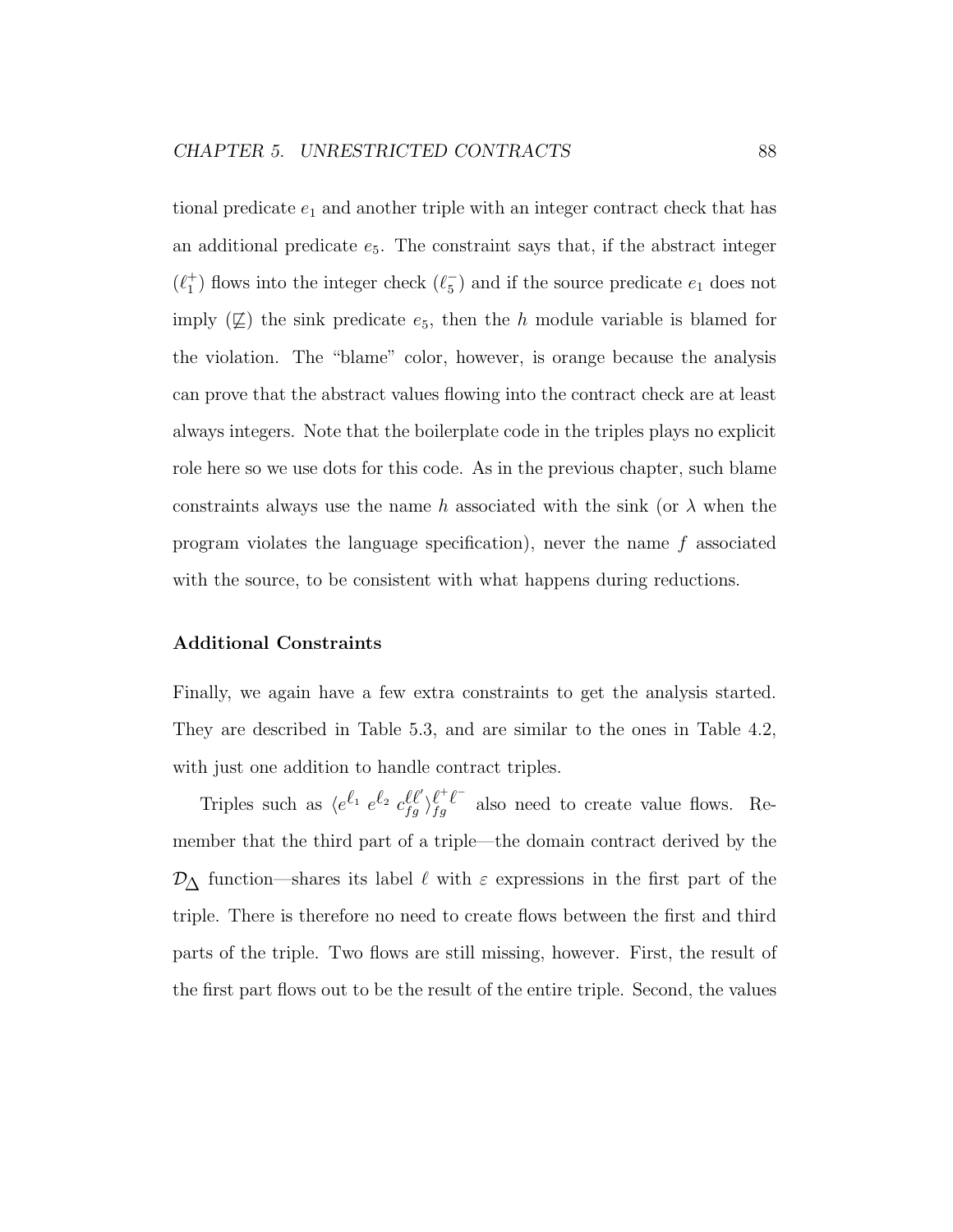tional predicate $e_1$ and another triple with an integer contract check that has an additional predicate $e_5$. The constraint says that, if the abstract integer ($\ell_1^+$) flows into the integer check ($\ell_5^-$) and if the source predicate $e_1$ does not imply ($\not\sqsubseteq$) the sink predicate $e_5$, then the $h$ module variable is blamed for the violation. The "blame" color, however, is orange because the analysis can prove that the abstract values flowing into the contract check are at least always integers. Note that the boilerplate code in the triples plays no explicit role here so we use dots for this code. As in the previous chapter, such blame constraints always use the name $h$ associated with the sink (or $\lambda$ when the program violates the language specification), never the name $f$ associated with the source, to be consistent with what happens during reductions.

### Additional Constraints

Finally, we again have a few extra constraints to get the analysis started. They are described in Table 5.3, and are similar to the ones in Table 4.2, with just one addition to handle contract triples.

Triples such as $\langle e^{\ell_1}\ e^{\ell_2}\ c_{fg}^{\ell\ell'}\rangle_{fg}^{\ell^+\ell^-}$ also need to create value flows. Remember that the third part of a triple—the domain contract derived by the $\mathcal{D}_\Delta$ function—shares its label $\ell$ with $\varepsilon$ expressions in the first part of the triple. There is therefore no need to create flows between the first and third parts of the triple. Two flows are still missing, however. First, the result of the first part flows out to be the result of the entire triple. Second, the values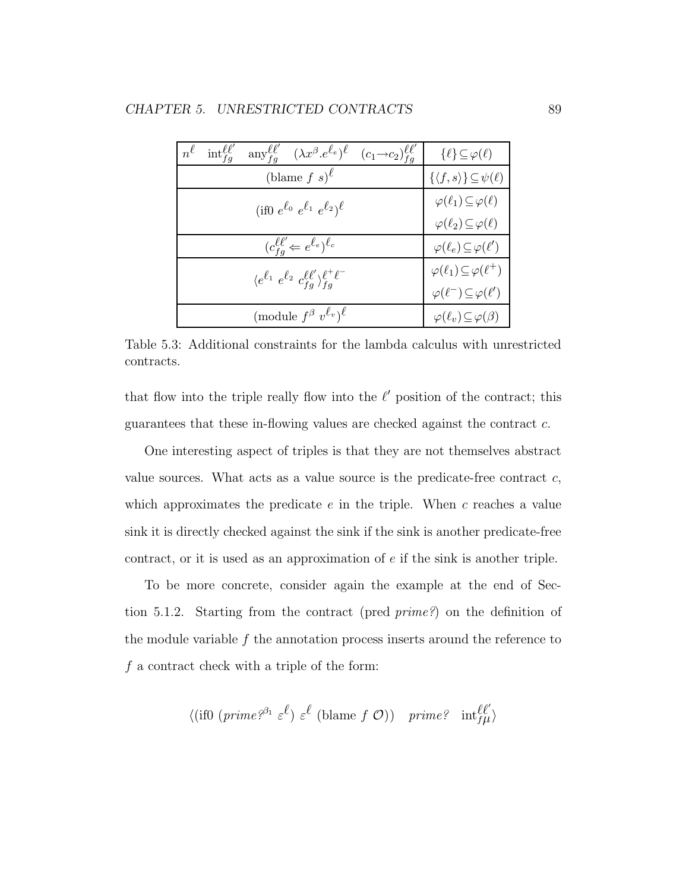| | |
|---|---|
| $n^\ell$ $\quad \text{int}_{fg}^{\ell\ell'}$ $\quad \text{any}_{fg}^{\ell\ell'}$ $\quad (\lambda x^\beta . e^{\ell_e})^\ell$ $\quad (c_1 \rightarrow c_2)_{fg}^{\ell\ell'}$ | $\{\ell\} \subseteq \varphi(\ell)$ |
| $(\text{blame } f \ s)^\ell$ | $\{\langle f, s\rangle\} \subseteq \psi(\ell)$ |
| $(\text{if0 } e^{\ell_0} \ e^{\ell_1} \ e^{\ell_2})^\ell$ | $\varphi(\ell_1) \subseteq \varphi(\ell)$ <br> $\varphi(\ell_2) \subseteq \varphi(\ell)$ |
| $(c_{fg}^{\ell\ell'} \Leftarrow e^{\ell_e})^{\ell_c}$ | $\varphi(\ell_e) \subseteq \varphi(\ell')$ |
| $\langle e^{\ell_1} \ e^{\ell_2} \ c_{fg}^{\ell\ell'} \rangle_{fg}^{\ell^+ \ell^-}$ | $\varphi(\ell_1) \subseteq \varphi(\ell^+)$ <br> $\varphi(\ell^-) \subseteq \varphi(\ell')$ |
| $(\text{module } f^\beta \ v^{\ell_v})^\ell$ | $\varphi(\ell_v) \subseteq \varphi(\beta)$ |

Table 5.3: Additional constraints for the lambda calculus with unrestricted contracts.

that flow into the triple really flow into the $\ell'$ position of the contract; this guarantees that these in-flowing values are checked against the contract $c$.

One interesting aspect of triples is that they are not themselves abstract value sources. What acts as a value source is the predicate-free contract $c$, which approximates the predicate $e$ in the triple. When $c$ reaches a value sink it is directly checked against the sink if the sink is another predicate-free contract, or it is used as an approximation of $e$ if the sink is another triple.

To be more concrete, consider again the example at the end of Section 5.1.2. Starting from the contract (pred *prime?*) on the definition of the module variable $f$ the annotation process inserts around the reference to $f$ a contract check with a triple of the form:

$$\langle (\text{if0 } (\mathit{prime?}^{\beta_1} \ \varepsilon^\ell) \ \varepsilon^\ell \ (\text{blame } f \ \mathcal{O})) \quad \mathit{prime?} \quad \text{int}_{f\mu}^{\ell\ell'} \rangle$$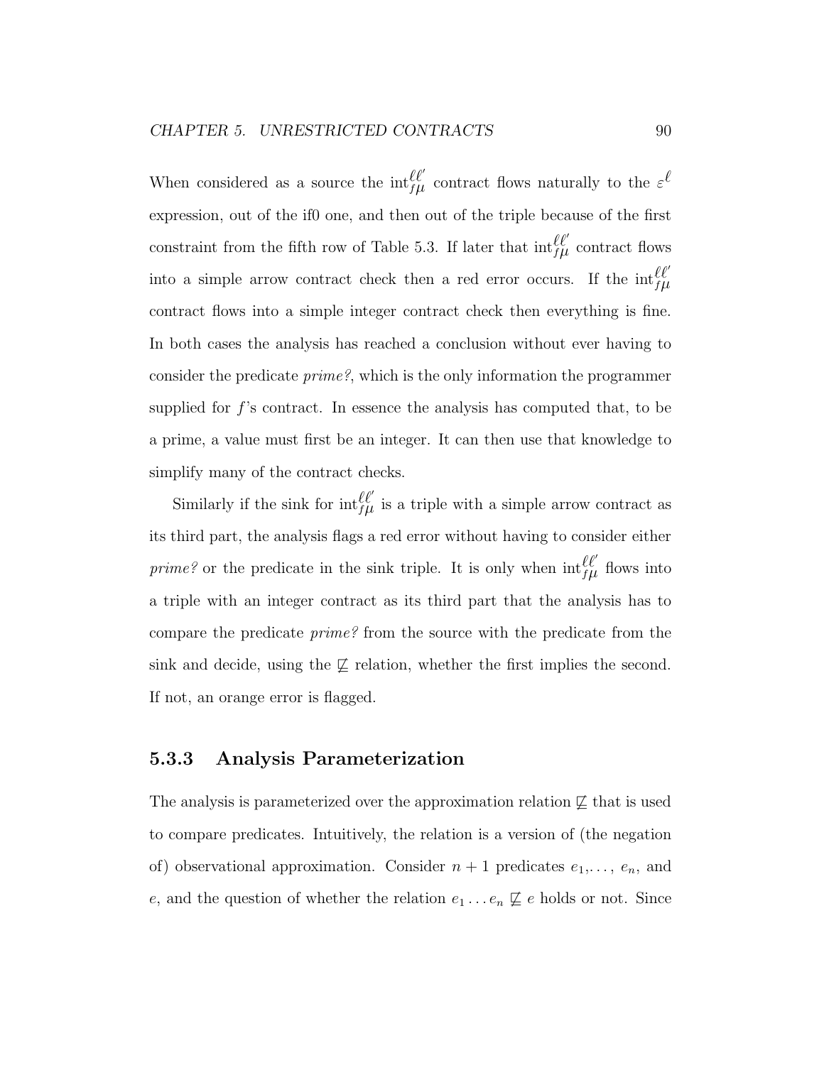When considered as a source the $\text{int}^{\ell\ell'}_{f\mu}$ contract flows naturally to the $\varepsilon^{\ell}$ expression, out of the if0 one, and then out of the triple because of the first constraint from the fifth row of Table 5.3. If later that $\text{int}^{\ell\ell'}_{f\mu}$ contract flows into a simple arrow contract check then a red error occurs. If the $\text{int}^{\ell\ell'}_{f\mu}$ contract flows into a simple integer contract check then everything is fine. In both cases the analysis has reached a conclusion without ever having to consider the predicate *prime?*, which is the only information the programmer supplied for $f$'s contract. In essence the analysis has computed that, to be a prime, a value must first be an integer. It can then use that knowledge to simplify many of the contract checks.

Similarly if the sink for $\text{int}^{\ell\ell'}_{f\mu}$ is a triple with a simple arrow contract as its third part, the analysis flags a red error without having to consider either *prime?* or the predicate in the sink triple. It is only when $\text{int}^{\ell\ell'}_{f\mu}$ flows into a triple with an integer contract as its third part that the analysis has to compare the predicate *prime?* from the source with the predicate from the sink and decide, using the $\not\sqsubseteq$ relation, whether the first implies the second. If not, an orange error is flagged.

### 5.3.3 Analysis Parameterization

The analysis is parameterized over the approximation relation $\not\sqsubseteq$ that is used to compare predicates. Intuitively, the relation is a version of (the negation of) observational approximation. Consider $n+1$ predicates $e_1, \ldots, e_n$, and $e$, and the question of whether the relation $e_1 \ldots e_n \not\sqsubseteq e$ holds or not. Since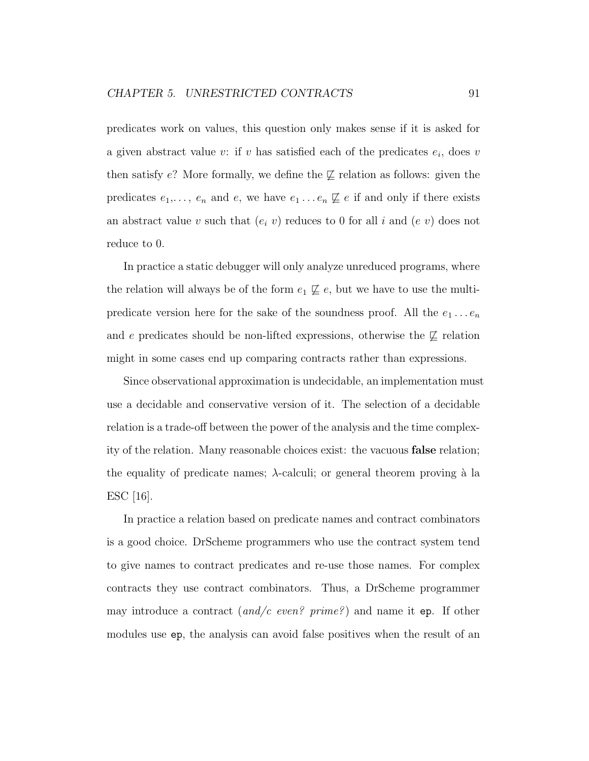predicates work on values, this question only makes sense if it is asked for a given abstract value $v$: if $v$ has satisfied each of the predicates $e_i$, does $v$ then satisfy $e$? More formally, we define the $\not\sqsubseteq$ relation as follows: given the predicates $e_1, \ldots, e_n$ and $e$, we have $e_1 \ldots e_n \not\sqsubseteq e$ if and only if there exists an abstract value $v$ such that $(e_i\ v)$ reduces to 0 for all $i$ and $(e\ v)$ does not reduce to 0.

In practice a static debugger will only analyze unreduced programs, where the relation will always be of the form $e_1 \not\sqsubseteq e$, but we have to use the multi-predicate version here for the sake of the soundness proof. All the $e_1 \ldots e_n$ and $e$ predicates should be non-lifted expressions, otherwise the $\not\sqsubseteq$ relation might in some cases end up comparing contracts rather than expressions.

Since observational approximation is undecidable, an implementation must use a decidable and conservative version of it. The selection of a decidable relation is a trade-off between the power of the analysis and the time complexity of the relation. Many reasonable choices exist: the vacuous **false** relation; the equality of predicate names; $\lambda$-calculi; or general theorem proving à la ESC [16].

In practice a relation based on predicate names and contract combinators is a good choice. DrScheme programmers who use the contract system tend to give names to contract predicates and re-use those names. For complex contracts they use contract combinators. Thus, a DrScheme programmer may introduce a contract (*and/c even? prime?*) and name it `ep`. If other modules use `ep`, the analysis can avoid false positives when the result of an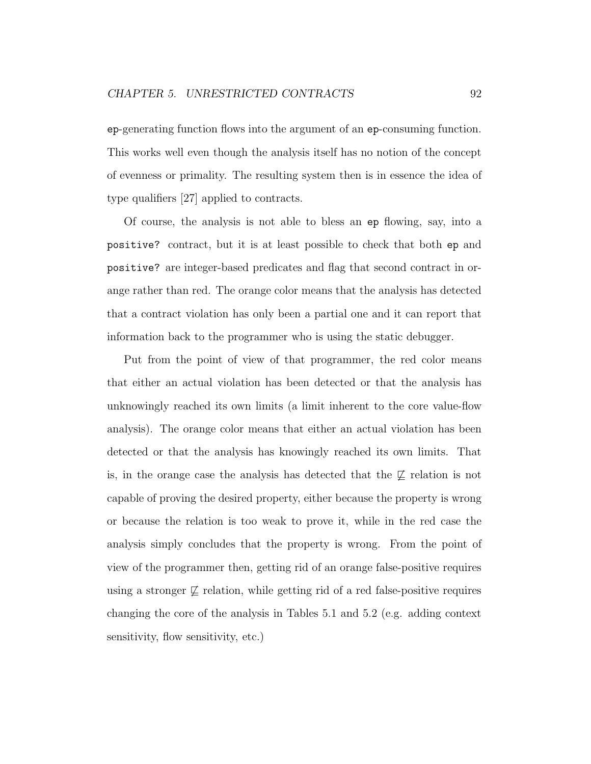`ep`-generating function flows into the argument of an `ep`-consuming function. This works well even though the analysis itself has no notion of the concept of evenness or primality. The resulting system then is in essence the idea of type qualifiers [27] applied to contracts.

Of course, the analysis is not able to bless an `ep` flowing, say, into a `positive?` contract, but it is at least possible to check that both `ep` and `positive?` are integer-based predicates and flag that second contract in orange rather than red. The orange color means that the analysis has detected that a contract violation has only been a partial one and it can report that information back to the programmer who is using the static debugger.

Put from the point of view of that programmer, the red color means that either an actual violation has been detected or that the analysis has unknowingly reached its own limits (a limit inherent to the core value-flow analysis). The orange color means that either an actual violation has been detected or that the analysis has knowingly reached its own limits. That is, in the orange case the analysis has detected that the $\not\sqsubseteq$ relation is not capable of proving the desired property, either because the property is wrong or because the relation is too weak to prove it, while in the red case the analysis simply concludes that the property is wrong. From the point of view of the programmer then, getting rid of an orange false-positive requires using a stronger $\not\sqsubseteq$ relation, while getting rid of a red false-positive requires changing the core of the analysis in Tables 5.1 and 5.2 (e.g. adding context sensitivity, flow sensitivity, etc.)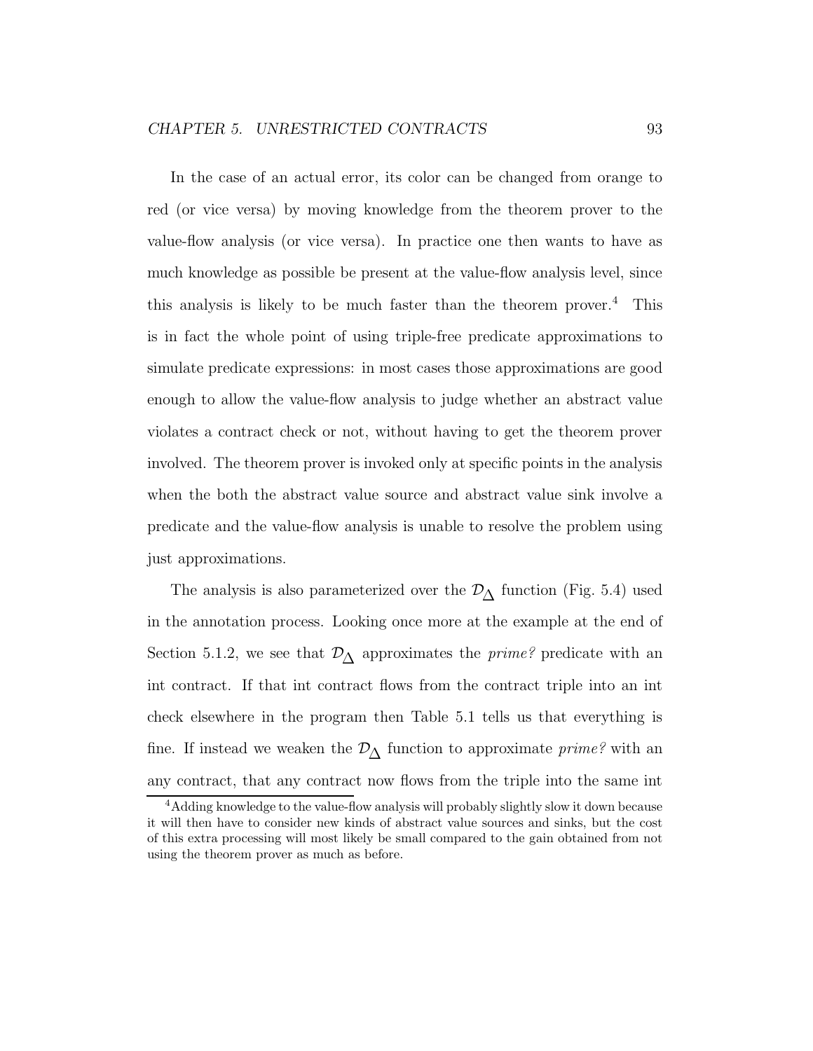In the case of an actual error, its color can be changed from orange to red (or vice versa) by moving knowledge from the theorem prover to the value-flow analysis (or vice versa). In practice one then wants to have as much knowledge as possible be present at the value-flow analysis level, since this analysis is likely to be much faster than the theorem prover.[4] This is in fact the whole point of using triple-free predicate approximations to simulate predicate expressions: in most cases those approximations are good enough to allow the value-flow analysis to judge whether an abstract value violates a contract check or not, without having to get the theorem prover involved. The theorem prover is invoked only at specific points in the analysis when the both the abstract value source and abstract value sink involve a predicate and the value-flow analysis is unable to resolve the problem using just approximations.

The analysis is also parameterized over the $\mathcal{D}_{\Delta}$ function (Fig. 5.4) used in the annotation process. Looking once more at the example at the end of Section 5.1.2, we see that $\mathcal{D}_{\Delta}$ approximates the *prime?* predicate with an int contract. If that int contract flows from the contract triple into an int check elsewhere in the program then Table 5.1 tells us that everything is fine. If instead we weaken the $\mathcal{D}_{\Delta}$ function to approximate *prime?* with an any contract, that any contract now flows from the triple into the same int

[4]Adding knowledge to the value-flow analysis will probably slightly slow it down because it will then have to consider new kinds of abstract value sources and sinks, but the cost of this extra processing will most likely be small compared to the gain obtained from not using the theorem prover as much as before.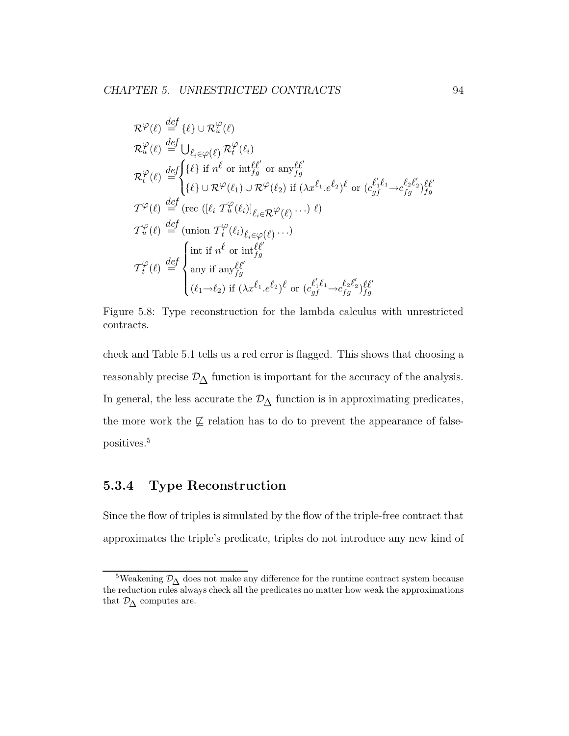$$
\begin{aligned}
\mathcal{R}^{\varphi}(\ell) &\stackrel{def}{=} \{\ell\} \cup \mathcal{R}^{\varphi}_{u}(\ell) \\
\mathcal{R}^{\varphi}_{u}(\ell) &\stackrel{def}{=} \bigcup_{\ell_i \in \varphi(\ell)} \mathcal{R}^{\varphi}_{t}(\ell_i) \\
\mathcal{R}^{\varphi}_{t}(\ell) &\stackrel{def}{=} \begin{cases} \{\ell\} \text{ if } n^{\ell} \text{ or } \mathrm{int}^{\ell\ell'}_{fg} \text{ or } \mathrm{any}^{\ell\ell'}_{fg} \\ \{\ell\} \cup \mathcal{R}^{\varphi}(\ell_1) \cup \mathcal{R}^{\varphi}(\ell_2) \text{ if } (\lambda x^{\ell_1}.e^{\ell_2})^{\ell} \text{ or } (c^{\ell'_1\ell_1}_{gf} \rightarrow c^{\ell_2\ell'_2}_{fg})^{\ell\ell'}_{fg} \end{cases} \\
\mathcal{T}^{\varphi}(\ell) &\stackrel{def}{=} (\mathrm{rec}\ ([\ell_i\ \mathcal{T}^{\varphi}_{u}(\ell_i)]_{\ell_i \in \mathcal{R}^{\varphi}(\ell)} \cdots)\ \ell) \\
\mathcal{T}^{\varphi}_{u}(\ell) &\stackrel{def}{=} (\mathrm{union}\ \mathcal{T}^{\varphi}_{t}(\ell_i)_{\ell_i \in \varphi(\ell)} \cdots) \\
\mathcal{T}^{\varphi}_{t}(\ell) &\stackrel{def}{=} \begin{cases} \mathrm{int} \text{ if } n^{\ell} \text{ or } \mathrm{int}^{\ell\ell'}_{fg} \\ \mathrm{any} \text{ if } \mathrm{any}^{\ell\ell'}_{fg} \\ (\ell_1 \rightarrow \ell_2) \text{ if } (\lambda x^{\ell_1}.e^{\ell_2})^{\ell} \text{ or } (c^{\ell'_1\ell_1}_{gf} \rightarrow c^{\ell_2\ell'_2}_{fg})^{\ell\ell'}_{fg} \end{cases}
\end{aligned}
$$

Figure 5.8: Type reconstruction for the lambda calculus with unrestricted contracts.

check and Table 5.1 tells us a red error is flagged. This shows that choosing a reasonably precise $\mathcal{D}_{\Delta}$ function is important for the accuracy of the analysis. In general, the less accurate the $\mathcal{D}_{\Delta}$ function is in approximating predicates, the more work the $\not\sqsubseteq$ relation has to do to prevent the appearance of false-positives.[5]

### 5.3.4 Type Reconstruction

Since the flow of triples is simulated by the flow of the triple-free contract that approximates the triple's predicate, triples do not introduce any new kind of

[5] Weakening $\mathcal{D}_{\Delta}$ does not make any difference for the runtime contract system because the reduction rules always check all the predicates no matter how weak the approximations that $\mathcal{D}_{\Delta}$ computes are.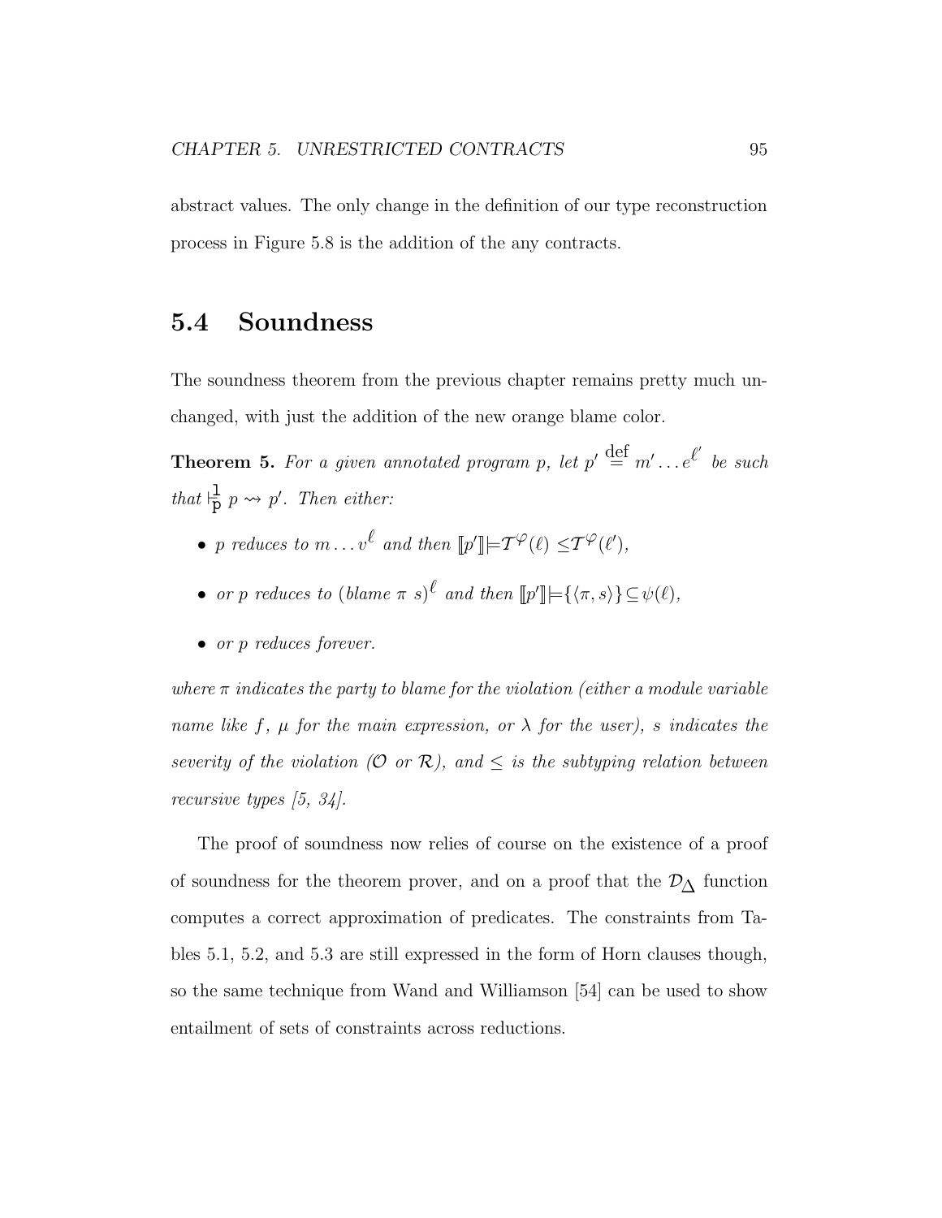abstract values. The only change in the definition of our type reconstruction process in Figure 5.8 is the addition of the any contracts.

## 5.4 Soundness

The soundness theorem from the previous chapter remains pretty much unchanged, with just the addition of the new orange blame color.

**Theorem 5.** *For a given annotated program $p$, let $p' \stackrel{\text{def}}{=} m' \ldots e^{\ell'}$ be such that $\vdash^{\mathtt{l}}_{\mathtt{p}} p \rightsquigarrow p'$. Then either:*

- *$p$ reduces to $m \ldots v^{\ell}$ and then $[\![p']\!] \models \mathcal{T}^{\varphi}(\ell) \leq \mathcal{T}^{\varphi}(\ell')$,*
- *or $p$ reduces to $(blame\ \pi\ s)^{\ell}$ and then $[\![p']\!] \models \{\langle \pi, s \rangle\} \subseteq \psi(\ell)$,*
- *or $p$ reduces forever.*

*where $\pi$ indicates the party to blame for the violation (either a module variable name like $f$, $\mu$ for the main expression, or $\lambda$ for the user), $s$ indicates the severity of the violation ($\mathcal{O}$ or $\mathcal{R}$), and $\leq$ is the subtyping relation between recursive types [5, 34].*

The proof of soundness now relies of course on the existence of a proof of soundness for the theorem prover, and on a proof that the $\mathcal{D}_{\Delta}$ function computes a correct approximation of predicates. The constraints from Tables 5.1, 5.2, and 5.3 are still expressed in the form of Horn clauses though, so the same technique from Wand and Williamson [54] can be used to show entailment of sets of constraints across reductions.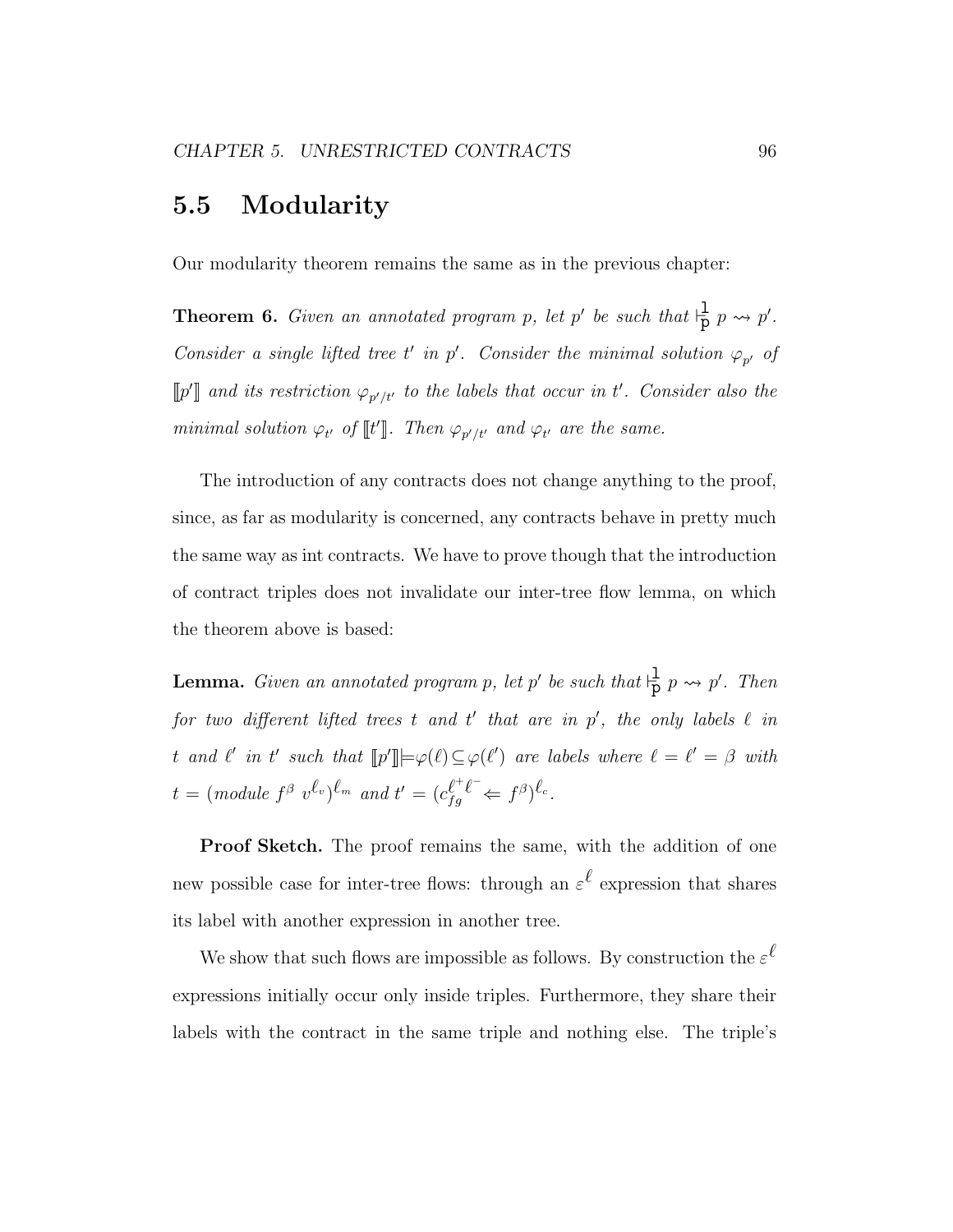## 5.5 Modularity

Our modularity theorem remains the same as in the previous chapter:

**Theorem 6.** *Given an annotated program $p$, let $p'$ be such that $\vdash^{\mathtt{l}}_{\mathtt{p}} p \rightsquigarrow p'$. Consider a single lifted tree $t'$ in $p'$. Consider the minimal solution $\varphi_{p'}$ of $[\![p']\!]$ and its restriction $\varphi_{p'/t'}$ to the labels that occur in $t'$. Consider also the minimal solution $\varphi_{t'}$ of $[\![t']\!]$. Then $\varphi_{p'/t'}$ and $\varphi_{t'}$ are the same.*

The introduction of any contracts does not change anything to the proof, since, as far as modularity is concerned, any contracts behave in pretty much the same way as int contracts. We have to prove though that the introduction of contract triples does not invalidate our inter-tree flow lemma, on which the theorem above is based:

**Lemma.** *Given an annotated program $p$, let $p'$ be such that $\vdash^{\mathtt{l}}_{\mathtt{p}} p \rightsquigarrow p'$. Then for two different lifted trees $t$ and $t'$ that are in $p'$, the only labels $\ell$ in $t$ and $\ell'$ in $t'$ such that $[\![p']\!] \models \varphi(\ell) \subseteq \varphi(\ell')$ are labels where $\ell = \ell' = \beta$ with $t = (module\ f^{\beta}\ v^{\ell_v})^{\ell_m}$ and $t' = (c^{\ell^+ \ell^-}_{fg} \Leftarrow f^{\beta})^{\ell_c}$.*

**Proof Sketch.** The proof remains the same, with the addition of one new possible case for inter-tree flows: through an $\varepsilon^{\ell}$ expression that shares its label with another expression in another tree.

We show that such flows are impossible as follows. By construction the $\varepsilon^{\ell}$ expressions initially occur only inside triples. Furthermore, they share their labels with the contract in the same triple and nothing else. The triple's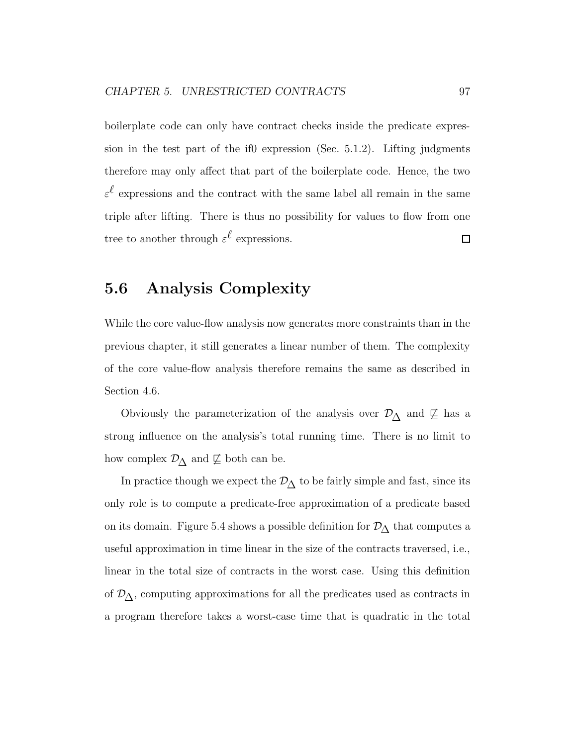boilerplate code can only have contract checks inside the predicate expression in the test part of the if0 expression (Sec. 5.1.2). Lifting judgments therefore may only affect that part of the boilerplate code. Hence, the two $\varepsilon^{\ell}$ expressions and the contract with the same label all remain in the same triple after lifting. There is thus no possibility for values to flow from one tree to another through $\varepsilon^{\ell}$ expressions. $\square$

## 5.6 Analysis Complexity

While the core value-flow analysis now generates more constraints than in the previous chapter, it still generates a linear number of them. The complexity of the core value-flow analysis therefore remains the same as described in Section 4.6.

Obviously the parameterization of the analysis over $\mathcal{D}_{\Delta}$ and $\not\sqsubseteq$ has a strong influence on the analysis's total running time. There is no limit to how complex $\mathcal{D}_{\Delta}$ and $\not\sqsubseteq$ both can be.

In practice though we expect the $\mathcal{D}_{\Delta}$ to be fairly simple and fast, since its only role is to compute a predicate-free approximation of a predicate based on its domain. Figure 5.4 shows a possible definition for $\mathcal{D}_{\Delta}$ that computes a useful approximation in time linear in the size of the contracts traversed, i.e., linear in the total size of contracts in the worst case. Using this definition of $\mathcal{D}_{\Delta}$, computing approximations for all the predicates used as contracts in a program therefore takes a worst-case time that is quadratic in the total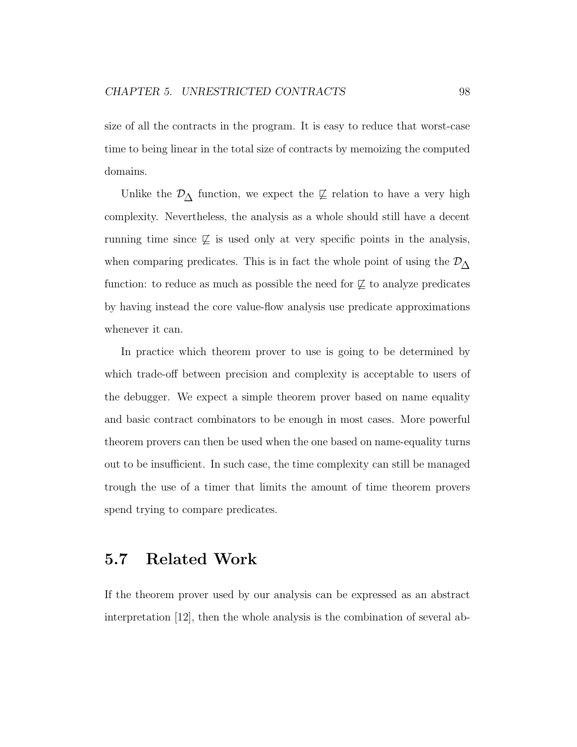size of all the contracts in the program. It is easy to reduce that worst-case time to being linear in the total size of contracts by memoizing the computed domains.

Unlike the $\mathcal{D}_{\Delta}$ function, we expect the $\not\sqsubseteq$ relation to have a very high complexity. Nevertheless, the analysis as a whole should still have a decent running time since $\not\sqsubseteq$ is used only at very specific points in the analysis, when comparing predicates. This is in fact the whole point of using the $\mathcal{D}_{\Delta}$ function: to reduce as much as possible the need for $\not\sqsubseteq$ to analyze predicates by having instead the core value-flow analysis use predicate approximations whenever it can.

In practice which theorem prover to use is going to be determined by which trade-off between precision and complexity is acceptable to users of the debugger. We expect a simple theorem prover based on name equality and basic contract combinators to be enough in most cases. More powerful theorem provers can then be used when the one based on name-equality turns out to be insufficient. In such case, the time complexity can still be managed trough the use of a timer that limits the amount of time theorem provers spend trying to compare predicates.

## 5.7 Related Work

If the theorem prover used by our analysis can be expressed as an abstract interpretation [12], then the whole analysis is the combination of several ab-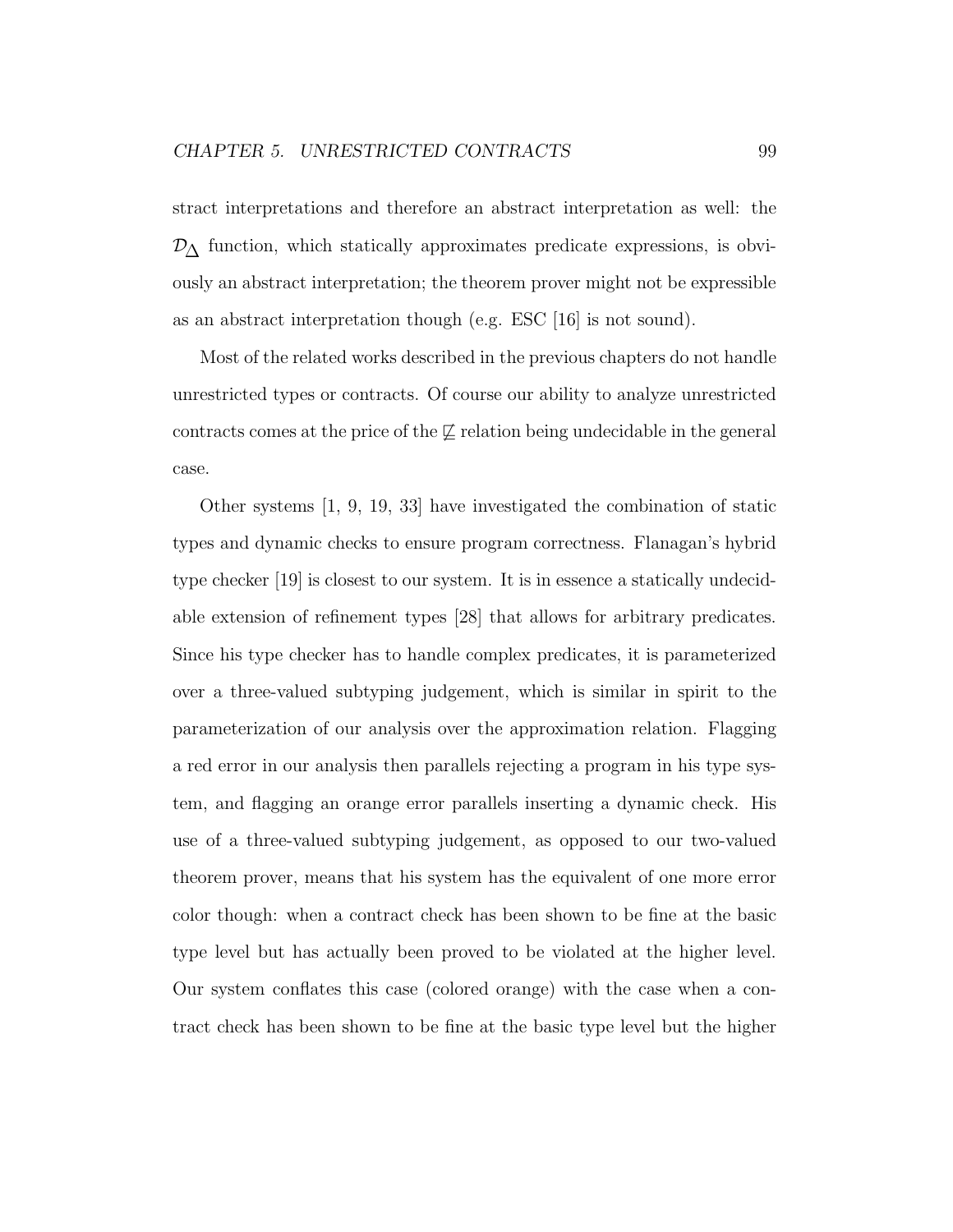stract interpretations and therefore an abstract interpretation as well: the $\mathcal{D}_\Delta$ function, which statically approximates predicate expressions, is obviously an abstract interpretation; the theorem prover might not be expressible as an abstract interpretation though (e.g. ESC [16] is not sound).

Most of the related works described in the previous chapters do not handle unrestricted types or contracts. Of course our ability to analyze unrestricted contracts comes at the price of the $\not\sqsubseteq$ relation being undecidable in the general case.

Other systems [1, 9, 19, 33] have investigated the combination of static types and dynamic checks to ensure program correctness. Flanagan's hybrid type checker [19] is closest to our system. It is in essence a statically undecidable extension of refinement types [28] that allows for arbitrary predicates. Since his type checker has to handle complex predicates, it is parameterized over a three-valued subtyping judgement, which is similar in spirit to the parameterization of our analysis over the approximation relation. Flagging a red error in our analysis then parallels rejecting a program in his type system, and flagging an orange error parallels inserting a dynamic check. His use of a three-valued subtyping judgement, as opposed to our two-valued theorem prover, means that his system has the equivalent of one more error color though: when a contract check has been shown to be fine at the basic type level but has actually been proved to be violated at the higher level. Our system conflates this case (colored orange) with the case when a contract check has been shown to be fine at the basic type level but the higher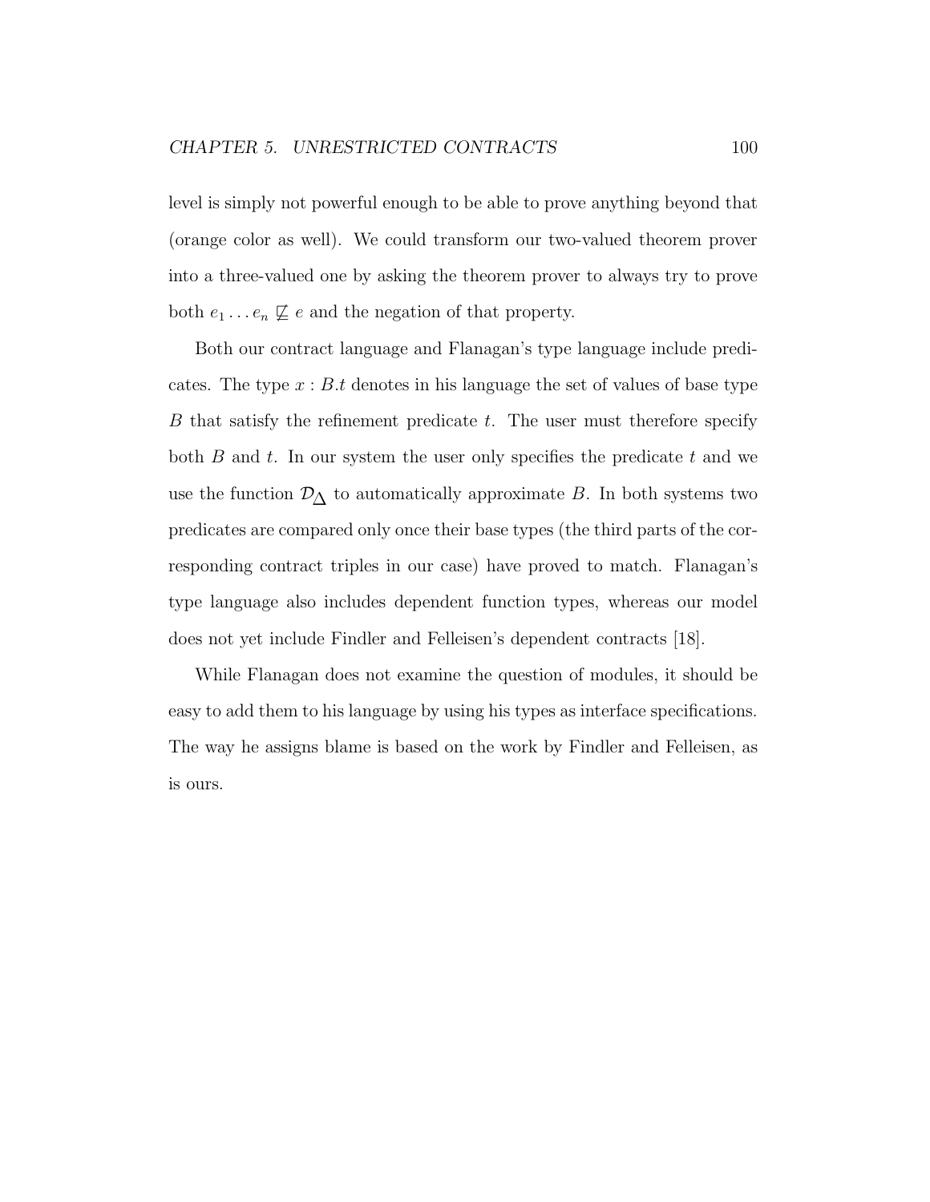level is simply not powerful enough to be able to prove anything beyond that (orange color as well). We could transform our two-valued theorem prover into a three-valued one by asking the theorem prover to always try to prove both $e_1 \ldots e_n \not\sqsubseteq e$ and the negation of that property.

Both our contract language and Flanagan's type language include predicates. The type $x : B.t$ denotes in his language the set of values of base type $B$ that satisfy the refinement predicate $t$. The user must therefore specify both $B$ and $t$. In our system the user only specifies the predicate $t$ and we use the function $\mathcal{D}_{\Delta}$ to automatically approximate $B$. In both systems two predicates are compared only once their base types (the third parts of the corresponding contract triples in our case) have proved to match. Flanagan's type language also includes dependent function types, whereas our model does not yet include Findler and Felleisen's dependent contracts [18].

While Flanagan does not examine the question of modules, it should be easy to add them to his language by using his types as interface specifications. The way he assigns blame is based on the work by Findler and Felleisen, as is ours.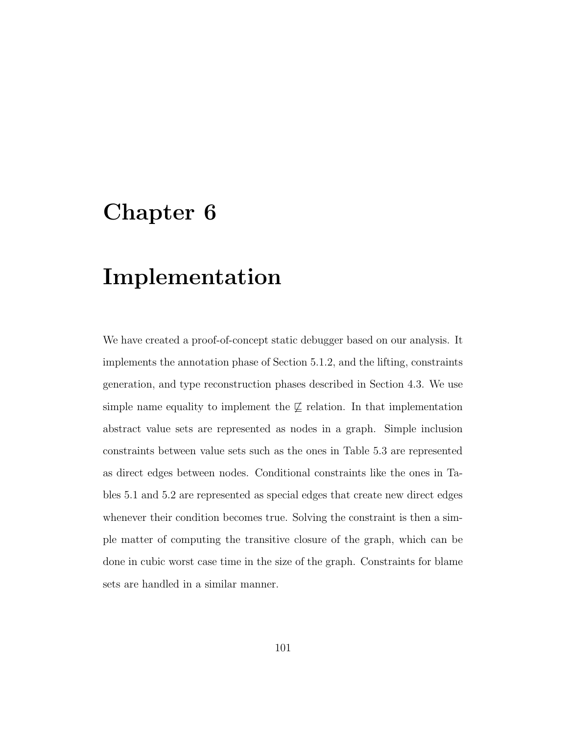# Chapter 6

# Implementation

We have created a proof-of-concept static debugger based on our analysis. It implements the annotation phase of Section 5.1.2, and the lifting, constraints generation, and type reconstruction phases described in Section 4.3. We use simple name equality to implement the $\not\sqsubseteq$ relation. In that implementation abstract value sets are represented as nodes in a graph. Simple inclusion constraints between value sets such as the ones in Table 5.3 are represented as direct edges between nodes. Conditional constraints like the ones in Tables 5.1 and 5.2 are represented as special edges that create new direct edges whenever their condition becomes true. Solving the constraint is then a simple matter of computing the transitive closure of the graph, which can be done in cubic worst case time in the size of the graph. Constraints for blame sets are handled in a similar manner.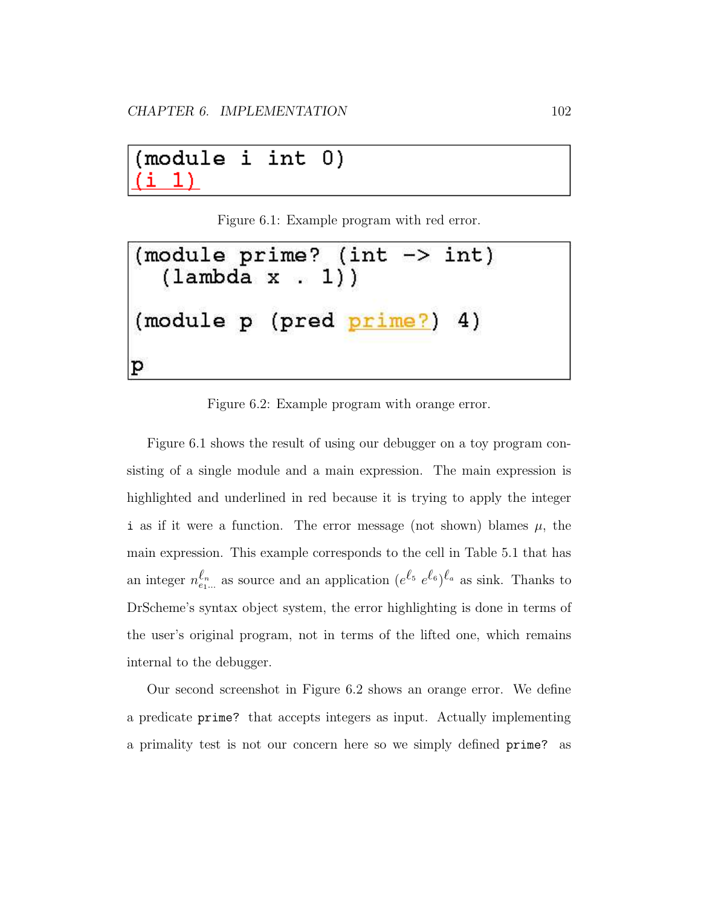```
(module i int 0)
(i 1)
```

Figure 6.1: Example program with red error.

```
(module prime? (int -> int)
  (lambda x . 1))

(module p (pred prime?) 4)

p
```

Figure 6.2: Example program with orange error.

Figure 6.1 shows the result of using our debugger on a toy program consisting of a single module and a main expression. The main expression is highlighted and underlined in red because it is trying to apply the integer `i` as if it were a function. The error message (not shown) blames $\mu$, the main expression. This example corresponds to the cell in Table 5.1 that has an integer $n^{\ell_n}_{e_1\ldots}$ as source and an application $(e^{\ell_5}\ e^{\ell_6})^{\ell_a}$ as sink. Thanks to DrScheme's syntax object system, the error highlighting is done in terms of the user's original program, not in terms of the lifted one, which remains internal to the debugger.

Our second screenshot in Figure 6.2 shows an orange error. We define a predicate `prime?` that accepts integers as input. Actually implementing a primality test is not our concern here so we simply defined `prime?` as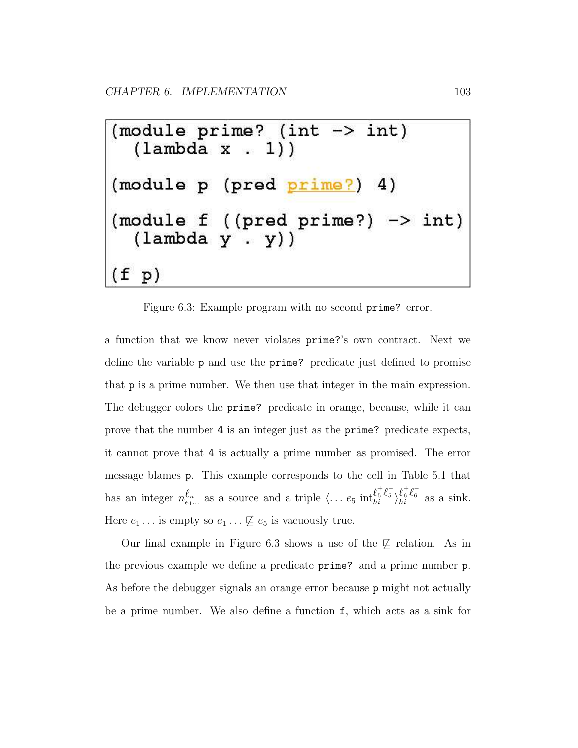```
(module prime? (int -> int)
  (lambda x . 1))

(module p (pred prime?) 4)

(module f ((pred prime?) -> int)
  (lambda y . y))

(f p)
```

Figure 6.3: Example program with no second `prime?` error.

a function that we know never violates `prime?`'s own contract. Next we define the variable `p` and use the `prime?` predicate just defined to promise that `p` is a prime number. We then use that integer in the main expression. The debugger colors the `prime?` predicate in orange, because, while it can prove that the number `4` is an integer just as the `prime?` predicate expects, it cannot prove that `4` is actually a prime number as promised. The error message blames `p`. This example corresponds to the cell in Table 5.1 that has an integer $n^{\ell_n}_{e_1\ldots}$ as a source and a triple $\langle \ldots\, e_5\ \mathrm{int}^{\ell_5^+ \ell_5^-}_{hi} \rangle^{\ell_6^+ \ell_6^-}_{hi}$ as a sink. Here $e_1 \ldots$ is empty so $e_1 \ldots \not\sqsubseteq e_5$ is vacuously true.

Our final example in Figure 6.3 shows a use of the $\not\sqsubseteq$ relation. As in the previous example we define a predicate `prime?` and a prime number `p`. As before the debugger signals an orange error because `p` might not actually be a prime number. We also define a function `f`, which acts as a sink for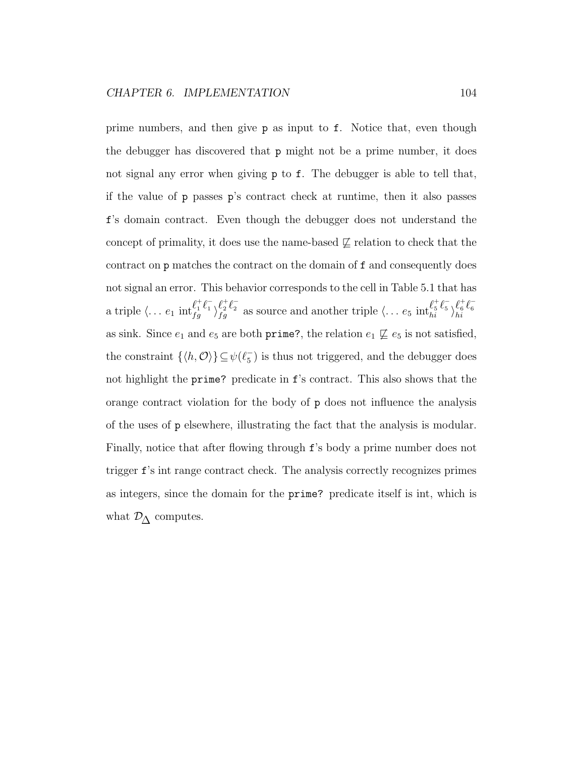prime numbers, and then give `p` as input to `f`. Notice that, even though the debugger has discovered that `p` might not be a prime number, it does not signal any error when giving `p` to `f`. The debugger is able to tell that, if the value of `p` passes `p`'s contract check at runtime, then it also passes `f`'s domain contract. Even though the debugger does not understand the concept of primality, it does use the name-based $\not\sqsubseteq$ relation to check that the contract on `p` matches the contract on the domain of `f` and consequently does not signal an error. This behavior corresponds to the cell in Table 5.1 that has a triple $\langle \ldots\, e_1\ \mathrm{int}_{fg}^{\ell_1^+\ell_1^-} \rangle_{fg}^{\ell_2^+\ell_2^-}$ as source and another triple $\langle \ldots\, e_5\ \mathrm{int}_{hi}^{\ell_5^+\ell_5^-} \rangle_{hi}^{\ell_6^+\ell_6^-}$ as sink. Since $e_1$ and $e_5$ are both `prime?`, the relation $e_1 \not\sqsubseteq e_5$ is not satisfied, the constraint $\{\langle h, \mathcal{O}\rangle\} \subseteq \psi(\ell_5^-)$ is thus not triggered, and the debugger does not highlight the `prime?` predicate in `f`'s contract. This also shows that the orange contract violation for the body of `p` does not influence the analysis of the uses of `p` elsewhere, illustrating the fact that the analysis is modular. Finally, notice that after flowing through `f`'s body a prime number does not trigger `f`'s int range contract check. The analysis correctly recognizes primes as integers, since the domain for the `prime?` predicate itself is int, which is what $\mathcal{D}_\Delta$ computes.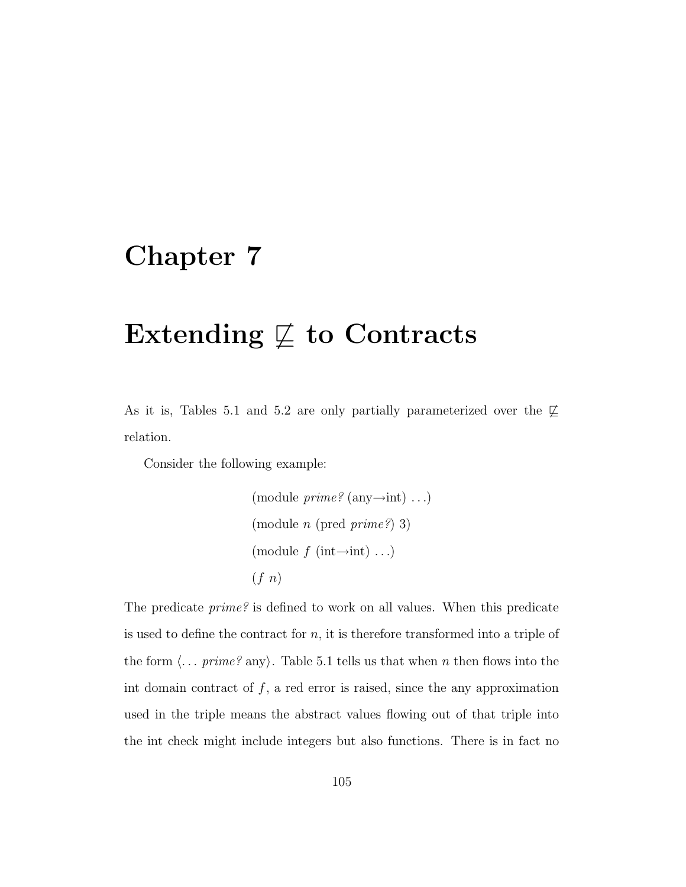# Chapter 7

# Extending $\not\sqsubseteq$ to Contracts

As it is, Tables 5.1 and 5.2 are only partially parameterized over the $\not\sqsubseteq$ relation.

Consider the following example:

(module *prime?* (any→int) ...)

(module *n* (pred *prime?*) 3)

(module *f* (int→int) ...)

(*f* *n*)

The predicate *prime?* is defined to work on all values. When this predicate is used to define the contract for *n*, it is therefore transformed into a triple of the form ⟨... *prime?* any⟩. Table 5.1 tells us that when *n* then flows into the int domain contract of *f*, a red error is raised, since the any approximation used in the triple means the abstract values flowing out of that triple into the int check might include integers but also functions. There is in fact no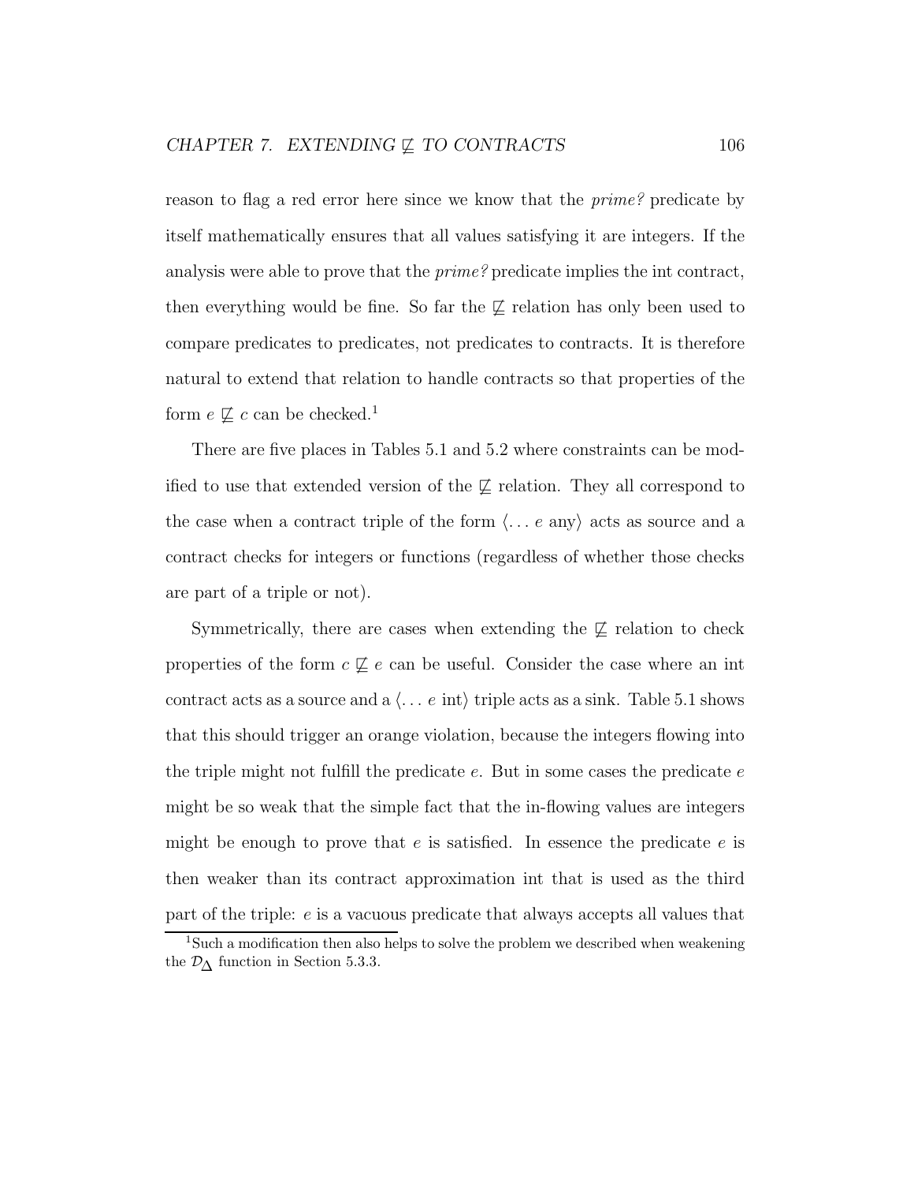reason to flag a red error here since we know that the *prime?* predicate by itself mathematically ensures that all values satisfying it are integers. If the analysis were able to prove that the *prime?* predicate implies the int contract, then everything would be fine. So far the $\not\sqsubseteq$ relation has only been used to compare predicates to predicates, not predicates to contracts. It is therefore natural to extend that relation to handle contracts so that properties of the form $e \not\sqsubseteq c$ can be checked.[1]

There are five places in Tables 5.1 and 5.2 where constraints can be modified to use that extended version of the $\not\sqsubseteq$ relation. They all correspond to the case when a contract triple of the form $\langle \ldots\ e\ \text{any}\rangle$ acts as source and a contract checks for integers or functions (regardless of whether those checks are part of a triple or not).

Symmetrically, there are cases when extending the $\not\sqsubseteq$ relation to check properties of the form $c \not\sqsubseteq e$ can be useful. Consider the case where an int contract acts as a source and a $\langle \ldots\ e\ \text{int}\rangle$ triple acts as a sink. Table 5.1 shows that this should trigger an orange violation, because the integers flowing into the triple might not fulfill the predicate $e$. But in some cases the predicate $e$ might be so weak that the simple fact that the in-flowing values are integers might be enough to prove that $e$ is satisfied. In essence the predicate $e$ is then weaker than its contract approximation int that is used as the third part of the triple: $e$ is a vacuous predicate that always accepts all values that

[1] Such a modification then also helps to solve the problem we described when weakening the $\mathcal{D}_{\Delta}$ function in Section 5.3.3.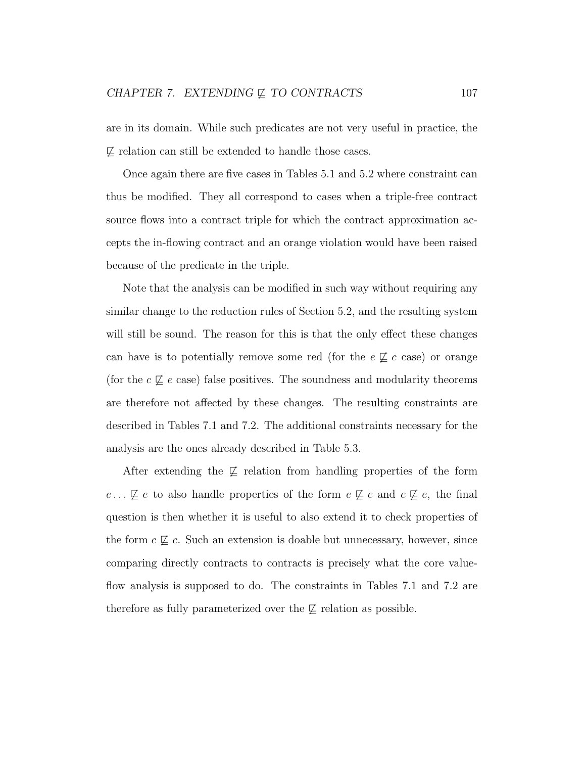are in its domain. While such predicates are not very useful in practice, the $\not\sqsubseteq$ relation can still be extended to handle those cases.

Once again there are five cases in Tables 5.1 and 5.2 where constraint can thus be modified. They all correspond to cases when a triple-free contract source flows into a contract triple for which the contract approximation accepts the in-flowing contract and an orange violation would have been raised because of the predicate in the triple.

Note that the analysis can be modified in such way without requiring any similar change to the reduction rules of Section 5.2, and the resulting system will still be sound. The reason for this is that the only effect these changes can have is to potentially remove some red (for the $e \not\sqsubseteq c$ case) or orange (for the $c \not\sqsubseteq e$ case) false positives. The soundness and modularity theorems are therefore not affected by these changes. The resulting constraints are described in Tables 7.1 and 7.2. The additional constraints necessary for the analysis are the ones already described in Table 5.3.

After extending the $\not\sqsubseteq$ relation from handling properties of the form $e \ldots \not\sqsubseteq e$ to also handle properties of the form $e \not\sqsubseteq c$ and $c \not\sqsubseteq e$, the final question is then whether it is useful to also extend it to check properties of the form $c \not\sqsubseteq c$. Such an extension is doable but unnecessary, however, since comparing directly contracts to contracts is precisely what the core value-flow analysis is supposed to do. The constraints in Tables 7.1 and 7.2 are therefore as fully parameterized over the $\not\sqsubseteq$ relation as possible.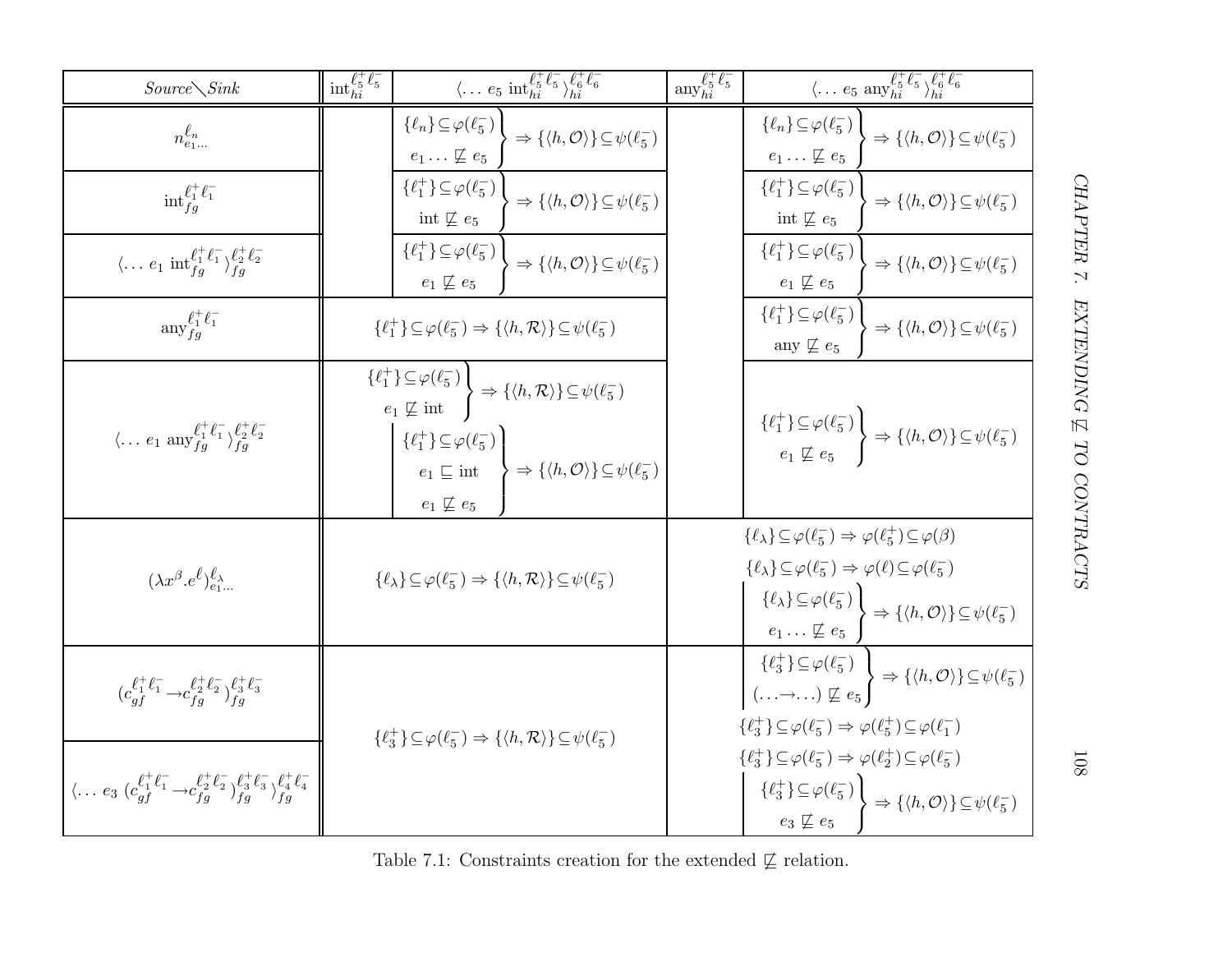| *Source*╲*Sink* | $\text{int}_{hi}^{\ell_5^+\ell_5^-}$ | $\langle \ldots\ e_5\ \text{int}_{hi}^{\ell_5^+\ell_5^-}\rangle_{hi}^{\ell_6^+\ell_6^-}$ | $\text{any}_{hi}^{\ell_5^+\ell_5^-}$ | $\langle \ldots\ e_5\ \text{any}_{hi}^{\ell_5^+\ell_5^-}\rangle_{hi}^{\ell_6^+\ell_6^-}$ |
|---|---|---|---|---|
| $n_{e_1\ldots}^{\ell_n}$ | | $\left.\begin{array}{c}\{\ell_n\}\subseteq\varphi(\ell_5^-)\\ e_1\ldots\not\sqsubseteq e_5\end{array}\right\}\Rightarrow\{\langle h,\mathcal{O}\rangle\}\subseteq\psi(\ell_5^-)$ | | $\left.\begin{array}{c}\{\ell_n\}\subseteq\varphi(\ell_5^-)\\ e_1\ldots\not\sqsubseteq e_5\end{array}\right\}\Rightarrow\{\langle h,\mathcal{O}\rangle\}\subseteq\psi(\ell_5^-)$ |
| $\text{int}_{fg}^{\ell_1^+\ell_1^-}$ | | $\left.\begin{array}{c}\{\ell_1^+\}\subseteq\varphi(\ell_5^-)\\ \text{int}\not\sqsubseteq e_5\end{array}\right\}\Rightarrow\{\langle h,\mathcal{O}\rangle\}\subseteq\psi(\ell_5^-)$ | | $\left.\begin{array}{c}\{\ell_1^+\}\subseteq\varphi(\ell_5^-)\\ \text{int}\not\sqsubseteq e_5\end{array}\right\}\Rightarrow\{\langle h,\mathcal{O}\rangle\}\subseteq\psi(\ell_5^-)$ |
| $\langle \ldots\ e_1\ \text{int}_{fg}^{\ell_1^+\ell_1^-}\rangle_{fg}^{\ell_2^+\ell_2^-}$ | | $\left.\begin{array}{c}\{\ell_1^+\}\subseteq\varphi(\ell_5^-)\\ e_1\not\sqsubseteq e_5\end{array}\right\}\Rightarrow\{\langle h,\mathcal{O}\rangle\}\subseteq\psi(\ell_5^-)$ | | $\left.\begin{array}{c}\{\ell_1^+\}\subseteq\varphi(\ell_5^-)\\ e_1\not\sqsubseteq e_5\end{array}\right\}\Rightarrow\{\langle h,\mathcal{O}\rangle\}\subseteq\psi(\ell_5^-)$ |
| $\text{any}_{fg}^{\ell_1^+\ell_1^-}$ | $\{\ell_1^+\}\subseteq\varphi(\ell_5^-)\Rightarrow\{\langle h,\mathcal{R}\rangle\}\subseteq\psi(\ell_5^-)$ | | | $\left.\begin{array}{c}\{\ell_1^+\}\subseteq\varphi(\ell_5^-)\\ \text{any}\not\sqsubseteq e_5\end{array}\right\}\Rightarrow\{\langle h,\mathcal{O}\rangle\}\subseteq\psi(\ell_5^-)$ |
| $\langle \ldots\ e_1\ \text{any}_{fg}^{\ell_1^+\ell_1^-}\rangle_{fg}^{\ell_2^+\ell_2^-}$ | $\left.\begin{array}{c}\{\ell_1^+\}\subseteq\varphi(\ell_5^-)\\ e_1\not\sqsubseteq \text{int}\end{array}\right\}\Rightarrow\{\langle h,\mathcal{R}\rangle\}\subseteq\psi(\ell_5^-)$ | $\left.\begin{array}{c}\{\ell_1^+\}\subseteq\varphi(\ell_5^-)\\ e_1\sqsubseteq\text{int}\\ e_1\not\sqsubseteq e_5\end{array}\right\}\Rightarrow\{\langle h,\mathcal{O}\rangle\}\subseteq\psi(\ell_5^-)$ | | $\left.\begin{array}{c}\{\ell_1^+\}\subseteq\varphi(\ell_5^-)\\ e_1\not\sqsubseteq e_5\end{array}\right\}\Rightarrow\{\langle h,\mathcal{O}\rangle\}\subseteq\psi(\ell_5^-)$ |
| $(\lambda x^\beta.e^\ell)_{e_1\ldots}^{\ell_\lambda}$ | $\{\ell_\lambda\}\subseteq\varphi(\ell_5^-)\Rightarrow\{\langle h,\mathcal{R}\rangle\}\subseteq\psi(\ell_5^-)$ | | $\{\ell_\lambda\}\subseteq\varphi(\ell_5^-)\Rightarrow\varphi(\ell_5^+)\subseteq\varphi(\beta)$<br>$\{\ell_\lambda\}\subseteq\varphi(\ell_5^-)\Rightarrow\varphi(\ell)\subseteq\varphi(\ell_5^-)$ | $\left.\begin{array}{c}\{\ell_\lambda\}\subseteq\varphi(\ell_5^-)\\ e_1\ldots\not\sqsubseteq e_5\end{array}\right\}\Rightarrow\{\langle h,\mathcal{O}\rangle\}\subseteq\psi(\ell_5^-)$ |
| $(c_{gf}^{\ell_1^+\ell_1^-}\rightarrow c_{fg}^{\ell_2^+\ell_2^-})_{fg}^{\ell_3^+\ell_3^-}$ | $\{\ell_3^+\}\subseteq\varphi(\ell_5^-)\Rightarrow\{\langle h,\mathcal{R}\rangle\}\subseteq\psi(\ell_5^-)$ | | | $\left.\begin{array}{c}\{\ell_3^+\}\subseteq\varphi(\ell_5^-)\\ (\ldots\rightarrow\ldots)\not\sqsubseteq e_5\end{array}\right\}\Rightarrow\{\langle h,\mathcal{O}\rangle\}\subseteq\psi(\ell_5^-)$ |
| $\langle \ldots\ e_3\ (c_{gf}^{\ell_1^+\ell_1^-}\rightarrow c_{fg}^{\ell_2^+\ell_2^-})_{fg}^{\ell_3^+\ell_3^-}\rangle_{fg}^{\ell_4^+\ell_4^-}$ | | | $\{\ell_3^+\}\subseteq\varphi(\ell_5^-)\Rightarrow\varphi(\ell_5^+)\subseteq\varphi(\ell_1^-)$<br>$\{\ell_3^+\}\subseteq\varphi(\ell_5^-)\Rightarrow\varphi(\ell_2^+)\subseteq\varphi(\ell_5^-)$ | $\left.\begin{array}{c}\{\ell_3^+\}\subseteq\varphi(\ell_5^-)\\ e_3\not\sqsubseteq e_5\end{array}\right\}\Rightarrow\{\langle h,\mathcal{O}\rangle\}\subseteq\psi(\ell_5^-)$ |

Table 7.1: Constraints creation for the extended $\not\sqsubseteq$ relation.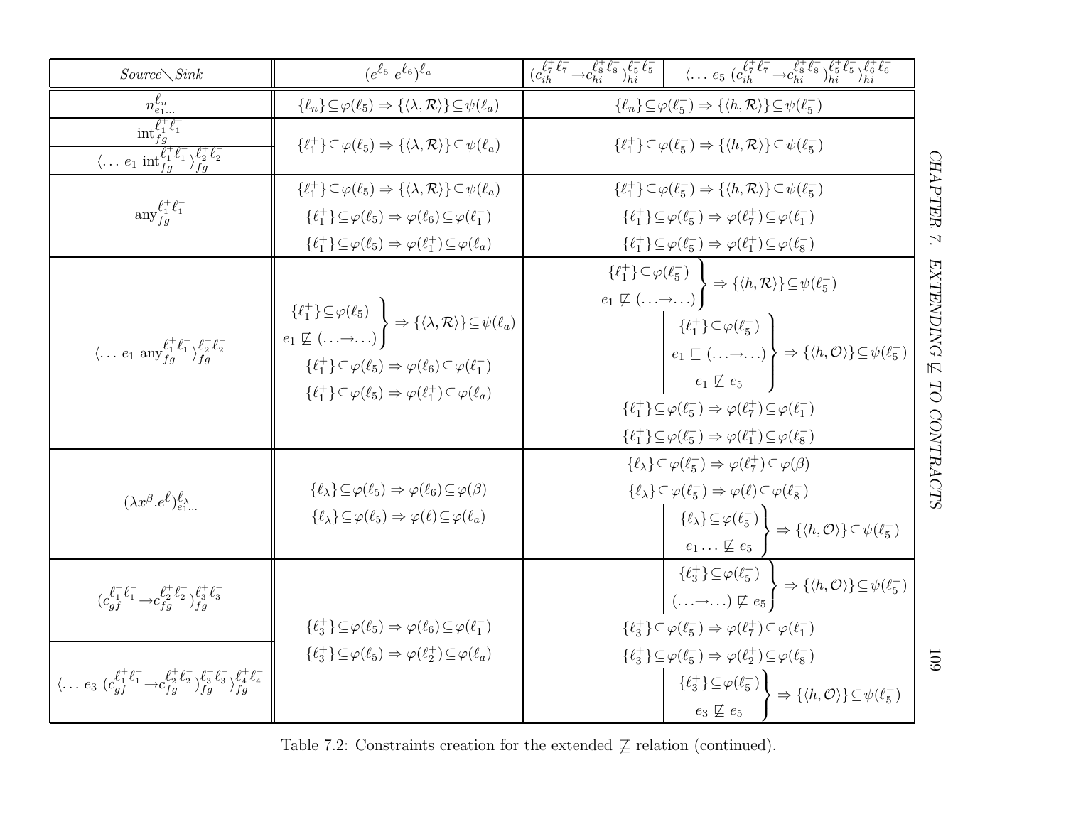| Source╲Sink | $(e^{\ell_5}\ e^{\ell_6})^{\ell_a}$ | $(c_{ih}^{\ell_7^+\ell_7^-} \to c_{hi}^{\ell_8^+\ell_8^-})_{hi}^{\ell_5^+\ell_5^-}$ | $\langle \ldots\ e_5\ (c_{ih}^{\ell_7^+\ell_7^-} \to c_{hi}^{\ell_8^+\ell_8^-})_{hi}^{\ell_5^+\ell_5^-}\rangle_{hi}^{\ell_6^+\ell_6^-}$ |
|---|---|---|---|
| $n_{e_1\ldots}^{\ell_n}$ | $\{\ell_n\}\subseteq\varphi(\ell_5) \Rightarrow \{\langle\lambda,\mathcal{R}\rangle\}\subseteq\psi(\ell_a)$ | $\{\ell_n\}\subseteq\varphi(\ell_5^-) \Rightarrow \{\langle h,\mathcal{R}\rangle\}\subseteq\psi(\ell_5^-)$ | |
| $\mathrm{int}_{fg}^{\ell_1^+\ell_1^-}$ ; $\langle \ldots\ e_1\ \mathrm{int}_{fg}^{\ell_1^+\ell_1^-}\rangle_{fg}^{\ell_2^+\ell_2^-}$ | $\{\ell_1^+\}\subseteq\varphi(\ell_5) \Rightarrow \{\langle\lambda,\mathcal{R}\rangle\}\subseteq\psi(\ell_a)$ | $\{\ell_1^+\}\subseteq\varphi(\ell_5^-) \Rightarrow \{\langle h,\mathcal{R}\rangle\}\subseteq\psi(\ell_5^-)$ | |
| $\mathrm{any}_{fg}^{\ell_1^+\ell_1^-}$ | $\{\ell_1^+\}\subseteq\varphi(\ell_5) \Rightarrow \{\langle\lambda,\mathcal{R}\rangle\}\subseteq\psi(\ell_a)$ <br> $\{\ell_1^+\}\subseteq\varphi(\ell_5) \Rightarrow \varphi(\ell_6)\subseteq\varphi(\ell_1^-)$ <br> $\{\ell_1^+\}\subseteq\varphi(\ell_5) \Rightarrow \varphi(\ell_1^+)\subseteq\varphi(\ell_a)$ | $\{\ell_1^+\}\subseteq\varphi(\ell_5^-) \Rightarrow \{\langle h,\mathcal{R}\rangle\}\subseteq\psi(\ell_5^-)$ <br> $\{\ell_1^+\}\subseteq\varphi(\ell_5^-) \Rightarrow \varphi(\ell_7^+)\subseteq\varphi(\ell_1^-)$ <br> $\{\ell_1^+\}\subseteq\varphi(\ell_5^-) \Rightarrow \varphi(\ell_1^+)\subseteq\varphi(\ell_8^-)$ | |
| $\langle \ldots\ e_1\ \mathrm{any}_{fg}^{\ell_1^+\ell_1^-}\rangle_{fg}^{\ell_2^+\ell_2^-}$ | $\left.\begin{array}{l}\{\ell_1^+\}\subseteq\varphi(\ell_5)\\ e_1 \not\sqsubseteq (\ldots\to\ldots)\end{array}\right\} \Rightarrow \{\langle\lambda,\mathcal{R}\rangle\}\subseteq\psi(\ell_a)$ <br> $\{\ell_1^+\}\subseteq\varphi(\ell_5) \Rightarrow \varphi(\ell_6)\subseteq\varphi(\ell_1^-)$ <br> $\{\ell_1^+\}\subseteq\varphi(\ell_5) \Rightarrow \varphi(\ell_1^+)\subseteq\varphi(\ell_a)$ | $\left.\begin{array}{l}\{\ell_1^+\}\subseteq\varphi(\ell_5^-)\\ e_1 \not\sqsubseteq (\ldots\to\ldots)\end{array}\right\} \Rightarrow \{\langle h,\mathcal{R}\rangle\}\subseteq\psi(\ell_5^-)$ <br> $\{\ell_1^+\}\subseteq\varphi(\ell_5^-) \Rightarrow \varphi(\ell_7^+)\subseteq\varphi(\ell_1^-)$ <br> $\{\ell_1^+\}\subseteq\varphi(\ell_5^-) \Rightarrow \varphi(\ell_1^+)\subseteq\varphi(\ell_8^-)$ | $\left.\begin{array}{l}\{\ell_1^+\}\subseteq\varphi(\ell_5^-)\\ e_1 \sqsubseteq (\ldots\to\ldots)\\ e_1 \not\sqsubseteq e_5\end{array}\right\} \Rightarrow \{\langle h,\mathcal{O}\rangle\}\subseteq\psi(\ell_5^-)$ |
| $(\lambda x^\beta.e^\ell)_{e_1\ldots}^{\ell_\lambda}$ | $\{\ell_\lambda\}\subseteq\varphi(\ell_5) \Rightarrow \varphi(\ell_6)\subseteq\varphi(\beta)$ <br> $\{\ell_\lambda\}\subseteq\varphi(\ell_5) \Rightarrow \varphi(\ell)\subseteq\varphi(\ell_a)$ | $\{\ell_\lambda\}\subseteq\varphi(\ell_5^-) \Rightarrow \varphi(\ell_7^+)\subseteq\varphi(\beta)$ <br> $\{\ell_\lambda\}\subseteq\varphi(\ell_5^-) \Rightarrow \varphi(\ell)\subseteq\varphi(\ell_8^-)$ | $\left.\begin{array}{l}\{\ell_\lambda\}\subseteq\varphi(\ell_5^-)\\ e_1\ldots \not\sqsubseteq e_5\end{array}\right\} \Rightarrow \{\langle h,\mathcal{O}\rangle\}\subseteq\psi(\ell_5^-)$ |
| $(c_{gf}^{\ell_1^+\ell_1^-} \to c_{fg}^{\ell_2^+\ell_2^-})_{fg}^{\ell_3^+\ell_3^-}$ ; $\langle \ldots\ e_3\ (c_{gf}^{\ell_1^+\ell_1^-} \to c_{fg}^{\ell_2^+\ell_2^-})_{fg}^{\ell_3^+\ell_3^-}\rangle_{fg}^{\ell_4^+\ell_4^-}$ | $\{\ell_3^+\}\subseteq\varphi(\ell_5) \Rightarrow \varphi(\ell_6)\subseteq\varphi(\ell_1^-)$ <br> $\{\ell_3^+\}\subseteq\varphi(\ell_5) \Rightarrow \varphi(\ell_2^+)\subseteq\varphi(\ell_a)$ | $\{\ell_3^+\}\subseteq\varphi(\ell_5^-) \Rightarrow \varphi(\ell_7^+)\subseteq\varphi(\ell_1^-)$ <br> $\{\ell_3^+\}\subseteq\varphi(\ell_5^-) \Rightarrow \varphi(\ell_2^+)\subseteq\varphi(\ell_8^-)$ | (first source) $\left.\begin{array}{l}\{\ell_3^+\}\subseteq\varphi(\ell_5^-)\\ (\ldots\to\ldots) \not\sqsubseteq e_5\end{array}\right\} \Rightarrow \{\langle h,\mathcal{O}\rangle\}\subseteq\psi(\ell_5^-)$ <br> (second source) $\left.\begin{array}{l}\{\ell_3^+\}\subseteq\varphi(\ell_5^-)\\ e_3 \not\sqsubseteq e_5\end{array}\right\} \Rightarrow \{\langle h,\mathcal{O}\rangle\}\subseteq\psi(\ell_5^-)$ |

Table 7.2: Constraints creation for the extended $\not\sqsubseteq$ relation (continued).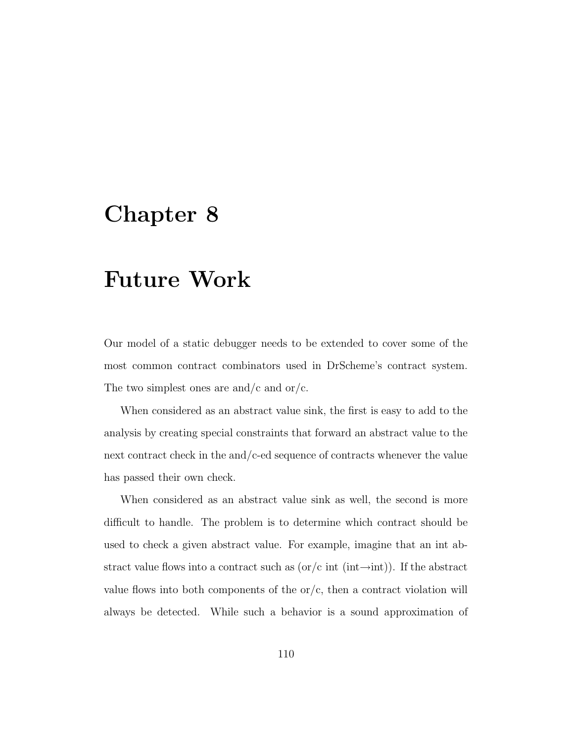# Chapter 8

# Future Work

Our model of a static debugger needs to be extended to cover some of the most common contract combinators used in DrScheme's contract system. The two simplest ones are and/c and or/c.

When considered as an abstract value sink, the first is easy to add to the analysis by creating special constraints that forward an abstract value to the next contract check in the and/c-ed sequence of contracts whenever the value has passed their own check.

When considered as an abstract value sink as well, the second is more difficult to handle. The problem is to determine which contract should be used to check a given abstract value. For example, imagine that an int abstract value flows into a contract such as (or/c int (int→int)). If the abstract value flows into both components of the or/c, then a contract violation will always be detected. While such a behavior is a sound approximation of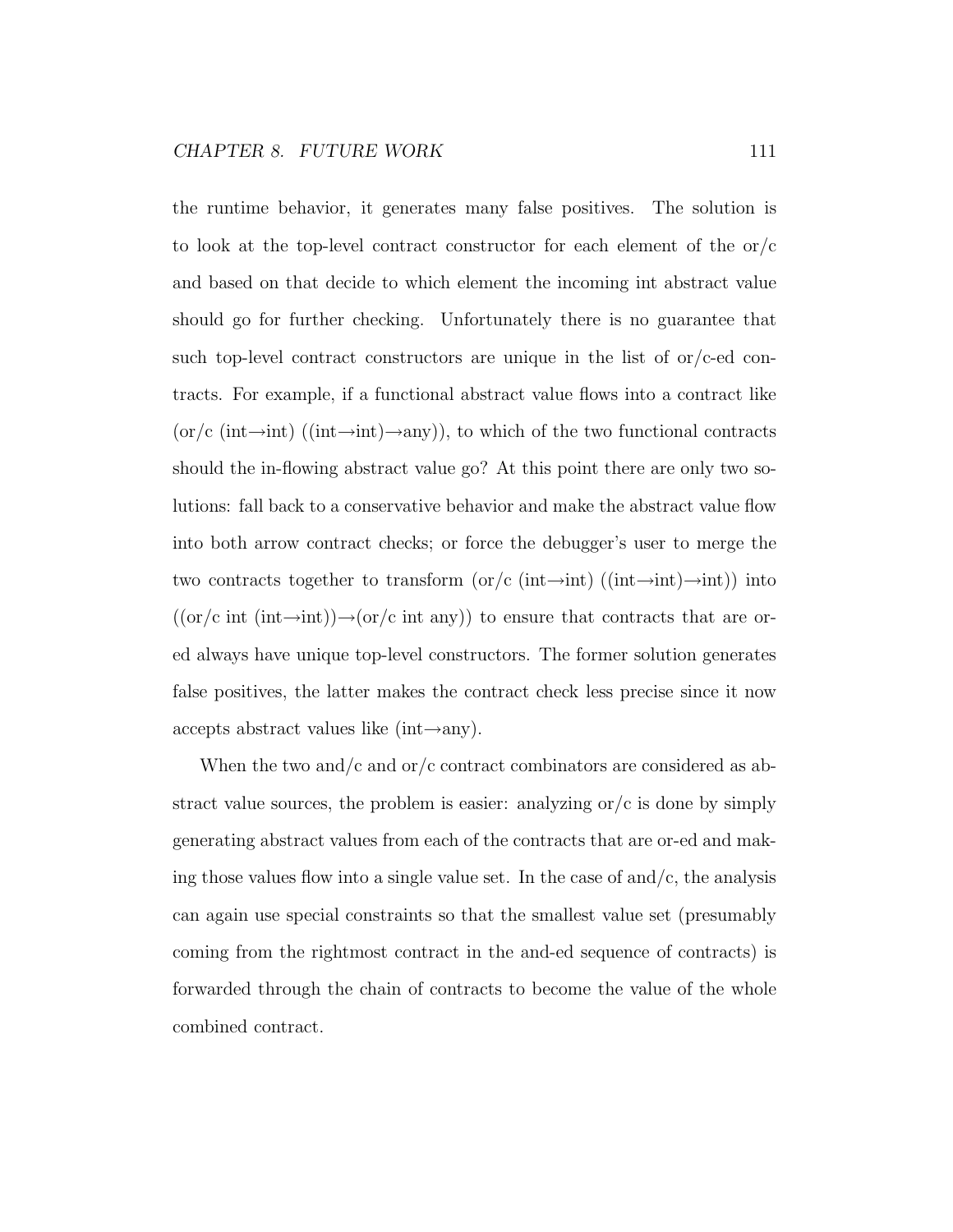the runtime behavior, it generates many false positives. The solution is to look at the top-level contract constructor for each element of the or/c and based on that decide to which element the incoming int abstract value should go for further checking. Unfortunately there is no guarantee that such top-level contract constructors are unique in the list of or/c-ed contracts. For example, if a functional abstract value flows into a contract like (or/c (int→int) ((int→int)→any)), to which of the two functional contracts should the in-flowing abstract value go? At this point there are only two solutions: fall back to a conservative behavior and make the abstract value flow into both arrow contract checks; or force the debugger's user to merge the two contracts together to transform (or/c (int→int) ((int→int)→int)) into ((or/c int (int→int))→(or/c int any)) to ensure that contracts that are or-ed always have unique top-level constructors. The former solution generates false positives, the latter makes the contract check less precise since it now accepts abstract values like (int→any).

When the two and/c and or/c contract combinators are considered as abstract value sources, the problem is easier: analyzing or/c is done by simply generating abstract values from each of the contracts that are or-ed and making those values flow into a single value set. In the case of and/c, the analysis can again use special constraints so that the smallest value set (presumably coming from the rightmost contract in the and-ed sequence of contracts) is forwarded through the chain of contracts to become the value of the whole combined contract.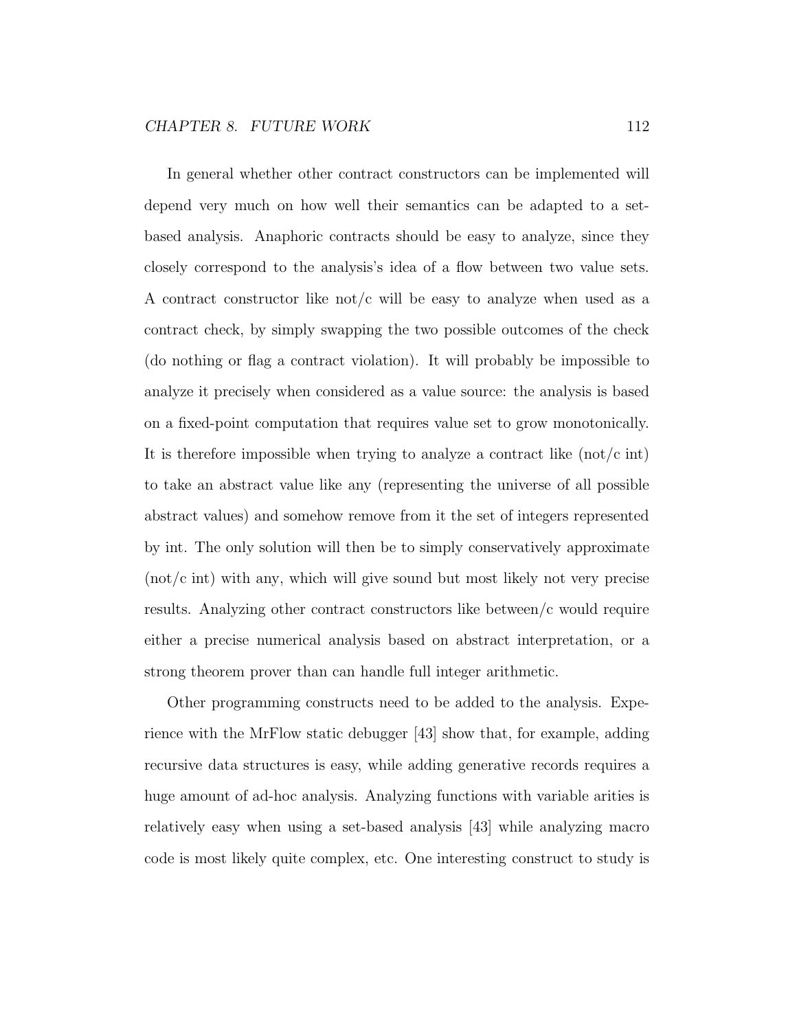In general whether other contract constructors can be implemented will depend very much on how well their semantics can be adapted to a set-based analysis. Anaphoric contracts should be easy to analyze, since they closely correspond to the analysis's idea of a flow between two value sets. A contract constructor like not/c will be easy to analyze when used as a contract check, by simply swapping the two possible outcomes of the check (do nothing or flag a contract violation). It will probably be impossible to analyze it precisely when considered as a value source: the analysis is based on a fixed-point computation that requires value set to grow monotonically. It is therefore impossible when trying to analyze a contract like (not/c int) to take an abstract value like any (representing the universe of all possible abstract values) and somehow remove from it the set of integers represented by int. The only solution will then be to simply conservatively approximate (not/c int) with any, which will give sound but most likely not very precise results. Analyzing other contract constructors like between/c would require either a precise numerical analysis based on abstract interpretation, or a strong theorem prover than can handle full integer arithmetic.

Other programming constructs need to be added to the analysis. Experience with the MrFlow static debugger [43] show that, for example, adding recursive data structures is easy, while adding generative records requires a huge amount of ad-hoc analysis. Analyzing functions with variable arities is relatively easy when using a set-based analysis [43] while analyzing macro code is most likely quite complex, etc. One interesting construct to study is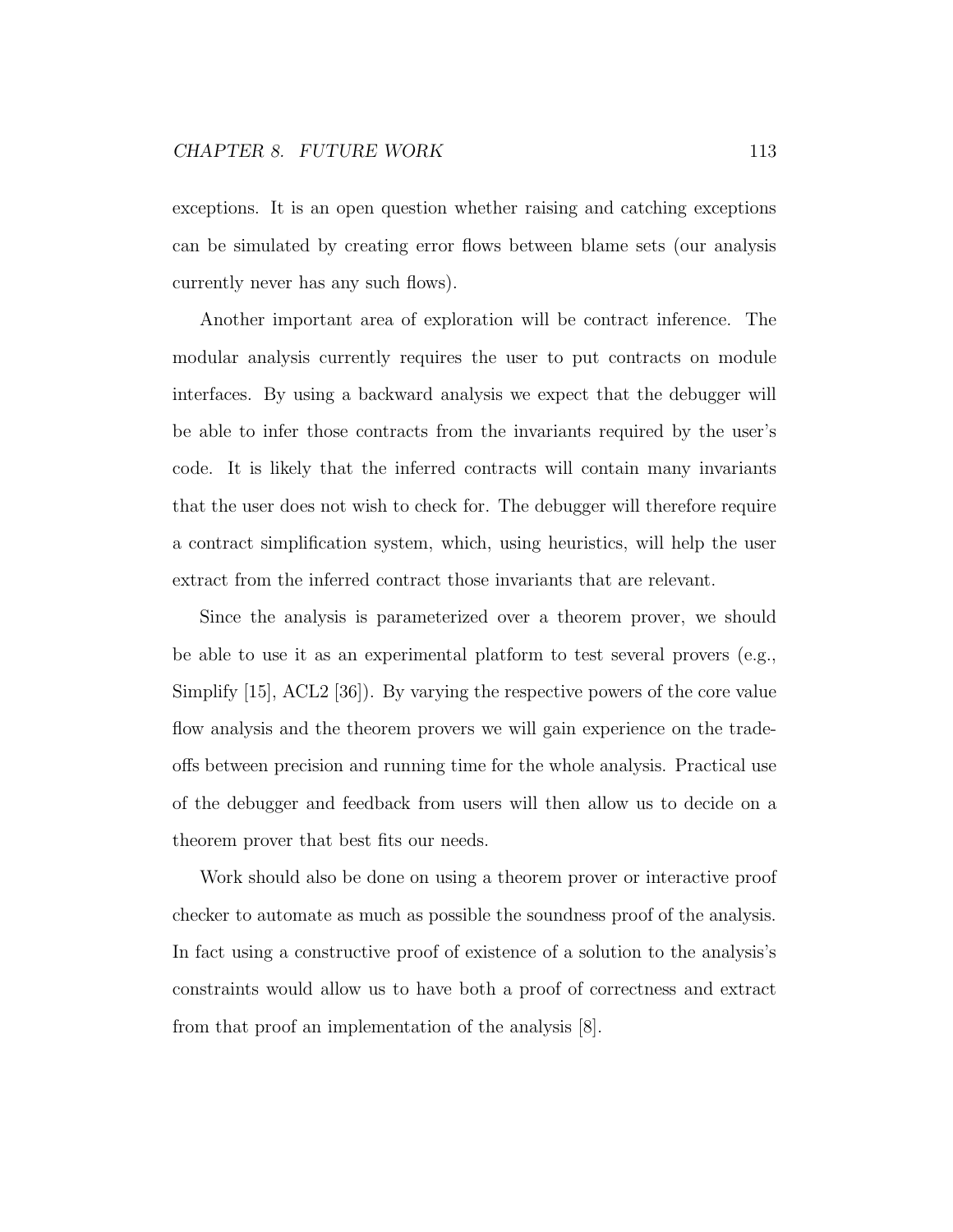exceptions. It is an open question whether raising and catching exceptions can be simulated by creating error flows between blame sets (our analysis currently never has any such flows).

Another important area of exploration will be contract inference. The modular analysis currently requires the user to put contracts on module interfaces. By using a backward analysis we expect that the debugger will be able to infer those contracts from the invariants required by the user's code. It is likely that the inferred contracts will contain many invariants that the user does not wish to check for. The debugger will therefore require a contract simplification system, which, using heuristics, will help the user extract from the inferred contract those invariants that are relevant.

Since the analysis is parameterized over a theorem prover, we should be able to use it as an experimental platform to test several provers (e.g., Simplify [15], ACL2 [36]). By varying the respective powers of the core value flow analysis and the theorem provers we will gain experience on the trade-offs between precision and running time for the whole analysis. Practical use of the debugger and feedback from users will then allow us to decide on a theorem prover that best fits our needs.

Work should also be done on using a theorem prover or interactive proof checker to automate as much as possible the soundness proof of the analysis. In fact using a constructive proof of existence of a solution to the analysis's constraints would allow us to have both a proof of correctness and extract from that proof an implementation of the analysis [8].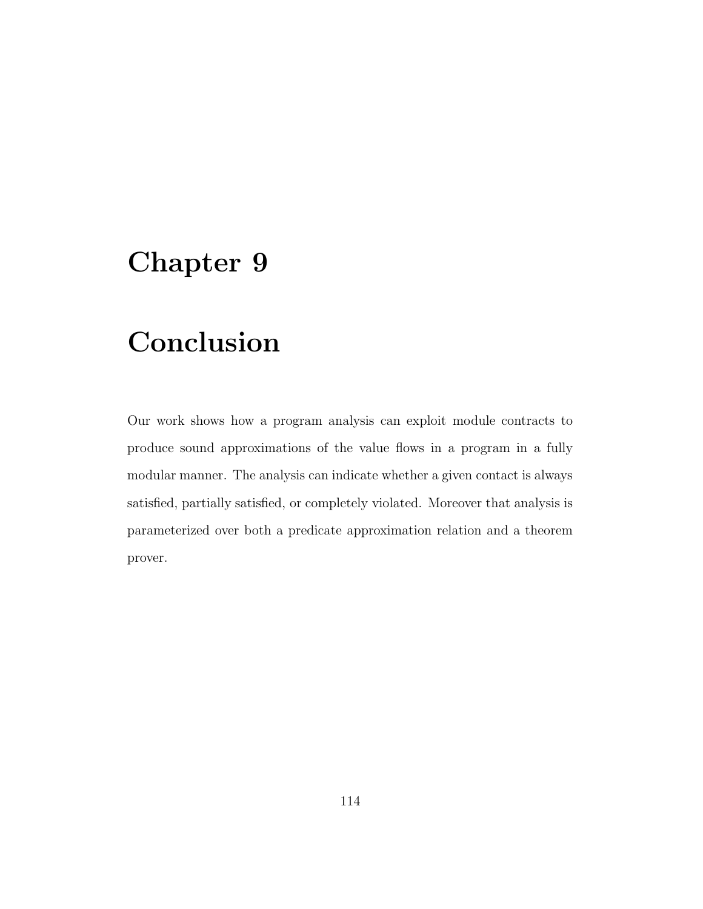# Chapter 9

# Conclusion

Our work shows how a program analysis can exploit module contracts to produce sound approximations of the value flows in a program in a fully modular manner. The analysis can indicate whether a given contact is always satisfied, partially satisfied, or completely violated. Moreover that analysis is parameterized over both a predicate approximation relation and a theorem prover.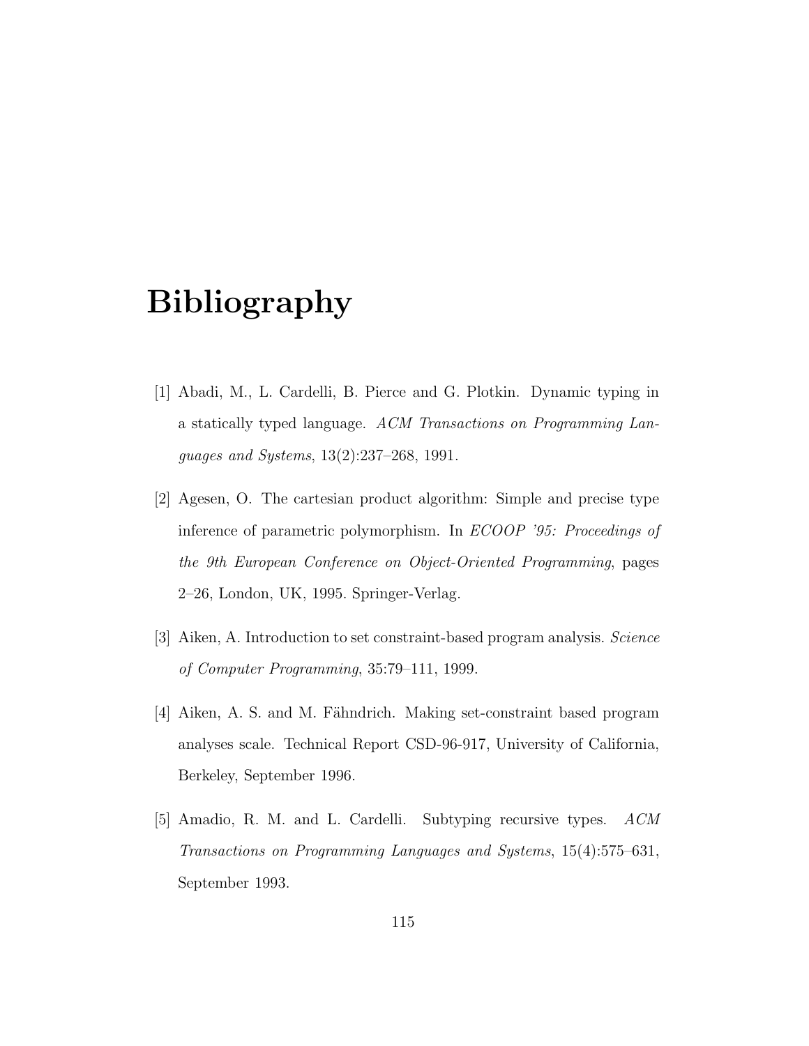# Bibliography

[1] Abadi, M., L. Cardelli, B. Pierce and G. Plotkin. Dynamic typing in a statically typed language. *ACM Transactions on Programming Languages and Systems*, 13(2):237–268, 1991.

[2] Agesen, O. The cartesian product algorithm: Simple and precise type inference of parametric polymorphism. In *ECOOP '95: Proceedings of the 9th European Conference on Object-Oriented Programming*, pages 2–26, London, UK, 1995. Springer-Verlag.

[3] Aiken, A. Introduction to set constraint-based program analysis. *Science of Computer Programming*, 35:79–111, 1999.

[4] Aiken, A. S. and M. Fähndrich. Making set-constraint based program analyses scale. Technical Report CSD-96-917, University of California, Berkeley, September 1996.

[5] Amadio, R. M. and L. Cardelli. Subtyping recursive types. *ACM Transactions on Programming Languages and Systems*, 15(4):575–631, September 1993.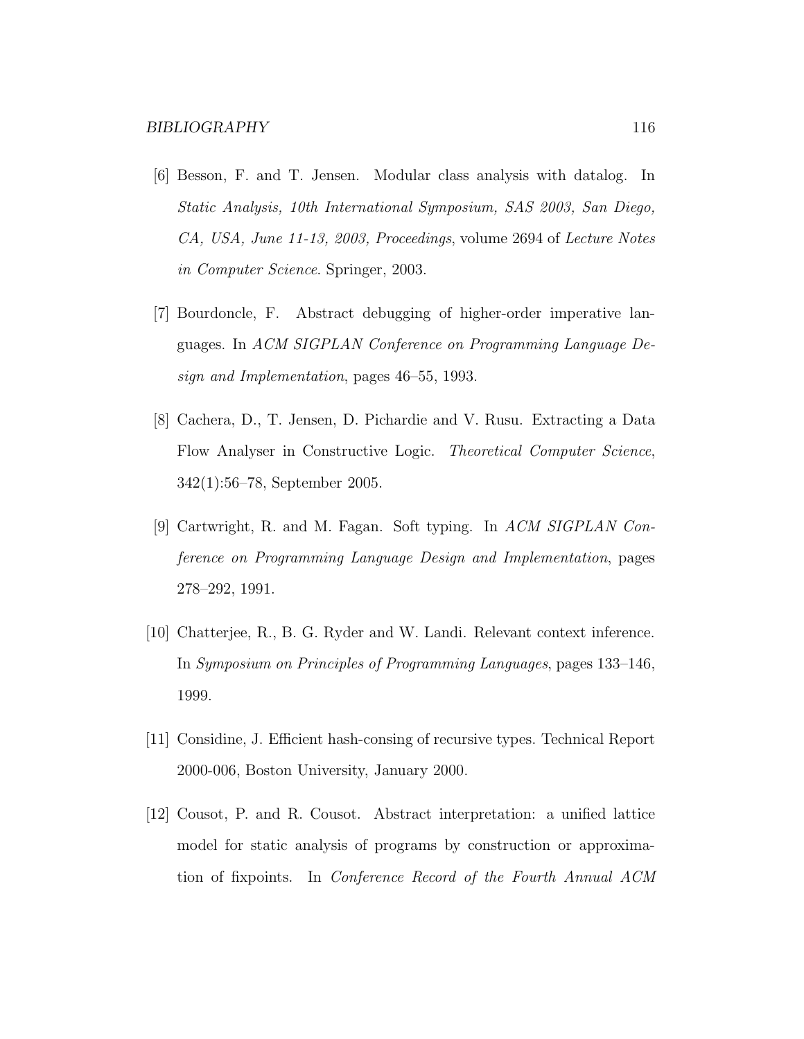[6] Besson, F. and T. Jensen. Modular class analysis with datalog. In *Static Analysis, 10th International Symposium, SAS 2003, San Diego, CA, USA, June 11-13, 2003, Proceedings*, volume 2694 of *Lecture Notes in Computer Science*. Springer, 2003.

[7] Bourdoncle, F. Abstract debugging of higher-order imperative languages. In *ACM SIGPLAN Conference on Programming Language Design and Implementation*, pages 46–55, 1993.

[8] Cachera, D., T. Jensen, D. Pichardie and V. Rusu. Extracting a Data Flow Analyser in Constructive Logic. *Theoretical Computer Science*, 342(1):56–78, September 2005.

[9] Cartwright, R. and M. Fagan. Soft typing. In *ACM SIGPLAN Conference on Programming Language Design and Implementation*, pages 278–292, 1991.

[10] Chatterjee, R., B. G. Ryder and W. Landi. Relevant context inference. In *Symposium on Principles of Programming Languages*, pages 133–146, 1999.

[11] Considine, J. Efficient hash-consing of recursive types. Technical Report 2000-006, Boston University, January 2000.

[12] Cousot, P. and R. Cousot. Abstract interpretation: a unified lattice model for static analysis of programs by construction or approximation of fixpoints. In *Conference Record of the Fourth Annual ACM*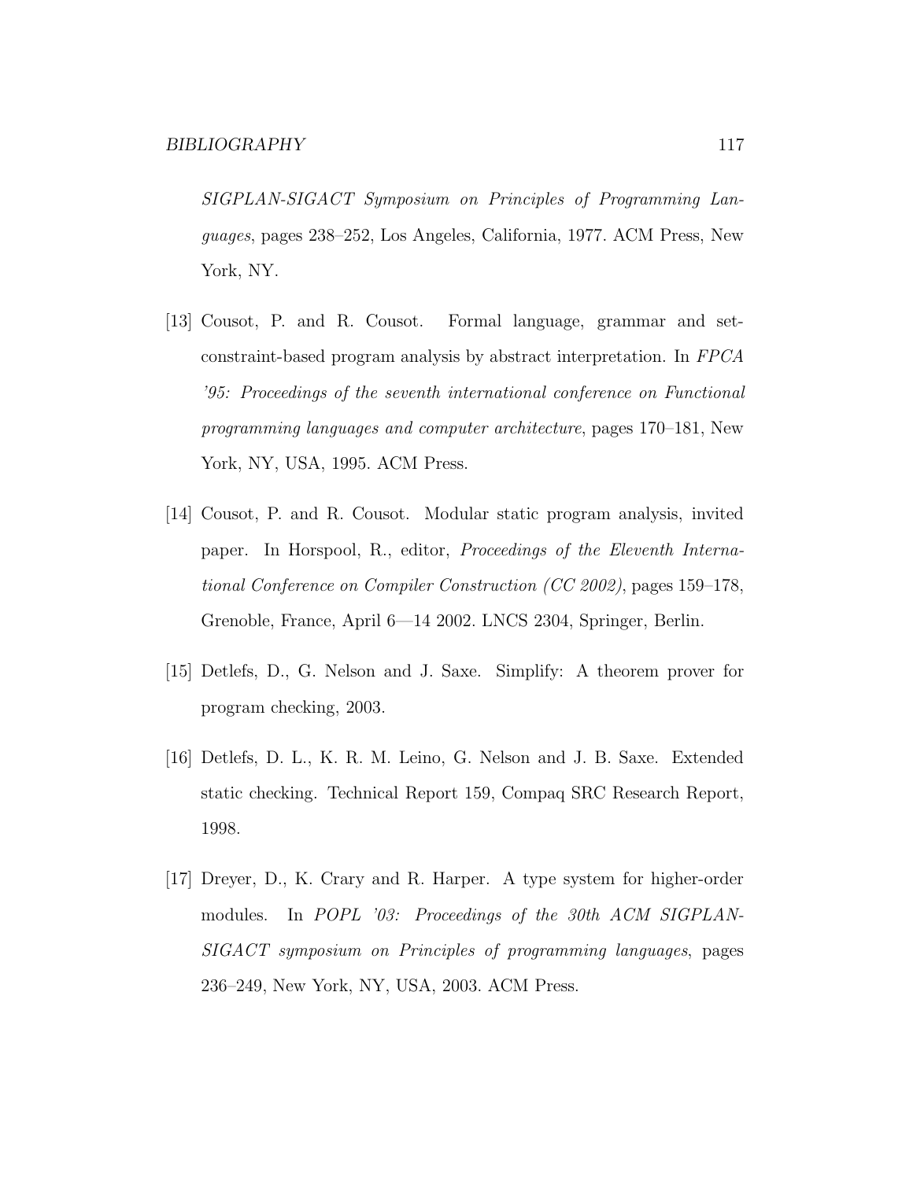*SIGPLAN-SIGACT Symposium on Principles of Programming Languages*, pages 238–252, Los Angeles, California, 1977. ACM Press, New York, NY.

[13] Cousot, P. and R. Cousot. Formal language, grammar and set-constraint-based program analysis by abstract interpretation. In *FPCA '95: Proceedings of the seventh international conference on Functional programming languages and computer architecture*, pages 170–181, New York, NY, USA, 1995. ACM Press.

[14] Cousot, P. and R. Cousot. Modular static program analysis, invited paper. In Horspool, R., editor, *Proceedings of the Eleventh International Conference on Compiler Construction (CC 2002)*, pages 159–178, Grenoble, France, April 6—14 2002. LNCS 2304, Springer, Berlin.

[15] Detlefs, D., G. Nelson and J. Saxe. Simplify: A theorem prover for program checking, 2003.

[16] Detlefs, D. L., K. R. M. Leino, G. Nelson and J. B. Saxe. Extended static checking. Technical Report 159, Compaq SRC Research Report, 1998.

[17] Dreyer, D., K. Crary and R. Harper. A type system for higher-order modules. In *POPL '03: Proceedings of the 30th ACM SIGPLAN-SIGACT symposium on Principles of programming languages*, pages 236–249, New York, NY, USA, 2003. ACM Press.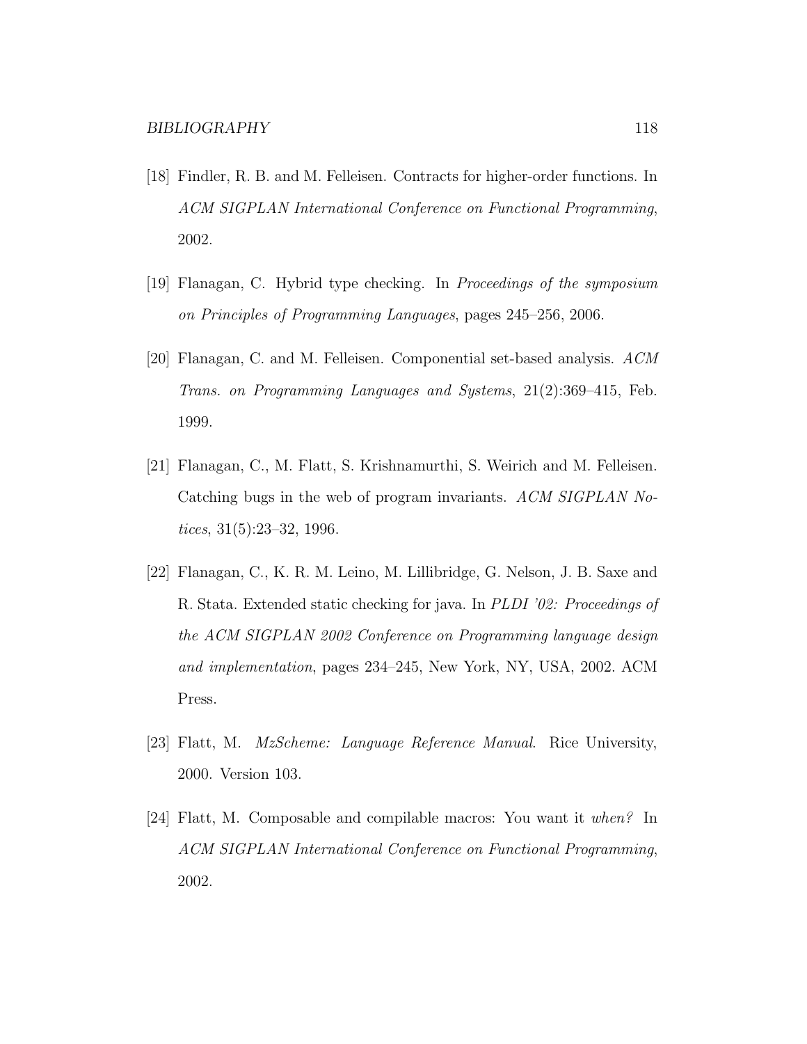[18] Findler, R. B. and M. Felleisen. Contracts for higher-order functions. In *ACM SIGPLAN International Conference on Functional Programming*, 2002.

[19] Flanagan, C. Hybrid type checking. In *Proceedings of the symposium on Principles of Programming Languages*, pages 245–256, 2006.

[20] Flanagan, C. and M. Felleisen. Componential set-based analysis. *ACM Trans. on Programming Languages and Systems*, 21(2):369–415, Feb. 1999.

[21] Flanagan, C., M. Flatt, S. Krishnamurthi, S. Weirich and M. Felleisen. Catching bugs in the web of program invariants. *ACM SIGPLAN Notices*, 31(5):23–32, 1996.

[22] Flanagan, C., K. R. M. Leino, M. Lillibridge, G. Nelson, J. B. Saxe and R. Stata. Extended static checking for java. In *PLDI '02: Proceedings of the ACM SIGPLAN 2002 Conference on Programming language design and implementation*, pages 234–245, New York, NY, USA, 2002. ACM Press.

[23] Flatt, M. *MzScheme: Language Reference Manual*. Rice University, 2000. Version 103.

[24] Flatt, M. Composable and compilable macros: You want it *when?* In *ACM SIGPLAN International Conference on Functional Programming*, 2002.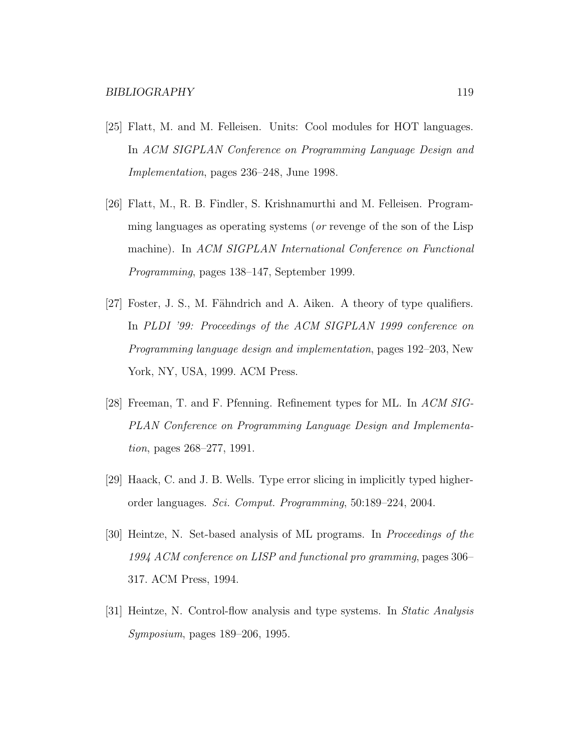[25] Flatt, M. and M. Felleisen. Units: Cool modules for HOT languages. In *ACM SIGPLAN Conference on Programming Language Design and Implementation*, pages 236–248, June 1998.

[26] Flatt, M., R. B. Findler, S. Krishnamurthi and M. Felleisen. Programming languages as operating systems (*or* revenge of the son of the Lisp machine). In *ACM SIGPLAN International Conference on Functional Programming*, pages 138–147, September 1999.

[27] Foster, J. S., M. Fähndrich and A. Aiken. A theory of type qualifiers. In *PLDI '99: Proceedings of the ACM SIGPLAN 1999 conference on Programming language design and implementation*, pages 192–203, New York, NY, USA, 1999. ACM Press.

[28] Freeman, T. and F. Pfenning. Refinement types for ML. In *ACM SIGPLAN Conference on Programming Language Design and Implementation*, pages 268–277, 1991.

[29] Haack, C. and J. B. Wells. Type error slicing in implicitly typed higher-order languages. *Sci. Comput. Programming*, 50:189–224, 2004.

[30] Heintze, N. Set-based analysis of ML programs. In *Proceedings of the 1994 ACM conference on LISP and functional pro gramming*, pages 306–317. ACM Press, 1994.

[31] Heintze, N. Control-flow analysis and type systems. In *Static Analysis Symposium*, pages 189–206, 1995.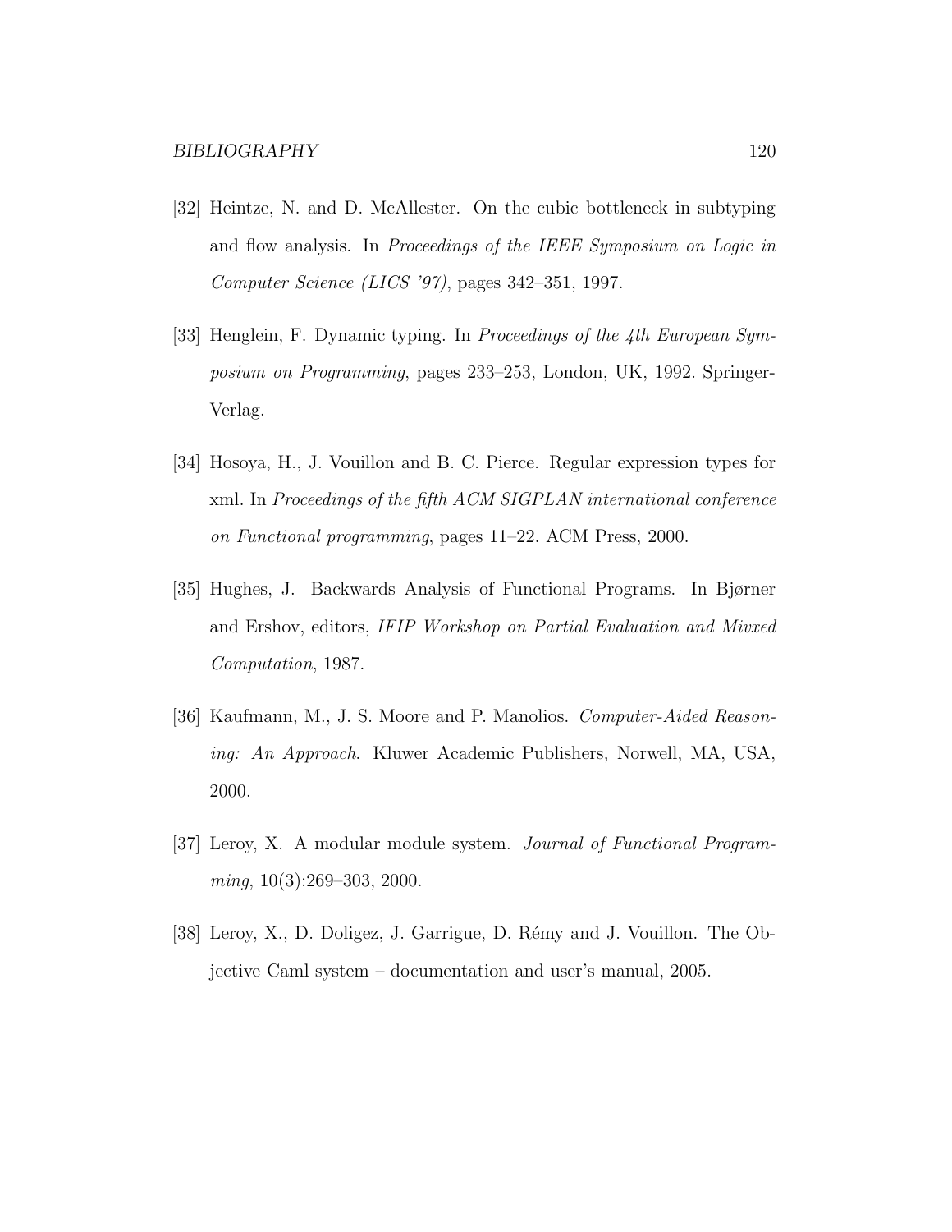[32] Heintze, N. and D. McAllester. On the cubic bottleneck in subtyping and flow analysis. In *Proceedings of the IEEE Symposium on Logic in Computer Science (LICS '97)*, pages 342–351, 1997.

[33] Henglein, F. Dynamic typing. In *Proceedings of the 4th European Symposium on Programming*, pages 233–253, London, UK, 1992. Springer-Verlag.

[34] Hosoya, H., J. Vouillon and B. C. Pierce. Regular expression types for xml. In *Proceedings of the fifth ACM SIGPLAN international conference on Functional programming*, pages 11–22. ACM Press, 2000.

[35] Hughes, J. Backwards Analysis of Functional Programs. In Bjørner and Ershov, editors, *IFIP Workshop on Partial Evaluation and Mivxed Computation*, 1987.

[36] Kaufmann, M., J. S. Moore and P. Manolios. *Computer-Aided Reasoning: An Approach*. Kluwer Academic Publishers, Norwell, MA, USA, 2000.

[37] Leroy, X. A modular module system. *Journal of Functional Programming*, 10(3):269–303, 2000.

[38] Leroy, X., D. Doligez, J. Garrigue, D. Rémy and J. Vouillon. The Objective Caml system – documentation and user's manual, 2005.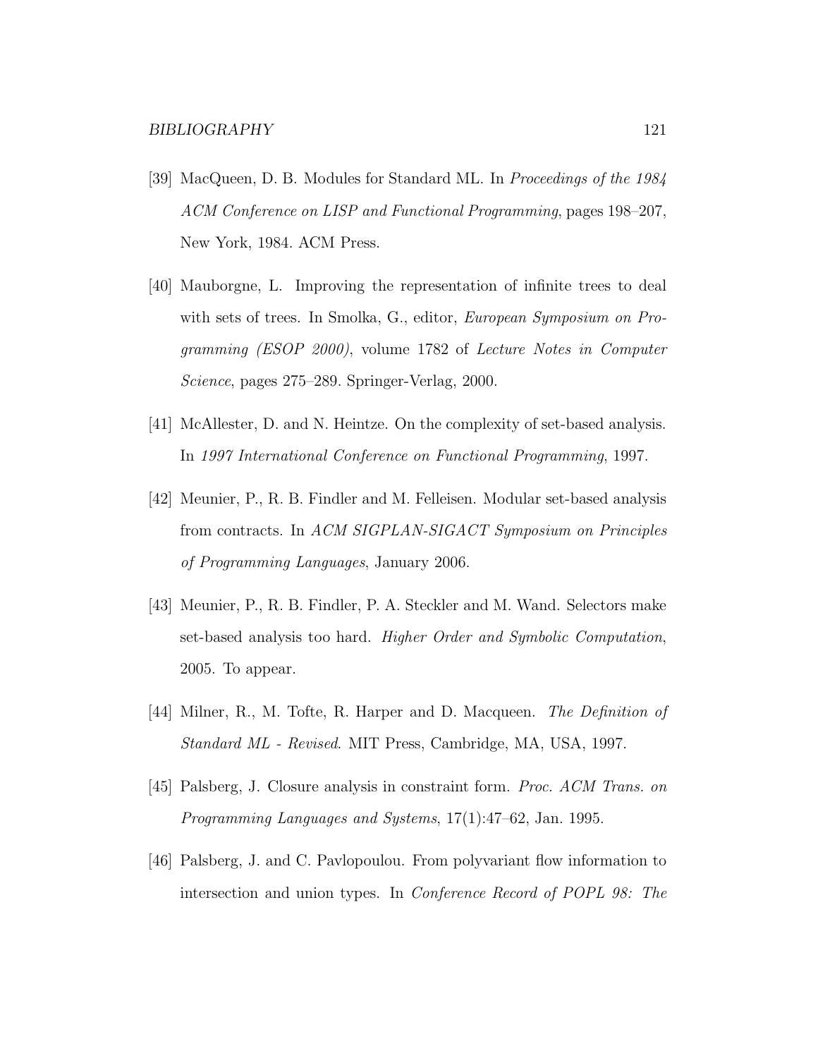[39] MacQueen, D. B. Modules for Standard ML. In *Proceedings of the 1984 ACM Conference on LISP and Functional Programming*, pages 198–207, New York, 1984. ACM Press.

[40] Mauborgne, L. Improving the representation of infinite trees to deal with sets of trees. In Smolka, G., editor, *European Symposium on Programming (ESOP 2000)*, volume 1782 of *Lecture Notes in Computer Science*, pages 275–289. Springer-Verlag, 2000.

[41] McAllester, D. and N. Heintze. On the complexity of set-based analysis. In *1997 International Conference on Functional Programming*, 1997.

[42] Meunier, P., R. B. Findler and M. Felleisen. Modular set-based analysis from contracts. In *ACM SIGPLAN-SIGACT Symposium on Principles of Programming Languages*, January 2006.

[43] Meunier, P., R. B. Findler, P. A. Steckler and M. Wand. Selectors make set-based analysis too hard. *Higher Order and Symbolic Computation*, 2005. To appear.

[44] Milner, R., M. Tofte, R. Harper and D. Macqueen. *The Definition of Standard ML - Revised*. MIT Press, Cambridge, MA, USA, 1997.

[45] Palsberg, J. Closure analysis in constraint form. *Proc. ACM Trans. on Programming Languages and Systems*, 17(1):47–62, Jan. 1995.

[46] Palsberg, J. and C. Pavlopoulou. From polyvariant flow information to intersection and union types. In *Conference Record of POPL 98: The*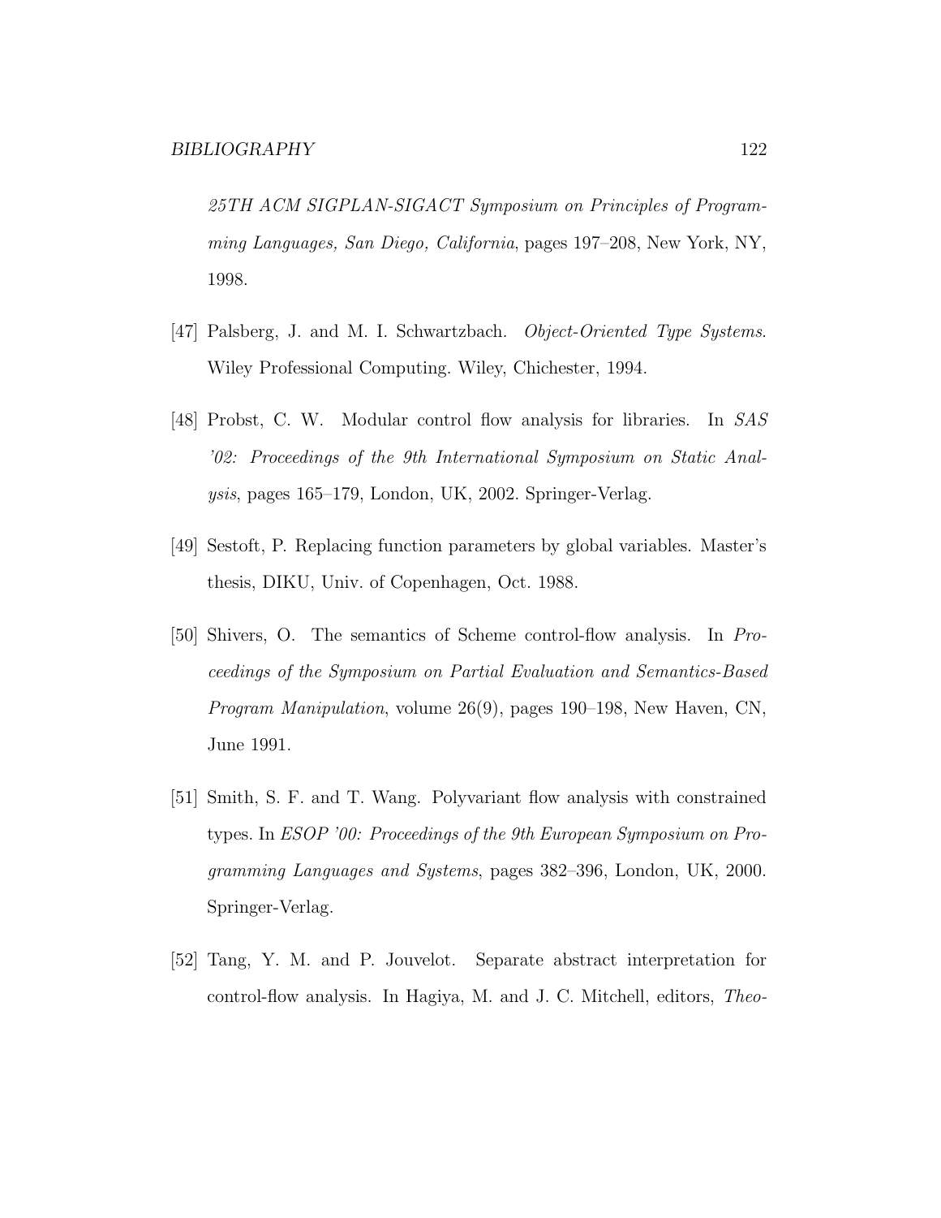*25TH ACM SIGPLAN-SIGACT Symposium on Principles of Programming Languages, San Diego, California*, pages 197–208, New York, NY, 1998.

[47] Palsberg, J. and M. I. Schwartzbach. *Object-Oriented Type Systems*. Wiley Professional Computing. Wiley, Chichester, 1994.

[48] Probst, C. W. Modular control flow analysis for libraries. In *SAS '02: Proceedings of the 9th International Symposium on Static Analysis*, pages 165–179, London, UK, 2002. Springer-Verlag.

[49] Sestoft, P. Replacing function parameters by global variables. Master's thesis, DIKU, Univ. of Copenhagen, Oct. 1988.

[50] Shivers, O. The semantics of Scheme control-flow analysis. In *Proceedings of the Symposium on Partial Evaluation and Semantics-Based Program Manipulation*, volume 26(9), pages 190–198, New Haven, CN, June 1991.

[51] Smith, S. F. and T. Wang. Polyvariant flow analysis with constrained types. In *ESOP '00: Proceedings of the 9th European Symposium on Programming Languages and Systems*, pages 382–396, London, UK, 2000. Springer-Verlag.

[52] Tang, Y. M. and P. Jouvelot. Separate abstract interpretation for control-flow analysis. In Hagiya, M. and J. C. Mitchell, editors, *Theo-*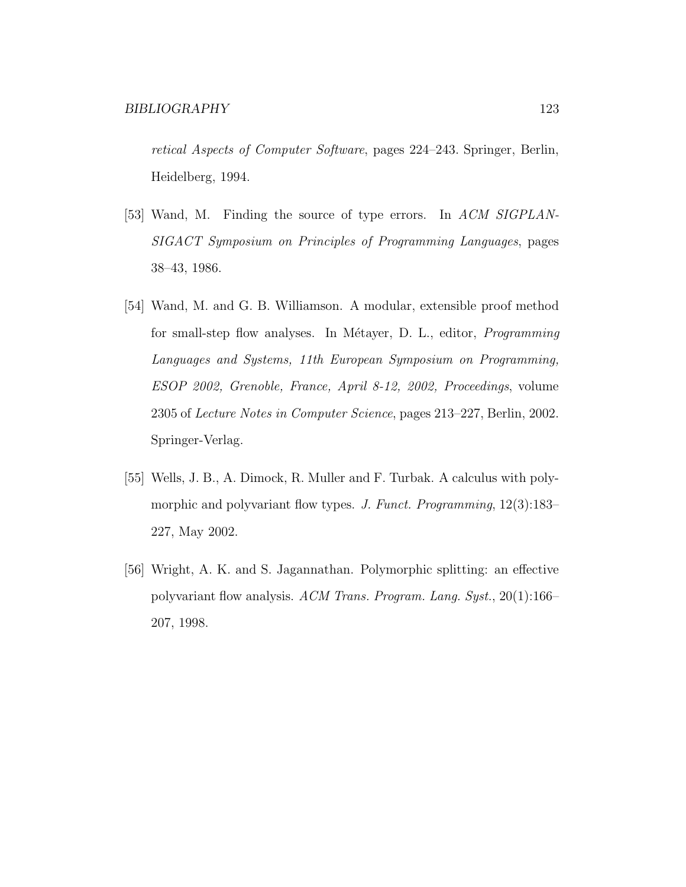*retical Aspects of Computer Software*, pages 224–243. Springer, Berlin, Heidelberg, 1994.

[53] Wand, M. Finding the source of type errors. In *ACM SIGPLAN-SIGACT Symposium on Principles of Programming Languages*, pages 38–43, 1986.

[54] Wand, M. and G. B. Williamson. A modular, extensible proof method for small-step flow analyses. In Métayer, D. L., editor, *Programming Languages and Systems, 11th European Symposium on Programming, ESOP 2002, Grenoble, France, April 8-12, 2002, Proceedings*, volume 2305 of *Lecture Notes in Computer Science*, pages 213–227, Berlin, 2002. Springer-Verlag.

[55] Wells, J. B., A. Dimock, R. Muller and F. Turbak. A calculus with polymorphic and polyvariant flow types. *J. Funct. Programming*, 12(3):183–227, May 2002.

[56] Wright, A. K. and S. Jagannathan. Polymorphic splitting: an effective polyvariant flow analysis. *ACM Trans. Program. Lang. Syst.*, 20(1):166–207, 1998.